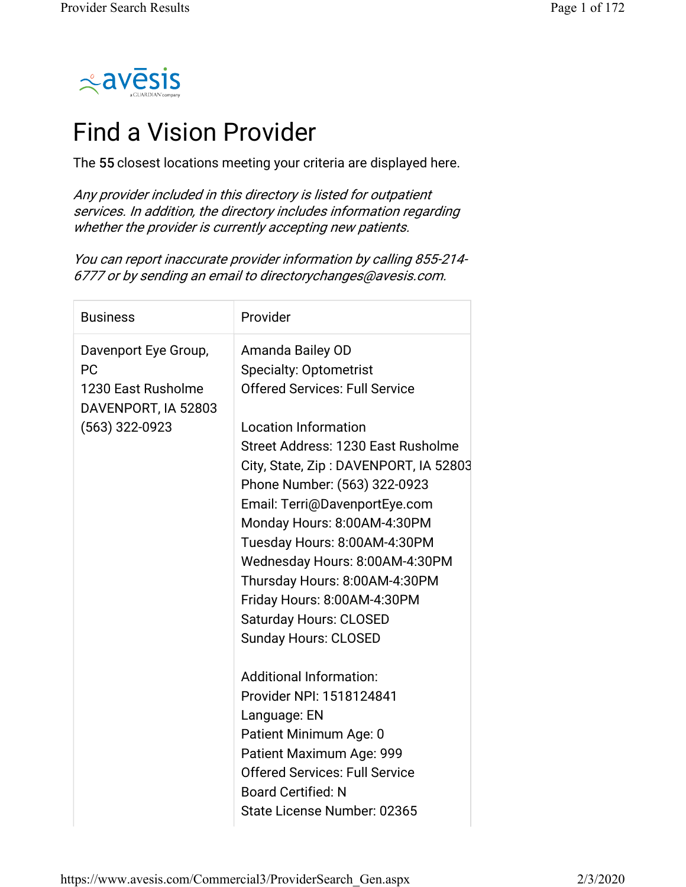# Find a Vision Provider

The 55 closest locations meeting your criteria are displayed here.

*Any provider included in this directory is listed for outpatient services. In addition, the directory includes information regarding whether the provider is currently accepting new patients.*

*You can report inaccurate provider information by calling 855-214-6777 or by sending an email to directorychanges@avesis.com.*

| Business | Provider |
|---|---|
| Davenport Eye Group, PC<br>1230 East Rusholme<br>DAVENPORT, IA 52803<br>(563) 322-0923 | Amanda Bailey OD<br>Specialty: Optometrist<br>Offered Services: Full Service<br><br>Location Information<br>Street Address: 1230 East Rusholme<br>City, State, Zip : DAVENPORT, IA 52803<br>Phone Number: (563) 322-0923<br>Email: Terri@DavenportEye.com<br>Monday Hours: 8:00AM-4:30PM<br>Tuesday Hours: 8:00AM-4:30PM<br>Wednesday Hours: 8:00AM-4:30PM<br>Thursday Hours: 8:00AM-4:30PM<br>Friday Hours: 8:00AM-4:30PM<br>Saturday Hours: CLOSED<br>Sunday Hours: CLOSED<br><br>Additional Information:<br>Provider NPI: 1518124841<br>Language: EN<br>Patient Minimum Age: 0<br>Patient Maximum Age: 999<br>Offered Services: Full Service<br>Board Certified: N<br>State License Number: 02365 |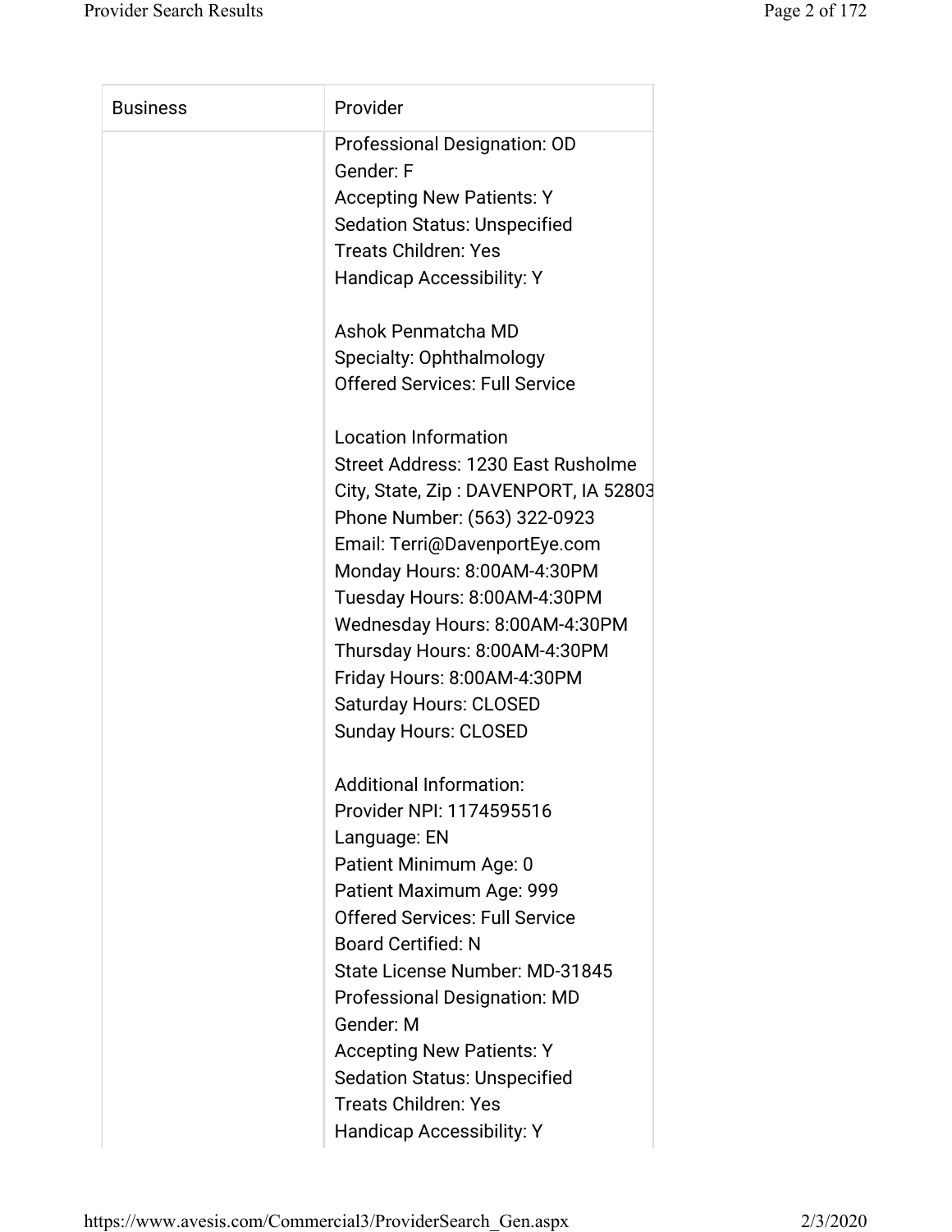| Business | Provider |
| --- | --- |
| | Professional Designation: OD<br>Gender: F<br>Accepting New Patients: Y<br>Sedation Status: Unspecified<br>Treats Children: Yes<br>Handicap Accessibility: Y<br><br>Ashok Penmatcha MD<br>Specialty: Ophthalmology<br>Offered Services: Full Service<br><br>Location Information<br>Street Address: 1230 East Rusholme<br>City, State, Zip : DAVENPORT, IA 52803<br>Phone Number: (563) 322-0923<br>Email: Terri@DavenportEye.com<br>Monday Hours: 8:00AM-4:30PM<br>Tuesday Hours: 8:00AM-4:30PM<br>Wednesday Hours: 8:00AM-4:30PM<br>Thursday Hours: 8:00AM-4:30PM<br>Friday Hours: 8:00AM-4:30PM<br>Saturday Hours: CLOSED<br>Sunday Hours: CLOSED<br><br>Additional Information:<br>Provider NPI: 1174595516<br>Language: EN<br>Patient Minimum Age: 0<br>Patient Maximum Age: 999<br>Offered Services: Full Service<br>Board Certified: N<br>State License Number: MD-31845<br>Professional Designation: MD<br>Gender: M<br>Accepting New Patients: Y<br>Sedation Status: Unspecified<br>Treats Children: Yes<br>Handicap Accessibility: Y |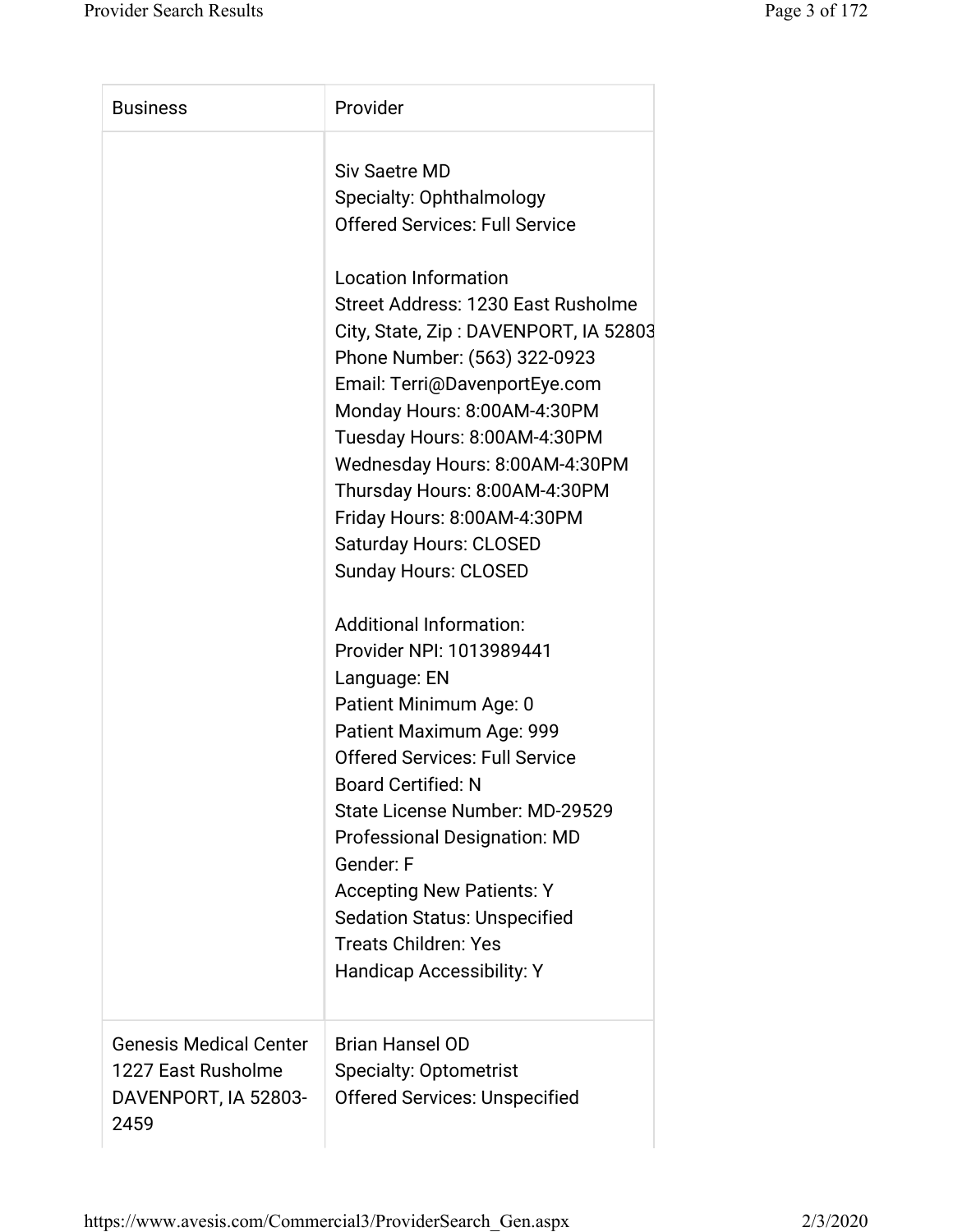| Business | Provider |
| --- | --- |
| | Siv Saetre MD<br>Specialty: Ophthalmology<br>Offered Services: Full Service<br><br>Location Information<br>Street Address: 1230 East Rusholme<br>City, State, Zip : DAVENPORT, IA 52803<br>Phone Number: (563) 322-0923<br>Email: Terri@DavenportEye.com<br>Monday Hours: 8:00AM-4:30PM<br>Tuesday Hours: 8:00AM-4:30PM<br>Wednesday Hours: 8:00AM-4:30PM<br>Thursday Hours: 8:00AM-4:30PM<br>Friday Hours: 8:00AM-4:30PM<br>Saturday Hours: CLOSED<br>Sunday Hours: CLOSED<br><br>Additional Information:<br>Provider NPI: 1013989441<br>Language: EN<br>Patient Minimum Age: 0<br>Patient Maximum Age: 999<br>Offered Services: Full Service<br>Board Certified: N<br>State License Number: MD-29529<br>Professional Designation: MD<br>Gender: F<br>Accepting New Patients: Y<br>Sedation Status: Unspecified<br>Treats Children: Yes<br>Handicap Accessibility: Y |
| Genesis Medical Center<br>1227 East Rusholme<br>DAVENPORT, IA 52803-2459 | Brian Hansel OD<br>Specialty: Optometrist<br>Offered Services: Unspecified |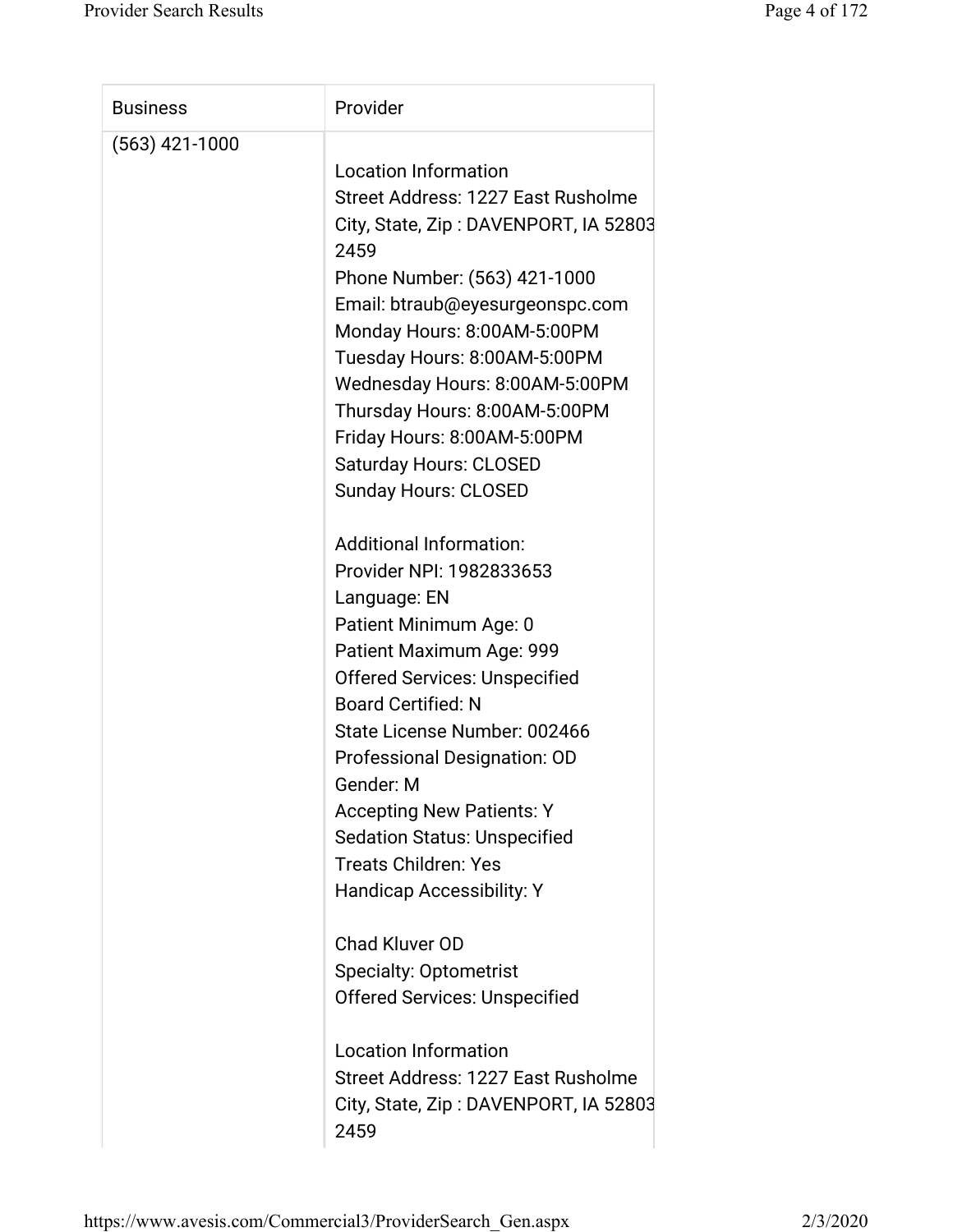| Business | Provider |
| --- | --- |
| (563) 421-1000 | Location Information<br>Street Address: 1227 East Rusholme<br>City, State, Zip : DAVENPORT, IA 52803 2459<br>Phone Number: (563) 421-1000<br>Email: btraub@eyesurgeonspc.com<br>Monday Hours: 8:00AM-5:00PM<br>Tuesday Hours: 8:00AM-5:00PM<br>Wednesday Hours: 8:00AM-5:00PM<br>Thursday Hours: 8:00AM-5:00PM<br>Friday Hours: 8:00AM-5:00PM<br>Saturday Hours: CLOSED<br>Sunday Hours: CLOSED<br><br>Additional Information:<br>Provider NPI: 1982833653<br>Language: EN<br>Patient Minimum Age: 0<br>Patient Maximum Age: 999<br>Offered Services: Unspecified<br>Board Certified: N<br>State License Number: 002466<br>Professional Designation: OD<br>Gender: M<br>Accepting New Patients: Y<br>Sedation Status: Unspecified<br>Treats Children: Yes<br>Handicap Accessibility: Y<br><br>Chad Kluver OD<br>Specialty: Optometrist<br>Offered Services: Unspecified<br><br>Location Information<br>Street Address: 1227 East Rusholme<br>City, State, Zip : DAVENPORT, IA 52803 2459 |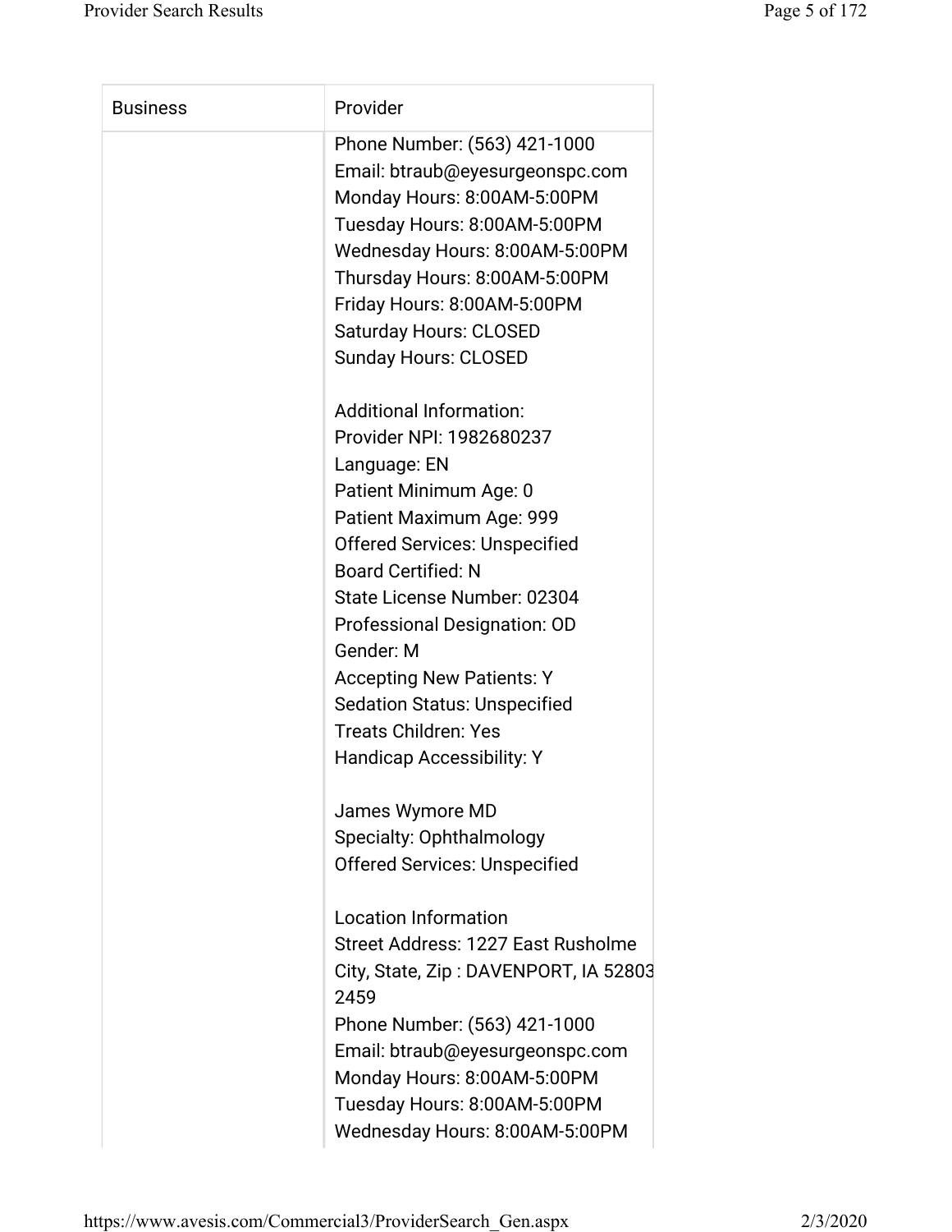| Business | Provider |
| --- | --- |
| | Phone Number: (563) 421-1000<br>Email: btraub@eyesurgeonspc.com<br>Monday Hours: 8:00AM-5:00PM<br>Tuesday Hours: 8:00AM-5:00PM<br>Wednesday Hours: 8:00AM-5:00PM<br>Thursday Hours: 8:00AM-5:00PM<br>Friday Hours: 8:00AM-5:00PM<br>Saturday Hours: CLOSED<br>Sunday Hours: CLOSED<br><br>Additional Information:<br>Provider NPI: 1982680237<br>Language: EN<br>Patient Minimum Age: 0<br>Patient Maximum Age: 999<br>Offered Services: Unspecified<br>Board Certified: N<br>State License Number: 02304<br>Professional Designation: OD<br>Gender: M<br>Accepting New Patients: Y<br>Sedation Status: Unspecified<br>Treats Children: Yes<br>Handicap Accessibility: Y<br><br>James Wymore MD<br>Specialty: Ophthalmology<br>Offered Services: Unspecified<br><br>Location Information<br>Street Address: 1227 East Rusholme<br>City, State, Zip : DAVENPORT, IA 52803 2459<br>Phone Number: (563) 421-1000<br>Email: btraub@eyesurgeonspc.com<br>Monday Hours: 8:00AM-5:00PM<br>Tuesday Hours: 8:00AM-5:00PM<br>Wednesday Hours: 8:00AM-5:00PM |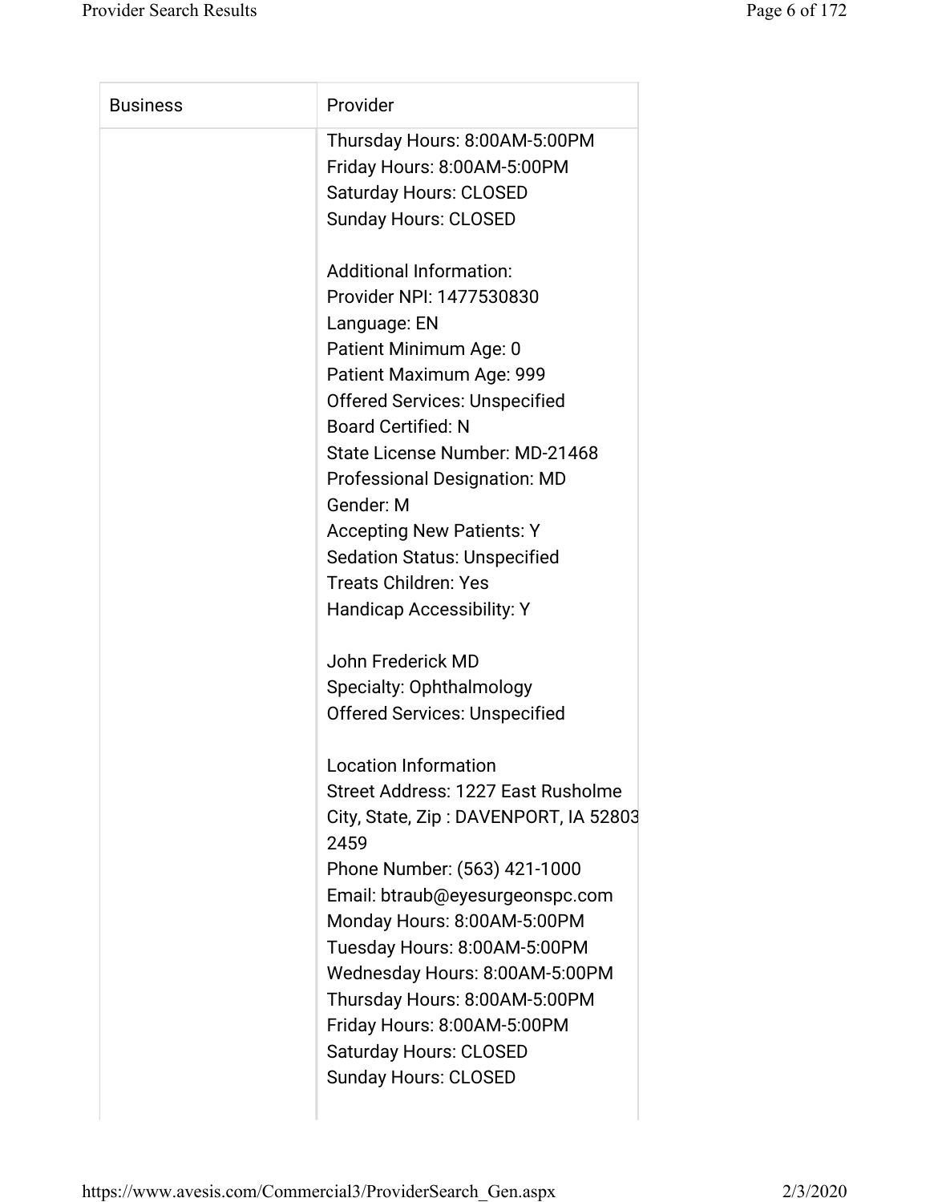| Business | Provider |
| --- | --- |
| | Thursday Hours: 8:00AM-5:00PM<br>Friday Hours: 8:00AM-5:00PM<br>Saturday Hours: CLOSED<br>Sunday Hours: CLOSED<br><br>Additional Information:<br>Provider NPI: 1477530830<br>Language: EN<br>Patient Minimum Age: 0<br>Patient Maximum Age: 999<br>Offered Services: Unspecified<br>Board Certified: N<br>State License Number: MD-21468<br>Professional Designation: MD<br>Gender: M<br>Accepting New Patients: Y<br>Sedation Status: Unspecified<br>Treats Children: Yes<br>Handicap Accessibility: Y<br><br>John Frederick MD<br>Specialty: Ophthalmology<br>Offered Services: Unspecified<br><br>Location Information<br>Street Address: 1227 East Rusholme<br>City, State, Zip : DAVENPORT, IA 52803 2459<br>Phone Number: (563) 421-1000<br>Email: btraub@eyesurgeonspc.com<br>Monday Hours: 8:00AM-5:00PM<br>Tuesday Hours: 8:00AM-5:00PM<br>Wednesday Hours: 8:00AM-5:00PM<br>Thursday Hours: 8:00AM-5:00PM<br>Friday Hours: 8:00AM-5:00PM<br>Saturday Hours: CLOSED<br>Sunday Hours: CLOSED |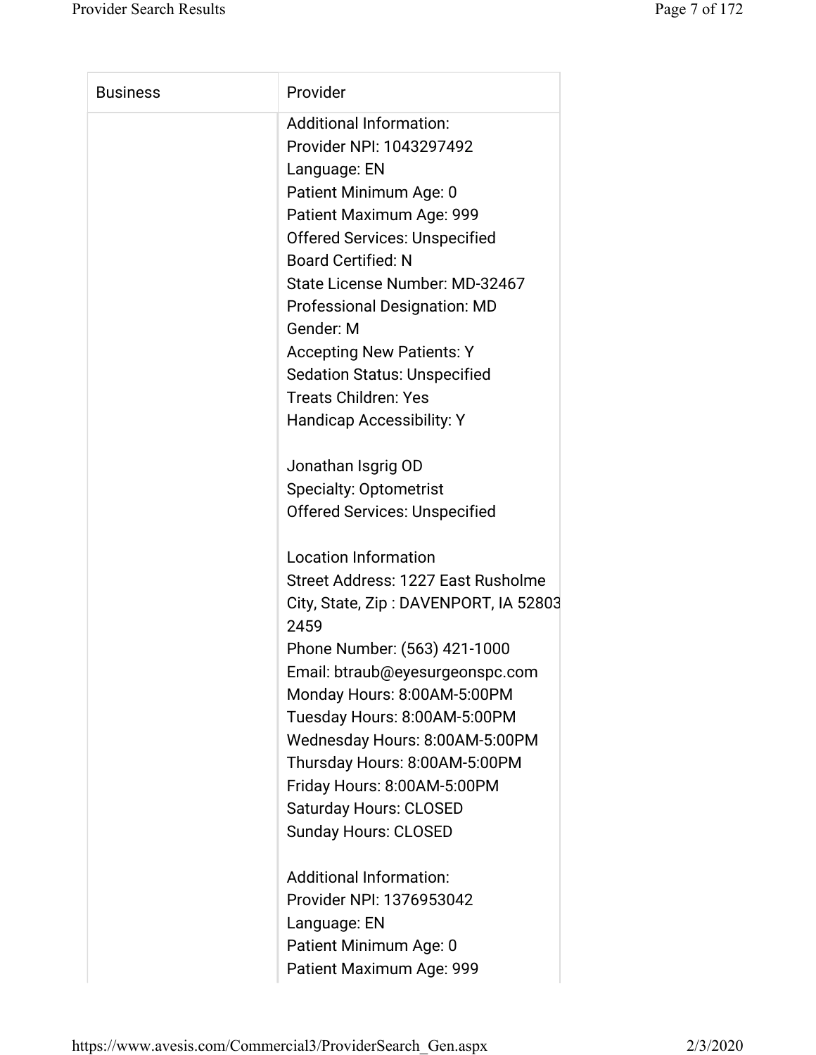| Business | Provider |
| --- | --- |
| | Additional Information:<br>Provider NPI: 1043297492<br>Language: EN<br>Patient Minimum Age: 0<br>Patient Maximum Age: 999<br>Offered Services: Unspecified<br>Board Certified: N<br>State License Number: MD-32467<br>Professional Designation: MD<br>Gender: M<br>Accepting New Patients: Y<br>Sedation Status: Unspecified<br>Treats Children: Yes<br>Handicap Accessibility: Y<br><br>Jonathan Isgrig OD<br>Specialty: Optometrist<br>Offered Services: Unspecified<br><br>Location Information<br>Street Address: 1227 East Rusholme<br>City, State, Zip : DAVENPORT, IA 52803 2459<br>Phone Number: (563) 421-1000<br>Email: btraub@eyesurgeonspc.com<br>Monday Hours: 8:00AM-5:00PM<br>Tuesday Hours: 8:00AM-5:00PM<br>Wednesday Hours: 8:00AM-5:00PM<br>Thursday Hours: 8:00AM-5:00PM<br>Friday Hours: 8:00AM-5:00PM<br>Saturday Hours: CLOSED<br>Sunday Hours: CLOSED<br><br>Additional Information:<br>Provider NPI: 1376953042<br>Language: EN<br>Patient Minimum Age: 0<br>Patient Maximum Age: 999 |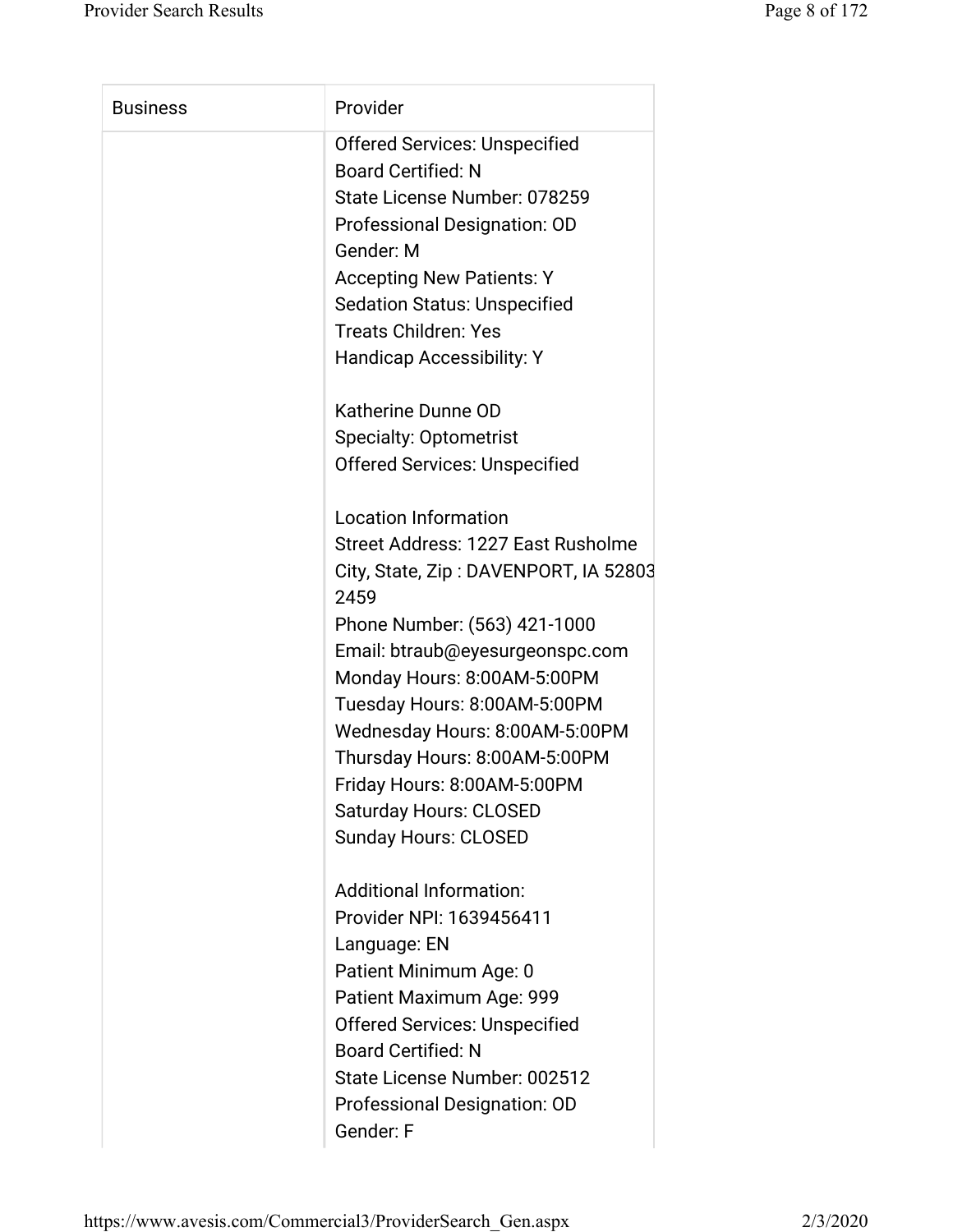| Business | Provider |
| --- | --- |
| | Offered Services: Unspecified<br>Board Certified: N<br>State License Number: 078259<br>Professional Designation: OD<br>Gender: M<br>Accepting New Patients: Y<br>Sedation Status: Unspecified<br>Treats Children: Yes<br>Handicap Accessibility: Y<br><br>Katherine Dunne OD<br>Specialty: Optometrist<br>Offered Services: Unspecified<br><br>Location Information<br>Street Address: 1227 East Rusholme<br>City, State, Zip : DAVENPORT, IA 52803 2459<br>Phone Number: (563) 421-1000<br>Email: btraub@eyesurgeonspc.com<br>Monday Hours: 8:00AM-5:00PM<br>Tuesday Hours: 8:00AM-5:00PM<br>Wednesday Hours: 8:00AM-5:00PM<br>Thursday Hours: 8:00AM-5:00PM<br>Friday Hours: 8:00AM-5:00PM<br>Saturday Hours: CLOSED<br>Sunday Hours: CLOSED<br><br>Additional Information:<br>Provider NPI: 1639456411<br>Language: EN<br>Patient Minimum Age: 0<br>Patient Maximum Age: 999<br>Offered Services: Unspecified<br>Board Certified: N<br>State License Number: 002512<br>Professional Designation: OD<br>Gender: F |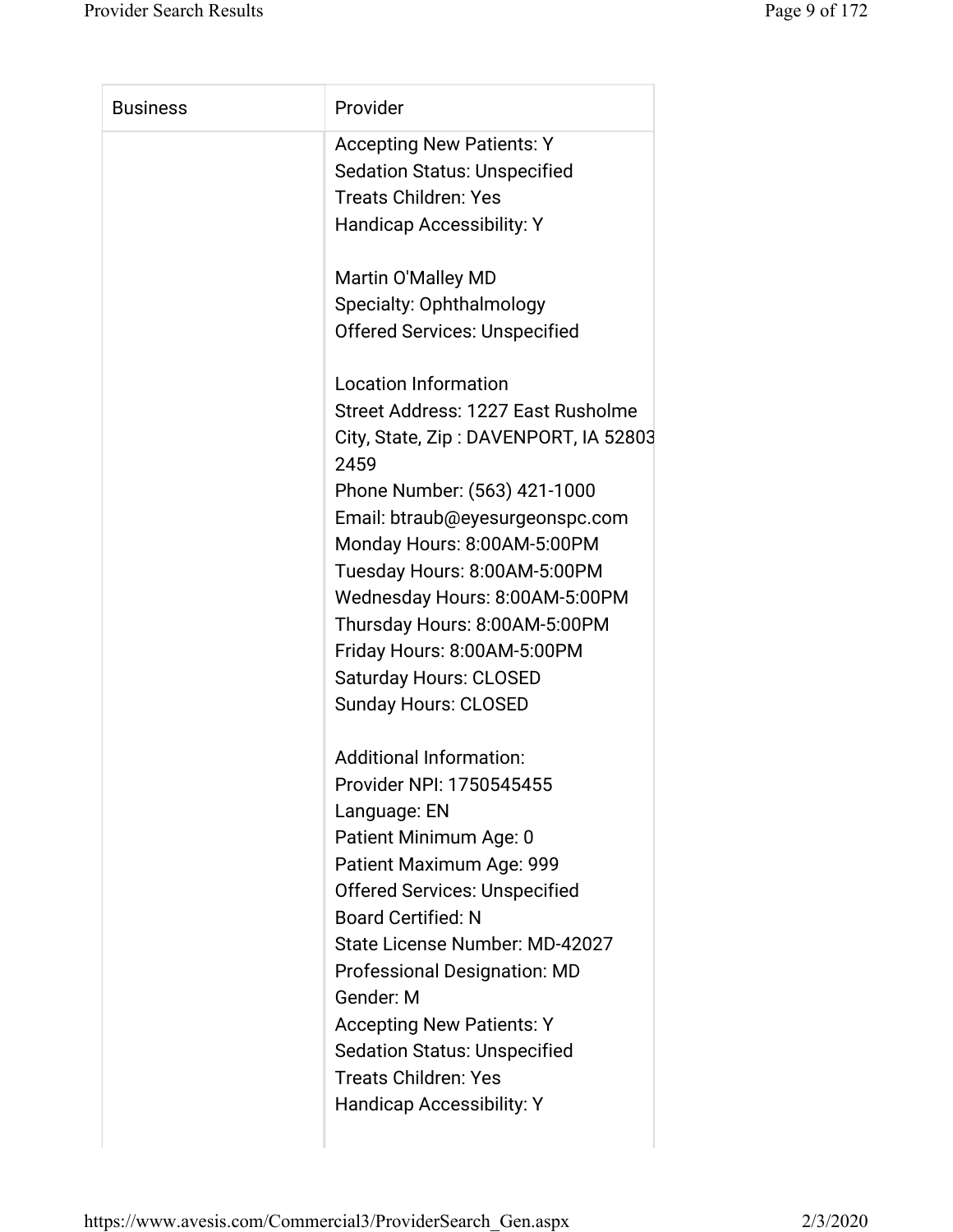| Business | Provider |
| --- | --- |
| | Accepting New Patients: Y<br>Sedation Status: Unspecified<br>Treats Children: Yes<br>Handicap Accessibility: Y<br><br>Martin O'Malley MD<br>Specialty: Ophthalmology<br>Offered Services: Unspecified<br><br>Location Information<br>Street Address: 1227 East Rusholme<br>City, State, Zip : DAVENPORT, IA 52803 2459<br>Phone Number: (563) 421-1000<br>Email: btraub@eyesurgeonspc.com<br>Monday Hours: 8:00AM-5:00PM<br>Tuesday Hours: 8:00AM-5:00PM<br>Wednesday Hours: 8:00AM-5:00PM<br>Thursday Hours: 8:00AM-5:00PM<br>Friday Hours: 8:00AM-5:00PM<br>Saturday Hours: CLOSED<br>Sunday Hours: CLOSED<br><br>Additional Information:<br>Provider NPI: 1750545455<br>Language: EN<br>Patient Minimum Age: 0<br>Patient Maximum Age: 999<br>Offered Services: Unspecified<br>Board Certified: N<br>State License Number: MD-42027<br>Professional Designation: MD<br>Gender: M<br>Accepting New Patients: Y<br>Sedation Status: Unspecified<br>Treats Children: Yes<br>Handicap Accessibility: Y |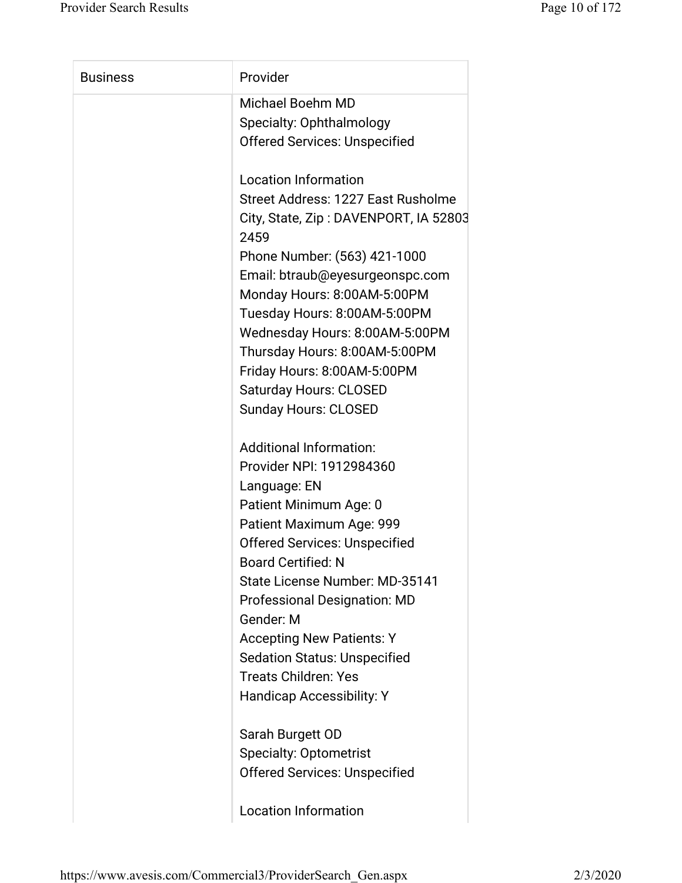| Business | Provider |
|---|---|
| | Michael Boehm MD<br>Specialty: Ophthalmology<br>Offered Services: Unspecified<br><br>Location Information<br>Street Address: 1227 East Rusholme<br>City, State, Zip : DAVENPORT, IA 52803 2459<br>Phone Number: (563) 421-1000<br>Email: btraub@eyesurgeonspc.com<br>Monday Hours: 8:00AM-5:00PM<br>Tuesday Hours: 8:00AM-5:00PM<br>Wednesday Hours: 8:00AM-5:00PM<br>Thursday Hours: 8:00AM-5:00PM<br>Friday Hours: 8:00AM-5:00PM<br>Saturday Hours: CLOSED<br>Sunday Hours: CLOSED<br><br>Additional Information:<br>Provider NPI: 1912984360<br>Language: EN<br>Patient Minimum Age: 0<br>Patient Maximum Age: 999<br>Offered Services: Unspecified<br>Board Certified: N<br>State License Number: MD-35141<br>Professional Designation: MD<br>Gender: M<br>Accepting New Patients: Y<br>Sedation Status: Unspecified<br>Treats Children: Yes<br>Handicap Accessibility: Y<br><br>Sarah Burgett OD<br>Specialty: Optometrist<br>Offered Services: Unspecified<br><br>Location Information |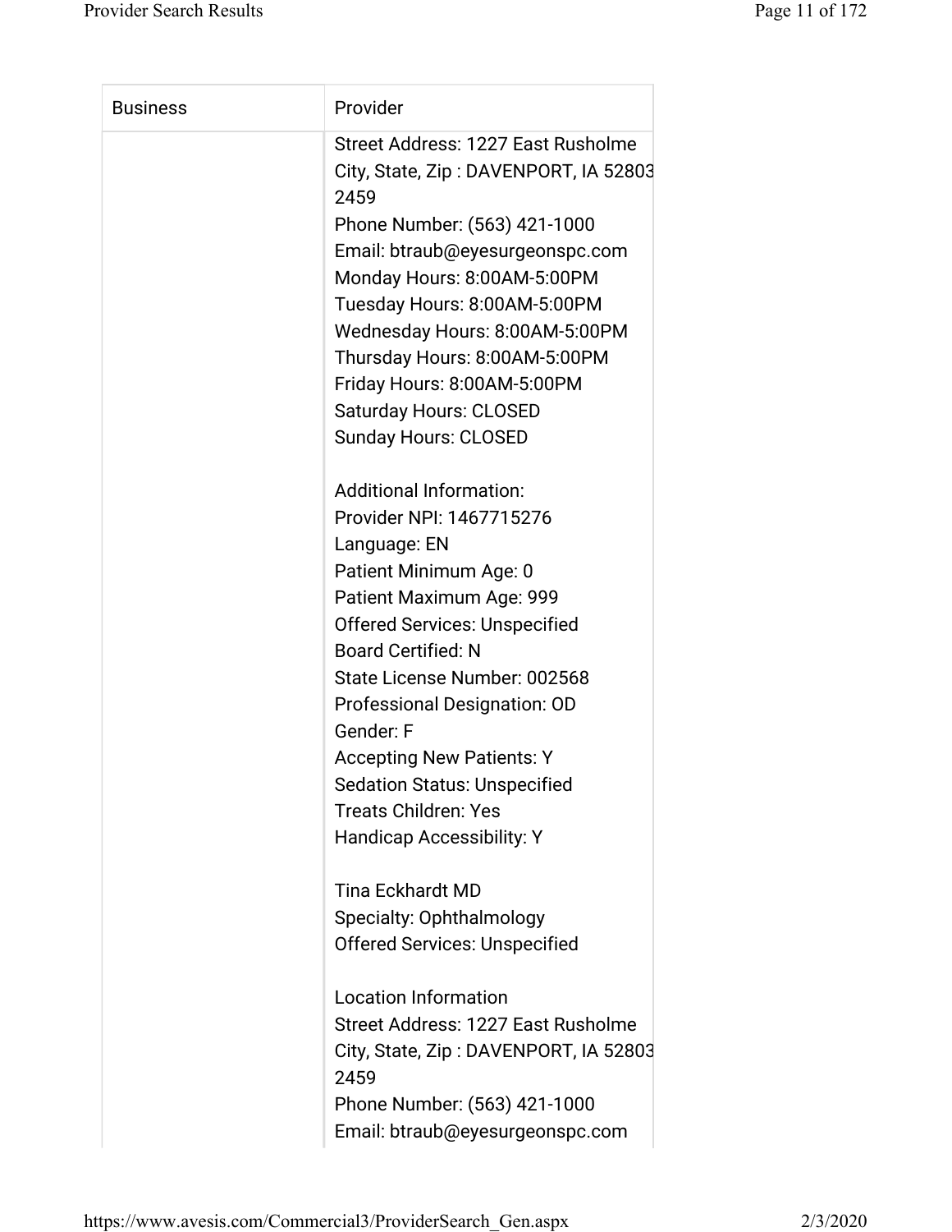| Business | Provider |
| --- | --- |
| | Street Address: 1227 East Rusholme<br>City, State, Zip : DAVENPORT, IA 52803 2459<br>Phone Number: (563) 421-1000<br>Email: btraub@eyesurgeonspc.com<br>Monday Hours: 8:00AM-5:00PM<br>Tuesday Hours: 8:00AM-5:00PM<br>Wednesday Hours: 8:00AM-5:00PM<br>Thursday Hours: 8:00AM-5:00PM<br>Friday Hours: 8:00AM-5:00PM<br>Saturday Hours: CLOSED<br>Sunday Hours: CLOSED<br><br>Additional Information:<br>Provider NPI: 1467715276<br>Language: EN<br>Patient Minimum Age: 0<br>Patient Maximum Age: 999<br>Offered Services: Unspecified<br>Board Certified: N<br>State License Number: 002568<br>Professional Designation: OD<br>Gender: F<br>Accepting New Patients: Y<br>Sedation Status: Unspecified<br>Treats Children: Yes<br>Handicap Accessibility: Y<br><br>Tina Eckhardt MD<br>Specialty: Ophthalmology<br>Offered Services: Unspecified<br><br>Location Information<br>Street Address: 1227 East Rusholme<br>City, State, Zip : DAVENPORT, IA 52803 2459<br>Phone Number: (563) 421-1000<br>Email: btraub@eyesurgeonspc.com |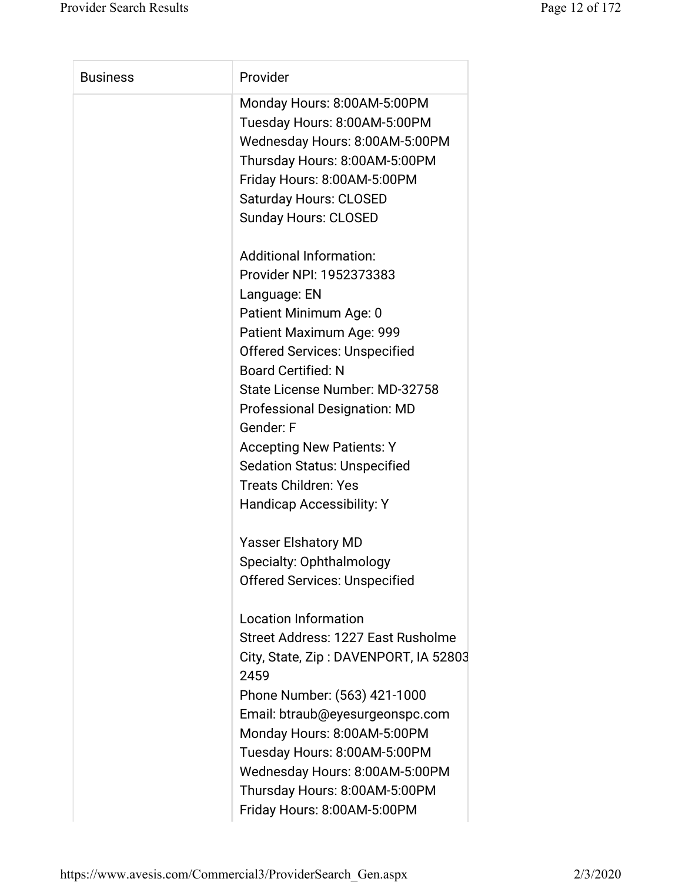| Business | Provider |
| --- | --- |
| | Monday Hours: 8:00AM-5:00PM<br>Tuesday Hours: 8:00AM-5:00PM<br>Wednesday Hours: 8:00AM-5:00PM<br>Thursday Hours: 8:00AM-5:00PM<br>Friday Hours: 8:00AM-5:00PM<br>Saturday Hours: CLOSED<br>Sunday Hours: CLOSED<br><br>Additional Information:<br>Provider NPI: 1952373383<br>Language: EN<br>Patient Minimum Age: 0<br>Patient Maximum Age: 999<br>Offered Services: Unspecified<br>Board Certified: N<br>State License Number: MD-32758<br>Professional Designation: MD<br>Gender: F<br>Accepting New Patients: Y<br>Sedation Status: Unspecified<br>Treats Children: Yes<br>Handicap Accessibility: Y<br><br>Yasser Elshatory MD<br>Specialty: Ophthalmology<br>Offered Services: Unspecified<br><br>Location Information<br>Street Address: 1227 East Rusholme<br>City, State, Zip : DAVENPORT, IA 52803 2459<br>Phone Number: (563) 421-1000<br>Email: btraub@eyesurgeonspc.com<br>Monday Hours: 8:00AM-5:00PM<br>Tuesday Hours: 8:00AM-5:00PM<br>Wednesday Hours: 8:00AM-5:00PM<br>Thursday Hours: 8:00AM-5:00PM<br>Friday Hours: 8:00AM-5:00PM |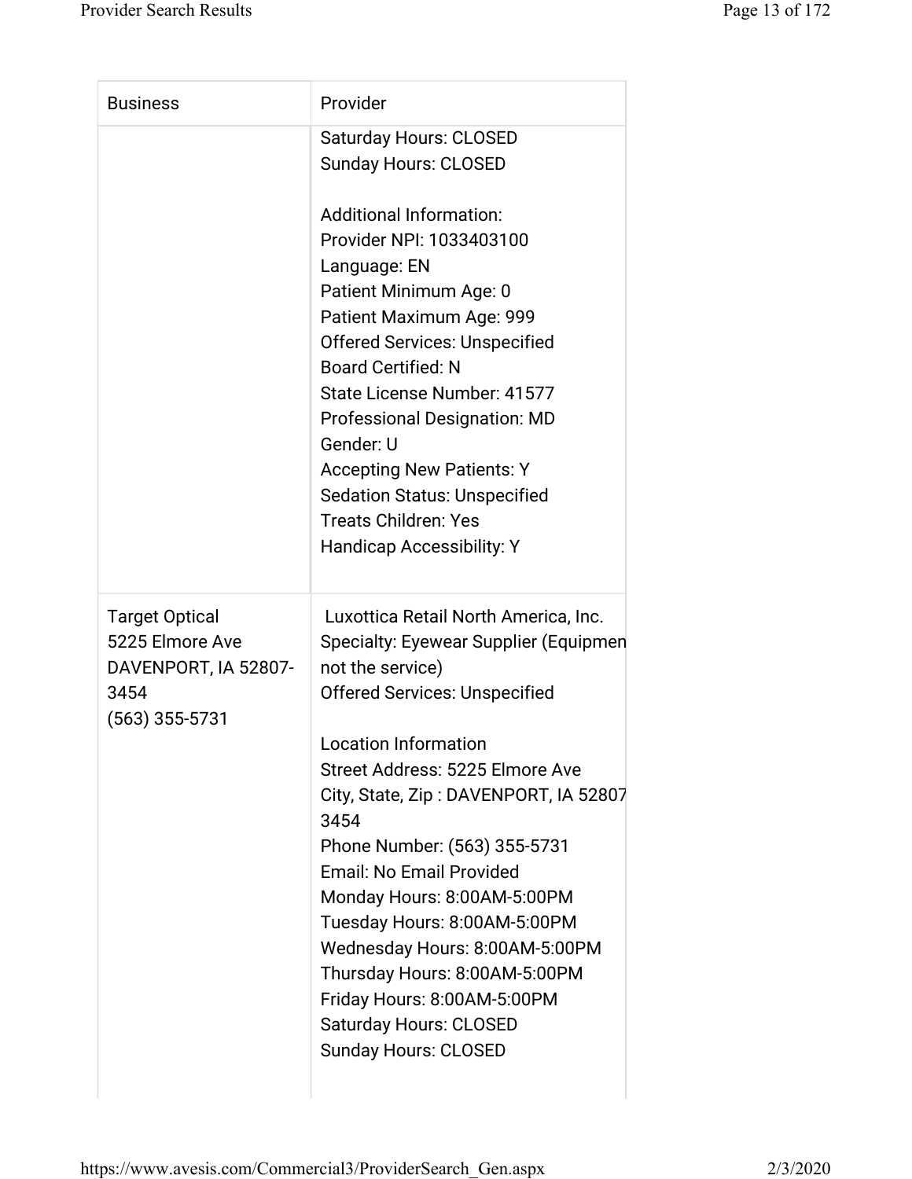| Business | Provider |
|---|---|
| | Saturday Hours: CLOSED<br>Sunday Hours: CLOSED<br><br>Additional Information:<br>Provider NPI: 1033403100<br>Language: EN<br>Patient Minimum Age: 0<br>Patient Maximum Age: 999<br>Offered Services: Unspecified<br>Board Certified: N<br>State License Number: 41577<br>Professional Designation: MD<br>Gender: U<br>Accepting New Patients: Y<br>Sedation Status: Unspecified<br>Treats Children: Yes<br>Handicap Accessibility: Y |
| Target Optical<br>5225 Elmore Ave<br>DAVENPORT, IA 52807-3454<br>(563) 355-5731 | Luxottica Retail North America, Inc.<br>Specialty: Eyewear Supplier (Equipmen not the service)<br>Offered Services: Unspecified<br><br>Location Information<br>Street Address: 5225 Elmore Ave<br>City, State, Zip : DAVENPORT, IA 52807 3454<br>Phone Number: (563) 355-5731<br>Email: No Email Provided<br>Monday Hours: 8:00AM-5:00PM<br>Tuesday Hours: 8:00AM-5:00PM<br>Wednesday Hours: 8:00AM-5:00PM<br>Thursday Hours: 8:00AM-5:00PM<br>Friday Hours: 8:00AM-5:00PM<br>Saturday Hours: CLOSED<br>Sunday Hours: CLOSED |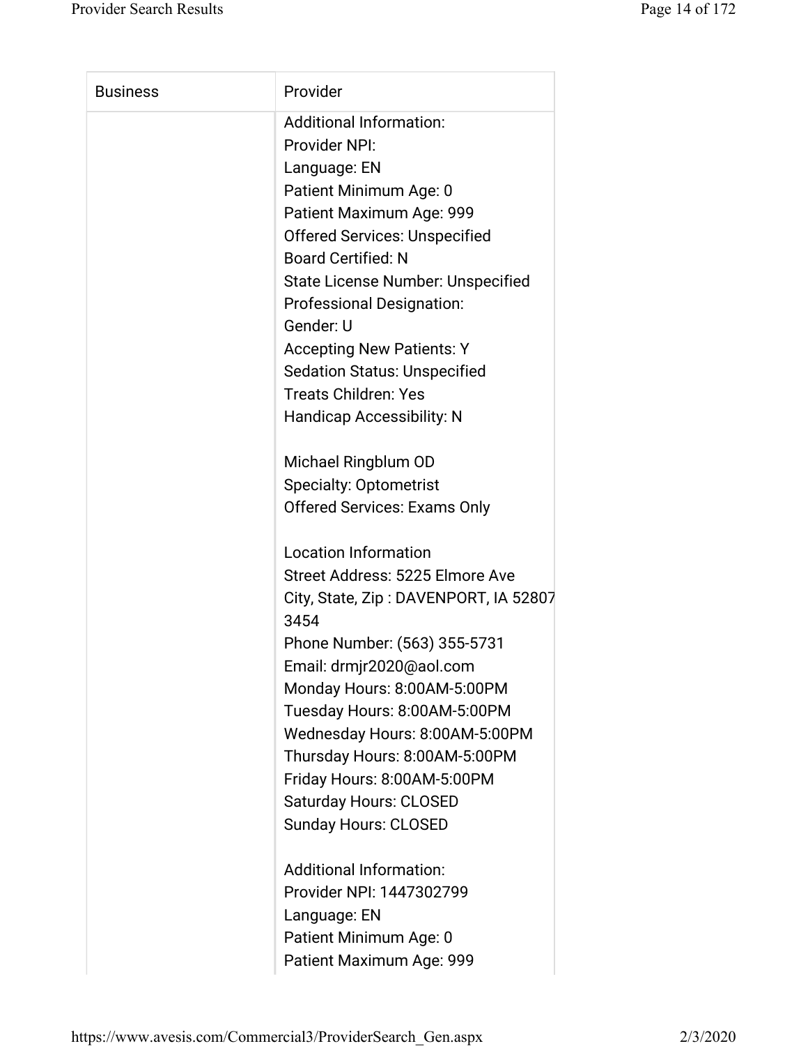| Business | Provider |
| --- | --- |
| | Additional Information:<br>Provider NPI:<br>Language: EN<br>Patient Minimum Age: 0<br>Patient Maximum Age: 999<br>Offered Services: Unspecified<br>Board Certified: N<br>State License Number: Unspecified<br>Professional Designation:<br>Gender: U<br>Accepting New Patients: Y<br>Sedation Status: Unspecified<br>Treats Children: Yes<br>Handicap Accessibility: N<br><br>Michael Ringblum OD<br>Specialty: Optometrist<br>Offered Services: Exams Only<br><br>Location Information<br>Street Address: 5225 Elmore Ave<br>City, State, Zip : DAVENPORT, IA 52807 3454<br>Phone Number: (563) 355-5731<br>Email: drmjr2020@aol.com<br>Monday Hours: 8:00AM-5:00PM<br>Tuesday Hours: 8:00AM-5:00PM<br>Wednesday Hours: 8:00AM-5:00PM<br>Thursday Hours: 8:00AM-5:00PM<br>Friday Hours: 8:00AM-5:00PM<br>Saturday Hours: CLOSED<br>Sunday Hours: CLOSED<br><br>Additional Information:<br>Provider NPI: 1447302799<br>Language: EN<br>Patient Minimum Age: 0<br>Patient Maximum Age: 999 |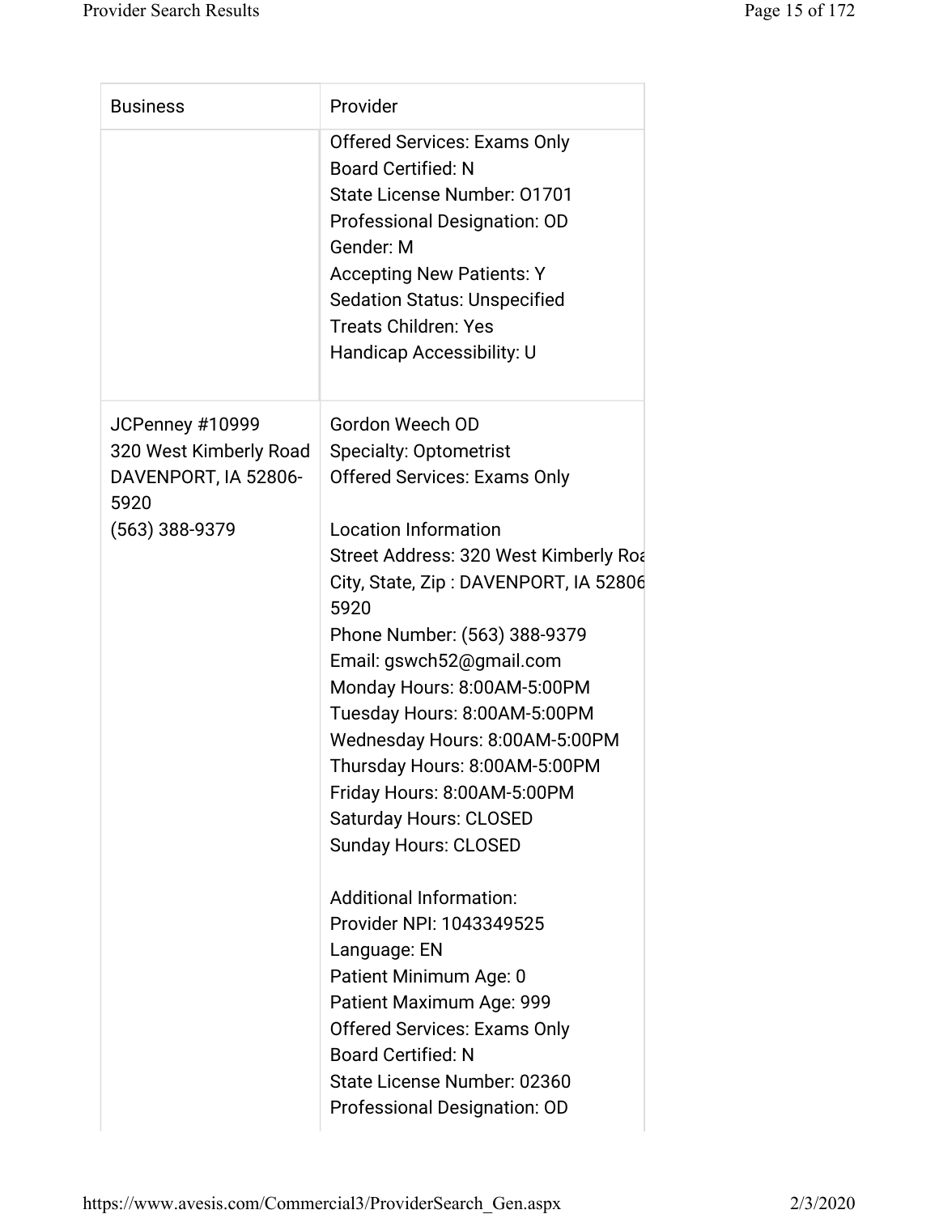| Business | Provider |
| --- | --- |
| | Offered Services: Exams Only<br>Board Certified: N<br>State License Number: O1701<br>Professional Designation: OD<br>Gender: M<br>Accepting New Patients: Y<br>Sedation Status: Unspecified<br>Treats Children: Yes<br>Handicap Accessibility: U |
| JCPenney #10999<br>320 West Kimberly Road<br>DAVENPORT, IA 52806-5920<br>(563) 388-9379 | Gordon Weech OD<br>Specialty: Optometrist<br>Offered Services: Exams Only<br><br>Location Information<br>Street Address: 320 West Kimberly Roa<br>City, State, Zip : DAVENPORT, IA 52806<br>5920<br>Phone Number: (563) 388-9379<br>Email: gswch52@gmail.com<br>Monday Hours: 8:00AM-5:00PM<br>Tuesday Hours: 8:00AM-5:00PM<br>Wednesday Hours: 8:00AM-5:00PM<br>Thursday Hours: 8:00AM-5:00PM<br>Friday Hours: 8:00AM-5:00PM<br>Saturday Hours: CLOSED<br>Sunday Hours: CLOSED<br><br>Additional Information:<br>Provider NPI: 1043349525<br>Language: EN<br>Patient Minimum Age: 0<br>Patient Maximum Age: 999<br>Offered Services: Exams Only<br>Board Certified: N<br>State License Number: 02360<br>Professional Designation: OD |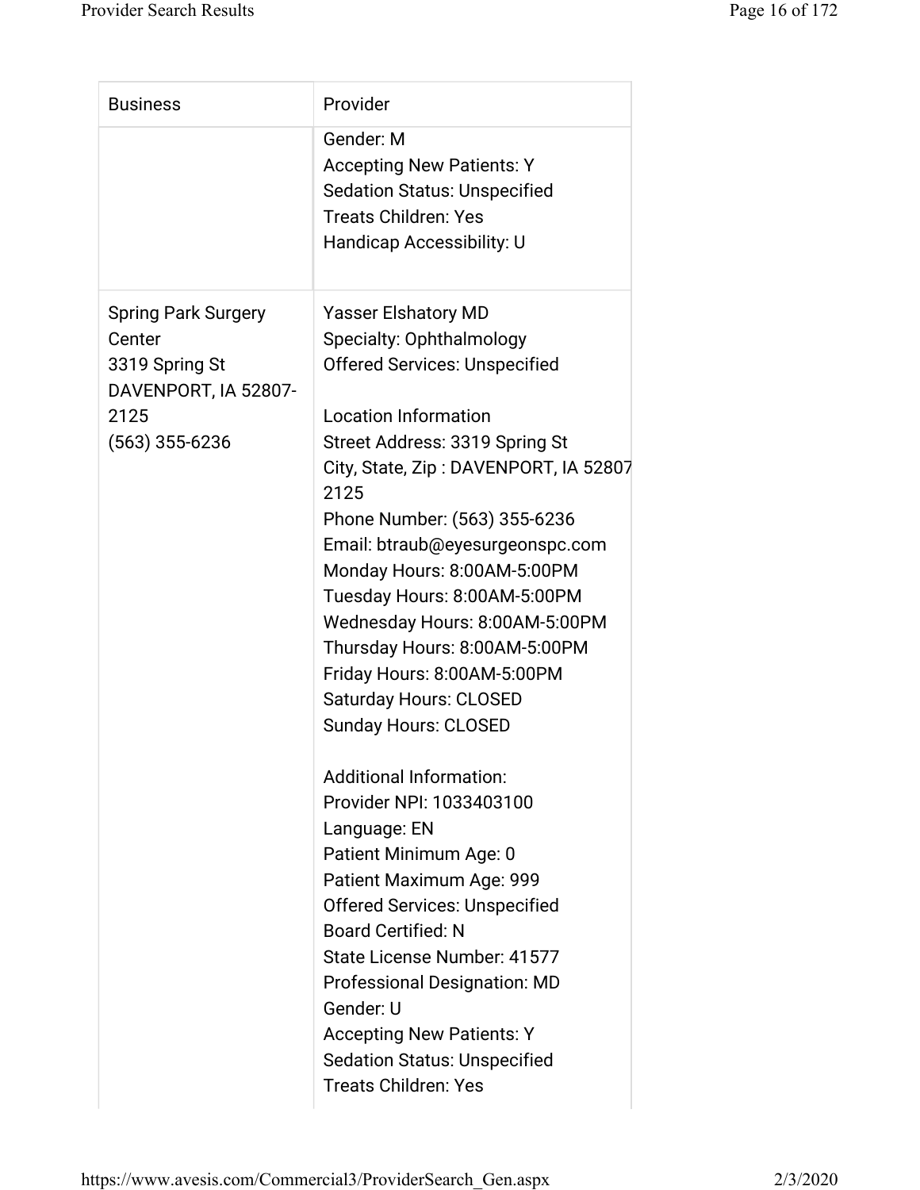| Business | Provider |
| --- | --- |
| | Gender: M<br>Accepting New Patients: Y<br>Sedation Status: Unspecified<br>Treats Children: Yes<br>Handicap Accessibility: U |
| Spring Park Surgery Center<br>3319 Spring St<br>DAVENPORT, IA 52807-2125<br>(563) 355-6236 | Yasser Elshatory MD<br>Specialty: Ophthalmology<br>Offered Services: Unspecified<br><br>Location Information<br>Street Address: 3319 Spring St<br>City, State, Zip : DAVENPORT, IA 52807 2125<br>Phone Number: (563) 355-6236<br>Email: btraub@eyesurgeonspc.com<br>Monday Hours: 8:00AM-5:00PM<br>Tuesday Hours: 8:00AM-5:00PM<br>Wednesday Hours: 8:00AM-5:00PM<br>Thursday Hours: 8:00AM-5:00PM<br>Friday Hours: 8:00AM-5:00PM<br>Saturday Hours: CLOSED<br>Sunday Hours: CLOSED<br><br>Additional Information:<br>Provider NPI: 1033403100<br>Language: EN<br>Patient Minimum Age: 0<br>Patient Maximum Age: 999<br>Offered Services: Unspecified<br>Board Certified: N<br>State License Number: 41577<br>Professional Designation: MD<br>Gender: U<br>Accepting New Patients: Y<br>Sedation Status: Unspecified<br>Treats Children: Yes |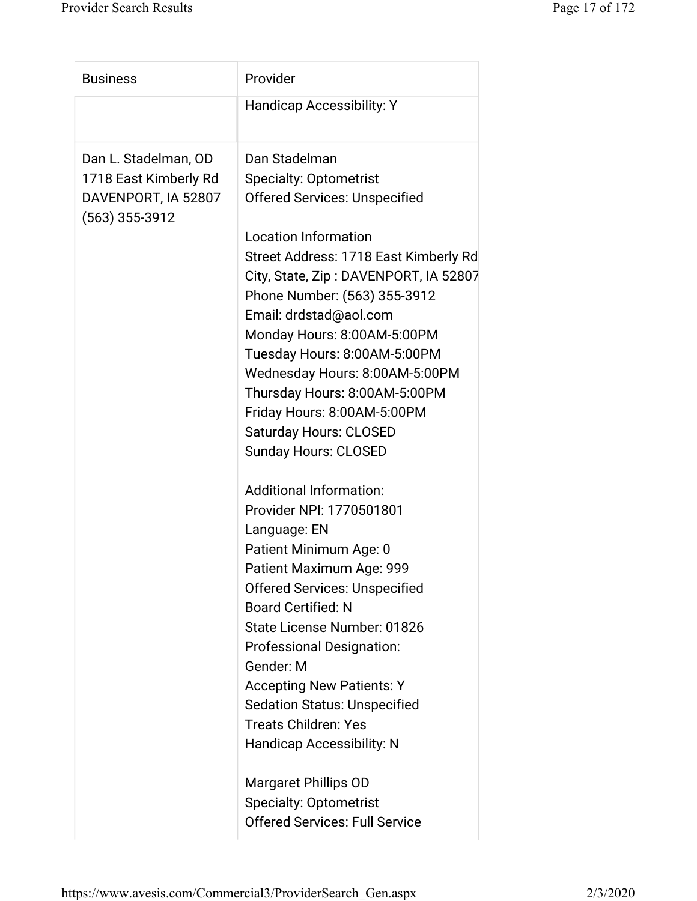| Business | Provider |
| --- | --- |
| | Handicap Accessibility: Y |
| Dan L. Stadelman, OD<br>1718 East Kimberly Rd<br>DAVENPORT, IA 52807<br>(563) 355-3912 | Dan Stadelman<br>Specialty: Optometrist<br>Offered Services: Unspecified<br><br>Location Information<br>Street Address: 1718 East Kimberly Rd<br>City, State, Zip : DAVENPORT, IA 52807<br>Phone Number: (563) 355-3912<br>Email: drdstad@aol.com<br>Monday Hours: 8:00AM-5:00PM<br>Tuesday Hours: 8:00AM-5:00PM<br>Wednesday Hours: 8:00AM-5:00PM<br>Thursday Hours: 8:00AM-5:00PM<br>Friday Hours: 8:00AM-5:00PM<br>Saturday Hours: CLOSED<br>Sunday Hours: CLOSED<br><br>Additional Information:<br>Provider NPI: 1770501801<br>Language: EN<br>Patient Minimum Age: 0<br>Patient Maximum Age: 999<br>Offered Services: Unspecified<br>Board Certified: N<br>State License Number: 01826<br>Professional Designation:<br>Gender: M<br>Accepting New Patients: Y<br>Sedation Status: Unspecified<br>Treats Children: Yes<br>Handicap Accessibility: N<br><br>Margaret Phillips OD<br>Specialty: Optometrist<br>Offered Services: Full Service |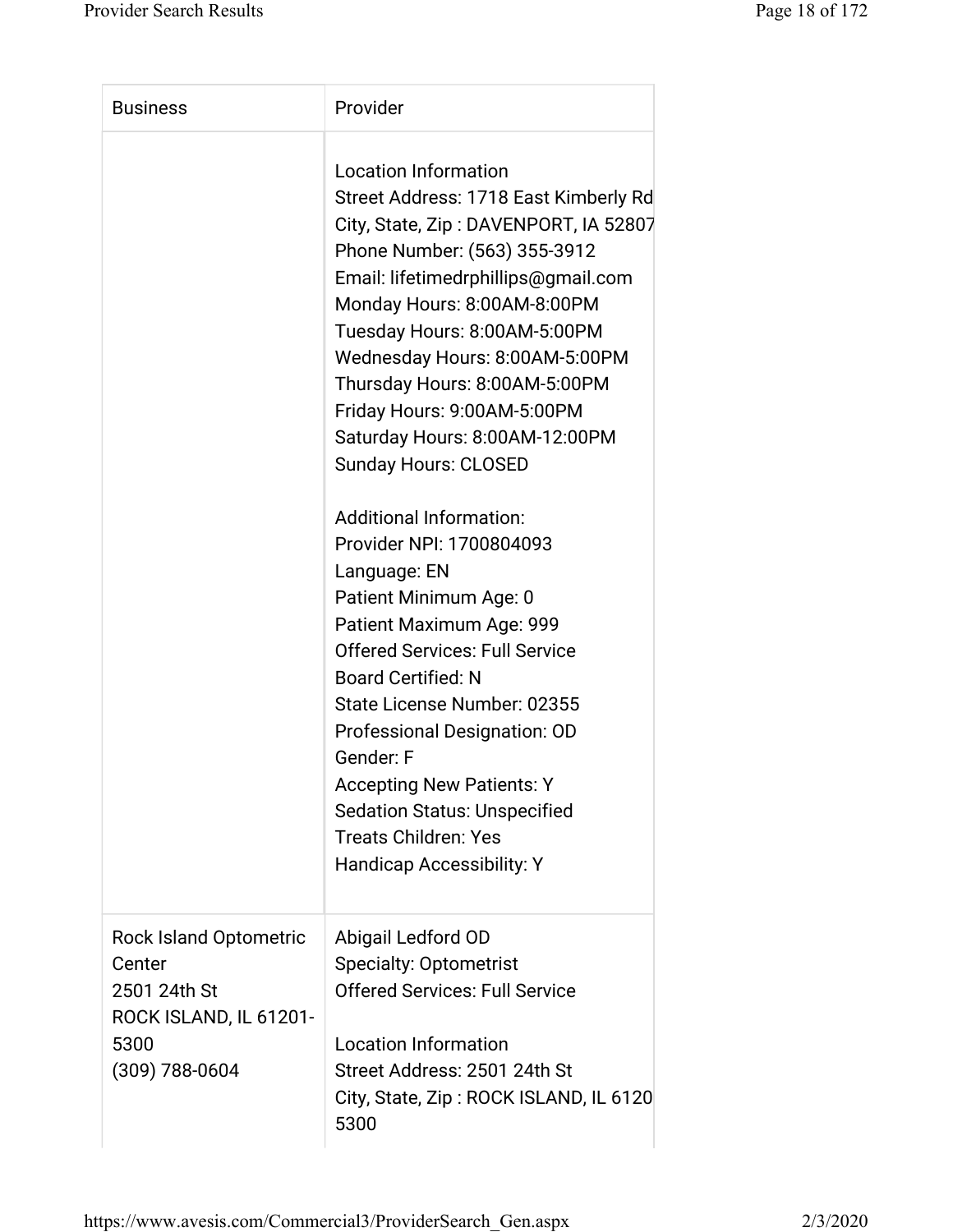| Business | Provider |
| --- | --- |
| | Location Information<br>Street Address: 1718 East Kimberly Rd<br>City, State, Zip : DAVENPORT, IA 52807<br>Phone Number: (563) 355-3912<br>Email: lifetimedrphillips@gmail.com<br>Monday Hours: 8:00AM-8:00PM<br>Tuesday Hours: 8:00AM-5:00PM<br>Wednesday Hours: 8:00AM-5:00PM<br>Thursday Hours: 8:00AM-5:00PM<br>Friday Hours: 9:00AM-5:00PM<br>Saturday Hours: 8:00AM-12:00PM<br>Sunday Hours: CLOSED<br><br>Additional Information:<br>Provider NPI: 1700804093<br>Language: EN<br>Patient Minimum Age: 0<br>Patient Maximum Age: 999<br>Offered Services: Full Service<br>Board Certified: N<br>State License Number: 02355<br>Professional Designation: OD<br>Gender: F<br>Accepting New Patients: Y<br>Sedation Status: Unspecified<br>Treats Children: Yes<br>Handicap Accessibility: Y |
| Rock Island Optometric Center<br>2501 24th St<br>ROCK ISLAND, IL 61201-5300<br>(309) 788-0604 | Abigail Ledford OD<br>Specialty: Optometrist<br>Offered Services: Full Service<br><br>Location Information<br>Street Address: 2501 24th St<br>City, State, Zip : ROCK ISLAND, IL 6120<br>5300 |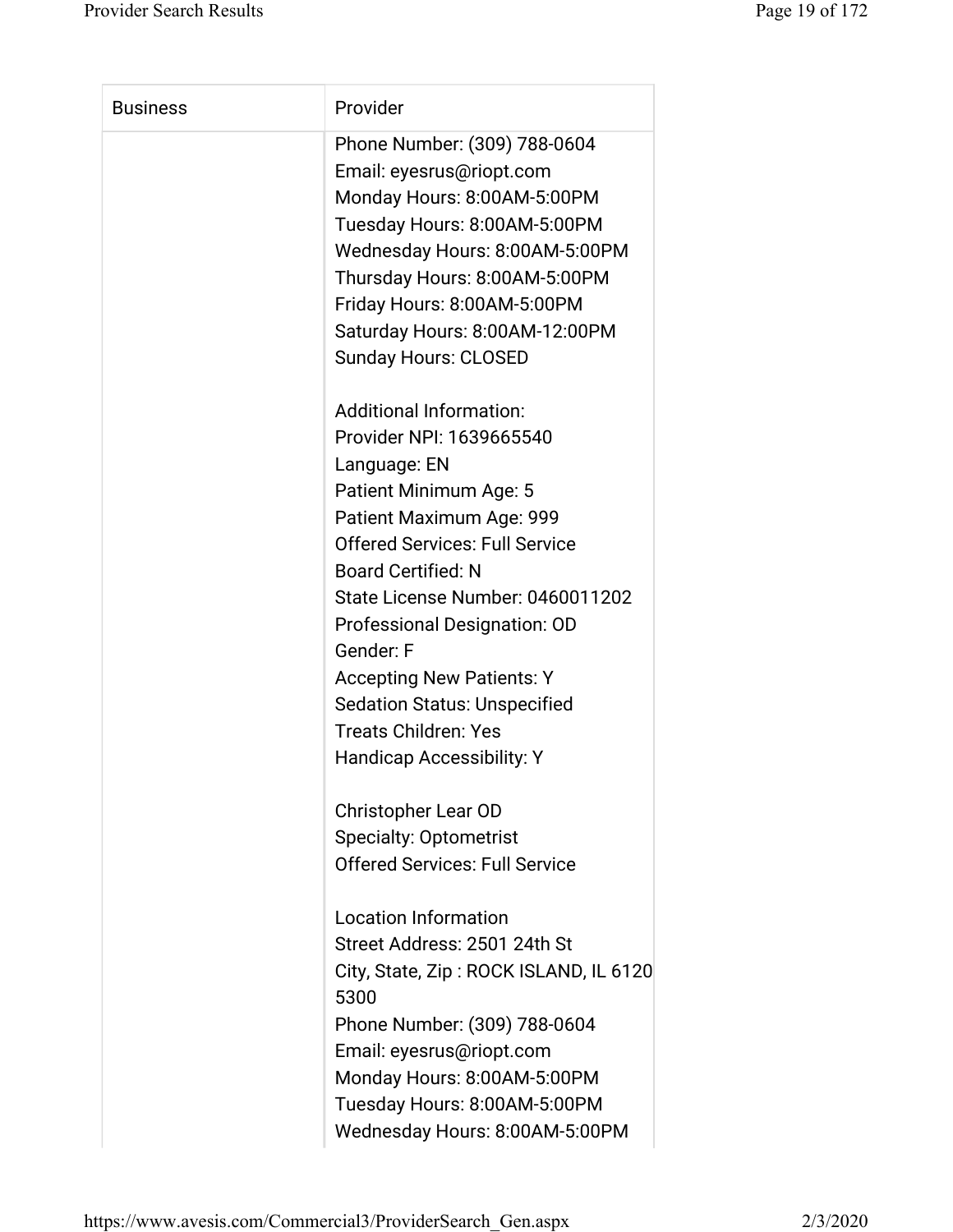| Business | Provider |
| --- | --- |
| | Phone Number: (309) 788-0604<br>Email: eyesrus@riopt.com<br>Monday Hours: 8:00AM-5:00PM<br>Tuesday Hours: 8:00AM-5:00PM<br>Wednesday Hours: 8:00AM-5:00PM<br>Thursday Hours: 8:00AM-5:00PM<br>Friday Hours: 8:00AM-5:00PM<br>Saturday Hours: 8:00AM-12:00PM<br>Sunday Hours: CLOSED<br><br>Additional Information:<br>Provider NPI: 1639665540<br>Language: EN<br>Patient Minimum Age: 5<br>Patient Maximum Age: 999<br>Offered Services: Full Service<br>Board Certified: N<br>State License Number: 0460011202<br>Professional Designation: OD<br>Gender: F<br>Accepting New Patients: Y<br>Sedation Status: Unspecified<br>Treats Children: Yes<br>Handicap Accessibility: Y<br><br>Christopher Lear OD<br>Specialty: Optometrist<br>Offered Services: Full Service<br><br>Location Information<br>Street Address: 2501 24th St<br>City, State, Zip : ROCK ISLAND, IL 6120 5300<br>Phone Number: (309) 788-0604<br>Email: eyesrus@riopt.com<br>Monday Hours: 8:00AM-5:00PM<br>Tuesday Hours: 8:00AM-5:00PM<br>Wednesday Hours: 8:00AM-5:00PM |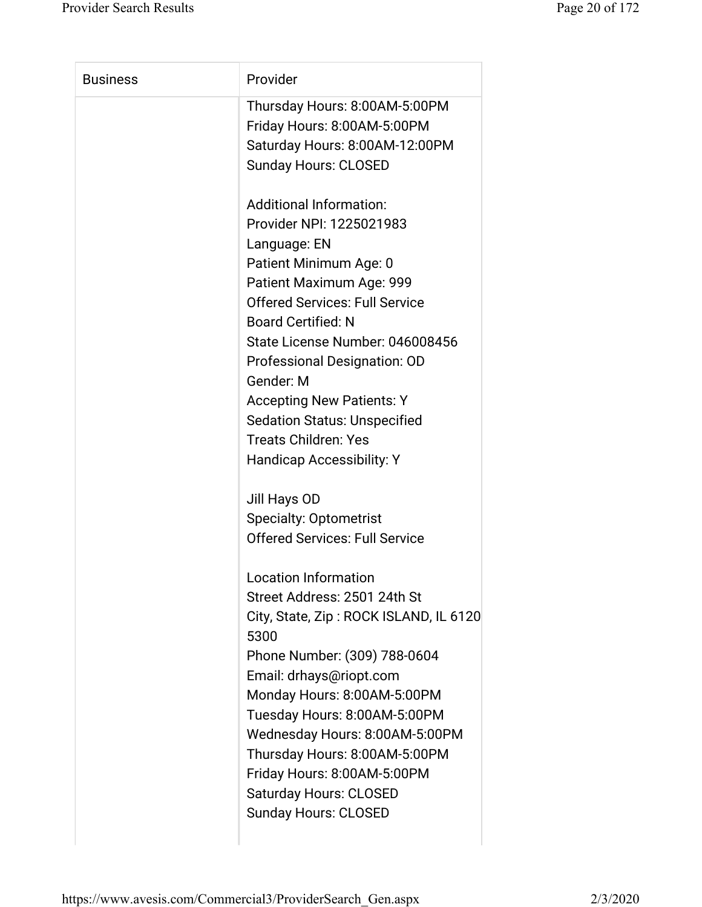| Business | Provider |
| --- | --- |
| | Thursday Hours: 8:00AM-5:00PM<br>Friday Hours: 8:00AM-5:00PM<br>Saturday Hours: 8:00AM-12:00PM<br>Sunday Hours: CLOSED<br><br>Additional Information:<br>Provider NPI: 1225021983<br>Language: EN<br>Patient Minimum Age: 0<br>Patient Maximum Age: 999<br>Offered Services: Full Service<br>Board Certified: N<br>State License Number: 046008456<br>Professional Designation: OD<br>Gender: M<br>Accepting New Patients: Y<br>Sedation Status: Unspecified<br>Treats Children: Yes<br>Handicap Accessibility: Y<br><br>Jill Hays OD<br>Specialty: Optometrist<br>Offered Services: Full Service<br><br>Location Information<br>Street Address: 2501 24th St<br>City, State, Zip : ROCK ISLAND, IL 6120 5300<br>Phone Number: (309) 788-0604<br>Email: drhays@riopt.com<br>Monday Hours: 8:00AM-5:00PM<br>Tuesday Hours: 8:00AM-5:00PM<br>Wednesday Hours: 8:00AM-5:00PM<br>Thursday Hours: 8:00AM-5:00PM<br>Friday Hours: 8:00AM-5:00PM<br>Saturday Hours: CLOSED<br>Sunday Hours: CLOSED |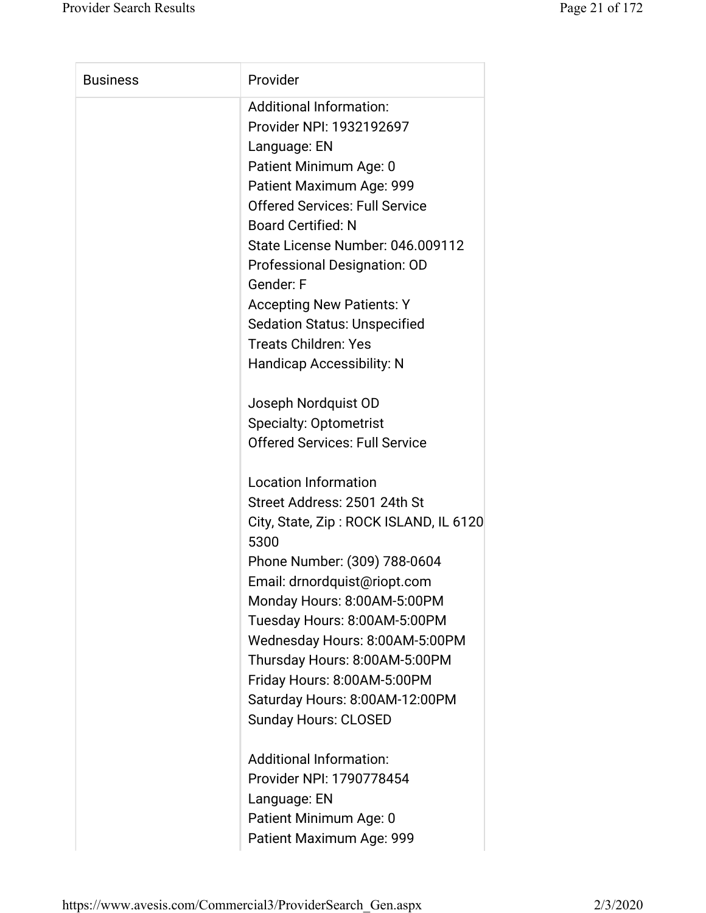| Business | Provider |
| --- | --- |
| | Additional Information:<br>Provider NPI: 1932192697<br>Language: EN<br>Patient Minimum Age: 0<br>Patient Maximum Age: 999<br>Offered Services: Full Service<br>Board Certified: N<br>State License Number: 046.009112<br>Professional Designation: OD<br>Gender: F<br>Accepting New Patients: Y<br>Sedation Status: Unspecified<br>Treats Children: Yes<br>Handicap Accessibility: N<br><br>Joseph Nordquist OD<br>Specialty: Optometrist<br>Offered Services: Full Service<br><br>Location Information<br>Street Address: 2501 24th St<br>City, State, Zip : ROCK ISLAND, IL 6120 5300<br>Phone Number: (309) 788-0604<br>Email: drnordquist@riopt.com<br>Monday Hours: 8:00AM-5:00PM<br>Tuesday Hours: 8:00AM-5:00PM<br>Wednesday Hours: 8:00AM-5:00PM<br>Thursday Hours: 8:00AM-5:00PM<br>Friday Hours: 8:00AM-5:00PM<br>Saturday Hours: 8:00AM-12:00PM<br>Sunday Hours: CLOSED<br><br>Additional Information:<br>Provider NPI: 1790778454<br>Language: EN<br>Patient Minimum Age: 0<br>Patient Maximum Age: 999 |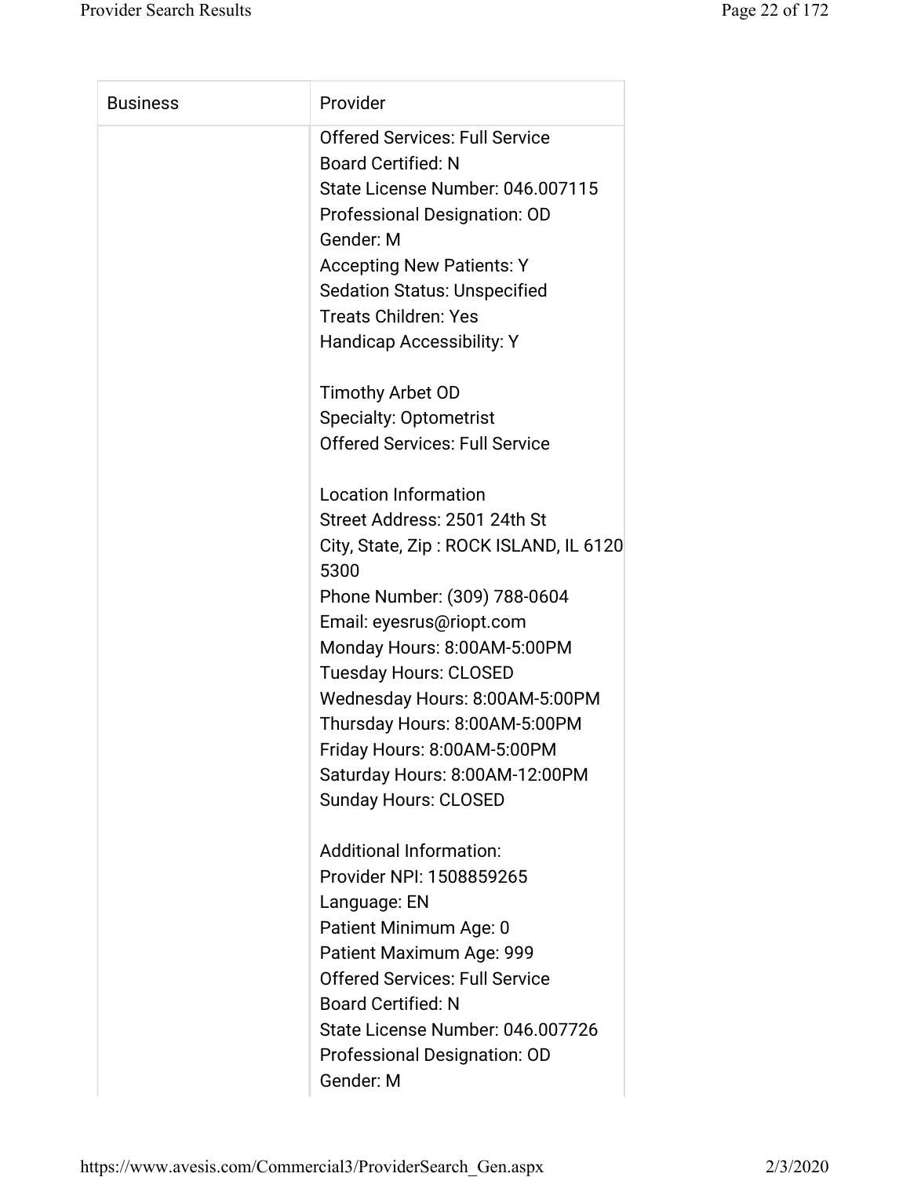| Business | Provider |
| --- | --- |
| | Offered Services: Full Service<br>Board Certified: N<br>State License Number: 046.007115<br>Professional Designation: OD<br>Gender: M<br>Accepting New Patients: Y<br>Sedation Status: Unspecified<br>Treats Children: Yes<br>Handicap Accessibility: Y<br><br>Timothy Arbet OD<br>Specialty: Optometrist<br>Offered Services: Full Service<br><br>Location Information<br>Street Address: 2501 24th St<br>City, State, Zip : ROCK ISLAND, IL 61205300<br>Phone Number: (309) 788-0604<br>Email: eyesrus@riopt.com<br>Monday Hours: 8:00AM-5:00PM<br>Tuesday Hours: CLOSED<br>Wednesday Hours: 8:00AM-5:00PM<br>Thursday Hours: 8:00AM-5:00PM<br>Friday Hours: 8:00AM-5:00PM<br>Saturday Hours: 8:00AM-12:00PM<br>Sunday Hours: CLOSED<br><br>Additional Information:<br>Provider NPI: 1508859265<br>Language: EN<br>Patient Minimum Age: 0<br>Patient Maximum Age: 999<br>Offered Services: Full Service<br>Board Certified: N<br>State License Number: 046.007726<br>Professional Designation: OD<br>Gender: M |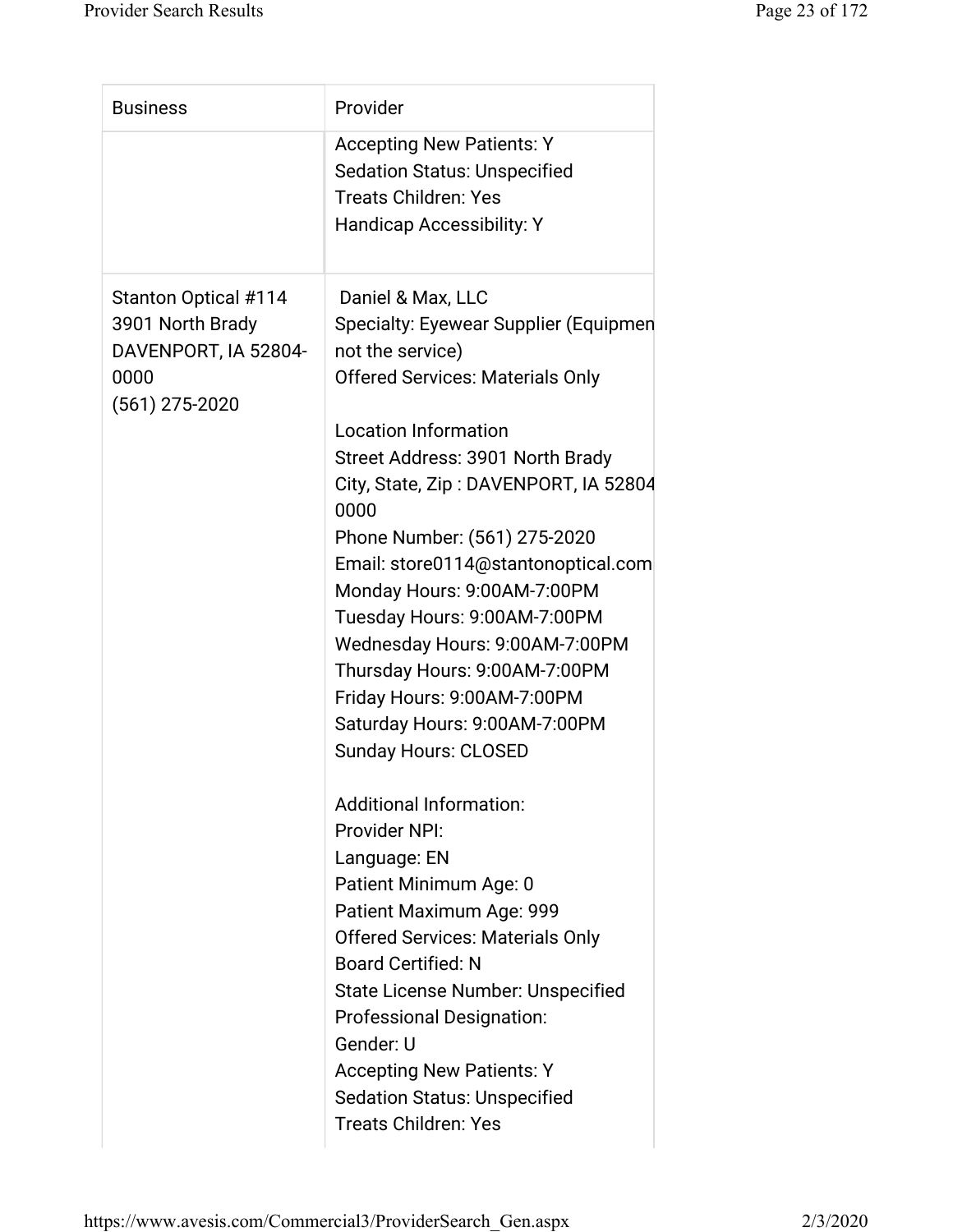| Business | Provider |
| --- | --- |
| | Accepting New Patients: Y<br>Sedation Status: Unspecified<br>Treats Children: Yes<br>Handicap Accessibility: Y |
| Stanton Optical #114<br>3901 North Brady<br>DAVENPORT, IA 52804-0000<br>(561) 275-2020 | Daniel & Max, LLC<br>Specialty: Eyewear Supplier (Equipmen not the service)<br>Offered Services: Materials Only<br><br>Location Information<br>Street Address: 3901 North Brady<br>City, State, Zip : DAVENPORT, IA 52804 0000<br>Phone Number: (561) 275-2020<br>Email: store0114@stantonoptical.com<br>Monday Hours: 9:00AM-7:00PM<br>Tuesday Hours: 9:00AM-7:00PM<br>Wednesday Hours: 9:00AM-7:00PM<br>Thursday Hours: 9:00AM-7:00PM<br>Friday Hours: 9:00AM-7:00PM<br>Saturday Hours: 9:00AM-7:00PM<br>Sunday Hours: CLOSED<br><br>Additional Information:<br>Provider NPI:<br>Language: EN<br>Patient Minimum Age: 0<br>Patient Maximum Age: 999<br>Offered Services: Materials Only<br>Board Certified: N<br>State License Number: Unspecified<br>Professional Designation:<br>Gender: U<br>Accepting New Patients: Y<br>Sedation Status: Unspecified<br>Treats Children: Yes |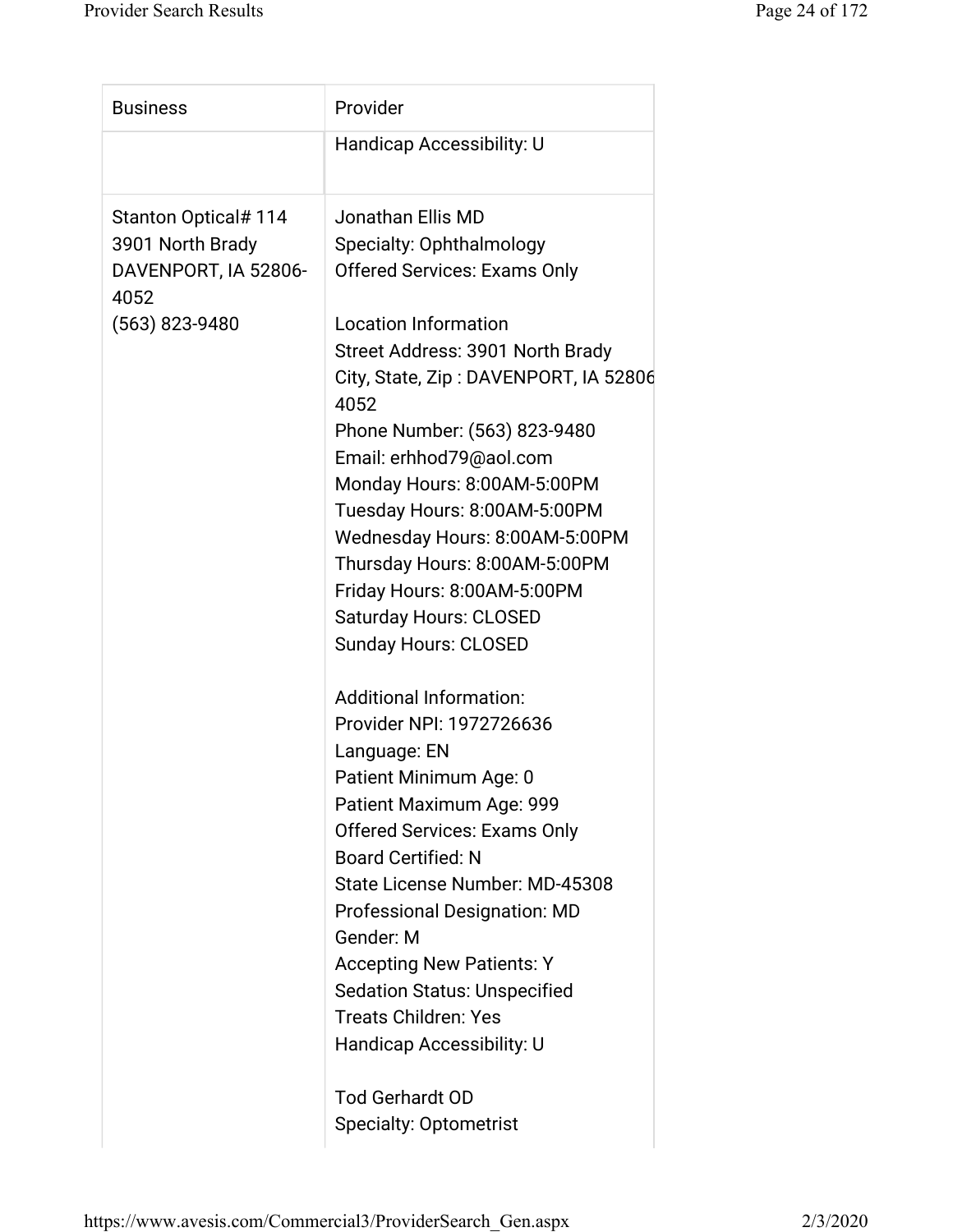| Business | Provider |
| --- | --- |
| | Handicap Accessibility: U |
| Stanton Optical# 114<br>3901 North Brady<br>DAVENPORT, IA 52806-4052<br>(563) 823-9480 | Jonathan Ellis MD<br>Specialty: Ophthalmology<br>Offered Services: Exams Only<br><br>Location Information<br>Street Address: 3901 North Brady<br>City, State, Zip : DAVENPORT, IA 52806-4052<br>Phone Number: (563) 823-9480<br>Email: erhhod79@aol.com<br>Monday Hours: 8:00AM-5:00PM<br>Tuesday Hours: 8:00AM-5:00PM<br>Wednesday Hours: 8:00AM-5:00PM<br>Thursday Hours: 8:00AM-5:00PM<br>Friday Hours: 8:00AM-5:00PM<br>Saturday Hours: CLOSED<br>Sunday Hours: CLOSED<br><br>Additional Information:<br>Provider NPI: 1972726636<br>Language: EN<br>Patient Minimum Age: 0<br>Patient Maximum Age: 999<br>Offered Services: Exams Only<br>Board Certified: N<br>State License Number: MD-45308<br>Professional Designation: MD<br>Gender: M<br>Accepting New Patients: Y<br>Sedation Status: Unspecified<br>Treats Children: Yes<br>Handicap Accessibility: U<br><br>Tod Gerhardt OD<br>Specialty: Optometrist |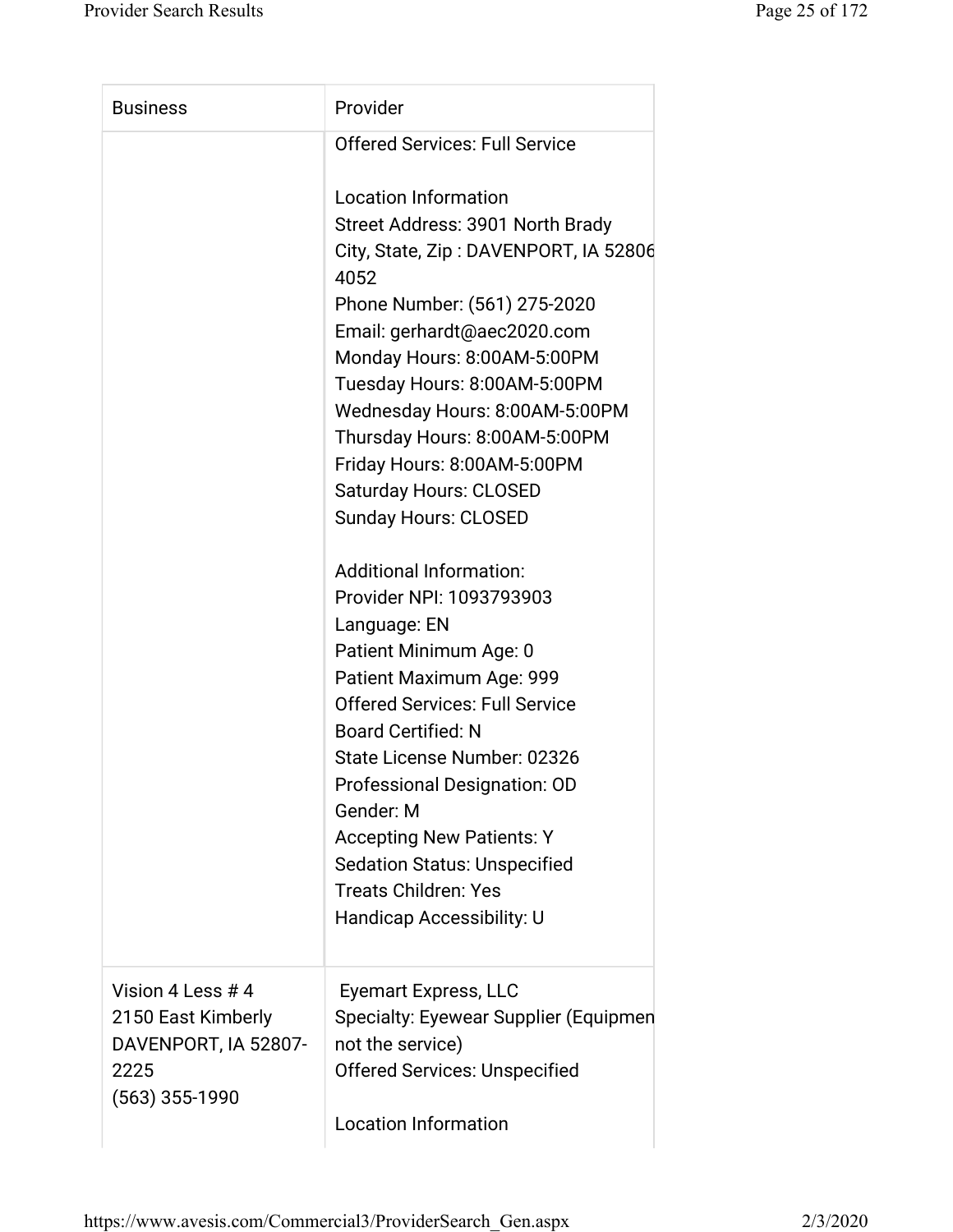| Business | Provider |
| --- | --- |
| | Offered Services: Full Service<br><br>Location Information<br>Street Address: 3901 North Brady<br>City, State, Zip : DAVENPORT, IA 52806 4052<br>Phone Number: (561) 275-2020<br>Email: gerhardt@aec2020.com<br>Monday Hours: 8:00AM-5:00PM<br>Tuesday Hours: 8:00AM-5:00PM<br>Wednesday Hours: 8:00AM-5:00PM<br>Thursday Hours: 8:00AM-5:00PM<br>Friday Hours: 8:00AM-5:00PM<br>Saturday Hours: CLOSED<br>Sunday Hours: CLOSED<br><br>Additional Information:<br>Provider NPI: 1093793903<br>Language: EN<br>Patient Minimum Age: 0<br>Patient Maximum Age: 999<br>Offered Services: Full Service<br>Board Certified: N<br>State License Number: 02326<br>Professional Designation: OD<br>Gender: M<br>Accepting New Patients: Y<br>Sedation Status: Unspecified<br>Treats Children: Yes<br>Handicap Accessibility: U |
| Vision 4 Less # 4<br>2150 East Kimberly<br>DAVENPORT, IA 52807-2225<br>(563) 355-1990 | Eyemart Express, LLC<br>Specialty: Eyewear Supplier (Equipment not the service)<br>Offered Services: Unspecified<br><br>Location Information |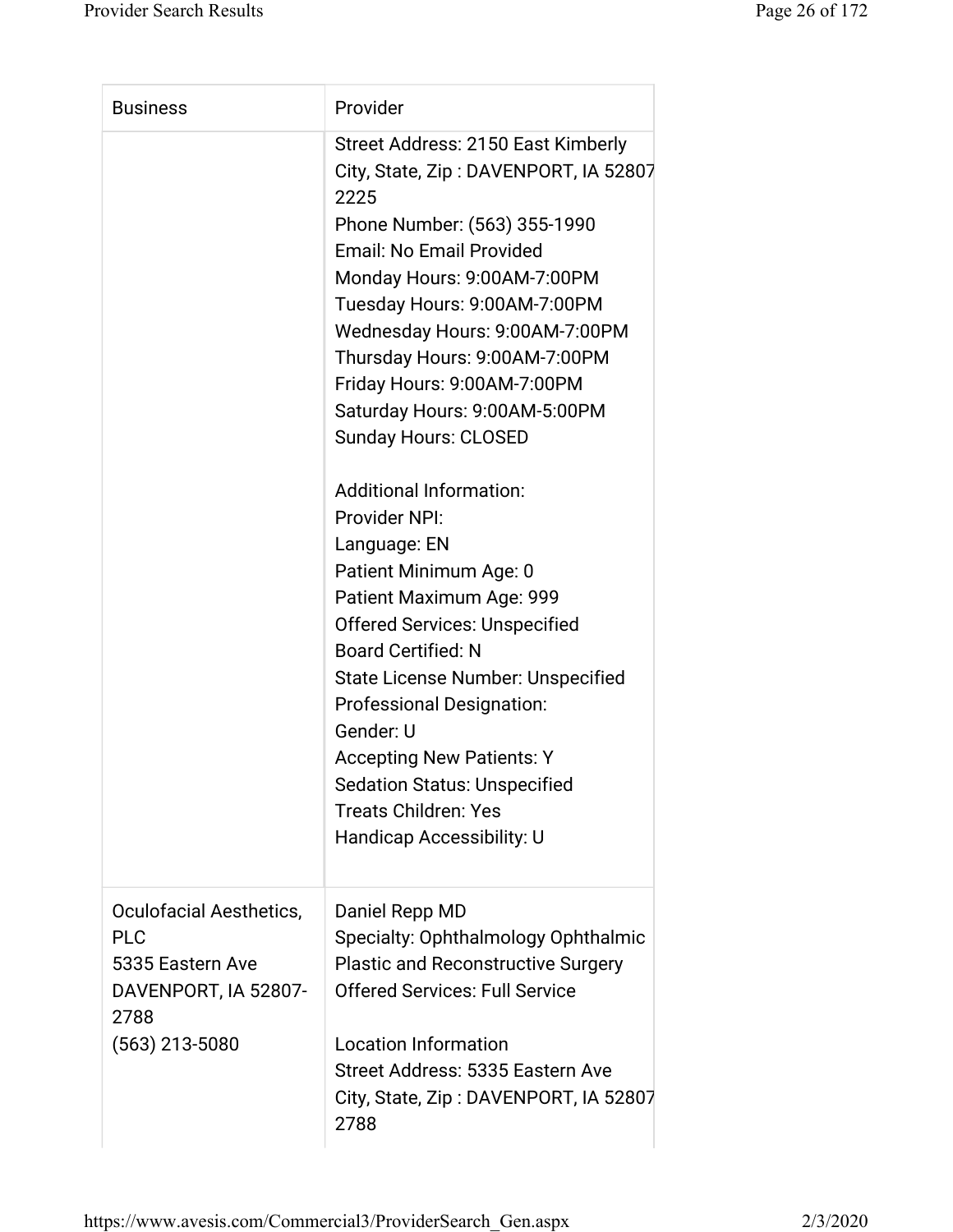| Business | Provider |
| --- | --- |
| | Street Address: 2150 East Kimberly<br>City, State, Zip : DAVENPORT, IA 52807 2225<br>Phone Number: (563) 355-1990<br>Email: No Email Provided<br>Monday Hours: 9:00AM-7:00PM<br>Tuesday Hours: 9:00AM-7:00PM<br>Wednesday Hours: 9:00AM-7:00PM<br>Thursday Hours: 9:00AM-7:00PM<br>Friday Hours: 9:00AM-7:00PM<br>Saturday Hours: 9:00AM-5:00PM<br>Sunday Hours: CLOSED<br><br>Additional Information:<br>Provider NPI:<br>Language: EN<br>Patient Minimum Age: 0<br>Patient Maximum Age: 999<br>Offered Services: Unspecified<br>Board Certified: N<br>State License Number: Unspecified<br>Professional Designation:<br>Gender: U<br>Accepting New Patients: Y<br>Sedation Status: Unspecified<br>Treats Children: Yes<br>Handicap Accessibility: U |
| Oculofacial Aesthetics, PLC<br>5335 Eastern Ave<br>DAVENPORT, IA 52807-2788<br>(563) 213-5080 | Daniel Repp MD<br>Specialty: Ophthalmology Ophthalmic Plastic and Reconstructive Surgery<br>Offered Services: Full Service<br><br>Location Information<br>Street Address: 5335 Eastern Ave<br>City, State, Zip : DAVENPORT, IA 52807 2788 |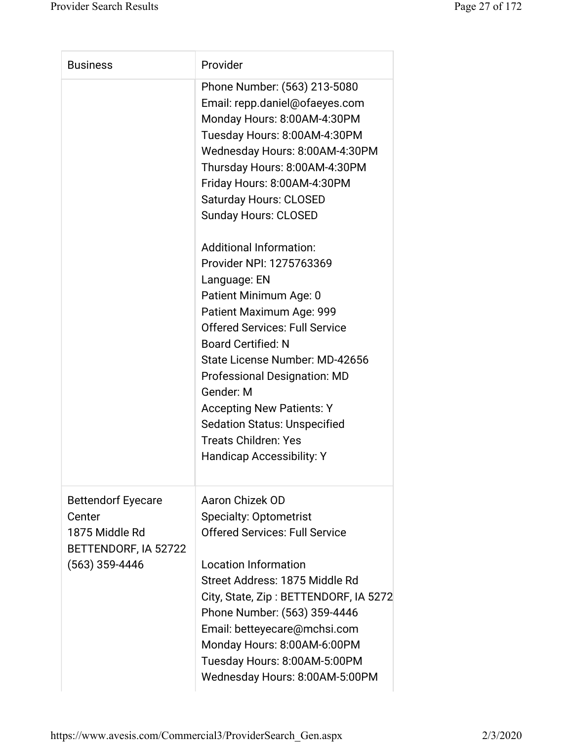| Business | Provider |
|---|---|
| | Phone Number: (563) 213-5080<br>Email: repp.daniel@ofaeyes.com<br>Monday Hours: 8:00AM-4:30PM<br>Tuesday Hours: 8:00AM-4:30PM<br>Wednesday Hours: 8:00AM-4:30PM<br>Thursday Hours: 8:00AM-4:30PM<br>Friday Hours: 8:00AM-4:30PM<br>Saturday Hours: CLOSED<br>Sunday Hours: CLOSED<br><br>Additional Information:<br>Provider NPI: 1275763369<br>Language: EN<br>Patient Minimum Age: 0<br>Patient Maximum Age: 999<br>Offered Services: Full Service<br>Board Certified: N<br>State License Number: MD-42656<br>Professional Designation: MD<br>Gender: M<br>Accepting New Patients: Y<br>Sedation Status: Unspecified<br>Treats Children: Yes<br>Handicap Accessibility: Y |
| Bettendorf Eyecare Center<br>1875 Middle Rd<br>BETTENDORF, IA 52722<br>(563) 359-4446 | Aaron Chizek OD<br>Specialty: Optometrist<br>Offered Services: Full Service<br><br>Location Information<br>Street Address: 1875 Middle Rd<br>City, State, Zip : BETTENDORF, IA 5272<br>Phone Number: (563) 359-4446<br>Email: betteyecare@mchsi.com<br>Monday Hours: 8:00AM-6:00PM<br>Tuesday Hours: 8:00AM-5:00PM<br>Wednesday Hours: 8:00AM-5:00PM |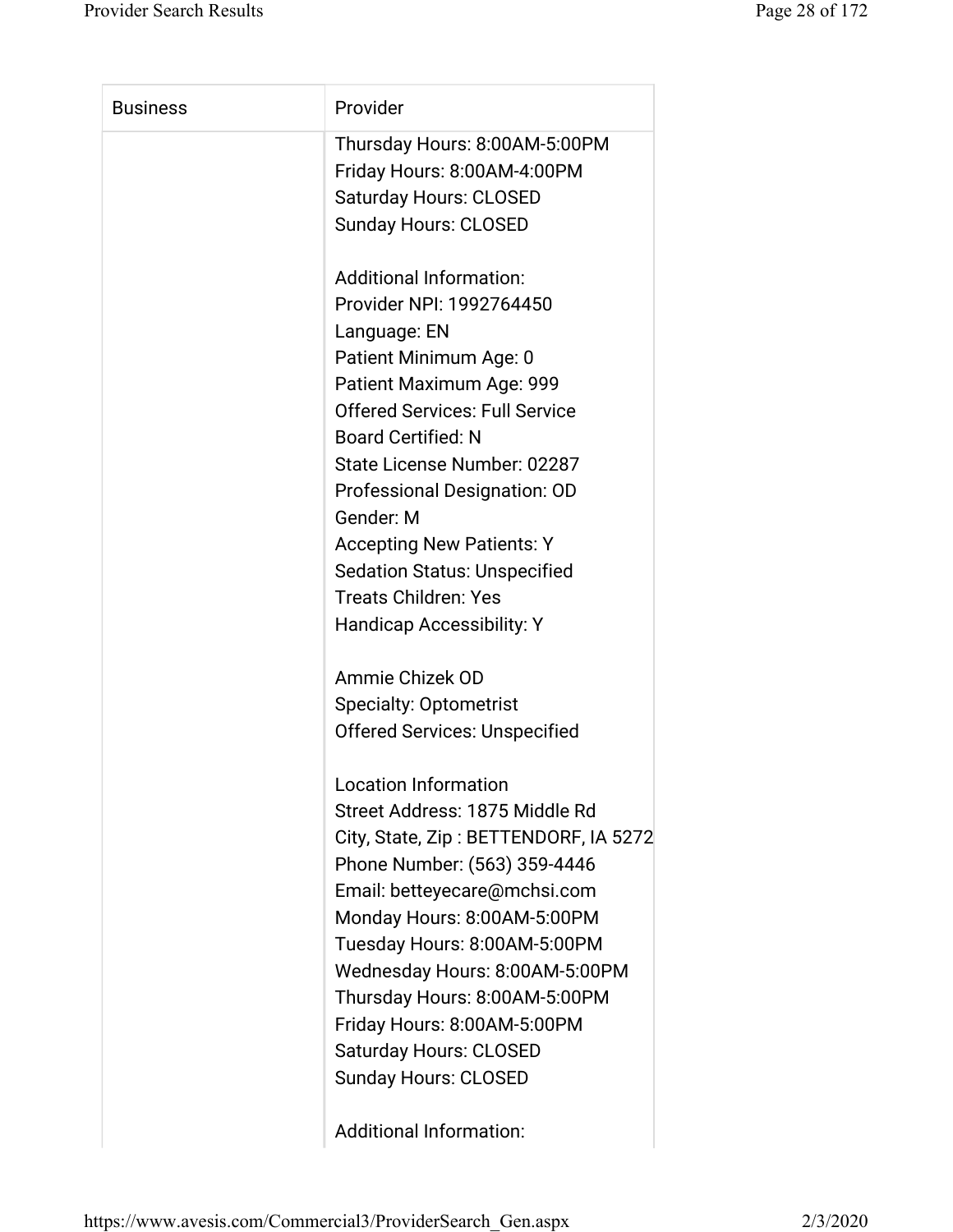| Business | Provider |
| --- | --- |
| | Thursday Hours: 8:00AM-5:00PM<br>Friday Hours: 8:00AM-4:00PM<br>Saturday Hours: CLOSED<br>Sunday Hours: CLOSED<br><br>Additional Information:<br>Provider NPI: 1992764450<br>Language: EN<br>Patient Minimum Age: 0<br>Patient Maximum Age: 999<br>Offered Services: Full Service<br>Board Certified: N<br>State License Number: 02287<br>Professional Designation: OD<br>Gender: M<br>Accepting New Patients: Y<br>Sedation Status: Unspecified<br>Treats Children: Yes<br>Handicap Accessibility: Y<br><br>Ammie Chizek OD<br>Specialty: Optometrist<br>Offered Services: Unspecified<br><br>Location Information<br>Street Address: 1875 Middle Rd<br>City, State, Zip : BETTENDORF, IA 5272<br>Phone Number: (563) 359-4446<br>Email: betteyecare@mchsi.com<br>Monday Hours: 8:00AM-5:00PM<br>Tuesday Hours: 8:00AM-5:00PM<br>Wednesday Hours: 8:00AM-5:00PM<br>Thursday Hours: 8:00AM-5:00PM<br>Friday Hours: 8:00AM-5:00PM<br>Saturday Hours: CLOSED<br>Sunday Hours: CLOSED<br><br>Additional Information: |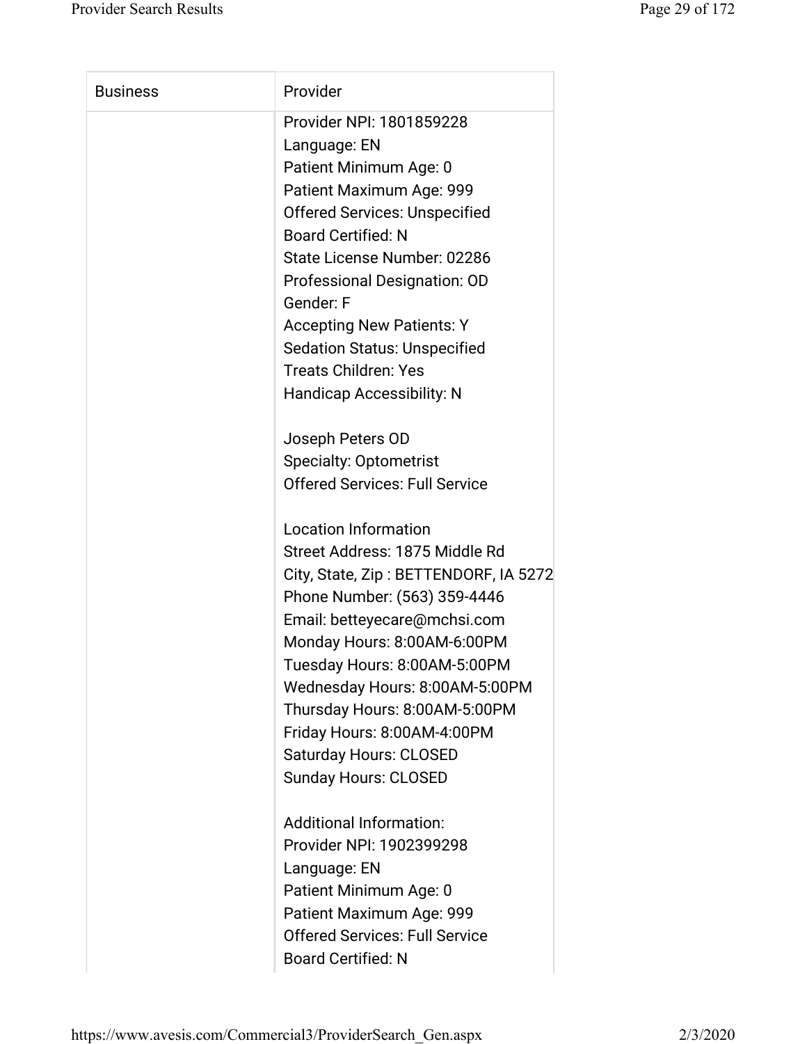| Business | Provider |
|---|---|
| | Provider NPI: 1801859228<br>Language: EN<br>Patient Minimum Age: 0<br>Patient Maximum Age: 999<br>Offered Services: Unspecified<br>Board Certified: N<br>State License Number: 02286<br>Professional Designation: OD<br>Gender: F<br>Accepting New Patients: Y<br>Sedation Status: Unspecified<br>Treats Children: Yes<br>Handicap Accessibility: N<br><br>Joseph Peters OD<br>Specialty: Optometrist<br>Offered Services: Full Service<br><br>Location Information<br>Street Address: 1875 Middle Rd<br>City, State, Zip : BETTENDORF, IA 5272<br>Phone Number: (563) 359-4446<br>Email: betteyecare@mchsi.com<br>Monday Hours: 8:00AM-6:00PM<br>Tuesday Hours: 8:00AM-5:00PM<br>Wednesday Hours: 8:00AM-5:00PM<br>Thursday Hours: 8:00AM-5:00PM<br>Friday Hours: 8:00AM-4:00PM<br>Saturday Hours: CLOSED<br>Sunday Hours: CLOSED<br><br>Additional Information:<br>Provider NPI: 1902399298<br>Language: EN<br>Patient Minimum Age: 0<br>Patient Maximum Age: 999<br>Offered Services: Full Service<br>Board Certified: N |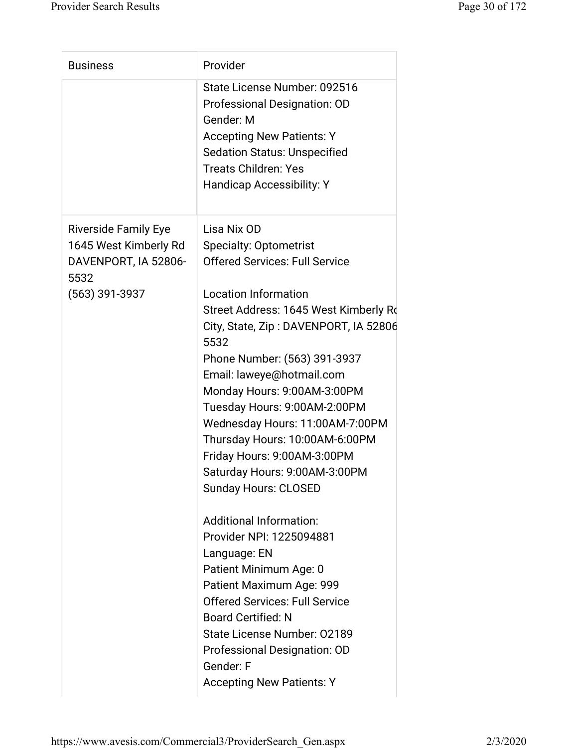| Business | Provider |
| --- | --- |
| | State License Number: 092516<br>Professional Designation: OD<br>Gender: M<br>Accepting New Patients: Y<br>Sedation Status: Unspecified<br>Treats Children: Yes<br>Handicap Accessibility: Y |
| Riverside Family Eye<br>1645 West Kimberly Rd<br>DAVENPORT, IA 52806-5532<br>(563) 391-3937 | Lisa Nix OD<br>Specialty: Optometrist<br>Offered Services: Full Service<br><br>Location Information<br>Street Address: 1645 West Kimberly Rd<br>City, State, Zip : DAVENPORT, IA 52806-5532<br>Phone Number: (563) 391-3937<br>Email: laweye@hotmail.com<br>Monday Hours: 9:00AM-3:00PM<br>Tuesday Hours: 9:00AM-2:00PM<br>Wednesday Hours: 11:00AM-7:00PM<br>Thursday Hours: 10:00AM-6:00PM<br>Friday Hours: 9:00AM-3:00PM<br>Saturday Hours: 9:00AM-3:00PM<br>Sunday Hours: CLOSED<br><br>Additional Information:<br>Provider NPI: 1225094881<br>Language: EN<br>Patient Minimum Age: 0<br>Patient Maximum Age: 999<br>Offered Services: Full Service<br>Board Certified: N<br>State License Number: O2189<br>Professional Designation: OD<br>Gender: F<br>Accepting New Patients: Y |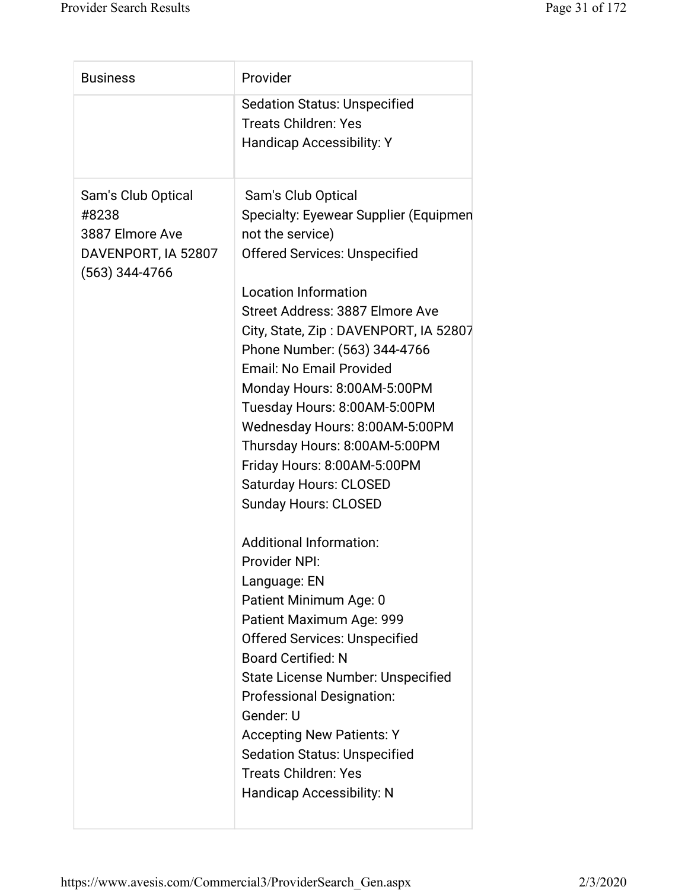| Business | Provider |
| --- | --- |
| | Sedation Status: Unspecified<br>Treats Children: Yes<br>Handicap Accessibility: Y |
| Sam's Club Optical #8238<br>3887 Elmore Ave<br>DAVENPORT, IA 52807<br>(563) 344-4766 | Sam's Club Optical<br>Specialty: Eyewear Supplier (Equipmen not the service)<br>Offered Services: Unspecified<br><br>Location Information<br>Street Address: 3887 Elmore Ave<br>City, State, Zip : DAVENPORT, IA 52807<br>Phone Number: (563) 344-4766<br>Email: No Email Provided<br>Monday Hours: 8:00AM-5:00PM<br>Tuesday Hours: 8:00AM-5:00PM<br>Wednesday Hours: 8:00AM-5:00PM<br>Thursday Hours: 8:00AM-5:00PM<br>Friday Hours: 8:00AM-5:00PM<br>Saturday Hours: CLOSED<br>Sunday Hours: CLOSED<br><br>Additional Information:<br>Provider NPI:<br>Language: EN<br>Patient Minimum Age: 0<br>Patient Maximum Age: 999<br>Offered Services: Unspecified<br>Board Certified: N<br>State License Number: Unspecified<br>Professional Designation:<br>Gender: U<br>Accepting New Patients: Y<br>Sedation Status: Unspecified<br>Treats Children: Yes<br>Handicap Accessibility: N |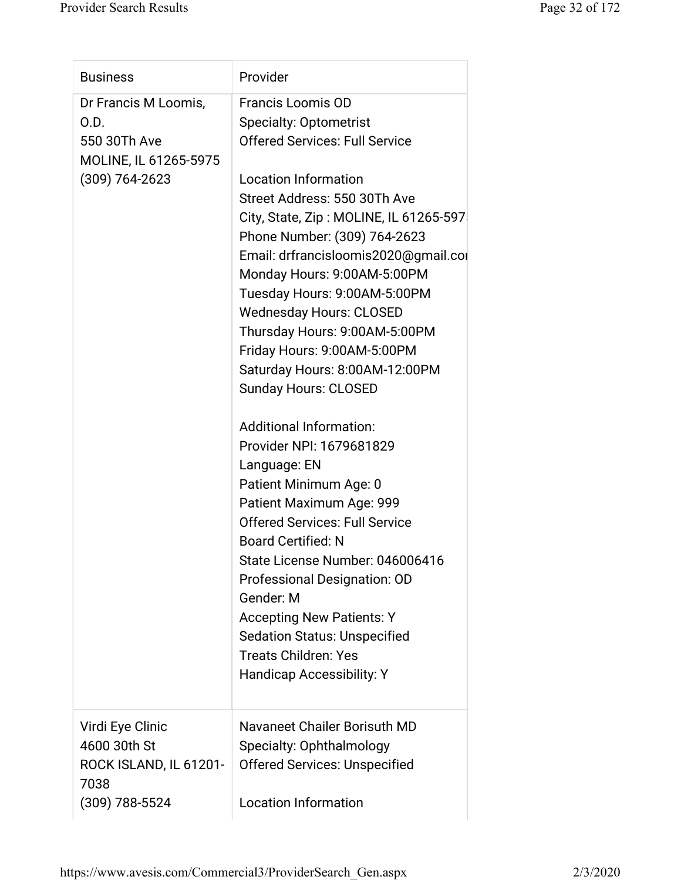| Business | Provider |
|---|---|
| Dr Francis M Loomis, O.D.<br>550 30Th Ave<br>MOLINE, IL 61265-5975<br>(309) 764-2623 | Francis Loomis OD<br>Specialty: Optometrist<br>Offered Services: Full Service<br><br>Location Information<br>Street Address: 550 30Th Ave<br>City, State, Zip : MOLINE, IL 61265-597<br>Phone Number: (309) 764-2623<br>Email: drfrancisloomis2020@gmail.co<br>Monday Hours: 9:00AM-5:00PM<br>Tuesday Hours: 9:00AM-5:00PM<br>Wednesday Hours: CLOSED<br>Thursday Hours: 9:00AM-5:00PM<br>Friday Hours: 9:00AM-5:00PM<br>Saturday Hours: 8:00AM-12:00PM<br>Sunday Hours: CLOSED<br><br>Additional Information:<br>Provider NPI: 1679681829<br>Language: EN<br>Patient Minimum Age: 0<br>Patient Maximum Age: 999<br>Offered Services: Full Service<br>Board Certified: N<br>State License Number: 046006416<br>Professional Designation: OD<br>Gender: M<br>Accepting New Patients: Y<br>Sedation Status: Unspecified<br>Treats Children: Yes<br>Handicap Accessibility: Y |
| Virdi Eye Clinic<br>4600 30th St<br>ROCK ISLAND, IL 61201-7038<br>(309) 788-5524 | Navaneet Chailer Borisuth MD<br>Specialty: Ophthalmology<br>Offered Services: Unspecified<br><br>Location Information |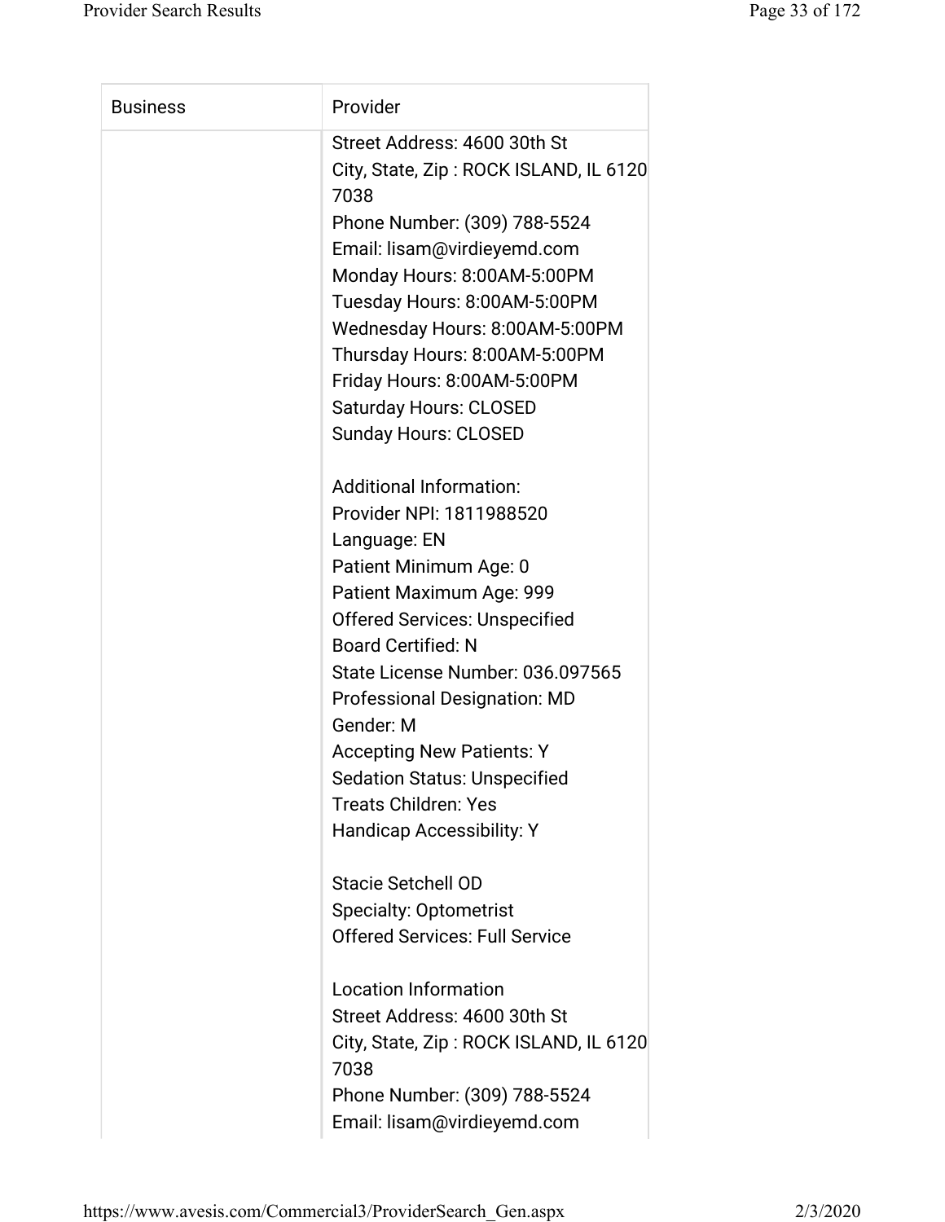| Business | Provider |
| --- | --- |
| | Street Address: 4600 30th St<br>City, State, Zip : ROCK ISLAND, IL 61207038<br>Phone Number: (309) 788-5524<br>Email: lisam@virdieyemd.com<br>Monday Hours: 8:00AM-5:00PM<br>Tuesday Hours: 8:00AM-5:00PM<br>Wednesday Hours: 8:00AM-5:00PM<br>Thursday Hours: 8:00AM-5:00PM<br>Friday Hours: 8:00AM-5:00PM<br>Saturday Hours: CLOSED<br>Sunday Hours: CLOSED<br><br>Additional Information:<br>Provider NPI: 1811988520<br>Language: EN<br>Patient Minimum Age: 0<br>Patient Maximum Age: 999<br>Offered Services: Unspecified<br>Board Certified: N<br>State License Number: 036.097565<br>Professional Designation: MD<br>Gender: M<br>Accepting New Patients: Y<br>Sedation Status: Unspecified<br>Treats Children: Yes<br>Handicap Accessibility: Y<br><br>Stacie Setchell OD<br>Specialty: Optometrist<br>Offered Services: Full Service<br><br>Location Information<br>Street Address: 4600 30th St<br>City, State, Zip : ROCK ISLAND, IL 61207038<br>Phone Number: (309) 788-5524<br>Email: lisam@virdieyemd.com |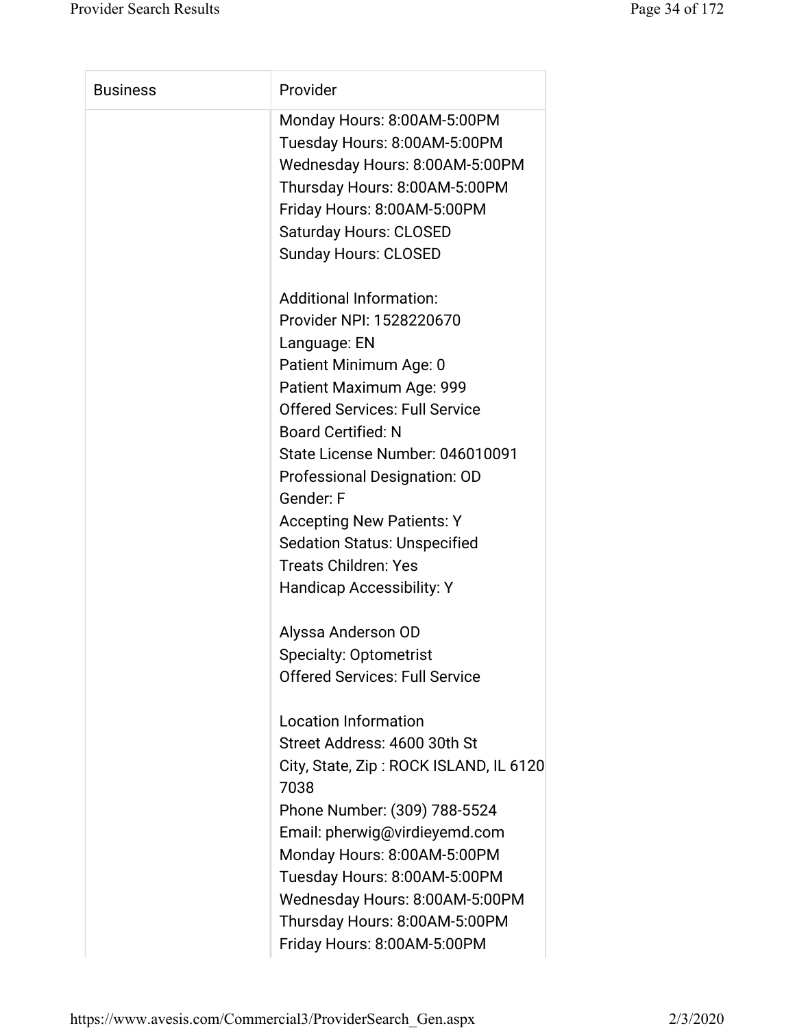| Business | Provider |
| --- | --- |
| | Monday Hours: 8:00AM-5:00PM<br>Tuesday Hours: 8:00AM-5:00PM<br>Wednesday Hours: 8:00AM-5:00PM<br>Thursday Hours: 8:00AM-5:00PM<br>Friday Hours: 8:00AM-5:00PM<br>Saturday Hours: CLOSED<br>Sunday Hours: CLOSED<br><br>Additional Information:<br>Provider NPI: 1528220670<br>Language: EN<br>Patient Minimum Age: 0<br>Patient Maximum Age: 999<br>Offered Services: Full Service<br>Board Certified: N<br>State License Number: 046010091<br>Professional Designation: OD<br>Gender: F<br>Accepting New Patients: Y<br>Sedation Status: Unspecified<br>Treats Children: Yes<br>Handicap Accessibility: Y<br><br>Alyssa Anderson OD<br>Specialty: Optometrist<br>Offered Services: Full Service<br><br>Location Information<br>Street Address: 4600 30th St<br>City, State, Zip : ROCK ISLAND, IL 61207038<br>Phone Number: (309) 788-5524<br>Email: pherwig@virdieyemd.com<br>Monday Hours: 8:00AM-5:00PM<br>Tuesday Hours: 8:00AM-5:00PM<br>Wednesday Hours: 8:00AM-5:00PM<br>Thursday Hours: 8:00AM-5:00PM<br>Friday Hours: 8:00AM-5:00PM |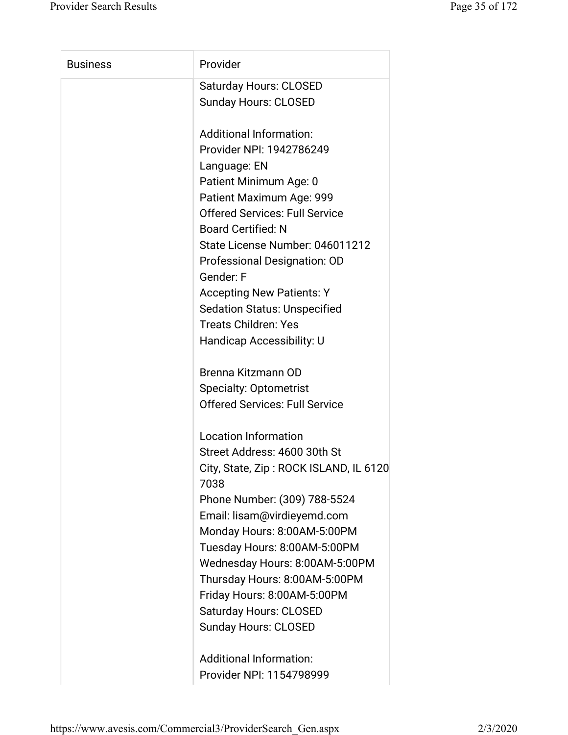| Business | Provider |
| --- | --- |
| | Saturday Hours: CLOSED<br>Sunday Hours: CLOSED<br><br>Additional Information:<br>Provider NPI: 1942786249<br>Language: EN<br>Patient Minimum Age: 0<br>Patient Maximum Age: 999<br>Offered Services: Full Service<br>Board Certified: N<br>State License Number: 046011212<br>Professional Designation: OD<br>Gender: F<br>Accepting New Patients: Y<br>Sedation Status: Unspecified<br>Treats Children: Yes<br>Handicap Accessibility: U<br><br>Brenna Kitzmann OD<br>Specialty: Optometrist<br>Offered Services: Full Service<br><br>Location Information<br>Street Address: 4600 30th St<br>City, State, Zip : ROCK ISLAND, IL 6120 7038<br>Phone Number: (309) 788-5524<br>Email: lisam@virdieyemd.com<br>Monday Hours: 8:00AM-5:00PM<br>Tuesday Hours: 8:00AM-5:00PM<br>Wednesday Hours: 8:00AM-5:00PM<br>Thursday Hours: 8:00AM-5:00PM<br>Friday Hours: 8:00AM-5:00PM<br>Saturday Hours: CLOSED<br>Sunday Hours: CLOSED<br><br>Additional Information:<br>Provider NPI: 1154798999 |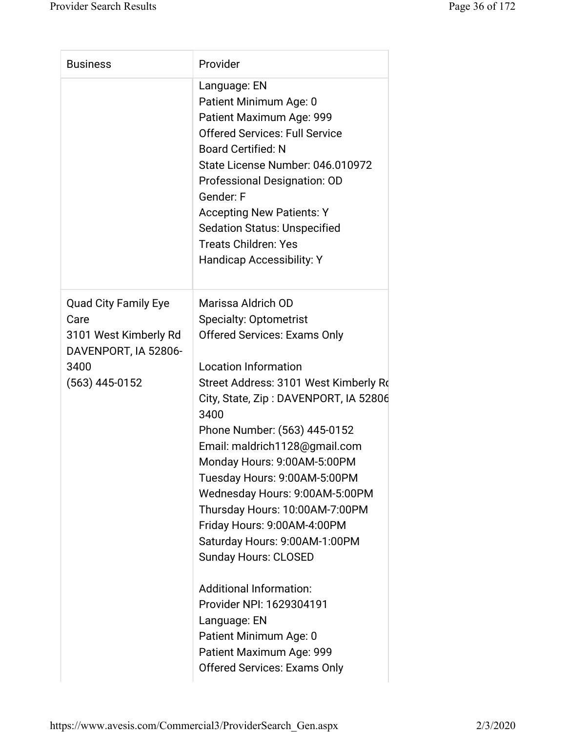| Business | Provider |
|---|---|
| | Language: EN<br>Patient Minimum Age: 0<br>Patient Maximum Age: 999<br>Offered Services: Full Service<br>Board Certified: N<br>State License Number: 046.010972<br>Professional Designation: OD<br>Gender: F<br>Accepting New Patients: Y<br>Sedation Status: Unspecified<br>Treats Children: Yes<br>Handicap Accessibility: Y |
| Quad City Family Eye Care<br>3101 West Kimberly Rd<br>DAVENPORT, IA 52806-3400<br>(563) 445-0152 | Marissa Aldrich OD<br>Specialty: Optometrist<br>Offered Services: Exams Only<br><br>Location Information<br>Street Address: 3101 West Kimberly Rd<br>City, State, Zip : DAVENPORT, IA 52806-3400<br>Phone Number: (563) 445-0152<br>Email: maldrich1128@gmail.com<br>Monday Hours: 9:00AM-5:00PM<br>Tuesday Hours: 9:00AM-5:00PM<br>Wednesday Hours: 9:00AM-5:00PM<br>Thursday Hours: 10:00AM-7:00PM<br>Friday Hours: 9:00AM-4:00PM<br>Saturday Hours: 9:00AM-1:00PM<br>Sunday Hours: CLOSED<br><br>Additional Information:<br>Provider NPI: 1629304191<br>Language: EN<br>Patient Minimum Age: 0<br>Patient Maximum Age: 999<br>Offered Services: Exams Only |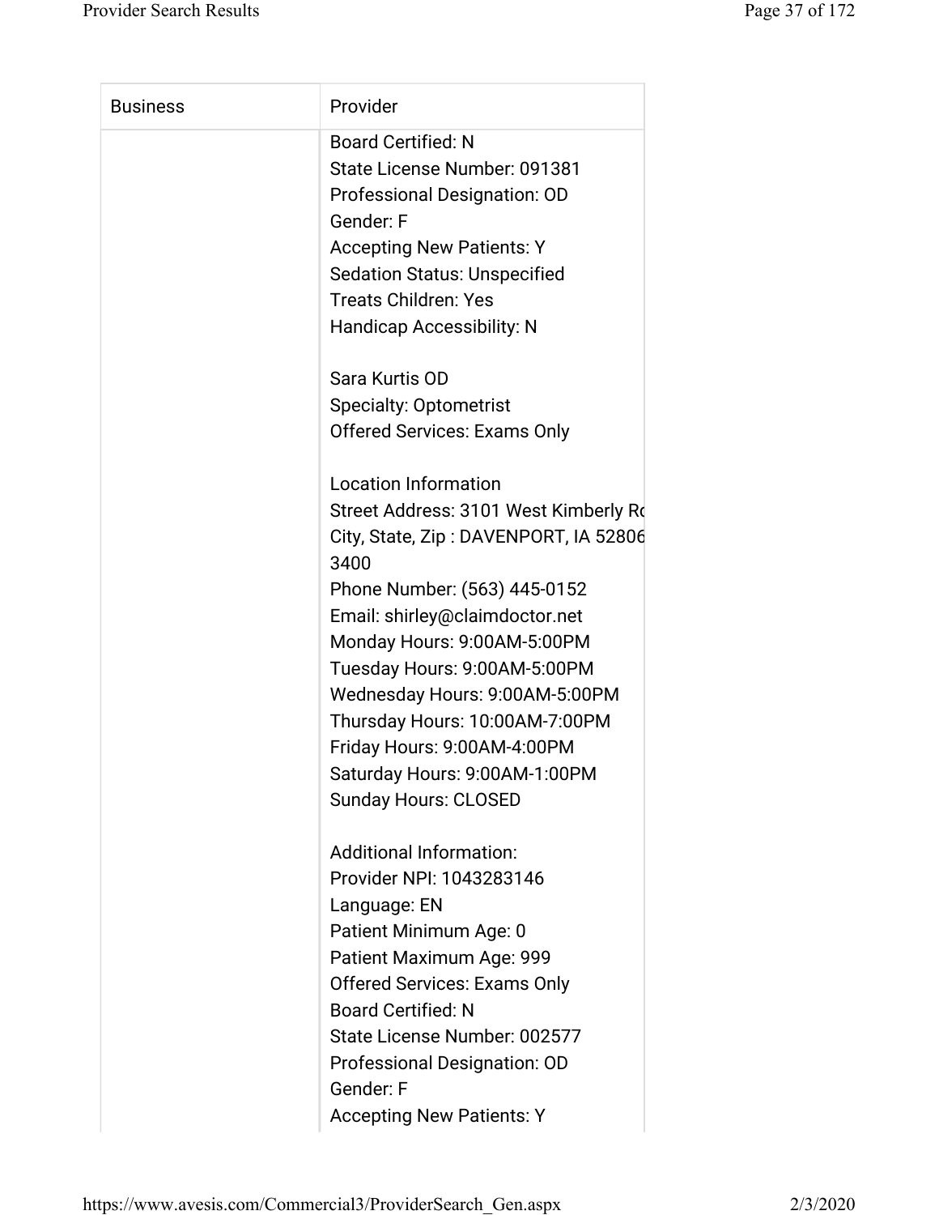| Business | Provider |
| --- | --- |
| | Board Certified: N<br>State License Number: 091381<br>Professional Designation: OD<br>Gender: F<br>Accepting New Patients: Y<br>Sedation Status: Unspecified<br>Treats Children: Yes<br>Handicap Accessibility: N<br><br>Sara Kurtis OD<br>Specialty: Optometrist<br>Offered Services: Exams Only<br><br>Location Information<br>Street Address: 3101 West Kimberly Rd<br>City, State, Zip : DAVENPORT, IA 52806<br>3400<br>Phone Number: (563) 445-0152<br>Email: shirley@claimdoctor.net<br>Monday Hours: 9:00AM-5:00PM<br>Tuesday Hours: 9:00AM-5:00PM<br>Wednesday Hours: 9:00AM-5:00PM<br>Thursday Hours: 10:00AM-7:00PM<br>Friday Hours: 9:00AM-4:00PM<br>Saturday Hours: 9:00AM-1:00PM<br>Sunday Hours: CLOSED<br><br>Additional Information:<br>Provider NPI: 1043283146<br>Language: EN<br>Patient Minimum Age: 0<br>Patient Maximum Age: 999<br>Offered Services: Exams Only<br>Board Certified: N<br>State License Number: 002577<br>Professional Designation: OD<br>Gender: F<br>Accepting New Patients: Y |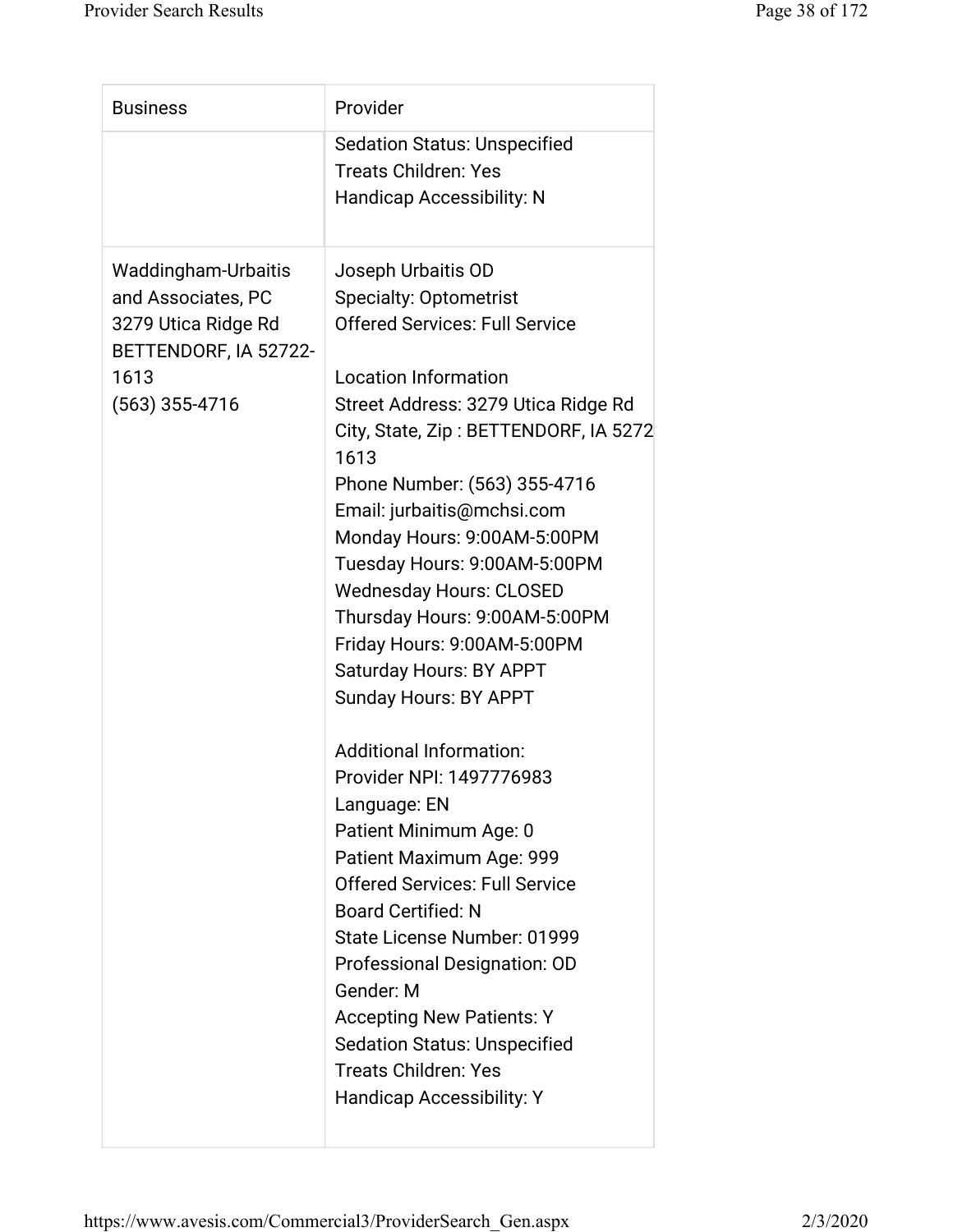| Business | Provider |
|---|---|
| | Sedation Status: Unspecified<br>Treats Children: Yes<br>Handicap Accessibility: N |
| Waddingham-Urbaitis and Associates, PC<br>3279 Utica Ridge Rd<br>BETTENDORF, IA 52722-1613<br>(563) 355-4716 | Joseph Urbaitis OD<br>Specialty: Optometrist<br>Offered Services: Full Service<br><br>Location Information<br>Street Address: 3279 Utica Ridge Rd<br>City, State, Zip : BETTENDORF, IA 5272 1613<br>Phone Number: (563) 355-4716<br>Email: jurbaitis@mchsi.com<br>Monday Hours: 9:00AM-5:00PM<br>Tuesday Hours: 9:00AM-5:00PM<br>Wednesday Hours: CLOSED<br>Thursday Hours: 9:00AM-5:00PM<br>Friday Hours: 9:00AM-5:00PM<br>Saturday Hours: BY APPT<br>Sunday Hours: BY APPT<br><br>Additional Information:<br>Provider NPI: 1497776983<br>Language: EN<br>Patient Minimum Age: 0<br>Patient Maximum Age: 999<br>Offered Services: Full Service<br>Board Certified: N<br>State License Number: 01999<br>Professional Designation: OD<br>Gender: M<br>Accepting New Patients: Y<br>Sedation Status: Unspecified<br>Treats Children: Yes<br>Handicap Accessibility: Y |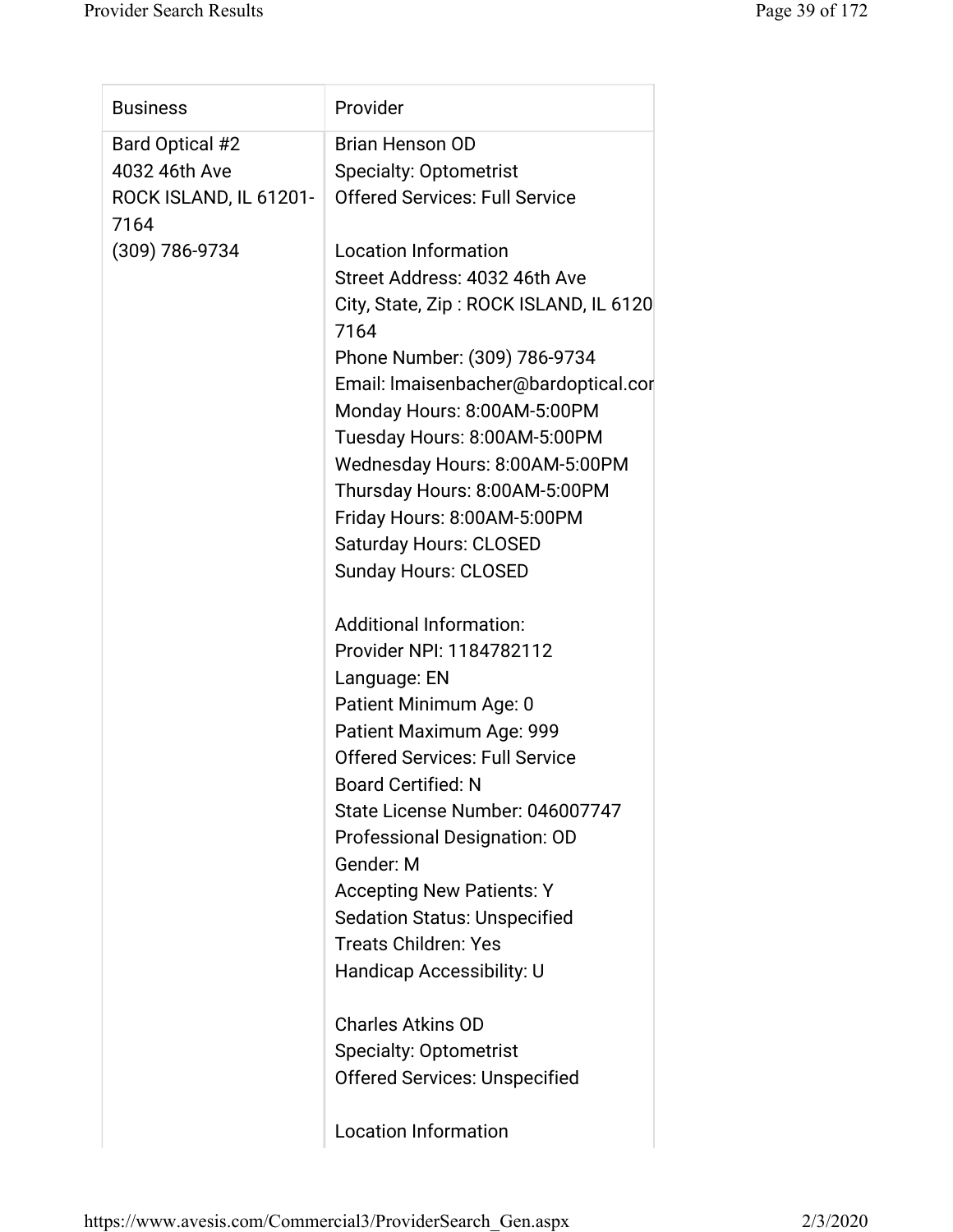| Business | Provider |
| --- | --- |
| Bard Optical #2<br>4032 46th Ave<br>ROCK ISLAND, IL 61201-7164<br>(309) 786-9734 | Brian Henson OD<br>Specialty: Optometrist<br>Offered Services: Full Service<br><br>Location Information<br>Street Address: 4032 46th Ave<br>City, State, Zip : ROCK ISLAND, IL 6120<br>7164<br>Phone Number: (309) 786-9734<br>Email: lmaisenbacher@bardoptical.cor<br>Monday Hours: 8:00AM-5:00PM<br>Tuesday Hours: 8:00AM-5:00PM<br>Wednesday Hours: 8:00AM-5:00PM<br>Thursday Hours: 8:00AM-5:00PM<br>Friday Hours: 8:00AM-5:00PM<br>Saturday Hours: CLOSED<br>Sunday Hours: CLOSED<br><br>Additional Information:<br>Provider NPI: 1184782112<br>Language: EN<br>Patient Minimum Age: 0<br>Patient Maximum Age: 999<br>Offered Services: Full Service<br>Board Certified: N<br>State License Number: 046007747<br>Professional Designation: OD<br>Gender: M<br>Accepting New Patients: Y<br>Sedation Status: Unspecified<br>Treats Children: Yes<br>Handicap Accessibility: U<br><br>Charles Atkins OD<br>Specialty: Optometrist<br>Offered Services: Unspecified<br><br>Location Information |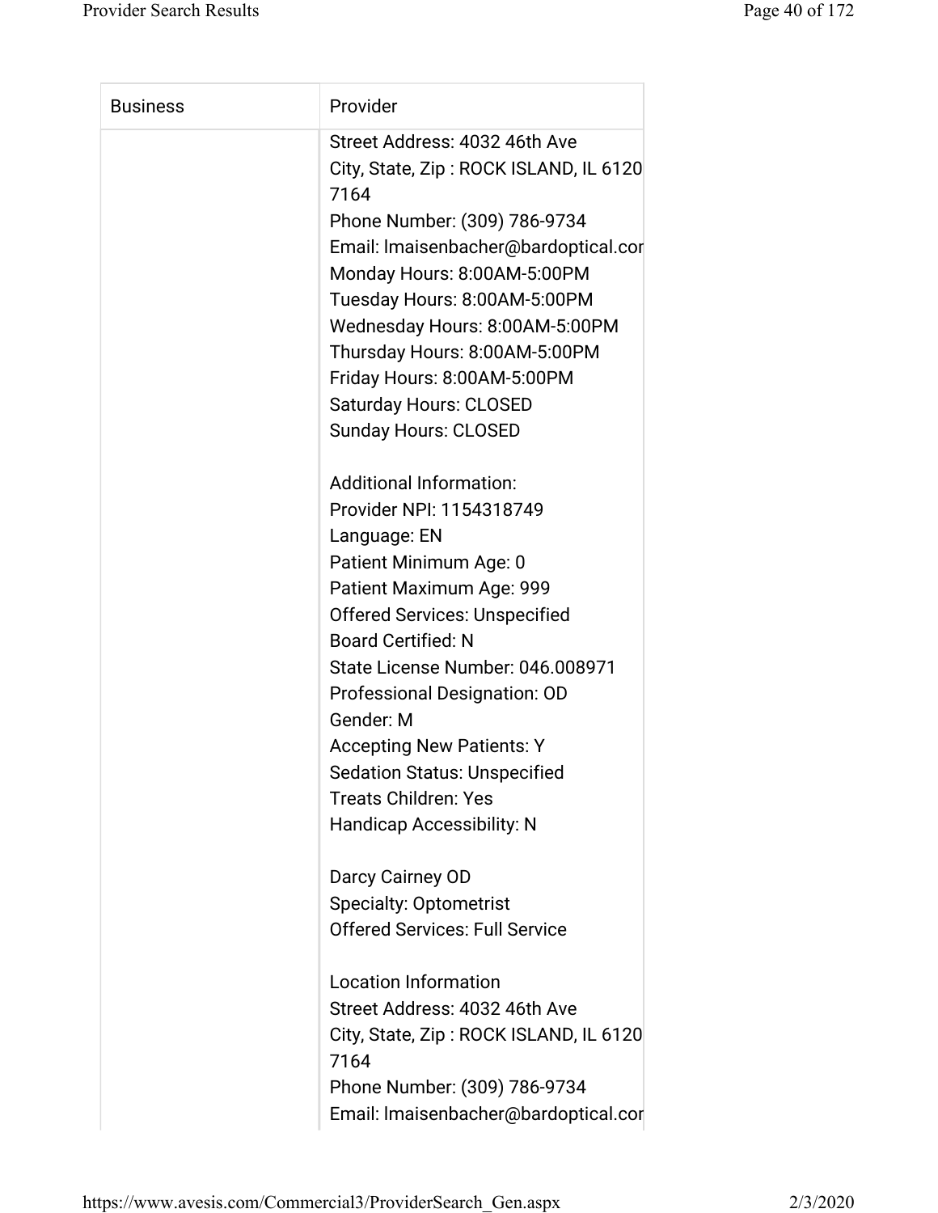| Business | Provider |
|---|---|
| | Street Address: 4032 46th Ave<br>City, State, Zip : ROCK ISLAND, IL 6120<br>7164<br>Phone Number: (309) 786-9734<br>Email: lmaisenbacher@bardoptical.cor<br>Monday Hours: 8:00AM-5:00PM<br>Tuesday Hours: 8:00AM-5:00PM<br>Wednesday Hours: 8:00AM-5:00PM<br>Thursday Hours: 8:00AM-5:00PM<br>Friday Hours: 8:00AM-5:00PM<br>Saturday Hours: CLOSED<br>Sunday Hours: CLOSED<br><br>Additional Information:<br>Provider NPI: 1154318749<br>Language: EN<br>Patient Minimum Age: 0<br>Patient Maximum Age: 999<br>Offered Services: Unspecified<br>Board Certified: N<br>State License Number: 046.008971<br>Professional Designation: OD<br>Gender: M<br>Accepting New Patients: Y<br>Sedation Status: Unspecified<br>Treats Children: Yes<br>Handicap Accessibility: N<br><br>Darcy Cairney OD<br>Specialty: Optometrist<br>Offered Services: Full Service<br><br>Location Information<br>Street Address: 4032 46th Ave<br>City, State, Zip : ROCK ISLAND, IL 6120<br>7164<br>Phone Number: (309) 786-9734<br>Email: lmaisenbacher@bardoptical.cor |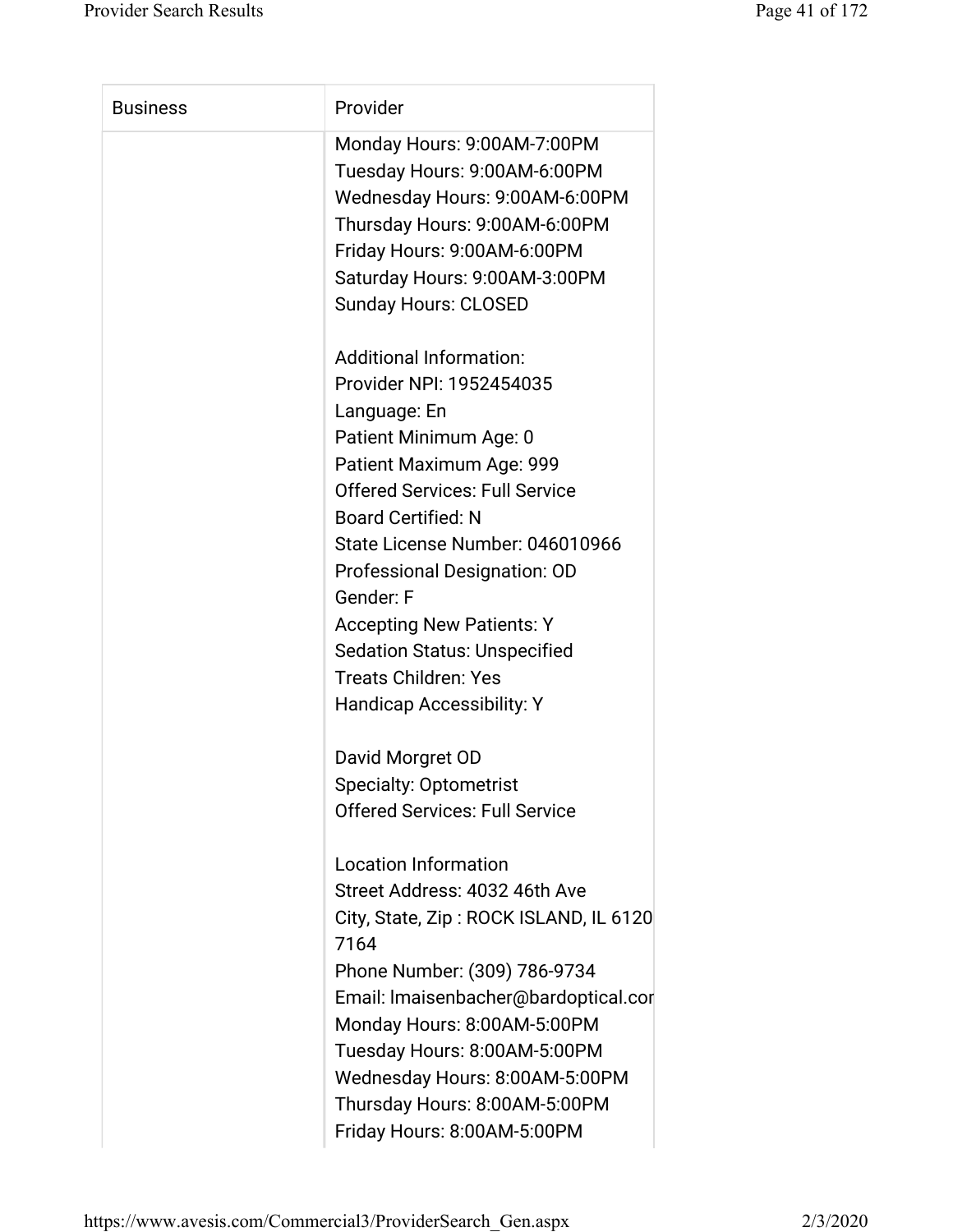| Business | Provider |
|---|---|
| | Monday Hours: 9:00AM-7:00PM<br>Tuesday Hours: 9:00AM-6:00PM<br>Wednesday Hours: 9:00AM-6:00PM<br>Thursday Hours: 9:00AM-6:00PM<br>Friday Hours: 9:00AM-6:00PM<br>Saturday Hours: 9:00AM-3:00PM<br>Sunday Hours: CLOSED<br><br>Additional Information:<br>Provider NPI: 1952454035<br>Language: En<br>Patient Minimum Age: 0<br>Patient Maximum Age: 999<br>Offered Services: Full Service<br>Board Certified: N<br>State License Number: 046010966<br>Professional Designation: OD<br>Gender: F<br>Accepting New Patients: Y<br>Sedation Status: Unspecified<br>Treats Children: Yes<br>Handicap Accessibility: Y<br><br>David Morgret OD<br>Specialty: Optometrist<br>Offered Services: Full Service<br><br>Location Information<br>Street Address: 4032 46th Ave<br>City, State, Zip : ROCK ISLAND, IL 6120 7164<br>Phone Number: (309) 786-9734<br>Email: lmaisenbacher@bardoptical.cor<br>Monday Hours: 8:00AM-5:00PM<br>Tuesday Hours: 8:00AM-5:00PM<br>Wednesday Hours: 8:00AM-5:00PM<br>Thursday Hours: 8:00AM-5:00PM<br>Friday Hours: 8:00AM-5:00PM |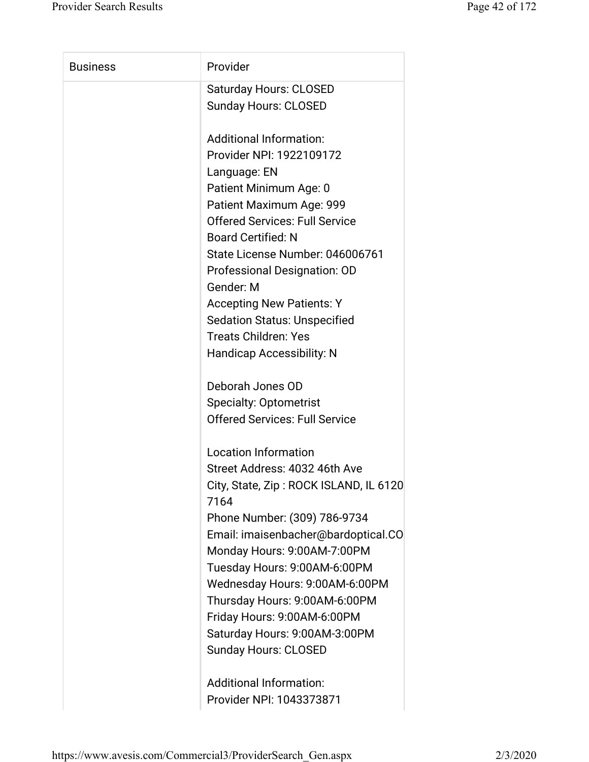| Business | Provider |
| --- | --- |
| | Saturday Hours: CLOSED<br>Sunday Hours: CLOSED<br><br>Additional Information:<br>Provider NPI: 1922109172<br>Language: EN<br>Patient Minimum Age: 0<br>Patient Maximum Age: 999<br>Offered Services: Full Service<br>Board Certified: N<br>State License Number: 046006761<br>Professional Designation: OD<br>Gender: M<br>Accepting New Patients: Y<br>Sedation Status: Unspecified<br>Treats Children: Yes<br>Handicap Accessibility: N<br><br>Deborah Jones OD<br>Specialty: Optometrist<br>Offered Services: Full Service<br><br>Location Information<br>Street Address: 4032 46th Ave<br>City, State, Zip : ROCK ISLAND, IL 6120 7164<br>Phone Number: (309) 786-9734<br>Email: imaisenbacher@bardoptical.CO<br>Monday Hours: 9:00AM-7:00PM<br>Tuesday Hours: 9:00AM-6:00PM<br>Wednesday Hours: 9:00AM-6:00PM<br>Thursday Hours: 9:00AM-6:00PM<br>Friday Hours: 9:00AM-6:00PM<br>Saturday Hours: 9:00AM-3:00PM<br>Sunday Hours: CLOSED<br><br>Additional Information:<br>Provider NPI: 1043373871 |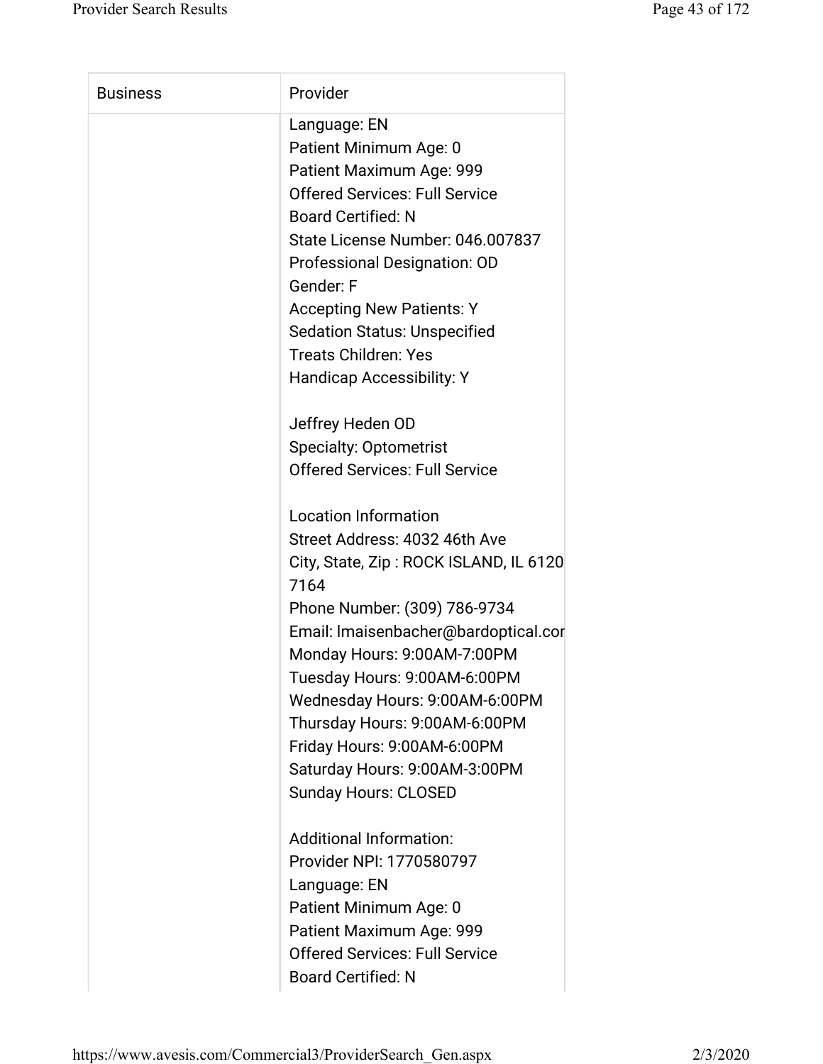| Business | Provider |
| --- | --- |
| | Language: EN<br>Patient Minimum Age: 0<br>Patient Maximum Age: 999<br>Offered Services: Full Service<br>Board Certified: N<br>State License Number: 046.007837<br>Professional Designation: OD<br>Gender: F<br>Accepting New Patients: Y<br>Sedation Status: Unspecified<br>Treats Children: Yes<br>Handicap Accessibility: Y<br><br>Jeffrey Heden OD<br>Specialty: Optometrist<br>Offered Services: Full Service<br><br>Location Information<br>Street Address: 4032 46th Ave<br>City, State, Zip : ROCK ISLAND, IL 6120<br>7164<br>Phone Number: (309) 786-9734<br>Email: lmaisenbacher@bardoptical.cor<br>Monday Hours: 9:00AM-7:00PM<br>Tuesday Hours: 9:00AM-6:00PM<br>Wednesday Hours: 9:00AM-6:00PM<br>Thursday Hours: 9:00AM-6:00PM<br>Friday Hours: 9:00AM-6:00PM<br>Saturday Hours: 9:00AM-3:00PM<br>Sunday Hours: CLOSED<br><br>Additional Information:<br>Provider NPI: 1770580797<br>Language: EN<br>Patient Minimum Age: 0<br>Patient Maximum Age: 999<br>Offered Services: Full Service<br>Board Certified: N |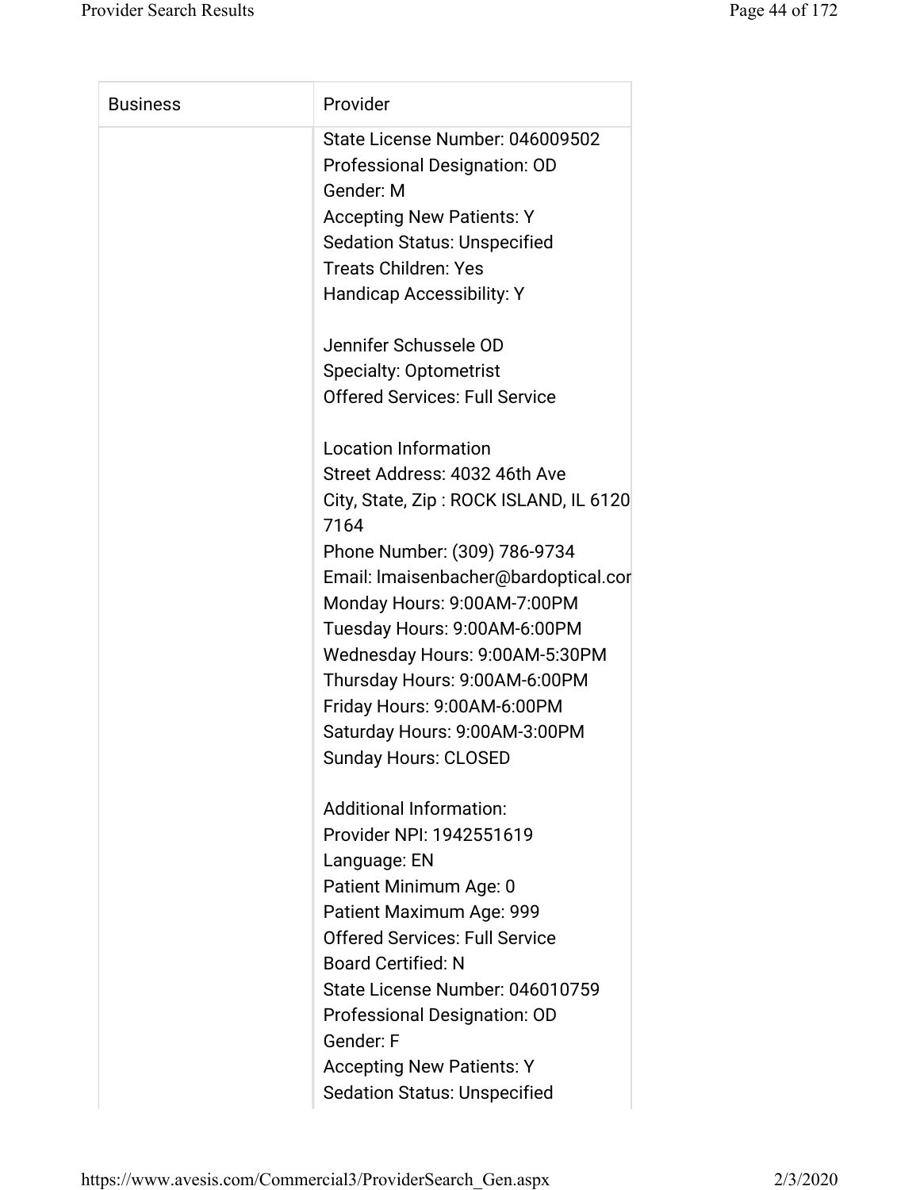| Business | Provider |
| --- | --- |
| | State License Number: 046009502<br>Professional Designation: OD<br>Gender: M<br>Accepting New Patients: Y<br>Sedation Status: Unspecified<br>Treats Children: Yes<br>Handicap Accessibility: Y<br><br>Jennifer Schussele OD<br>Specialty: Optometrist<br>Offered Services: Full Service<br><br>Location Information<br>Street Address: 4032 46th Ave<br>City, State, Zip : ROCK ISLAND, IL 6120 7164<br>Phone Number: (309) 786-9734<br>Email: lmaisenbacher@bardoptical.cor<br>Monday Hours: 9:00AM-7:00PM<br>Tuesday Hours: 9:00AM-6:00PM<br>Wednesday Hours: 9:00AM-5:30PM<br>Thursday Hours: 9:00AM-6:00PM<br>Friday Hours: 9:00AM-6:00PM<br>Saturday Hours: 9:00AM-3:00PM<br>Sunday Hours: CLOSED<br><br>Additional Information:<br>Provider NPI: 1942551619<br>Language: EN<br>Patient Minimum Age: 0<br>Patient Maximum Age: 999<br>Offered Services: Full Service<br>Board Certified: N<br>State License Number: 046010759<br>Professional Designation: OD<br>Gender: F<br>Accepting New Patients: Y<br>Sedation Status: Unspecified |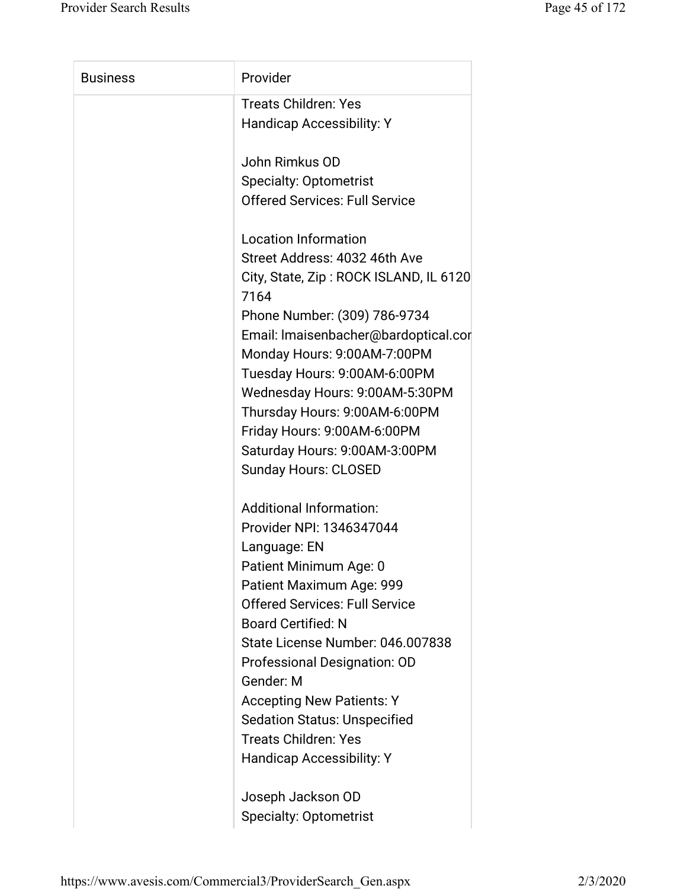| Business | Provider |
| --- | --- |
| | Treats Children: Yes<br>Handicap Accessibility: Y<br><br>John Rimkus OD<br>Specialty: Optometrist<br>Offered Services: Full Service<br><br>Location Information<br>Street Address: 4032 46th Ave<br>City, State, Zip : ROCK ISLAND, IL 6120<br>7164<br>Phone Number: (309) 786-9734<br>Email: lmaisenbacher@bardoptical.cor<br>Monday Hours: 9:00AM-7:00PM<br>Tuesday Hours: 9:00AM-6:00PM<br>Wednesday Hours: 9:00AM-5:30PM<br>Thursday Hours: 9:00AM-6:00PM<br>Friday Hours: 9:00AM-6:00PM<br>Saturday Hours: 9:00AM-3:00PM<br>Sunday Hours: CLOSED<br><br>Additional Information:<br>Provider NPI: 1346347044<br>Language: EN<br>Patient Minimum Age: 0<br>Patient Maximum Age: 999<br>Offered Services: Full Service<br>Board Certified: N<br>State License Number: 046.007838<br>Professional Designation: OD<br>Gender: M<br>Accepting New Patients: Y<br>Sedation Status: Unspecified<br>Treats Children: Yes<br>Handicap Accessibility: Y<br><br>Joseph Jackson OD<br>Specialty: Optometrist |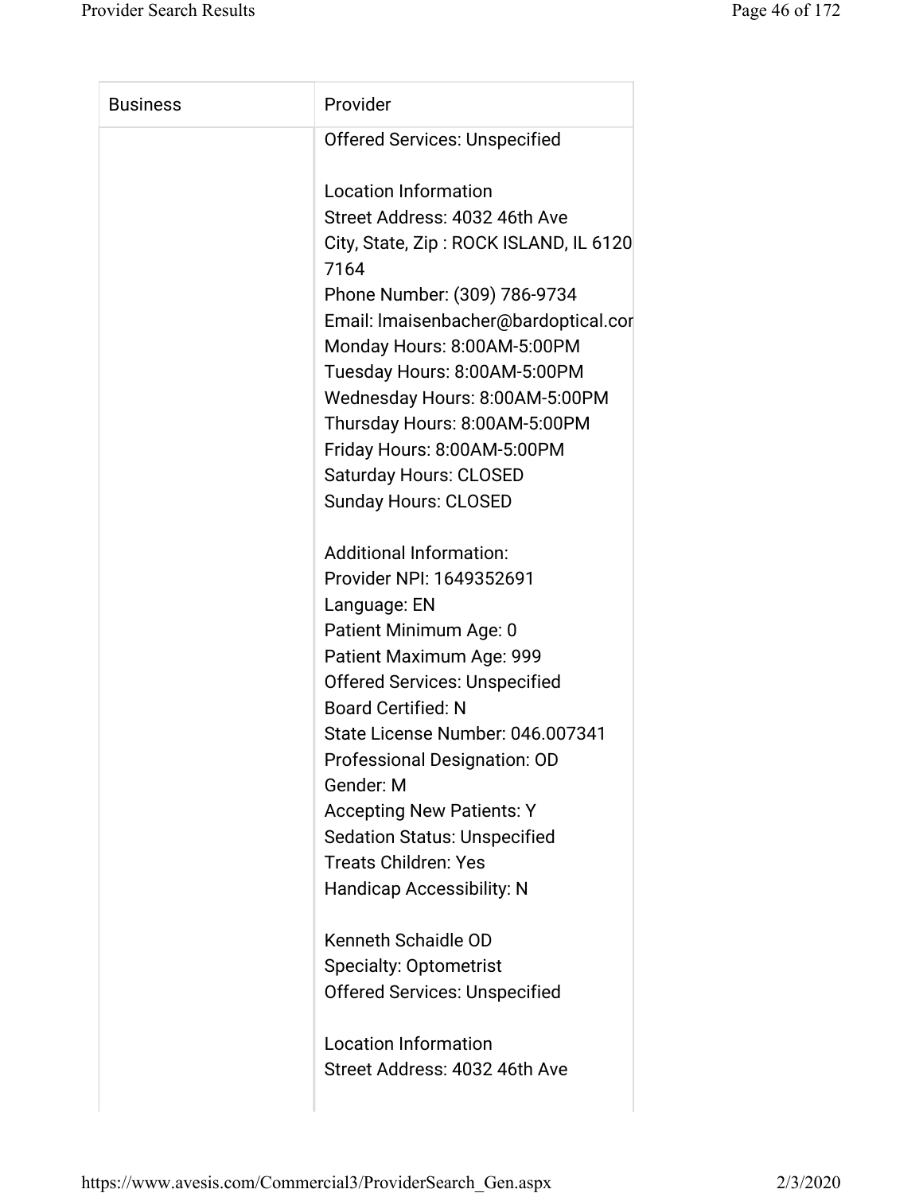| Business | Provider |
| --- | --- |
| | Offered Services: Unspecified<br><br>Location Information<br>Street Address: 4032 46th Ave<br>City, State, Zip : ROCK ISLAND, IL 6120 7164<br>Phone Number: (309) 786-9734<br>Email: lmaisenbacher@bardoptical.cor<br>Monday Hours: 8:00AM-5:00PM<br>Tuesday Hours: 8:00AM-5:00PM<br>Wednesday Hours: 8:00AM-5:00PM<br>Thursday Hours: 8:00AM-5:00PM<br>Friday Hours: 8:00AM-5:00PM<br>Saturday Hours: CLOSED<br>Sunday Hours: CLOSED<br><br>Additional Information:<br>Provider NPI: 1649352691<br>Language: EN<br>Patient Minimum Age: 0<br>Patient Maximum Age: 999<br>Offered Services: Unspecified<br>Board Certified: N<br>State License Number: 046.007341<br>Professional Designation: OD<br>Gender: M<br>Accepting New Patients: Y<br>Sedation Status: Unspecified<br>Treats Children: Yes<br>Handicap Accessibility: N<br><br>Kenneth Schaidle OD<br>Specialty: Optometrist<br>Offered Services: Unspecified<br><br>Location Information<br>Street Address: 4032 46th Ave |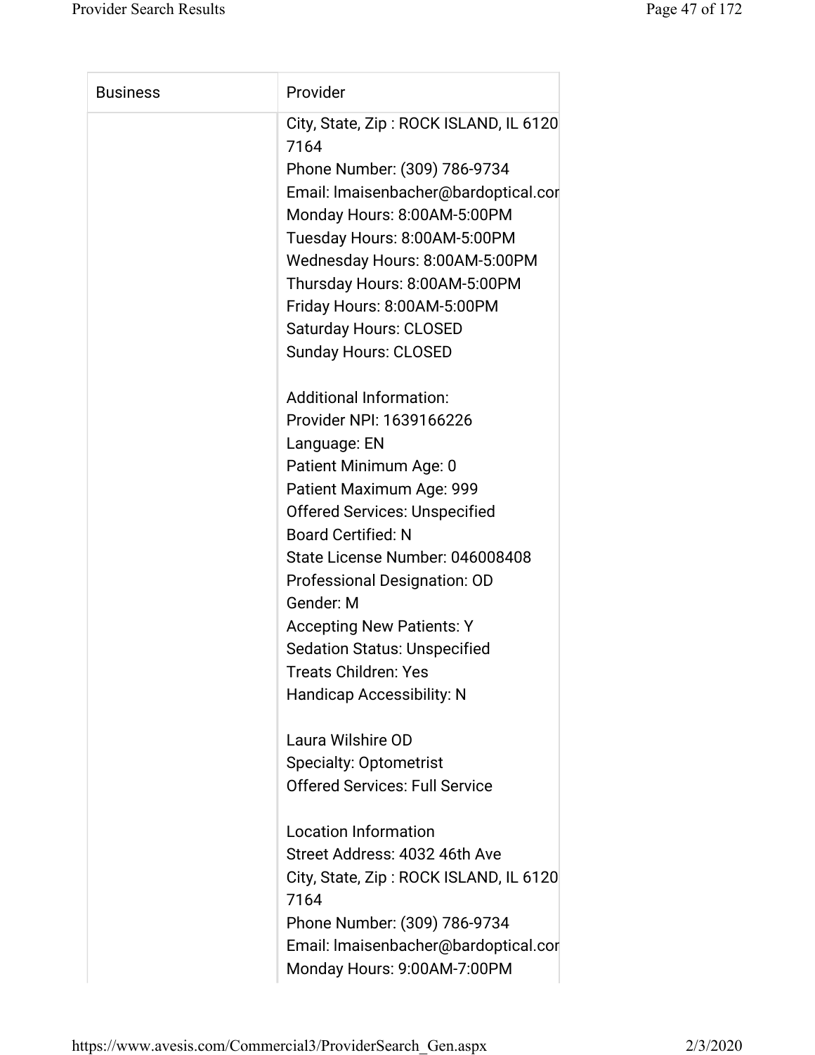| Business | Provider |
|---|---|
| | City, State, Zip : ROCK ISLAND, IL 6120 7164<br>Phone Number: (309) 786-9734<br>Email: lmaisenbacher@bardoptical.cor<br>Monday Hours: 8:00AM-5:00PM<br>Tuesday Hours: 8:00AM-5:00PM<br>Wednesday Hours: 8:00AM-5:00PM<br>Thursday Hours: 8:00AM-5:00PM<br>Friday Hours: 8:00AM-5:00PM<br>Saturday Hours: CLOSED<br>Sunday Hours: CLOSED<br><br>Additional Information:<br>Provider NPI: 1639166226<br>Language: EN<br>Patient Minimum Age: 0<br>Patient Maximum Age: 999<br>Offered Services: Unspecified<br>Board Certified: N<br>State License Number: 046008408<br>Professional Designation: OD<br>Gender: M<br>Accepting New Patients: Y<br>Sedation Status: Unspecified<br>Treats Children: Yes<br>Handicap Accessibility: N<br><br>Laura Wilshire OD<br>Specialty: Optometrist<br>Offered Services: Full Service<br><br>Location Information<br>Street Address: 4032 46th Ave<br>City, State, Zip : ROCK ISLAND, IL 6120 7164<br>Phone Number: (309) 786-9734<br>Email: lmaisenbacher@bardoptical.cor<br>Monday Hours: 9:00AM-7:00PM |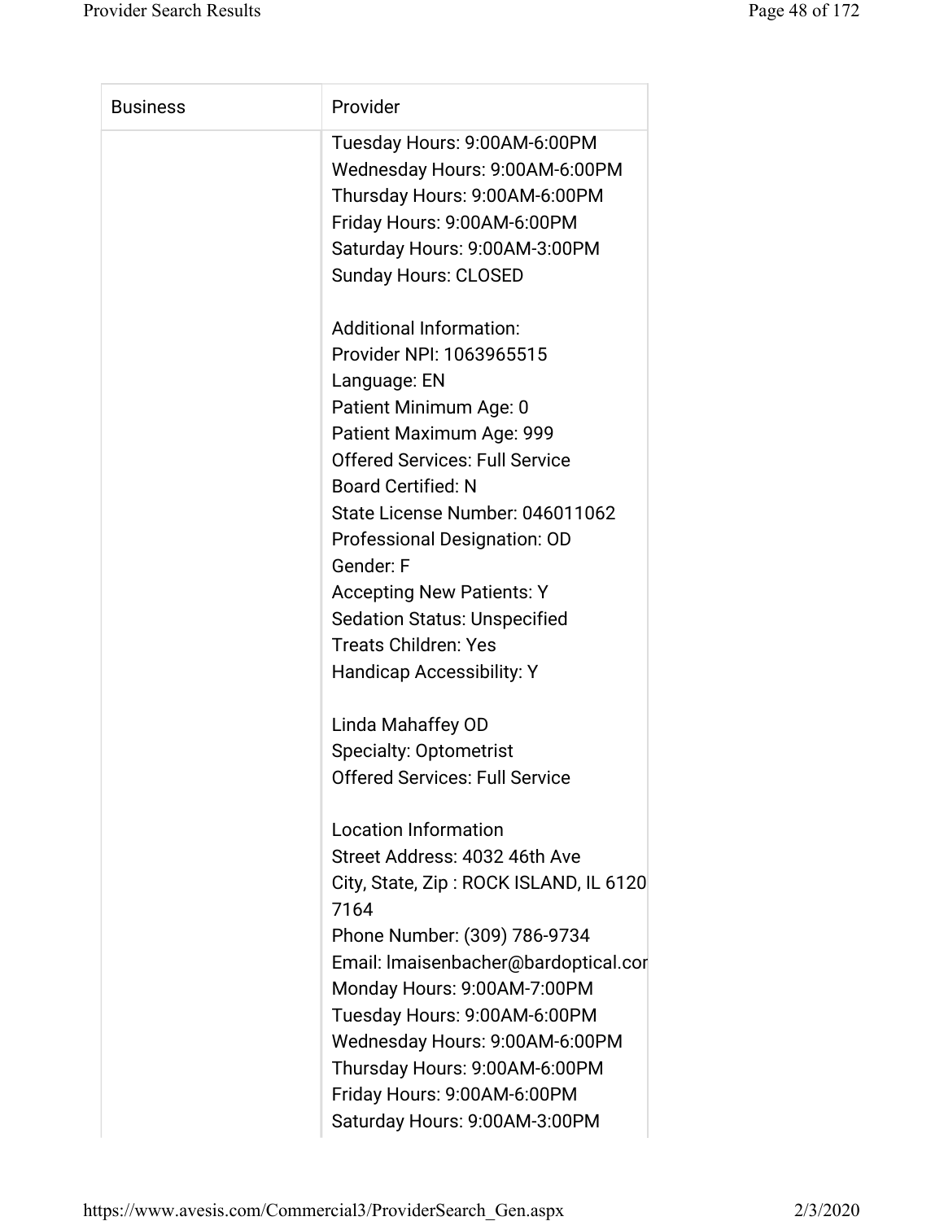| Business | Provider |
| --- | --- |
| | Tuesday Hours: 9:00AM-6:00PM<br>Wednesday Hours: 9:00AM-6:00PM<br>Thursday Hours: 9:00AM-6:00PM<br>Friday Hours: 9:00AM-6:00PM<br>Saturday Hours: 9:00AM-3:00PM<br>Sunday Hours: CLOSED<br><br>Additional Information:<br>Provider NPI: 1063965515<br>Language: EN<br>Patient Minimum Age: 0<br>Patient Maximum Age: 999<br>Offered Services: Full Service<br>Board Certified: N<br>State License Number: 046011062<br>Professional Designation: OD<br>Gender: F<br>Accepting New Patients: Y<br>Sedation Status: Unspecified<br>Treats Children: Yes<br>Handicap Accessibility: Y<br><br>Linda Mahaffey OD<br>Specialty: Optometrist<br>Offered Services: Full Service<br><br>Location Information<br>Street Address: 4032 46th Ave<br>City, State, Zip : ROCK ISLAND, IL 6120 7164<br>Phone Number: (309) 786-9734<br>Email: lmaisenbacher@bardoptical.cor<br>Monday Hours: 9:00AM-7:00PM<br>Tuesday Hours: 9:00AM-6:00PM<br>Wednesday Hours: 9:00AM-6:00PM<br>Thursday Hours: 9:00AM-6:00PM<br>Friday Hours: 9:00AM-6:00PM<br>Saturday Hours: 9:00AM-3:00PM |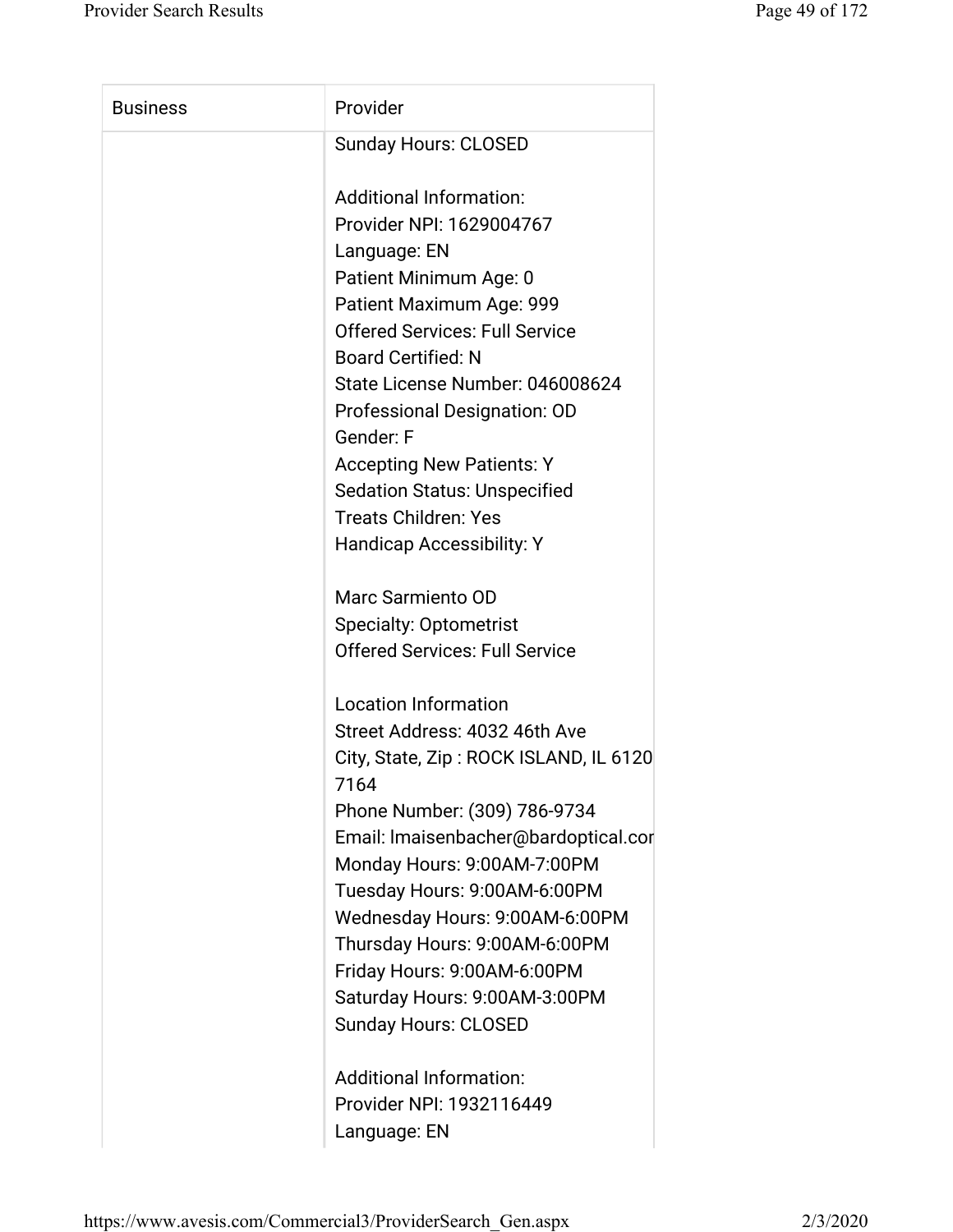| Business | Provider |
| --- | --- |
| | Sunday Hours: CLOSED<br><br>Additional Information:<br>Provider NPI: 1629004767<br>Language: EN<br>Patient Minimum Age: 0<br>Patient Maximum Age: 999<br>Offered Services: Full Service<br>Board Certified: N<br>State License Number: 046008624<br>Professional Designation: OD<br>Gender: F<br>Accepting New Patients: Y<br>Sedation Status: Unspecified<br>Treats Children: Yes<br>Handicap Accessibility: Y<br><br>Marc Sarmiento OD<br>Specialty: Optometrist<br>Offered Services: Full Service<br><br>Location Information<br>Street Address: 4032 46th Ave<br>City, State, Zip : ROCK ISLAND, IL 6120<br>7164<br>Phone Number: (309) 786-9734<br>Email: lmaisenbacher@bardoptical.cor<br>Monday Hours: 9:00AM-7:00PM<br>Tuesday Hours: 9:00AM-6:00PM<br>Wednesday Hours: 9:00AM-6:00PM<br>Thursday Hours: 9:00AM-6:00PM<br>Friday Hours: 9:00AM-6:00PM<br>Saturday Hours: 9:00AM-3:00PM<br>Sunday Hours: CLOSED<br><br>Additional Information:<br>Provider NPI: 1932116449<br>Language: EN |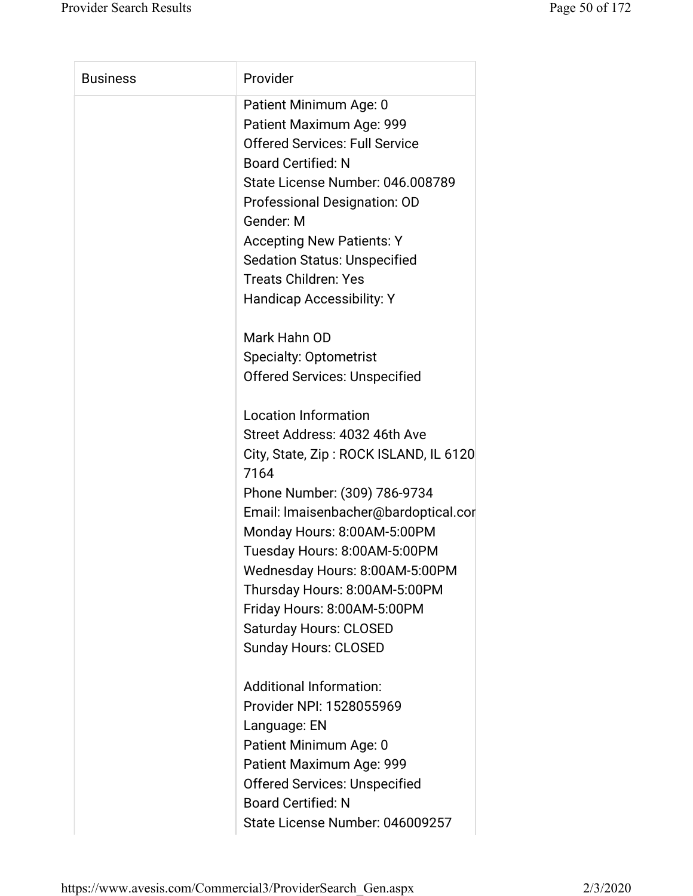| Business | Provider |
| --- | --- |
| | Patient Minimum Age: 0<br>Patient Maximum Age: 999<br>Offered Services: Full Service<br>Board Certified: N<br>State License Number: 046.008789<br>Professional Designation: OD<br>Gender: M<br>Accepting New Patients: Y<br>Sedation Status: Unspecified<br>Treats Children: Yes<br>Handicap Accessibility: Y<br><br>Mark Hahn OD<br>Specialty: Optometrist<br>Offered Services: Unspecified<br><br>Location Information<br>Street Address: 4032 46th Ave<br>City, State, Zip : ROCK ISLAND, IL 6120<br>7164<br>Phone Number: (309) 786-9734<br>Email: lmaisenbacher@bardoptical.cor<br>Monday Hours: 8:00AM-5:00PM<br>Tuesday Hours: 8:00AM-5:00PM<br>Wednesday Hours: 8:00AM-5:00PM<br>Thursday Hours: 8:00AM-5:00PM<br>Friday Hours: 8:00AM-5:00PM<br>Saturday Hours: CLOSED<br>Sunday Hours: CLOSED<br><br>Additional Information:<br>Provider NPI: 1528055969<br>Language: EN<br>Patient Minimum Age: 0<br>Patient Maximum Age: 999<br>Offered Services: Unspecified<br>Board Certified: N<br>State License Number: 046009257 |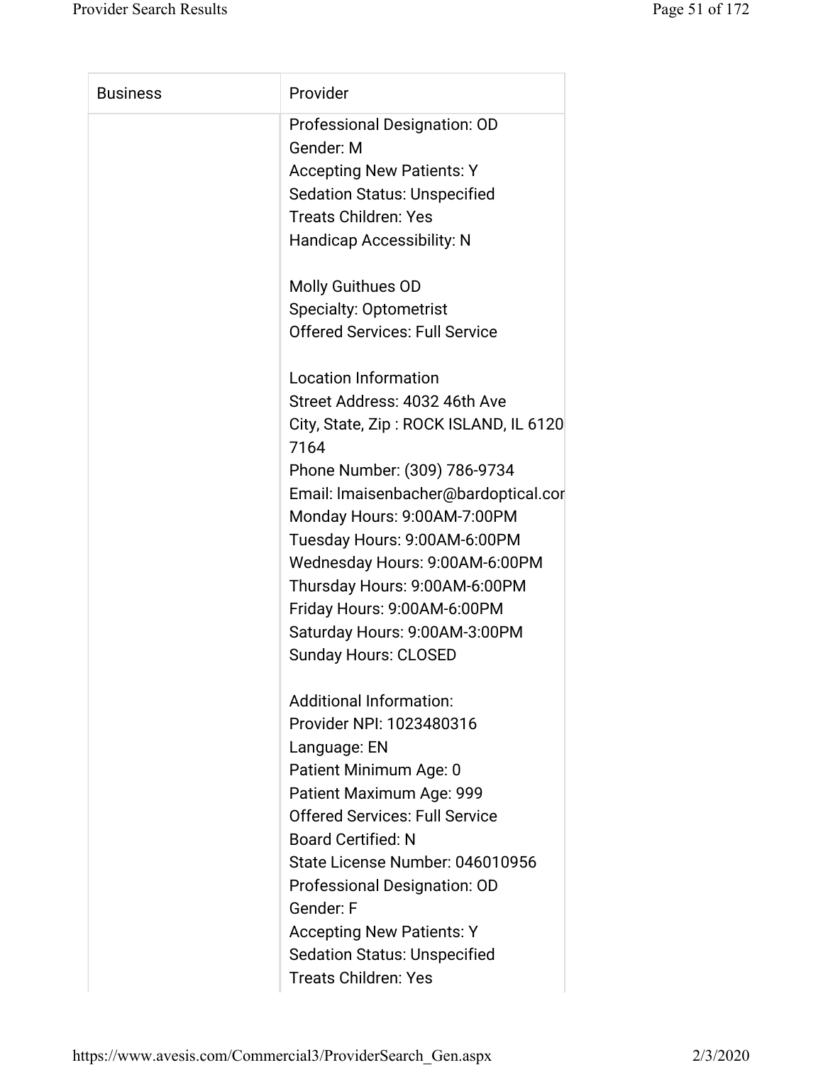| Business | Provider |
| --- | --- |
| | Professional Designation: OD<br>Gender: M<br>Accepting New Patients: Y<br>Sedation Status: Unspecified<br>Treats Children: Yes<br>Handicap Accessibility: N<br><br>Molly Guithues OD<br>Specialty: Optometrist<br>Offered Services: Full Service<br><br>Location Information<br>Street Address: 4032 46th Ave<br>City, State, Zip : ROCK ISLAND, IL 6120<br>7164<br>Phone Number: (309) 786-9734<br>Email: lmaisenbacher@bardoptical.cor<br>Monday Hours: 9:00AM-7:00PM<br>Tuesday Hours: 9:00AM-6:00PM<br>Wednesday Hours: 9:00AM-6:00PM<br>Thursday Hours: 9:00AM-6:00PM<br>Friday Hours: 9:00AM-6:00PM<br>Saturday Hours: 9:00AM-3:00PM<br>Sunday Hours: CLOSED<br><br>Additional Information:<br>Provider NPI: 1023480316<br>Language: EN<br>Patient Minimum Age: 0<br>Patient Maximum Age: 999<br>Offered Services: Full Service<br>Board Certified: N<br>State License Number: 046010956<br>Professional Designation: OD<br>Gender: F<br>Accepting New Patients: Y<br>Sedation Status: Unspecified<br>Treats Children: Yes |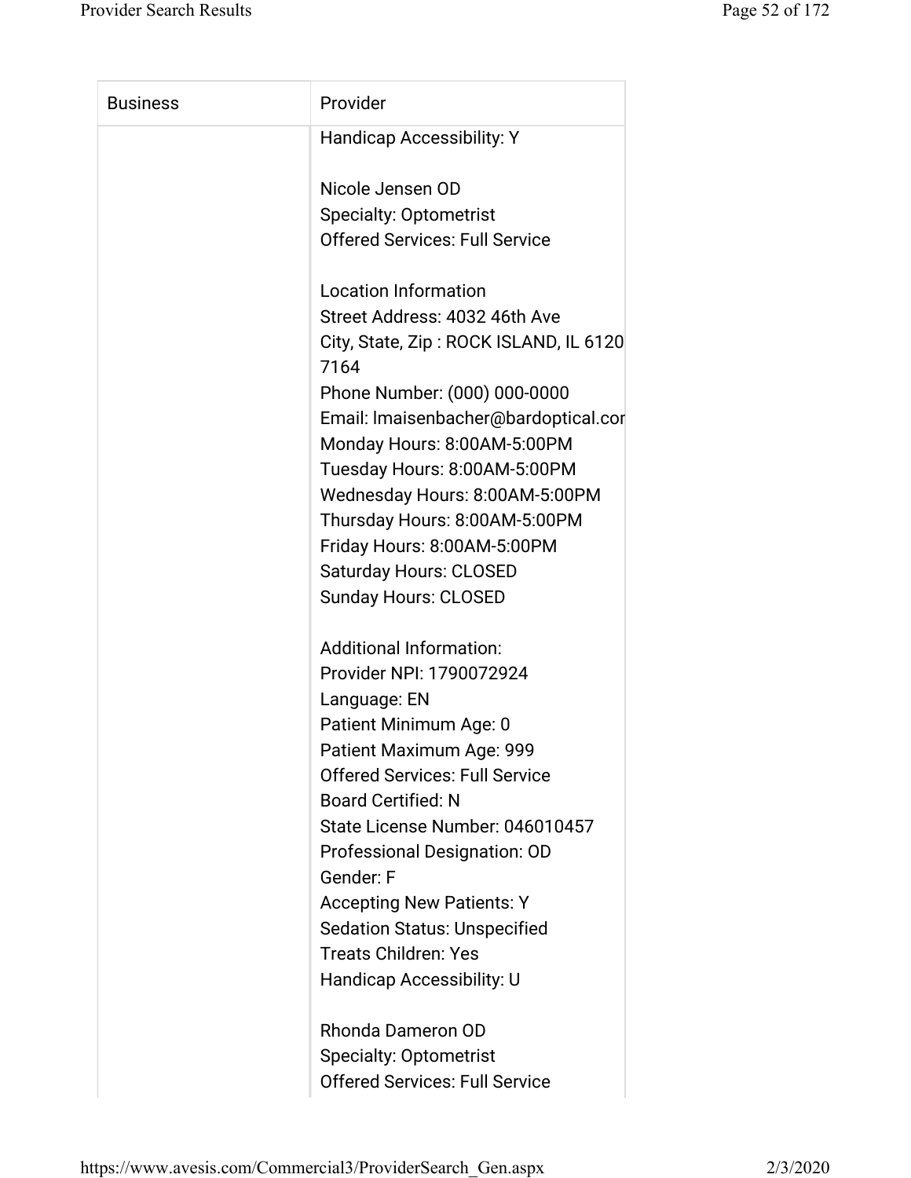| Business | Provider |
|---|---|
| | Handicap Accessibility: Y<br><br>Nicole Jensen OD<br>Specialty: Optometrist<br>Offered Services: Full Service<br><br>Location Information<br>Street Address: 4032 46th Ave<br>City, State, Zip : ROCK ISLAND, IL 6120<br>7164<br>Phone Number: (000) 000-0000<br>Email: lmaisenbacher@bardoptical.cor<br>Monday Hours: 8:00AM-5:00PM<br>Tuesday Hours: 8:00AM-5:00PM<br>Wednesday Hours: 8:00AM-5:00PM<br>Thursday Hours: 8:00AM-5:00PM<br>Friday Hours: 8:00AM-5:00PM<br>Saturday Hours: CLOSED<br>Sunday Hours: CLOSED<br><br>Additional Information:<br>Provider NPI: 1790072924<br>Language: EN<br>Patient Minimum Age: 0<br>Patient Maximum Age: 999<br>Offered Services: Full Service<br>Board Certified: N<br>State License Number: 046010457<br>Professional Designation: OD<br>Gender: F<br>Accepting New Patients: Y<br>Sedation Status: Unspecified<br>Treats Children: Yes<br>Handicap Accessibility: U<br><br>Rhonda Dameron OD<br>Specialty: Optometrist<br>Offered Services: Full Service |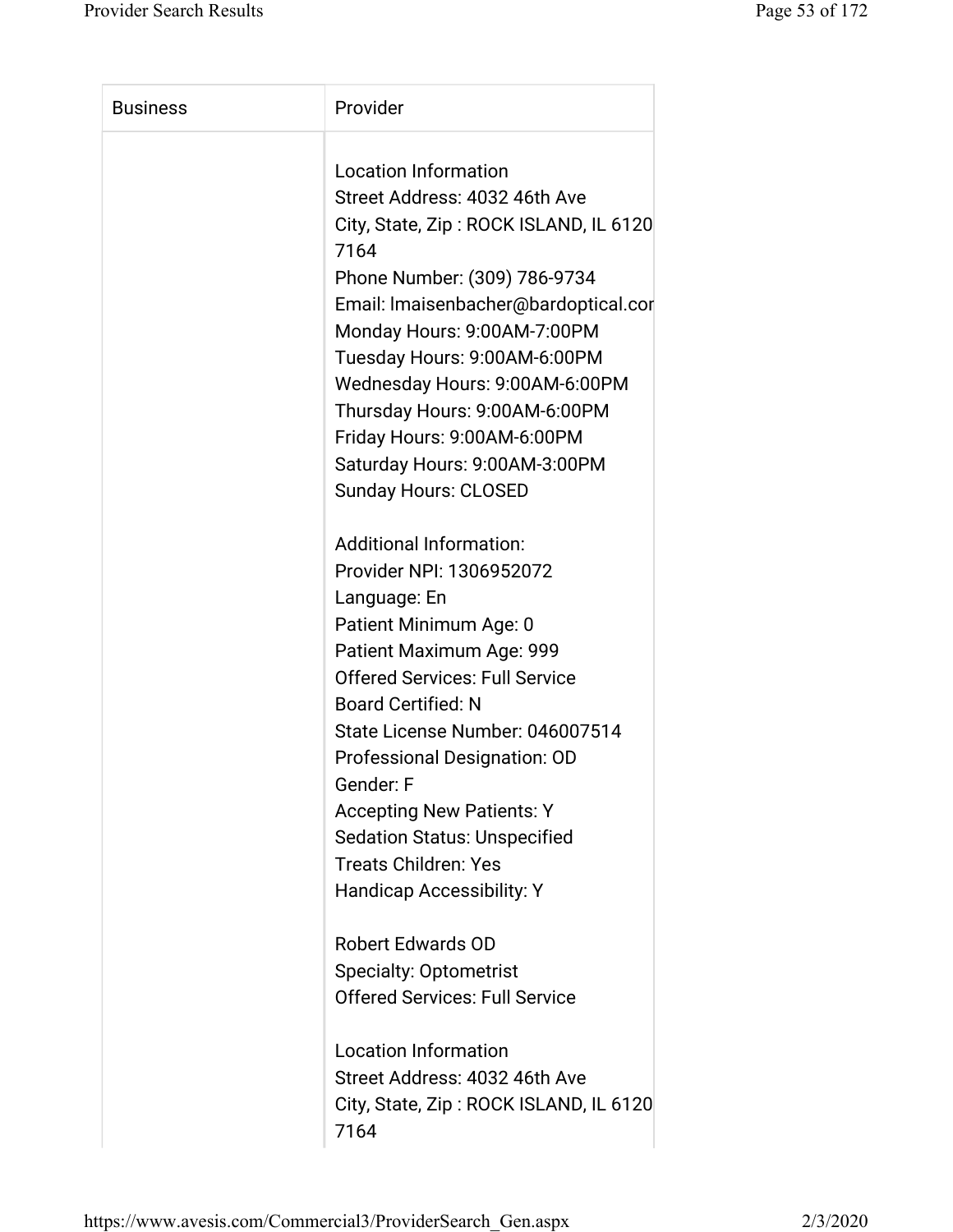| Business | Provider |
| --- | --- |
| | Location Information<br>Street Address: 4032 46th Ave<br>City, State, Zip : ROCK ISLAND, IL 6120<br>7164<br>Phone Number: (309) 786-9734<br>Email: lmaisenbacher@bardoptical.cor<br>Monday Hours: 9:00AM-7:00PM<br>Tuesday Hours: 9:00AM-6:00PM<br>Wednesday Hours: 9:00AM-6:00PM<br>Thursday Hours: 9:00AM-6:00PM<br>Friday Hours: 9:00AM-6:00PM<br>Saturday Hours: 9:00AM-3:00PM<br>Sunday Hours: CLOSED<br><br>Additional Information:<br>Provider NPI: 1306952072<br>Language: En<br>Patient Minimum Age: 0<br>Patient Maximum Age: 999<br>Offered Services: Full Service<br>Board Certified: N<br>State License Number: 046007514<br>Professional Designation: OD<br>Gender: F<br>Accepting New Patients: Y<br>Sedation Status: Unspecified<br>Treats Children: Yes<br>Handicap Accessibility: Y<br><br>Robert Edwards OD<br>Specialty: Optometrist<br>Offered Services: Full Service<br><br>Location Information<br>Street Address: 4032 46th Ave<br>City, State, Zip : ROCK ISLAND, IL 6120<br>7164 |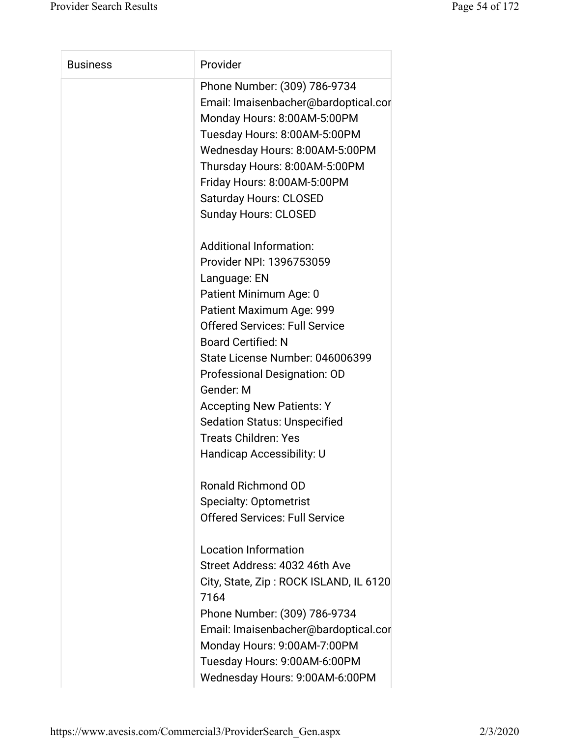| Business | Provider |
|---|---|
| | Phone Number: (309) 786-9734<br>Email: lmaisenbacher@bardoptical.cor<br>Monday Hours: 8:00AM-5:00PM<br>Tuesday Hours: 8:00AM-5:00PM<br>Wednesday Hours: 8:00AM-5:00PM<br>Thursday Hours: 8:00AM-5:00PM<br>Friday Hours: 8:00AM-5:00PM<br>Saturday Hours: CLOSED<br>Sunday Hours: CLOSED<br><br>Additional Information:<br>Provider NPI: 1396753059<br>Language: EN<br>Patient Minimum Age: 0<br>Patient Maximum Age: 999<br>Offered Services: Full Service<br>Board Certified: N<br>State License Number: 046006399<br>Professional Designation: OD<br>Gender: M<br>Accepting New Patients: Y<br>Sedation Status: Unspecified<br>Treats Children: Yes<br>Handicap Accessibility: U<br><br>Ronald Richmond OD<br>Specialty: Optometrist<br>Offered Services: Full Service<br><br>Location Information<br>Street Address: 4032 46th Ave<br>City, State, Zip : ROCK ISLAND, IL 6120<br>7164<br>Phone Number: (309) 786-9734<br>Email: lmaisenbacher@bardoptical.cor<br>Monday Hours: 9:00AM-7:00PM<br>Tuesday Hours: 9:00AM-6:00PM<br>Wednesday Hours: 9:00AM-6:00PM |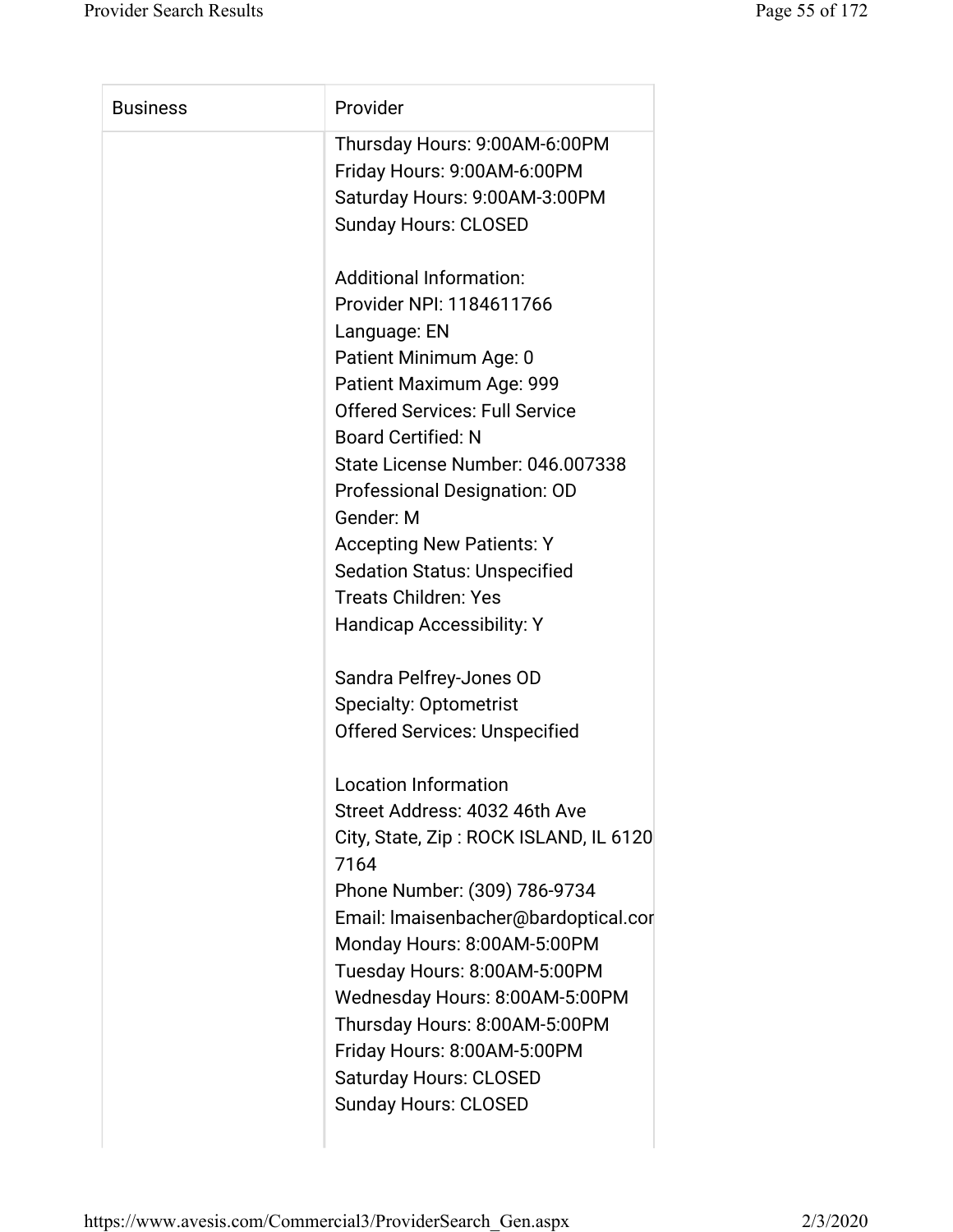| Business | Provider |
| --- | --- |
| | Thursday Hours: 9:00AM-6:00PM<br>Friday Hours: 9:00AM-6:00PM<br>Saturday Hours: 9:00AM-3:00PM<br>Sunday Hours: CLOSED<br><br>Additional Information:<br>Provider NPI: 1184611766<br>Language: EN<br>Patient Minimum Age: 0<br>Patient Maximum Age: 999<br>Offered Services: Full Service<br>Board Certified: N<br>State License Number: 046.007338<br>Professional Designation: OD<br>Gender: M<br>Accepting New Patients: Y<br>Sedation Status: Unspecified<br>Treats Children: Yes<br>Handicap Accessibility: Y<br><br>Sandra Pelfrey-Jones OD<br>Specialty: Optometrist<br>Offered Services: Unspecified<br><br>Location Information<br>Street Address: 4032 46th Ave<br>City, State, Zip : ROCK ISLAND, IL 6120<br>7164<br>Phone Number: (309) 786-9734<br>Email: lmaisenbacher@bardoptical.cor<br>Monday Hours: 8:00AM-5:00PM<br>Tuesday Hours: 8:00AM-5:00PM<br>Wednesday Hours: 8:00AM-5:00PM<br>Thursday Hours: 8:00AM-5:00PM<br>Friday Hours: 8:00AM-5:00PM<br>Saturday Hours: CLOSED<br>Sunday Hours: CLOSED |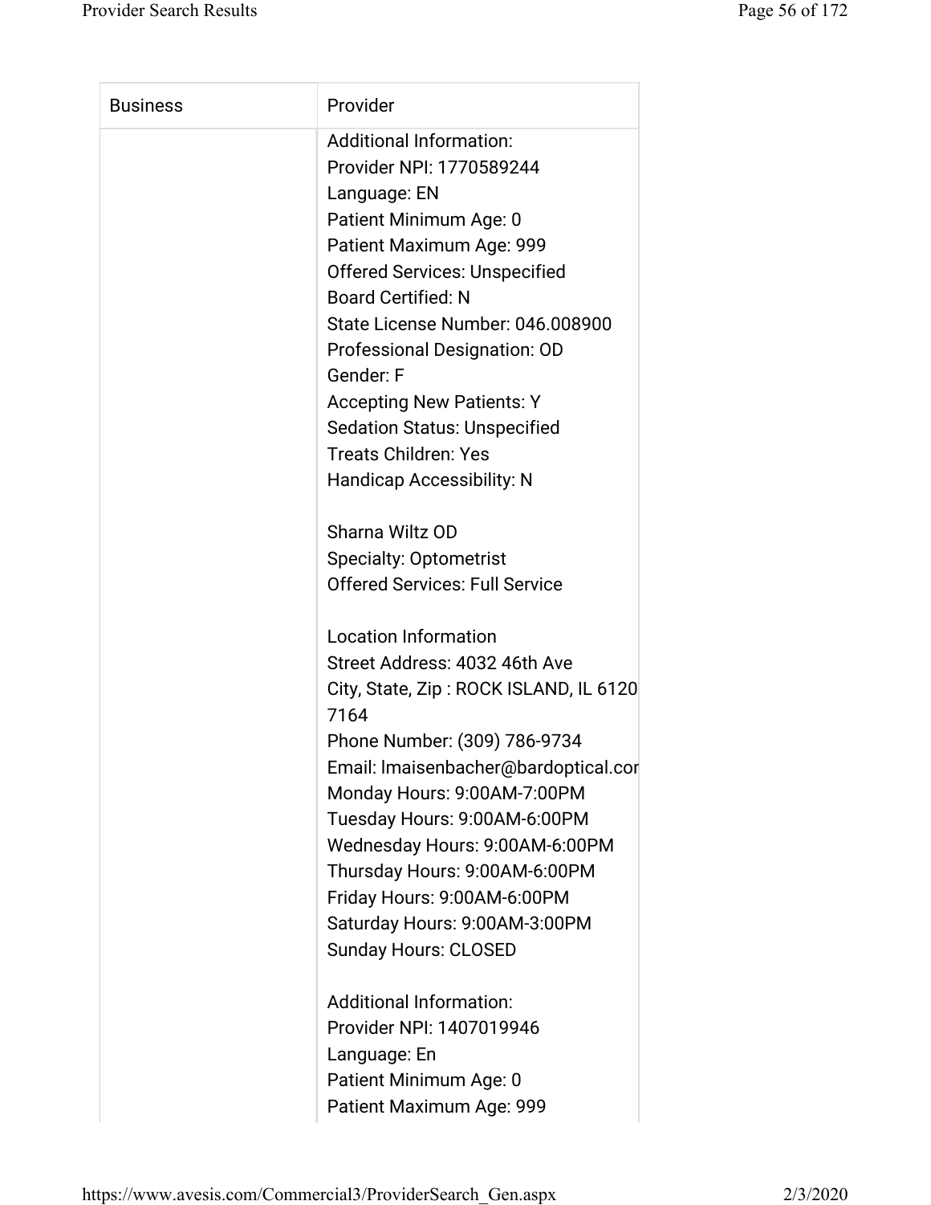| Business | Provider |
| --- | --- |
| | Additional Information:<br>Provider NPI: 1770589244<br>Language: EN<br>Patient Minimum Age: 0<br>Patient Maximum Age: 999<br>Offered Services: Unspecified<br>Board Certified: N<br>State License Number: 046.008900<br>Professional Designation: OD<br>Gender: F<br>Accepting New Patients: Y<br>Sedation Status: Unspecified<br>Treats Children: Yes<br>Handicap Accessibility: N<br><br>Sharna Wiltz OD<br>Specialty: Optometrist<br>Offered Services: Full Service<br><br>Location Information<br>Street Address: 4032 46th Ave<br>City, State, Zip : ROCK ISLAND, IL 6120 7164<br>Phone Number: (309) 786-9734<br>Email: lmaisenbacher@bardoptical.cor<br>Monday Hours: 9:00AM-7:00PM<br>Tuesday Hours: 9:00AM-6:00PM<br>Wednesday Hours: 9:00AM-6:00PM<br>Thursday Hours: 9:00AM-6:00PM<br>Friday Hours: 9:00AM-6:00PM<br>Saturday Hours: 9:00AM-3:00PM<br>Sunday Hours: CLOSED<br><br>Additional Information:<br>Provider NPI: 1407019946<br>Language: En<br>Patient Minimum Age: 0<br>Patient Maximum Age: 999 |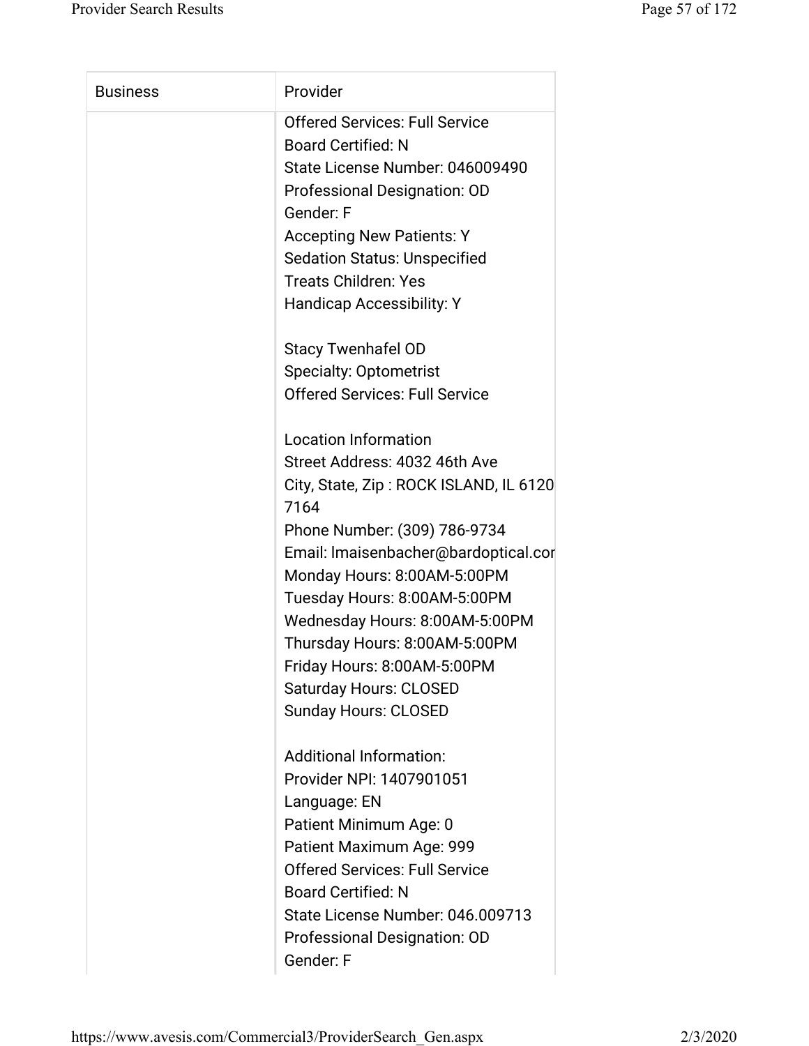| Business | Provider |
| --- | --- |
| | Offered Services: Full Service<br>Board Certified: N<br>State License Number: 046009490<br>Professional Designation: OD<br>Gender: F<br>Accepting New Patients: Y<br>Sedation Status: Unspecified<br>Treats Children: Yes<br>Handicap Accessibility: Y<br><br>Stacy Twenhafel OD<br>Specialty: Optometrist<br>Offered Services: Full Service<br><br>Location Information<br>Street Address: 4032 46th Ave<br>City, State, Zip : ROCK ISLAND, IL 6120<br>7164<br>Phone Number: (309) 786-9734<br>Email: lmaisenbacher@bardoptical.cor<br>Monday Hours: 8:00AM-5:00PM<br>Tuesday Hours: 8:00AM-5:00PM<br>Wednesday Hours: 8:00AM-5:00PM<br>Thursday Hours: 8:00AM-5:00PM<br>Friday Hours: 8:00AM-5:00PM<br>Saturday Hours: CLOSED<br>Sunday Hours: CLOSED<br><br>Additional Information:<br>Provider NPI: 1407901051<br>Language: EN<br>Patient Minimum Age: 0<br>Patient Maximum Age: 999<br>Offered Services: Full Service<br>Board Certified: N<br>State License Number: 046.009713<br>Professional Designation: OD<br>Gender: F |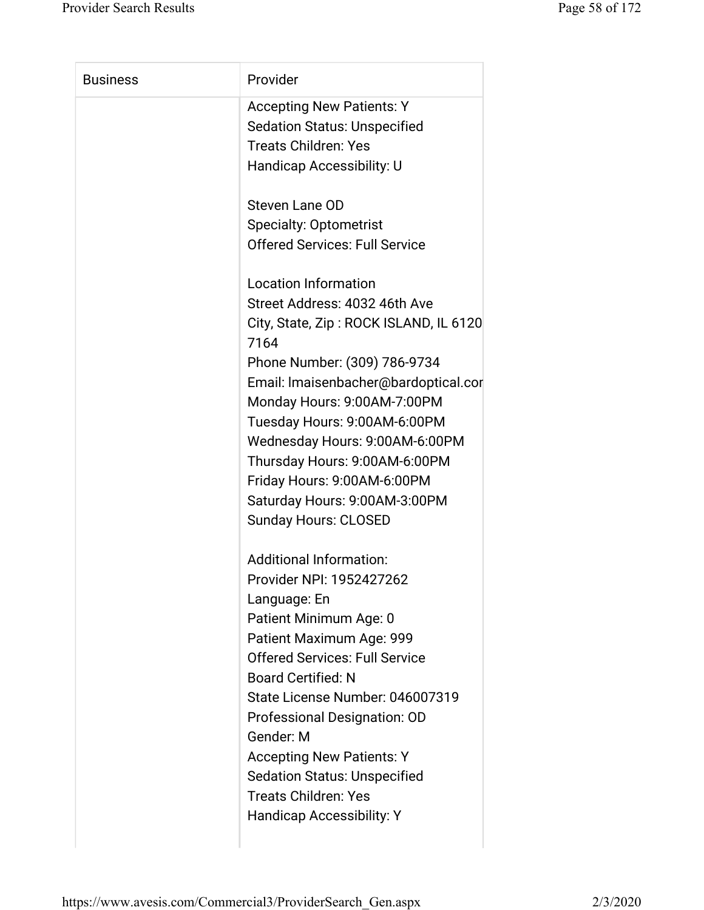| Business | Provider |
|---|---|
| | Accepting New Patients: Y<br>Sedation Status: Unspecified<br>Treats Children: Yes<br>Handicap Accessibility: U<br><br>Steven Lane OD<br>Specialty: Optometrist<br>Offered Services: Full Service<br><br>Location Information<br>Street Address: 4032 46th Ave<br>City, State, Zip : ROCK ISLAND, IL 6120 7164<br>Phone Number: (309) 786-9734<br>Email: lmaisenbacher@bardoptical.cor<br>Monday Hours: 9:00AM-7:00PM<br>Tuesday Hours: 9:00AM-6:00PM<br>Wednesday Hours: 9:00AM-6:00PM<br>Thursday Hours: 9:00AM-6:00PM<br>Friday Hours: 9:00AM-6:00PM<br>Saturday Hours: 9:00AM-3:00PM<br>Sunday Hours: CLOSED<br><br>Additional Information:<br>Provider NPI: 1952427262<br>Language: En<br>Patient Minimum Age: 0<br>Patient Maximum Age: 999<br>Offered Services: Full Service<br>Board Certified: N<br>State License Number: 046007319<br>Professional Designation: OD<br>Gender: M<br>Accepting New Patients: Y<br>Sedation Status: Unspecified<br>Treats Children: Yes<br>Handicap Accessibility: Y |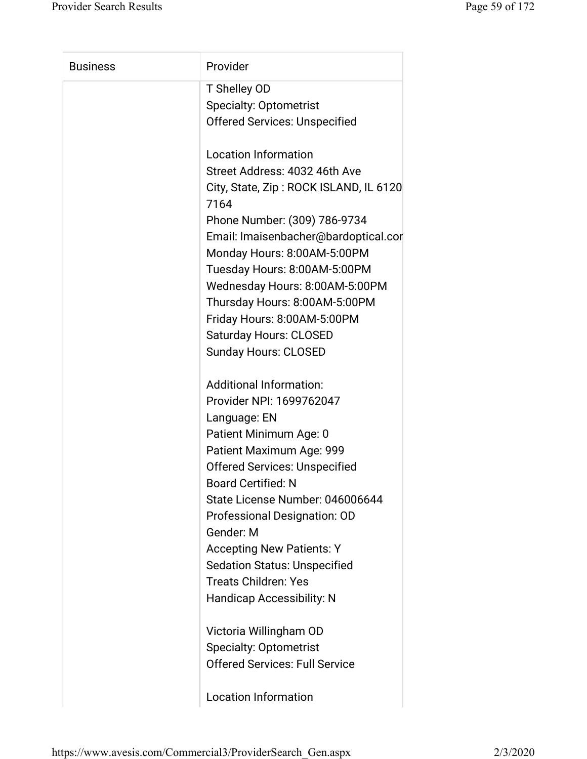| Business | Provider |
|---|---|
| | T Shelley OD<br>Specialty: Optometrist<br>Offered Services: Unspecified<br><br>Location Information<br>Street Address: 4032 46th Ave<br>City, State, Zip : ROCK ISLAND, IL 6120<br>7164<br>Phone Number: (309) 786-9734<br>Email: lmaisenbacher@bardoptical.cor<br>Monday Hours: 8:00AM-5:00PM<br>Tuesday Hours: 8:00AM-5:00PM<br>Wednesday Hours: 8:00AM-5:00PM<br>Thursday Hours: 8:00AM-5:00PM<br>Friday Hours: 8:00AM-5:00PM<br>Saturday Hours: CLOSED<br>Sunday Hours: CLOSED<br><br>Additional Information:<br>Provider NPI: 1699762047<br>Language: EN<br>Patient Minimum Age: 0<br>Patient Maximum Age: 999<br>Offered Services: Unspecified<br>Board Certified: N<br>State License Number: 046006644<br>Professional Designation: OD<br>Gender: M<br>Accepting New Patients: Y<br>Sedation Status: Unspecified<br>Treats Children: Yes<br>Handicap Accessibility: N<br><br>Victoria Willingham OD<br>Specialty: Optometrist<br>Offered Services: Full Service<br><br>Location Information |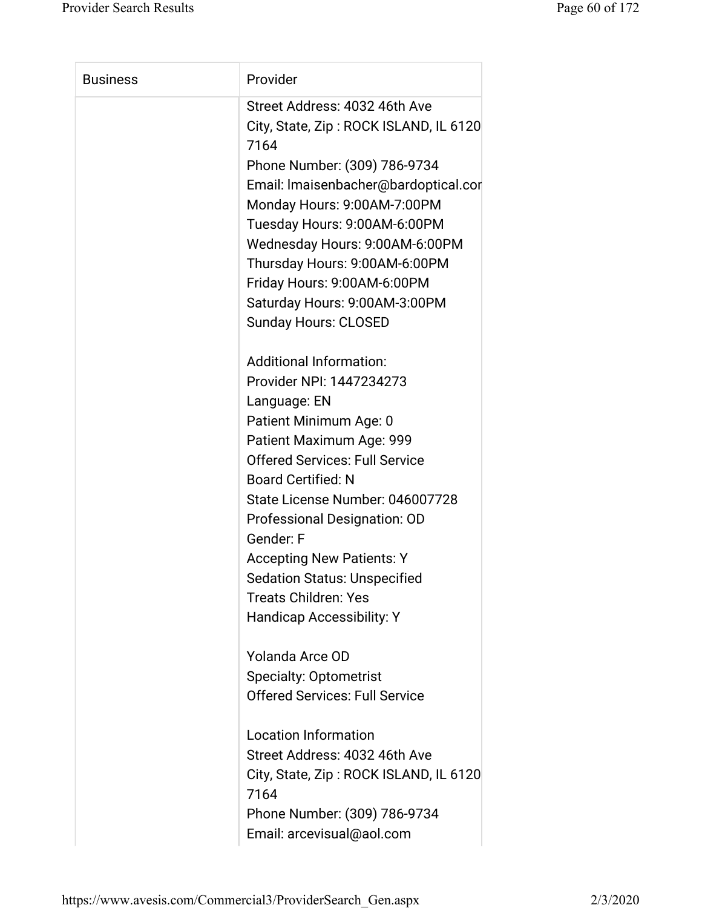| Business | Provider |
| --- | --- |
| | Street Address: 4032 46th Ave<br>City, State, Zip : ROCK ISLAND, IL 6120<br>7164<br>Phone Number: (309) 786-9734<br>Email: lmaisenbacher@bardoptical.cor<br>Monday Hours: 9:00AM-7:00PM<br>Tuesday Hours: 9:00AM-6:00PM<br>Wednesday Hours: 9:00AM-6:00PM<br>Thursday Hours: 9:00AM-6:00PM<br>Friday Hours: 9:00AM-6:00PM<br>Saturday Hours: 9:00AM-3:00PM<br>Sunday Hours: CLOSED<br><br>Additional Information:<br>Provider NPI: 1447234273<br>Language: EN<br>Patient Minimum Age: 0<br>Patient Maximum Age: 999<br>Offered Services: Full Service<br>Board Certified: N<br>State License Number: 046007728<br>Professional Designation: OD<br>Gender: F<br>Accepting New Patients: Y<br>Sedation Status: Unspecified<br>Treats Children: Yes<br>Handicap Accessibility: Y<br><br>Yolanda Arce OD<br>Specialty: Optometrist<br>Offered Services: Full Service<br><br>Location Information<br>Street Address: 4032 46th Ave<br>City, State, Zip : ROCK ISLAND, IL 6120<br>7164<br>Phone Number: (309) 786-9734<br>Email: arcevisual@aol.com |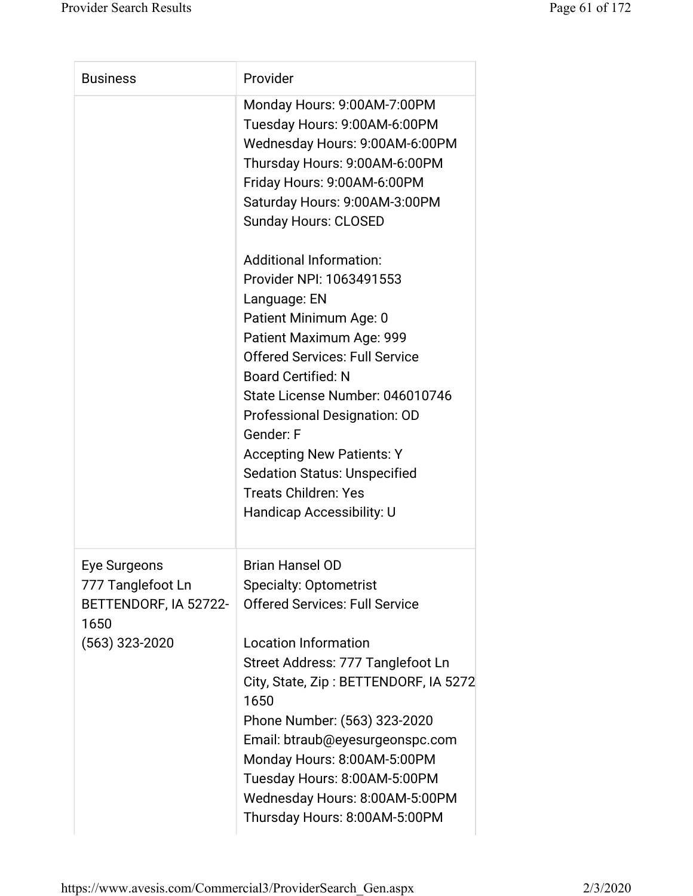| Business | Provider |
|---|---|
| | Monday Hours: 9:00AM-7:00PM<br>Tuesday Hours: 9:00AM-6:00PM<br>Wednesday Hours: 9:00AM-6:00PM<br>Thursday Hours: 9:00AM-6:00PM<br>Friday Hours: 9:00AM-6:00PM<br>Saturday Hours: 9:00AM-3:00PM<br>Sunday Hours: CLOSED<br><br>Additional Information:<br>Provider NPI: 1063491553<br>Language: EN<br>Patient Minimum Age: 0<br>Patient Maximum Age: 999<br>Offered Services: Full Service<br>Board Certified: N<br>State License Number: 046010746<br>Professional Designation: OD<br>Gender: F<br>Accepting New Patients: Y<br>Sedation Status: Unspecified<br>Treats Children: Yes<br>Handicap Accessibility: U |
| Eye Surgeons<br>777 Tanglefoot Ln<br>BETTENDORF, IA 52722-1650<br>(563) 323-2020 | Brian Hansel OD<br>Specialty: Optometrist<br>Offered Services: Full Service<br><br>Location Information<br>Street Address: 777 Tanglefoot Ln<br>City, State, Zip : BETTENDORF, IA 52722-1650<br>Phone Number: (563) 323-2020<br>Email: btraub@eyesurgeonspc.com<br>Monday Hours: 8:00AM-5:00PM<br>Tuesday Hours: 8:00AM-5:00PM<br>Wednesday Hours: 8:00AM-5:00PM<br>Thursday Hours: 8:00AM-5:00PM |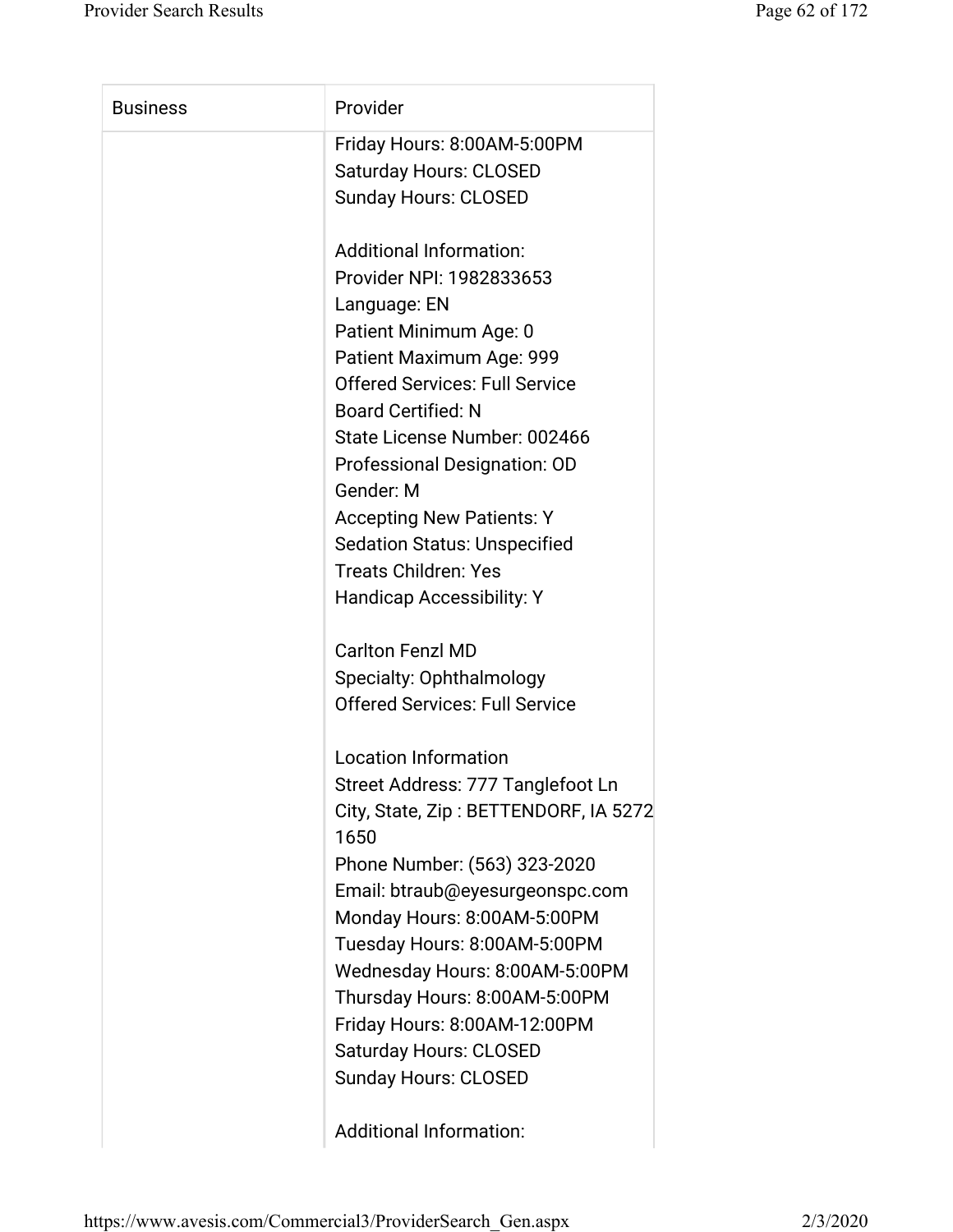| Business | Provider |
| --- | --- |
| | Friday Hours: 8:00AM-5:00PM<br>Saturday Hours: CLOSED<br>Sunday Hours: CLOSED<br><br>Additional Information:<br>Provider NPI: 1982833653<br>Language: EN<br>Patient Minimum Age: 0<br>Patient Maximum Age: 999<br>Offered Services: Full Service<br>Board Certified: N<br>State License Number: 002466<br>Professional Designation: OD<br>Gender: M<br>Accepting New Patients: Y<br>Sedation Status: Unspecified<br>Treats Children: Yes<br>Handicap Accessibility: Y<br><br>Carlton Fenzl MD<br>Specialty: Ophthalmology<br>Offered Services: Full Service<br><br>Location Information<br>Street Address: 777 Tanglefoot Ln<br>City, State, Zip : BETTENDORF, IA 5272<br>1650<br>Phone Number: (563) 323-2020<br>Email: btraub@eyesurgeonspc.com<br>Monday Hours: 8:00AM-5:00PM<br>Tuesday Hours: 8:00AM-5:00PM<br>Wednesday Hours: 8:00AM-5:00PM<br>Thursday Hours: 8:00AM-5:00PM<br>Friday Hours: 8:00AM-12:00PM<br>Saturday Hours: CLOSED<br>Sunday Hours: CLOSED<br><br>Additional Information: |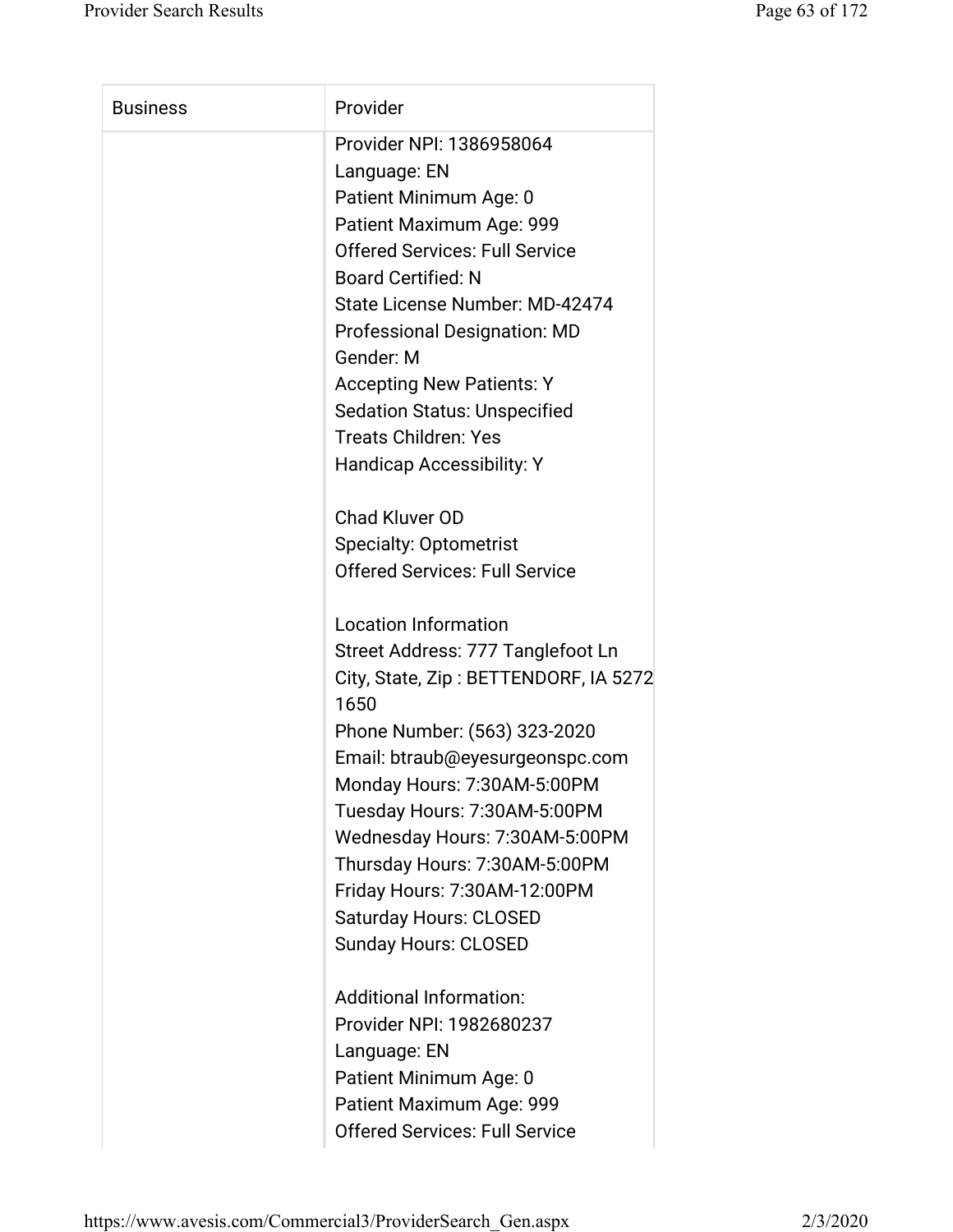| Business | Provider |
|---|---|
| | Provider NPI: 1386958064<br>Language: EN<br>Patient Minimum Age: 0<br>Patient Maximum Age: 999<br>Offered Services: Full Service<br>Board Certified: N<br>State License Number: MD-42474<br>Professional Designation: MD<br>Gender: M<br>Accepting New Patients: Y<br>Sedation Status: Unspecified<br>Treats Children: Yes<br>Handicap Accessibility: Y<br><br>Chad Kluver OD<br>Specialty: Optometrist<br>Offered Services: Full Service<br><br>Location Information<br>Street Address: 777 Tanglefoot Ln<br>City, State, Zip : BETTENDORF, IA 5272 1650<br>Phone Number: (563) 323-2020<br>Email: btraub@eyesurgeonspc.com<br>Monday Hours: 7:30AM-5:00PM<br>Tuesday Hours: 7:30AM-5:00PM<br>Wednesday Hours: 7:30AM-5:00PM<br>Thursday Hours: 7:30AM-5:00PM<br>Friday Hours: 7:30AM-12:00PM<br>Saturday Hours: CLOSED<br>Sunday Hours: CLOSED<br><br>Additional Information:<br>Provider NPI: 1982680237<br>Language: EN<br>Patient Minimum Age: 0<br>Patient Maximum Age: 999<br>Offered Services: Full Service |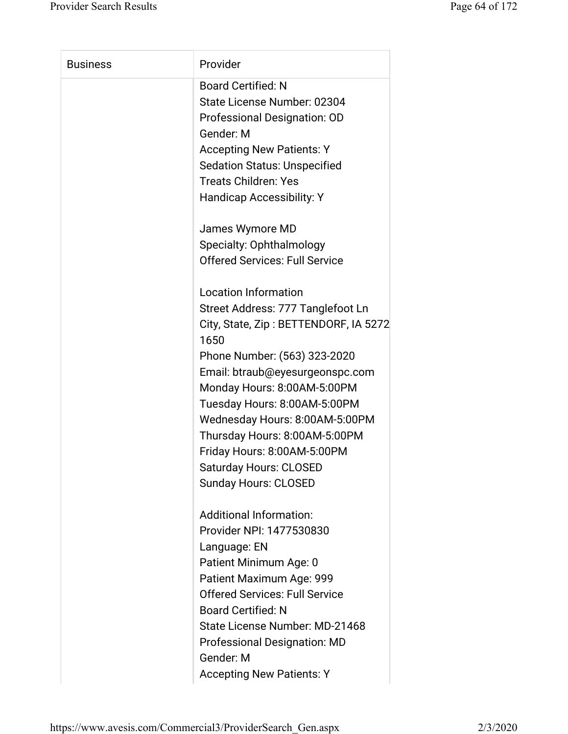| Business | Provider |
| --- | --- |
| | Board Certified: N<br>State License Number: 02304<br>Professional Designation: OD<br>Gender: M<br>Accepting New Patients: Y<br>Sedation Status: Unspecified<br>Treats Children: Yes<br>Handicap Accessibility: Y<br><br>James Wymore MD<br>Specialty: Ophthalmology<br>Offered Services: Full Service<br><br>Location Information<br>Street Address: 777 Tanglefoot Ln<br>City, State, Zip : BETTENDORF, IA 52721650<br>Phone Number: (563) 323-2020<br>Email: btraub@eyesurgeonspc.com<br>Monday Hours: 8:00AM-5:00PM<br>Tuesday Hours: 8:00AM-5:00PM<br>Wednesday Hours: 8:00AM-5:00PM<br>Thursday Hours: 8:00AM-5:00PM<br>Friday Hours: 8:00AM-5:00PM<br>Saturday Hours: CLOSED<br>Sunday Hours: CLOSED<br><br>Additional Information:<br>Provider NPI: 1477530830<br>Language: EN<br>Patient Minimum Age: 0<br>Patient Maximum Age: 999<br>Offered Services: Full Service<br>Board Certified: N<br>State License Number: MD-21468<br>Professional Designation: MD<br>Gender: M<br>Accepting New Patients: Y |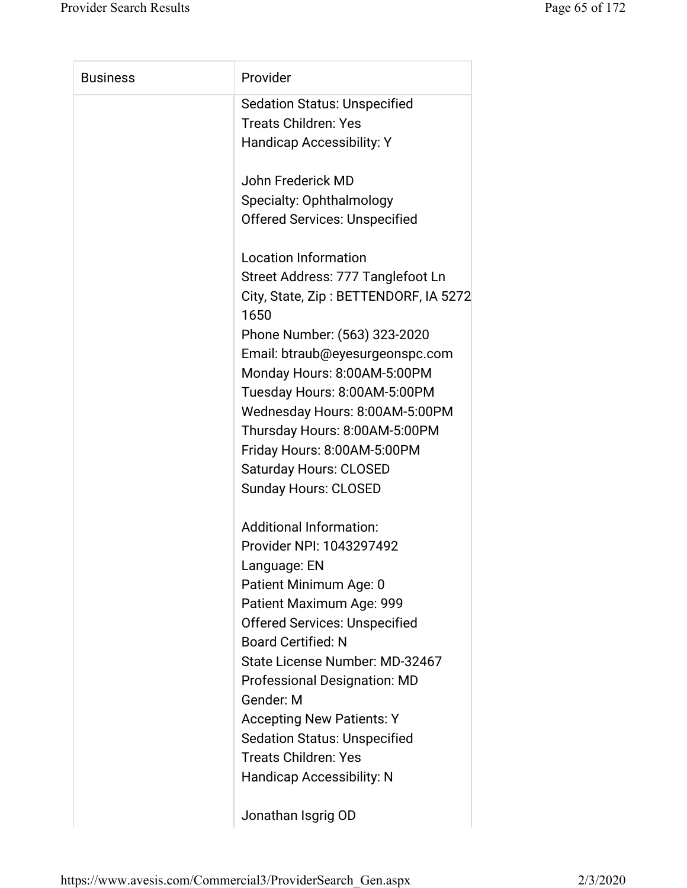| Business | Provider |
|---|---|
| | Sedation Status: Unspecified<br>Treats Children: Yes<br>Handicap Accessibility: Y<br><br>John Frederick MD<br>Specialty: Ophthalmology<br>Offered Services: Unspecified<br><br>Location Information<br>Street Address: 777 Tanglefoot Ln<br>City, State, Zip : BETTENDORF, IA 52721650<br>Phone Number: (563) 323-2020<br>Email: btraub@eyesurgeonspc.com<br>Monday Hours: 8:00AM-5:00PM<br>Tuesday Hours: 8:00AM-5:00PM<br>Wednesday Hours: 8:00AM-5:00PM<br>Thursday Hours: 8:00AM-5:00PM<br>Friday Hours: 8:00AM-5:00PM<br>Saturday Hours: CLOSED<br>Sunday Hours: CLOSED<br><br>Additional Information:<br>Provider NPI: 1043297492<br>Language: EN<br>Patient Minimum Age: 0<br>Patient Maximum Age: 999<br>Offered Services: Unspecified<br>Board Certified: N<br>State License Number: MD-32467<br>Professional Designation: MD<br>Gender: M<br>Accepting New Patients: Y<br>Sedation Status: Unspecified<br>Treats Children: Yes<br>Handicap Accessibility: N<br><br>Jonathan Isgrig OD |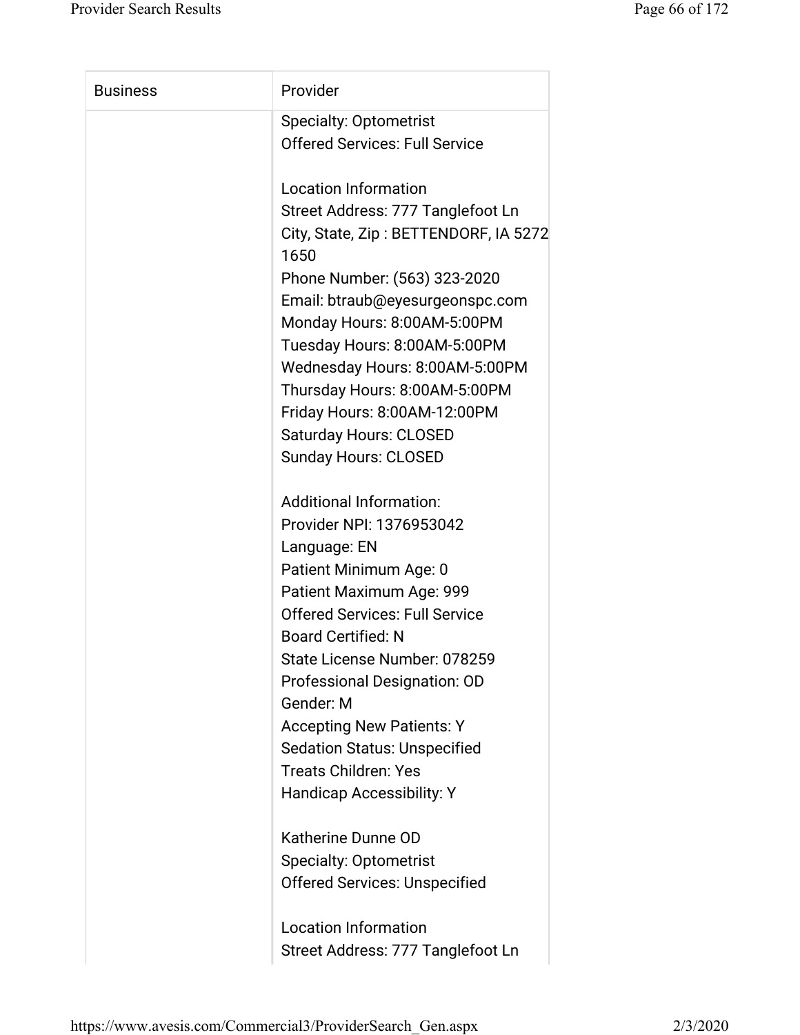| Business | Provider |
| --- | --- |
| | Specialty: Optometrist<br>Offered Services: Full Service<br><br>Location Information<br>Street Address: 777 Tanglefoot Ln<br>City, State, Zip : BETTENDORF, IA 52722-1650<br>Phone Number: (563) 323-2020<br>Email: btraub@eyesurgeonspc.com<br>Monday Hours: 8:00AM-5:00PM<br>Tuesday Hours: 8:00AM-5:00PM<br>Wednesday Hours: 8:00AM-5:00PM<br>Thursday Hours: 8:00AM-5:00PM<br>Friday Hours: 8:00AM-12:00PM<br>Saturday Hours: CLOSED<br>Sunday Hours: CLOSED<br><br>Additional Information:<br>Provider NPI: 1376953042<br>Language: EN<br>Patient Minimum Age: 0<br>Patient Maximum Age: 999<br>Offered Services: Full Service<br>Board Certified: N<br>State License Number: 078259<br>Professional Designation: OD<br>Gender: M<br>Accepting New Patients: Y<br>Sedation Status: Unspecified<br>Treats Children: Yes<br>Handicap Accessibility: Y<br><br>Katherine Dunne OD<br>Specialty: Optometrist<br>Offered Services: Unspecified<br><br>Location Information<br>Street Address: 777 Tanglefoot Ln |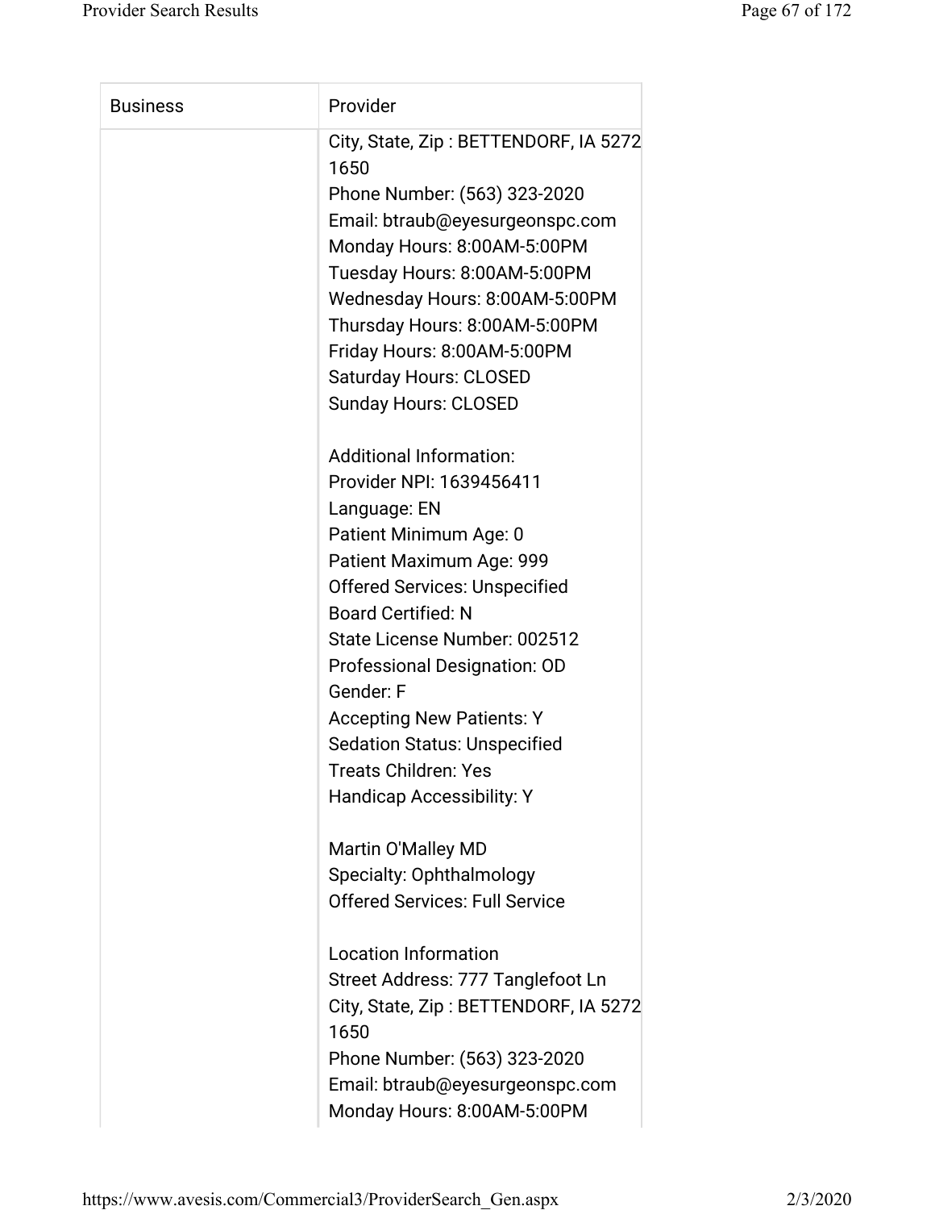| Business | Provider |
| --- | --- |
| | City, State, Zip : BETTENDORF, IA 5272 1650<br>Phone Number: (563) 323-2020<br>Email: btraub@eyesurgeonspc.com<br>Monday Hours: 8:00AM-5:00PM<br>Tuesday Hours: 8:00AM-5:00PM<br>Wednesday Hours: 8:00AM-5:00PM<br>Thursday Hours: 8:00AM-5:00PM<br>Friday Hours: 8:00AM-5:00PM<br>Saturday Hours: CLOSED<br>Sunday Hours: CLOSED<br><br>Additional Information:<br>Provider NPI: 1639456411<br>Language: EN<br>Patient Minimum Age: 0<br>Patient Maximum Age: 999<br>Offered Services: Unspecified<br>Board Certified: N<br>State License Number: 002512<br>Professional Designation: OD<br>Gender: F<br>Accepting New Patients: Y<br>Sedation Status: Unspecified<br>Treats Children: Yes<br>Handicap Accessibility: Y<br><br>Martin O'Malley MD<br>Specialty: Ophthalmology<br>Offered Services: Full Service<br><br>Location Information<br>Street Address: 777 Tanglefoot Ln<br>City, State, Zip : BETTENDORF, IA 5272 1650<br>Phone Number: (563) 323-2020<br>Email: btraub@eyesurgeonspc.com<br>Monday Hours: 8:00AM-5:00PM |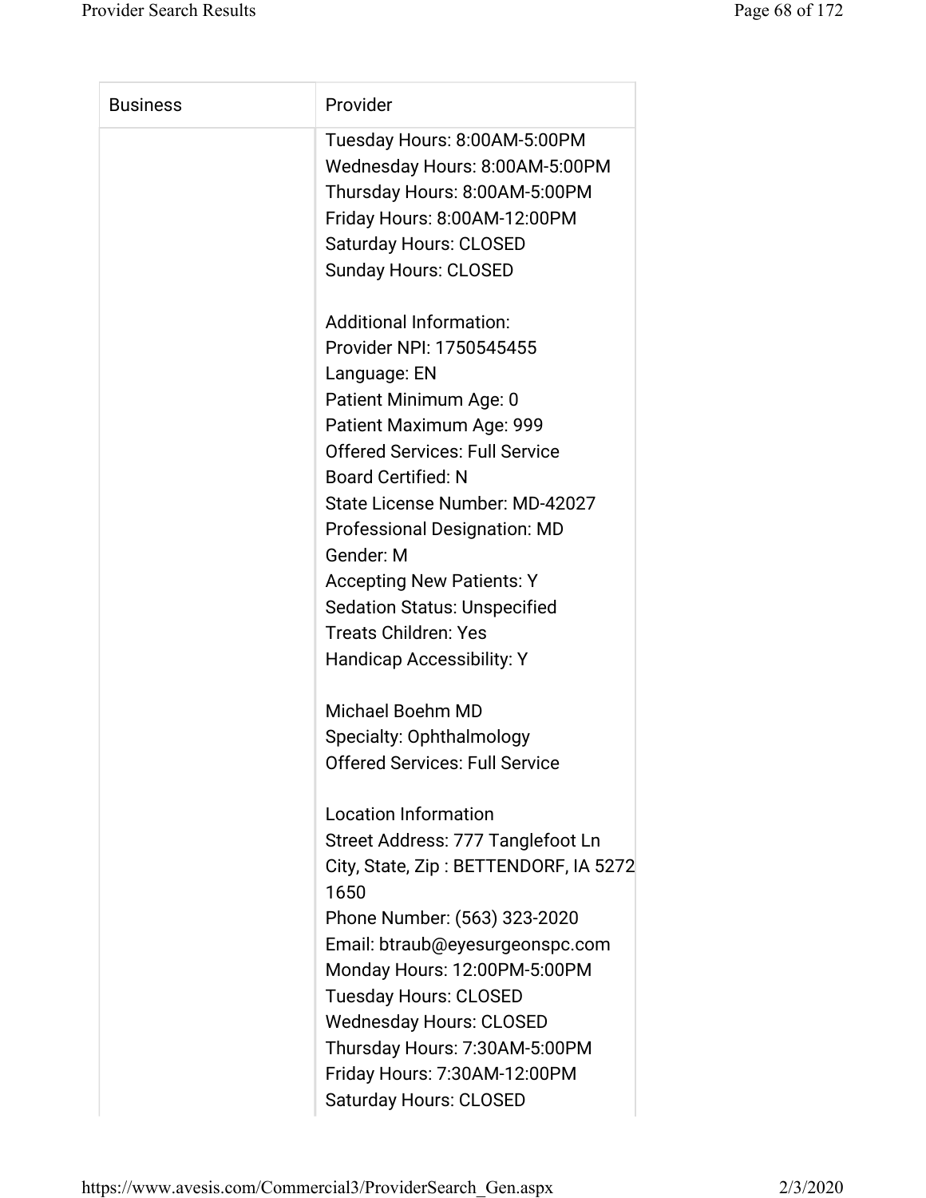| Business | Provider |
| --- | --- |
| | Tuesday Hours: 8:00AM-5:00PM<br>Wednesday Hours: 8:00AM-5:00PM<br>Thursday Hours: 8:00AM-5:00PM<br>Friday Hours: 8:00AM-12:00PM<br>Saturday Hours: CLOSED<br>Sunday Hours: CLOSED<br><br>Additional Information:<br>Provider NPI: 1750545455<br>Language: EN<br>Patient Minimum Age: 0<br>Patient Maximum Age: 999<br>Offered Services: Full Service<br>Board Certified: N<br>State License Number: MD-42027<br>Professional Designation: MD<br>Gender: M<br>Accepting New Patients: Y<br>Sedation Status: Unspecified<br>Treats Children: Yes<br>Handicap Accessibility: Y<br><br>Michael Boehm MD<br>Specialty: Ophthalmology<br>Offered Services: Full Service<br><br>Location Information<br>Street Address: 777 Tanglefoot Ln<br>City, State, Zip : BETTENDORF, IA 5272 1650<br>Phone Number: (563) 323-2020<br>Email: btraub@eyesurgeonspc.com<br>Monday Hours: 12:00PM-5:00PM<br>Tuesday Hours: CLOSED<br>Wednesday Hours: CLOSED<br>Thursday Hours: 7:30AM-5:00PM<br>Friday Hours: 7:30AM-12:00PM<br>Saturday Hours: CLOSED |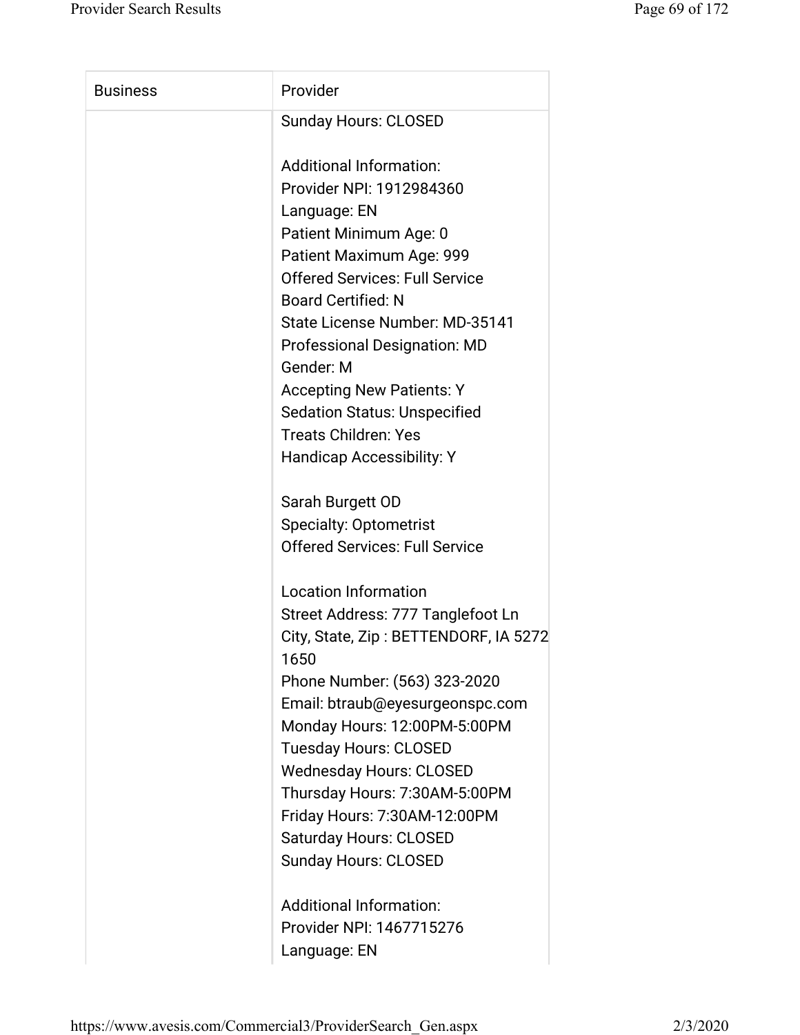| Business | Provider |
|---|---|
| | Sunday Hours: CLOSED<br><br>Additional Information:<br>Provider NPI: 1912984360<br>Language: EN<br>Patient Minimum Age: 0<br>Patient Maximum Age: 999<br>Offered Services: Full Service<br>Board Certified: N<br>State License Number: MD-35141<br>Professional Designation: MD<br>Gender: M<br>Accepting New Patients: Y<br>Sedation Status: Unspecified<br>Treats Children: Yes<br>Handicap Accessibility: Y<br><br>Sarah Burgett OD<br>Specialty: Optometrist<br>Offered Services: Full Service<br><br>Location Information<br>Street Address: 777 Tanglefoot Ln<br>City, State, Zip : BETTENDORF, IA 52721650<br>Phone Number: (563) 323-2020<br>Email: btraub@eyesurgeonspc.com<br>Monday Hours: 12:00PM-5:00PM<br>Tuesday Hours: CLOSED<br>Wednesday Hours: CLOSED<br>Thursday Hours: 7:30AM-5:00PM<br>Friday Hours: 7:30AM-12:00PM<br>Saturday Hours: CLOSED<br>Sunday Hours: CLOSED<br><br>Additional Information:<br>Provider NPI: 1467715276<br>Language: EN |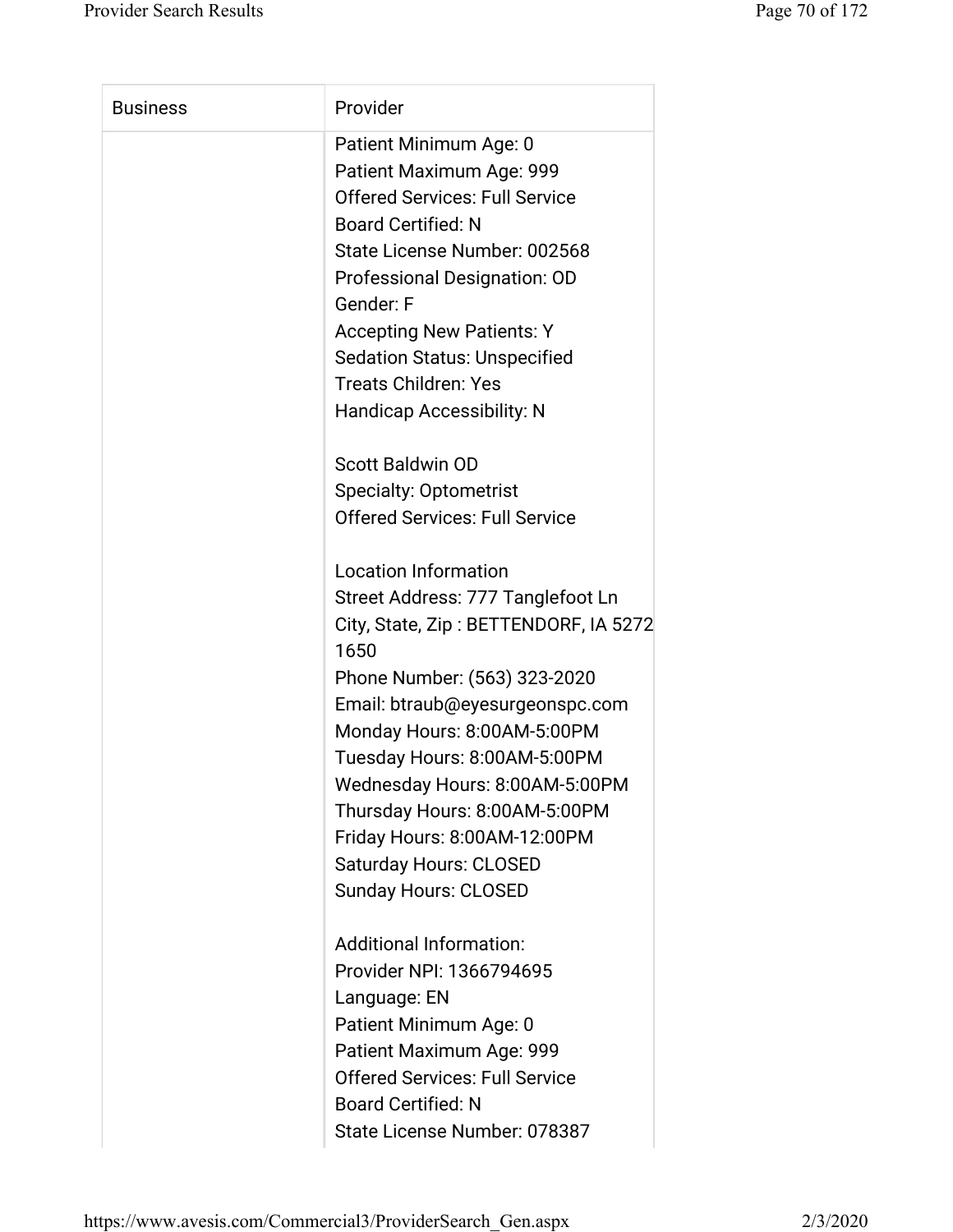| Business | Provider |
| --- | --- |
| | Patient Minimum Age: 0<br>Patient Maximum Age: 999<br>Offered Services: Full Service<br>Board Certified: N<br>State License Number: 002568<br>Professional Designation: OD<br>Gender: F<br>Accepting New Patients: Y<br>Sedation Status: Unspecified<br>Treats Children: Yes<br>Handicap Accessibility: N<br><br>Scott Baldwin OD<br>Specialty: Optometrist<br>Offered Services: Full Service<br><br>Location Information<br>Street Address: 777 Tanglefoot Ln<br>City, State, Zip : BETTENDORF, IA 52722-1650<br>Phone Number: (563) 323-2020<br>Email: btraub@eyesurgeonspc.com<br>Monday Hours: 8:00AM-5:00PM<br>Tuesday Hours: 8:00AM-5:00PM<br>Wednesday Hours: 8:00AM-5:00PM<br>Thursday Hours: 8:00AM-5:00PM<br>Friday Hours: 8:00AM-12:00PM<br>Saturday Hours: CLOSED<br>Sunday Hours: CLOSED<br><br>Additional Information:<br>Provider NPI: 1366794695<br>Language: EN<br>Patient Minimum Age: 0<br>Patient Maximum Age: 999<br>Offered Services: Full Service<br>Board Certified: N<br>State License Number: 078387 |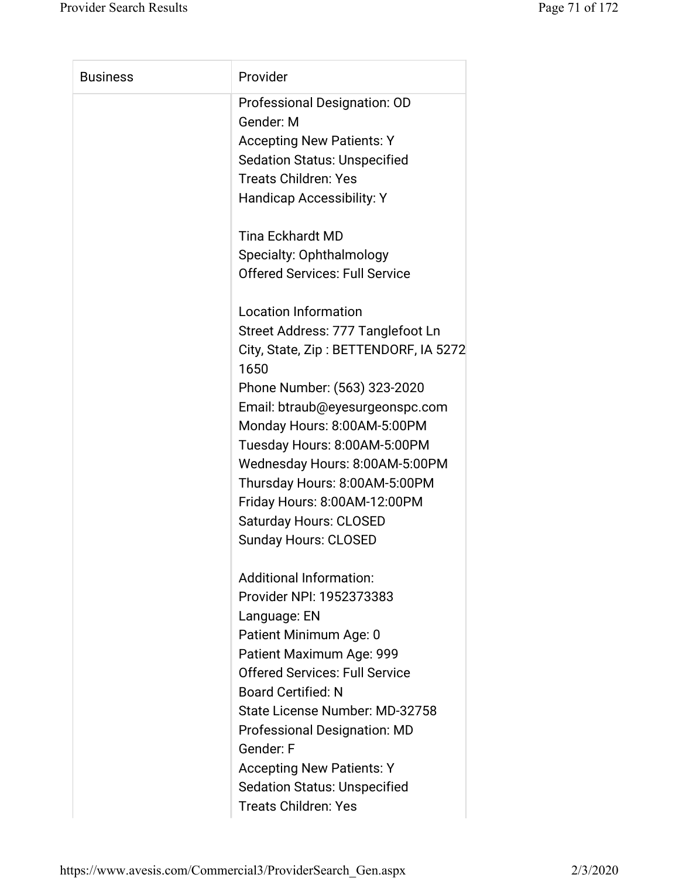| Business | Provider |
| --- | --- |
| | Professional Designation: OD<br>Gender: M<br>Accepting New Patients: Y<br>Sedation Status: Unspecified<br>Treats Children: Yes<br>Handicap Accessibility: Y<br><br>Tina Eckhardt MD<br>Specialty: Ophthalmology<br>Offered Services: Full Service<br><br>Location Information<br>Street Address: 777 Tanglefoot Ln<br>City, State, Zip : BETTENDORF, IA 52721650<br>Phone Number: (563) 323-2020<br>Email: btraub@eyesurgeonspc.com<br>Monday Hours: 8:00AM-5:00PM<br>Tuesday Hours: 8:00AM-5:00PM<br>Wednesday Hours: 8:00AM-5:00PM<br>Thursday Hours: 8:00AM-5:00PM<br>Friday Hours: 8:00AM-12:00PM<br>Saturday Hours: CLOSED<br>Sunday Hours: CLOSED<br><br>Additional Information:<br>Provider NPI: 1952373383<br>Language: EN<br>Patient Minimum Age: 0<br>Patient Maximum Age: 999<br>Offered Services: Full Service<br>Board Certified: N<br>State License Number: MD-32758<br>Professional Designation: MD<br>Gender: F<br>Accepting New Patients: Y<br>Sedation Status: Unspecified<br>Treats Children: Yes |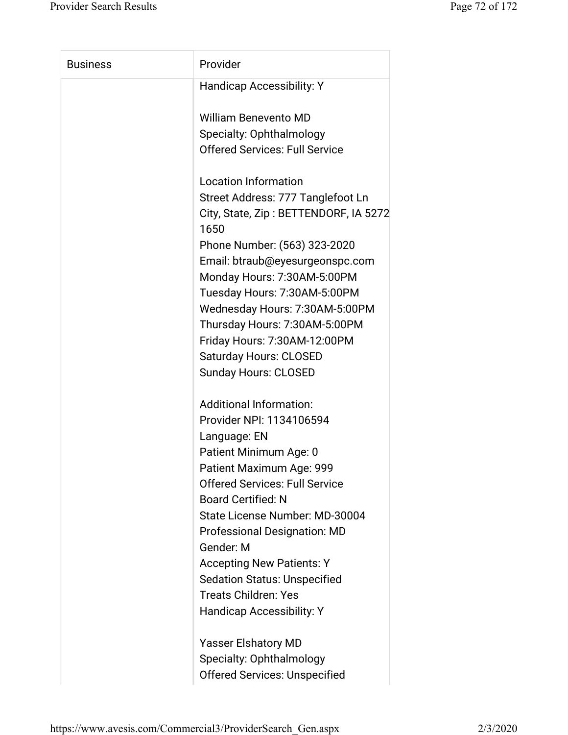| Business | Provider |
| --- | --- |
| | Handicap Accessibility: Y<br><br>William Benevento MD<br>Specialty: Ophthalmology<br>Offered Services: Full Service<br><br>Location Information<br>Street Address: 777 Tanglefoot Ln<br>City, State, Zip : BETTENDORF, IA 5272<br>1650<br>Phone Number: (563) 323-2020<br>Email: btraub@eyesurgeonspc.com<br>Monday Hours: 7:30AM-5:00PM<br>Tuesday Hours: 7:30AM-5:00PM<br>Wednesday Hours: 7:30AM-5:00PM<br>Thursday Hours: 7:30AM-5:00PM<br>Friday Hours: 7:30AM-12:00PM<br>Saturday Hours: CLOSED<br>Sunday Hours: CLOSED<br><br>Additional Information:<br>Provider NPI: 1134106594<br>Language: EN<br>Patient Minimum Age: 0<br>Patient Maximum Age: 999<br>Offered Services: Full Service<br>Board Certified: N<br>State License Number: MD-30004<br>Professional Designation: MD<br>Gender: M<br>Accepting New Patients: Y<br>Sedation Status: Unspecified<br>Treats Children: Yes<br>Handicap Accessibility: Y<br><br>Yasser Elshatory MD<br>Specialty: Ophthalmology<br>Offered Services: Unspecified |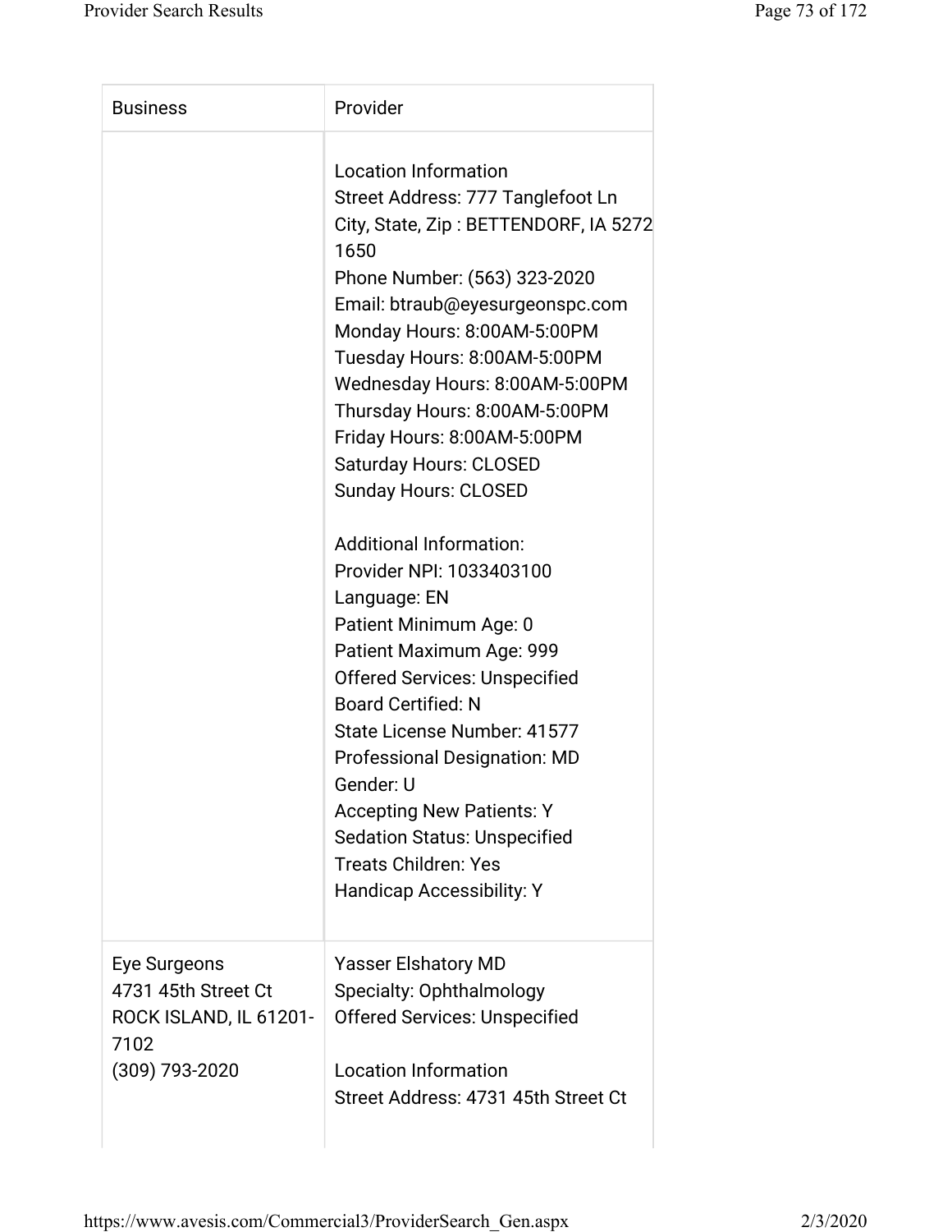| Business | Provider |
|---|---|
| | Location Information<br>Street Address: 777 Tanglefoot Ln<br>City, State, Zip : BETTENDORF, IA 5272<br>1650<br>Phone Number: (563) 323-2020<br>Email: btraub@eyesurgeonspc.com<br>Monday Hours: 8:00AM-5:00PM<br>Tuesday Hours: 8:00AM-5:00PM<br>Wednesday Hours: 8:00AM-5:00PM<br>Thursday Hours: 8:00AM-5:00PM<br>Friday Hours: 8:00AM-5:00PM<br>Saturday Hours: CLOSED<br>Sunday Hours: CLOSED<br><br>Additional Information:<br>Provider NPI: 1033403100<br>Language: EN<br>Patient Minimum Age: 0<br>Patient Maximum Age: 999<br>Offered Services: Unspecified<br>Board Certified: N<br>State License Number: 41577<br>Professional Designation: MD<br>Gender: U<br>Accepting New Patients: Y<br>Sedation Status: Unspecified<br>Treats Children: Yes<br>Handicap Accessibility: Y |
| Eye Surgeons<br>4731 45th Street Ct<br>ROCK ISLAND, IL 61201-7102<br>(309) 793-2020 | Yasser Elshatory MD<br>Specialty: Ophthalmology<br>Offered Services: Unspecified<br><br>Location Information<br>Street Address: 4731 45th Street Ct |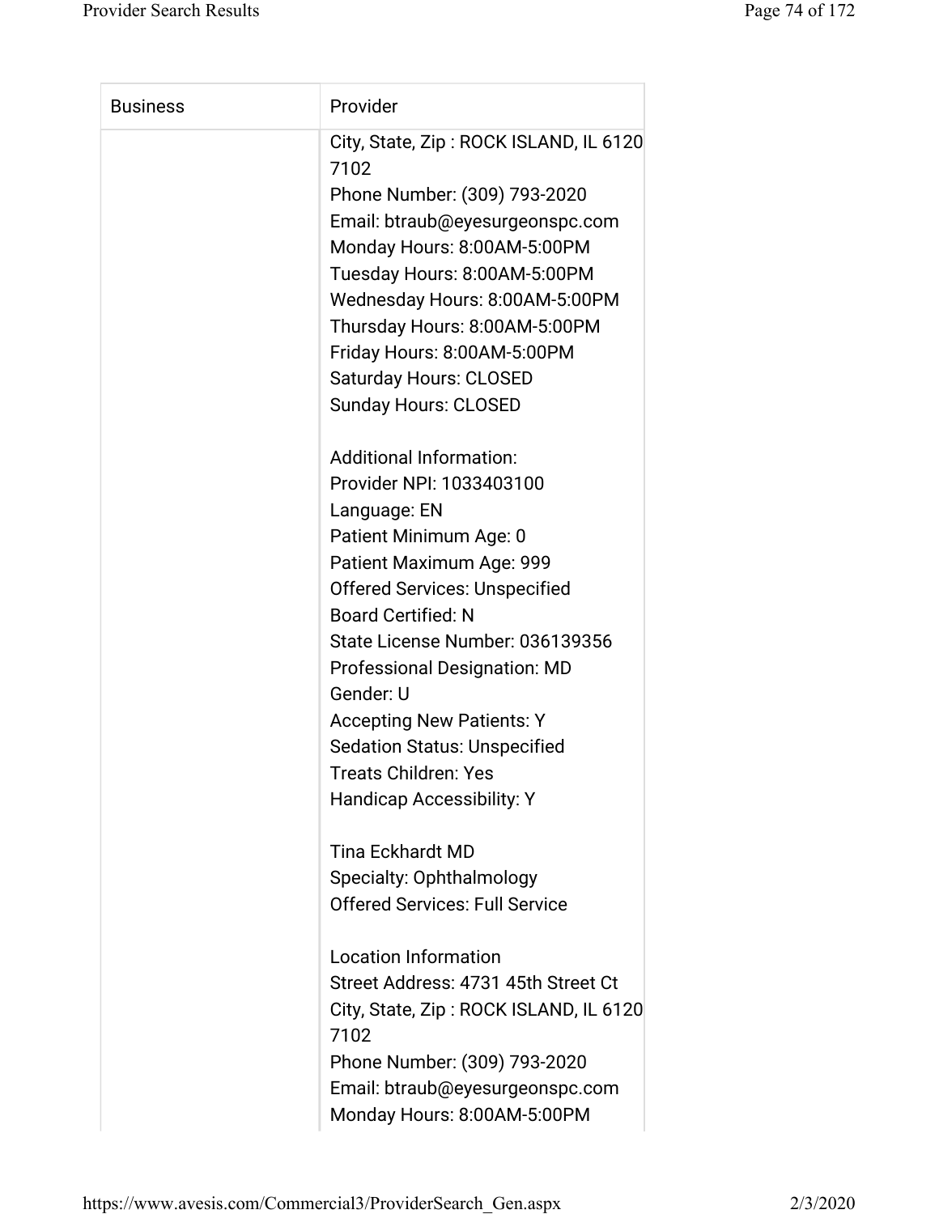| Business | Provider |
| --- | --- |
| | City, State, Zip : ROCK ISLAND, IL 6120 7102<br>Phone Number: (309) 793-2020<br>Email: btraub@eyesurgeonspc.com<br>Monday Hours: 8:00AM-5:00PM<br>Tuesday Hours: 8:00AM-5:00PM<br>Wednesday Hours: 8:00AM-5:00PM<br>Thursday Hours: 8:00AM-5:00PM<br>Friday Hours: 8:00AM-5:00PM<br>Saturday Hours: CLOSED<br>Sunday Hours: CLOSED<br><br>Additional Information:<br>Provider NPI: 1033403100<br>Language: EN<br>Patient Minimum Age: 0<br>Patient Maximum Age: 999<br>Offered Services: Unspecified<br>Board Certified: N<br>State License Number: 036139356<br>Professional Designation: MD<br>Gender: U<br>Accepting New Patients: Y<br>Sedation Status: Unspecified<br>Treats Children: Yes<br>Handicap Accessibility: Y<br><br>Tina Eckhardt MD<br>Specialty: Ophthalmology<br>Offered Services: Full Service<br><br>Location Information<br>Street Address: 4731 45th Street Ct<br>City, State, Zip : ROCK ISLAND, IL 6120 7102<br>Phone Number: (309) 793-2020<br>Email: btraub@eyesurgeonspc.com<br>Monday Hours: 8:00AM-5:00PM |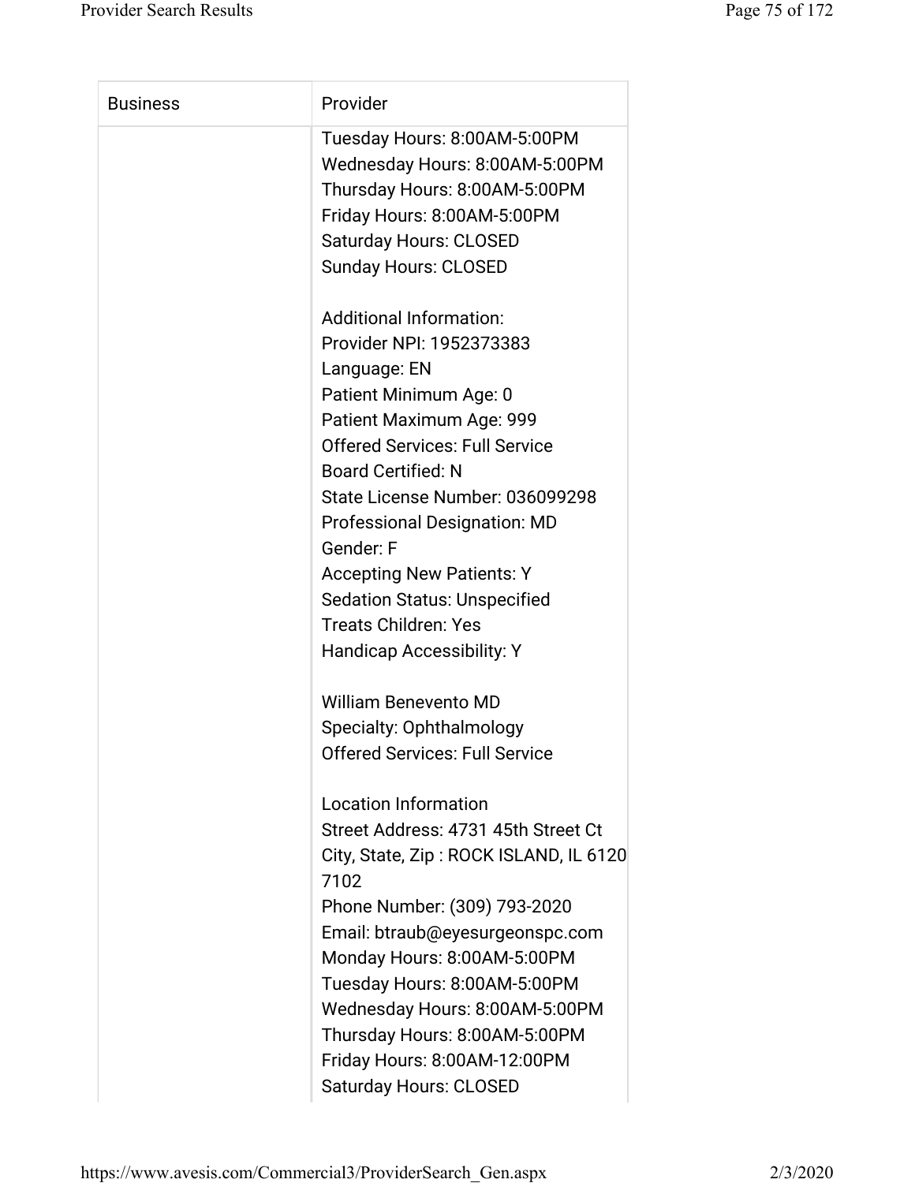| Business | Provider |
| --- | --- |
| | Tuesday Hours: 8:00AM-5:00PM<br>Wednesday Hours: 8:00AM-5:00PM<br>Thursday Hours: 8:00AM-5:00PM<br>Friday Hours: 8:00AM-5:00PM<br>Saturday Hours: CLOSED<br>Sunday Hours: CLOSED<br><br>Additional Information:<br>Provider NPI: 1952373383<br>Language: EN<br>Patient Minimum Age: 0<br>Patient Maximum Age: 999<br>Offered Services: Full Service<br>Board Certified: N<br>State License Number: 036099298<br>Professional Designation: MD<br>Gender: F<br>Accepting New Patients: Y<br>Sedation Status: Unspecified<br>Treats Children: Yes<br>Handicap Accessibility: Y<br><br>William Benevento MD<br>Specialty: Ophthalmology<br>Offered Services: Full Service<br><br>Location Information<br>Street Address: 4731 45th Street Ct<br>City, State, Zip : ROCK ISLAND, IL 61207102<br>Phone Number: (309) 793-2020<br>Email: btraub@eyesurgeonspc.com<br>Monday Hours: 8:00AM-5:00PM<br>Tuesday Hours: 8:00AM-5:00PM<br>Wednesday Hours: 8:00AM-5:00PM<br>Thursday Hours: 8:00AM-5:00PM<br>Friday Hours: 8:00AM-12:00PM<br>Saturday Hours: CLOSED |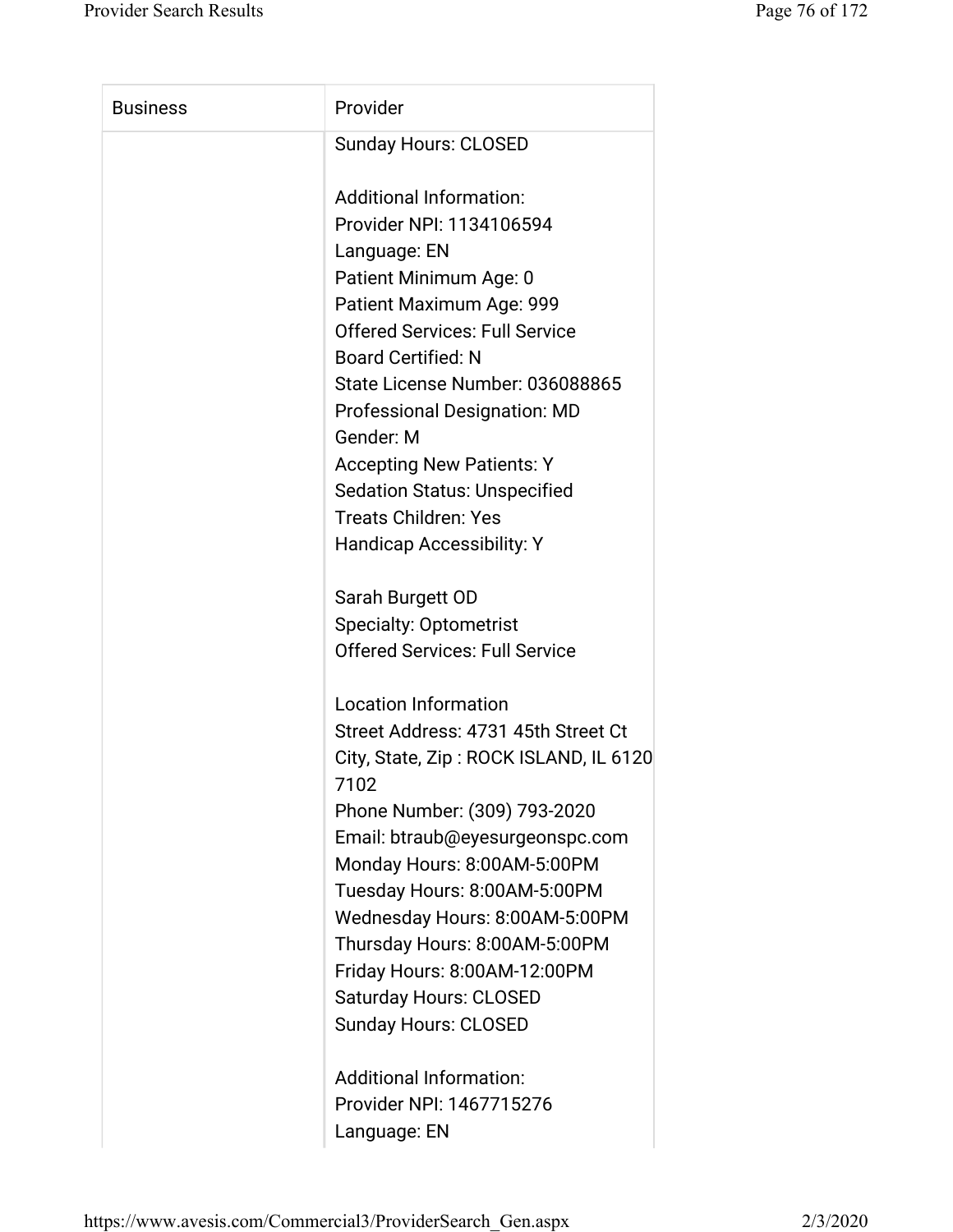| Business | Provider |
| --- | --- |
| | Sunday Hours: CLOSED<br><br>Additional Information:<br>Provider NPI: 1134106594<br>Language: EN<br>Patient Minimum Age: 0<br>Patient Maximum Age: 999<br>Offered Services: Full Service<br>Board Certified: N<br>State License Number: 036088865<br>Professional Designation: MD<br>Gender: M<br>Accepting New Patients: Y<br>Sedation Status: Unspecified<br>Treats Children: Yes<br>Handicap Accessibility: Y<br><br>Sarah Burgett OD<br>Specialty: Optometrist<br>Offered Services: Full Service<br><br>Location Information<br>Street Address: 4731 45th Street Ct<br>City, State, Zip : ROCK ISLAND, IL 61207102<br>Phone Number: (309) 793-2020<br>Email: btraub@eyesurgeonspc.com<br>Monday Hours: 8:00AM-5:00PM<br>Tuesday Hours: 8:00AM-5:00PM<br>Wednesday Hours: 8:00AM-5:00PM<br>Thursday Hours: 8:00AM-5:00PM<br>Friday Hours: 8:00AM-12:00PM<br>Saturday Hours: CLOSED<br>Sunday Hours: CLOSED<br><br>Additional Information:<br>Provider NPI: 1467715276<br>Language: EN |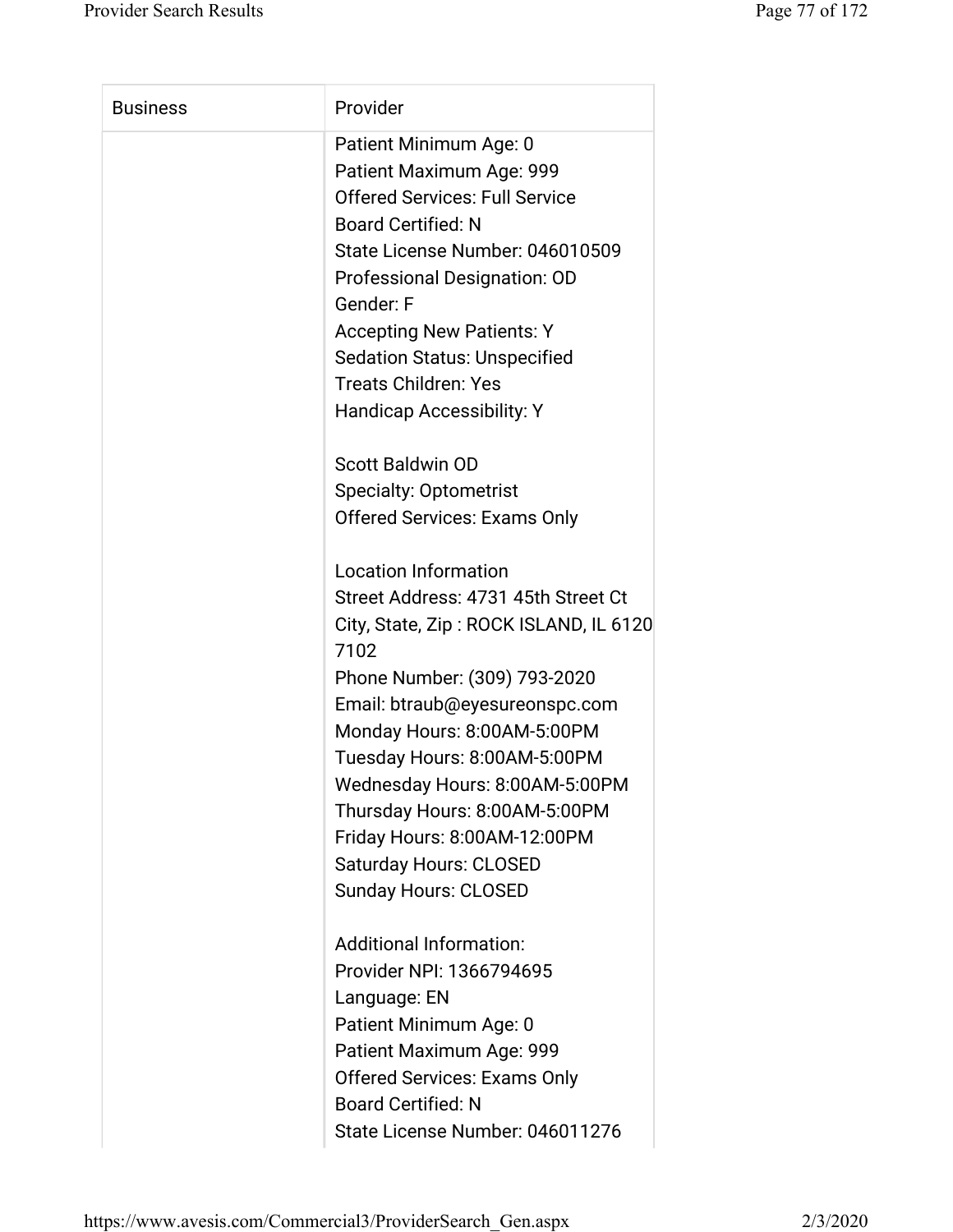| Business | Provider |
| --- | --- |
| | Patient Minimum Age: 0<br>Patient Maximum Age: 999<br>Offered Services: Full Service<br>Board Certified: N<br>State License Number: 046010509<br>Professional Designation: OD<br>Gender: F<br>Accepting New Patients: Y<br>Sedation Status: Unspecified<br>Treats Children: Yes<br>Handicap Accessibility: Y<br><br>Scott Baldwin OD<br>Specialty: Optometrist<br>Offered Services: Exams Only<br><br>Location Information<br>Street Address: 4731 45th Street Ct<br>City, State, Zip : ROCK ISLAND, IL 6120 7102<br>Phone Number: (309) 793-2020<br>Email: btraub@eyesureonspc.com<br>Monday Hours: 8:00AM-5:00PM<br>Tuesday Hours: 8:00AM-5:00PM<br>Wednesday Hours: 8:00AM-5:00PM<br>Thursday Hours: 8:00AM-5:00PM<br>Friday Hours: 8:00AM-12:00PM<br>Saturday Hours: CLOSED<br>Sunday Hours: CLOSED<br><br>Additional Information:<br>Provider NPI: 1366794695<br>Language: EN<br>Patient Minimum Age: 0<br>Patient Maximum Age: 999<br>Offered Services: Exams Only<br>Board Certified: N<br>State License Number: 046011276 |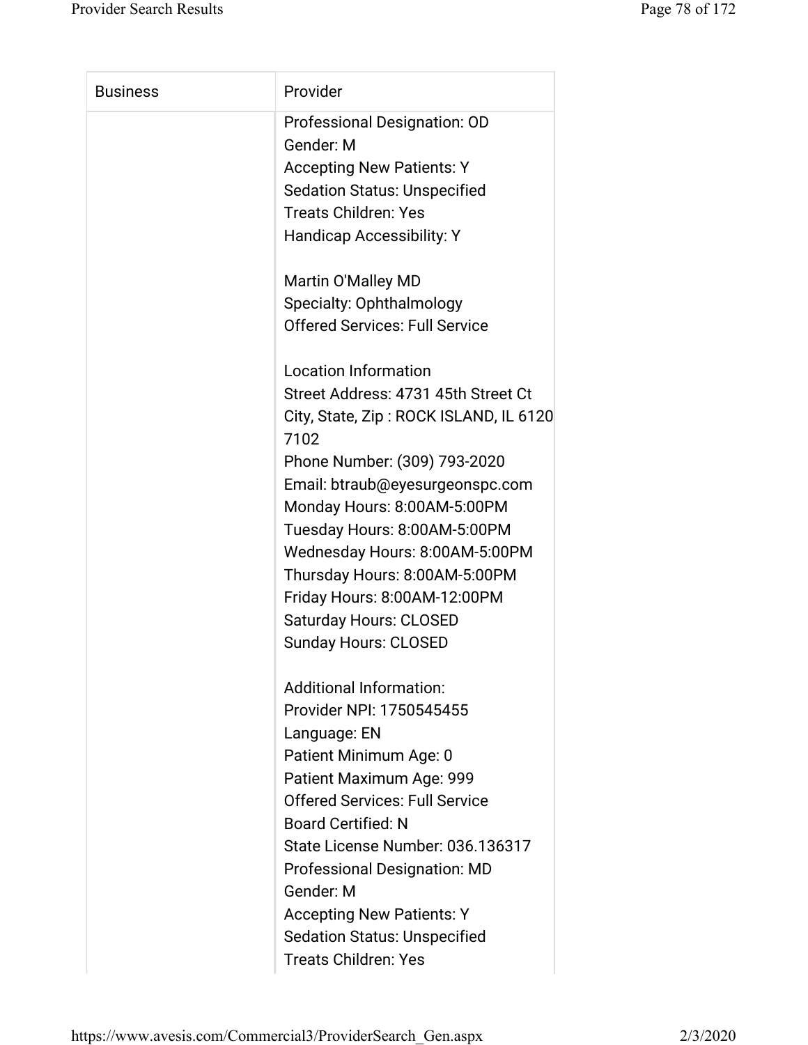| Business | Provider |
| --- | --- |
| | Professional Designation: OD<br>Gender: M<br>Accepting New Patients: Y<br>Sedation Status: Unspecified<br>Treats Children: Yes<br>Handicap Accessibility: Y<br><br>Martin O'Malley MD<br>Specialty: Ophthalmology<br>Offered Services: Full Service<br><br>Location Information<br>Street Address: 4731 45th Street Ct<br>City, State, Zip : ROCK ISLAND, IL 6120 7102<br>Phone Number: (309) 793-2020<br>Email: btraub@eyesurgeonspc.com<br>Monday Hours: 8:00AM-5:00PM<br>Tuesday Hours: 8:00AM-5:00PM<br>Wednesday Hours: 8:00AM-5:00PM<br>Thursday Hours: 8:00AM-5:00PM<br>Friday Hours: 8:00AM-12:00PM<br>Saturday Hours: CLOSED<br>Sunday Hours: CLOSED<br><br>Additional Information:<br>Provider NPI: 1750545455<br>Language: EN<br>Patient Minimum Age: 0<br>Patient Maximum Age: 999<br>Offered Services: Full Service<br>Board Certified: N<br>State License Number: 036.136317<br>Professional Designation: MD<br>Gender: M<br>Accepting New Patients: Y<br>Sedation Status: Unspecified<br>Treats Children: Yes |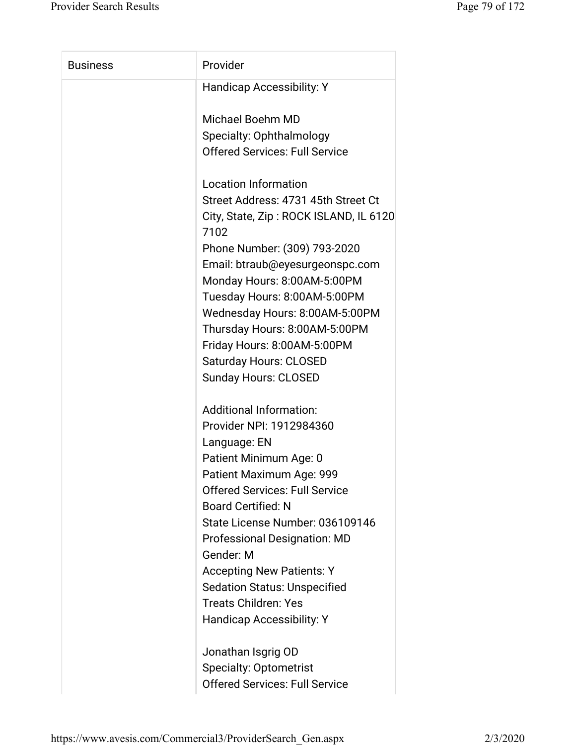| Business | Provider |
| --- | --- |
| | Handicap Accessibility: Y<br><br>Michael Boehm MD<br>Specialty: Ophthalmology<br>Offered Services: Full Service<br><br>Location Information<br>Street Address: 4731 45th Street Ct<br>City, State, Zip : ROCK ISLAND, IL 6120 7102<br>Phone Number: (309) 793-2020<br>Email: btraub@eyesurgeonspc.com<br>Monday Hours: 8:00AM-5:00PM<br>Tuesday Hours: 8:00AM-5:00PM<br>Wednesday Hours: 8:00AM-5:00PM<br>Thursday Hours: 8:00AM-5:00PM<br>Friday Hours: 8:00AM-5:00PM<br>Saturday Hours: CLOSED<br>Sunday Hours: CLOSED<br><br>Additional Information:<br>Provider NPI: 1912984360<br>Language: EN<br>Patient Minimum Age: 0<br>Patient Maximum Age: 999<br>Offered Services: Full Service<br>Board Certified: N<br>State License Number: 036109146<br>Professional Designation: MD<br>Gender: M<br>Accepting New Patients: Y<br>Sedation Status: Unspecified<br>Treats Children: Yes<br>Handicap Accessibility: Y<br><br>Jonathan Isgrig OD<br>Specialty: Optometrist<br>Offered Services: Full Service |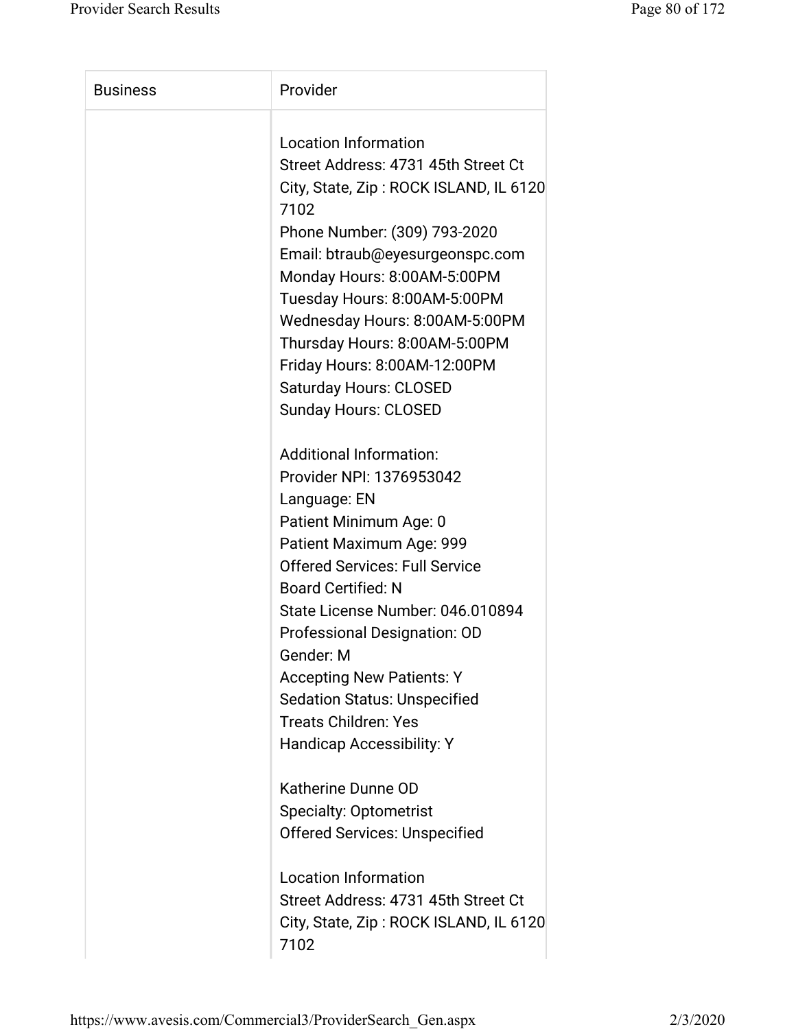| Business | Provider |
| --- | --- |
| | Location Information<br>Street Address: 4731 45th Street Ct<br>City, State, Zip : ROCK ISLAND, IL 6120 7102<br>Phone Number: (309) 793-2020<br>Email: btraub@eyesurgeonspc.com<br>Monday Hours: 8:00AM-5:00PM<br>Tuesday Hours: 8:00AM-5:00PM<br>Wednesday Hours: 8:00AM-5:00PM<br>Thursday Hours: 8:00AM-5:00PM<br>Friday Hours: 8:00AM-12:00PM<br>Saturday Hours: CLOSED<br>Sunday Hours: CLOSED<br><br>Additional Information:<br>Provider NPI: 1376953042<br>Language: EN<br>Patient Minimum Age: 0<br>Patient Maximum Age: 999<br>Offered Services: Full Service<br>Board Certified: N<br>State License Number: 046.010894<br>Professional Designation: OD<br>Gender: M<br>Accepting New Patients: Y<br>Sedation Status: Unspecified<br>Treats Children: Yes<br>Handicap Accessibility: Y<br><br>Katherine Dunne OD<br>Specialty: Optometrist<br>Offered Services: Unspecified<br><br>Location Information<br>Street Address: 4731 45th Street Ct<br>City, State, Zip : ROCK ISLAND, IL 6120 7102 |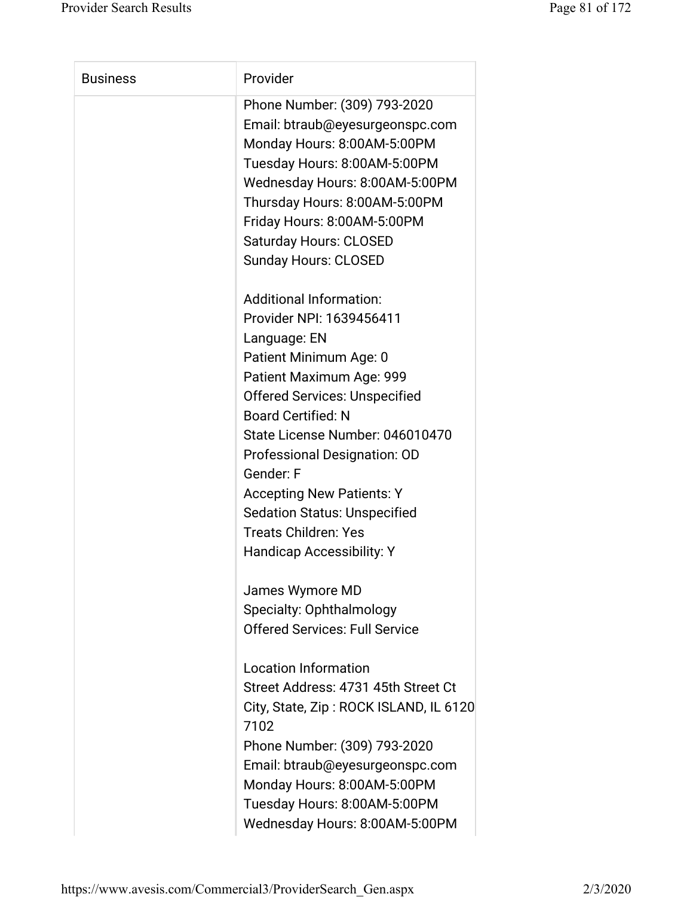| Business | Provider |
|---|---|
| | Phone Number: (309) 793-2020<br>Email: btraub@eyesurgeonspc.com<br>Monday Hours: 8:00AM-5:00PM<br>Tuesday Hours: 8:00AM-5:00PM<br>Wednesday Hours: 8:00AM-5:00PM<br>Thursday Hours: 8:00AM-5:00PM<br>Friday Hours: 8:00AM-5:00PM<br>Saturday Hours: CLOSED<br>Sunday Hours: CLOSED<br><br>Additional Information:<br>Provider NPI: 1639456411<br>Language: EN<br>Patient Minimum Age: 0<br>Patient Maximum Age: 999<br>Offered Services: Unspecified<br>Board Certified: N<br>State License Number: 046010470<br>Professional Designation: OD<br>Gender: F<br>Accepting New Patients: Y<br>Sedation Status: Unspecified<br>Treats Children: Yes<br>Handicap Accessibility: Y<br><br>James Wymore MD<br>Specialty: Ophthalmology<br>Offered Services: Full Service<br><br>Location Information<br>Street Address: 4731 45th Street Ct<br>City, State, Zip : ROCK ISLAND, IL 6120 7102<br>Phone Number: (309) 793-2020<br>Email: btraub@eyesurgeonspc.com<br>Monday Hours: 8:00AM-5:00PM<br>Tuesday Hours: 8:00AM-5:00PM<br>Wednesday Hours: 8:00AM-5:00PM |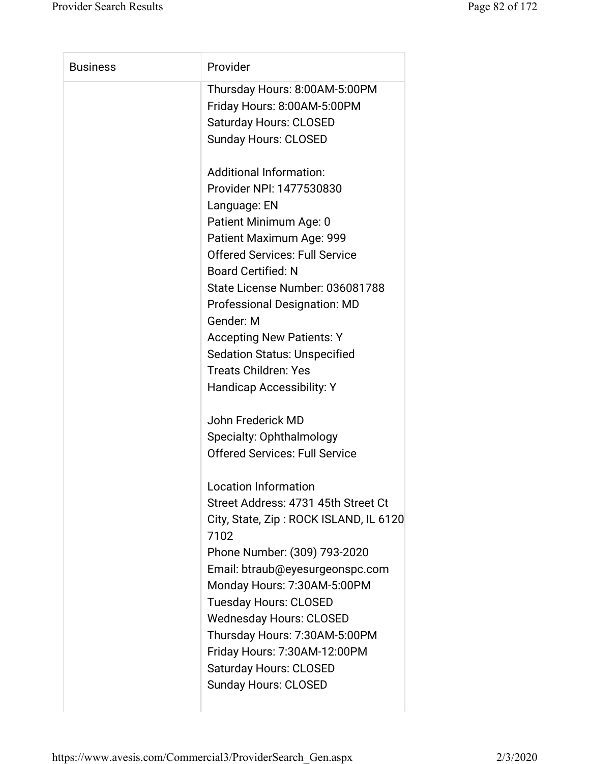| Business | Provider |
|---|---|
| | Thursday Hours: 8:00AM-5:00PM<br>Friday Hours: 8:00AM-5:00PM<br>Saturday Hours: CLOSED<br>Sunday Hours: CLOSED<br><br>Additional Information:<br>Provider NPI: 1477530830<br>Language: EN<br>Patient Minimum Age: 0<br>Patient Maximum Age: 999<br>Offered Services: Full Service<br>Board Certified: N<br>State License Number: 036081788<br>Professional Designation: MD<br>Gender: M<br>Accepting New Patients: Y<br>Sedation Status: Unspecified<br>Treats Children: Yes<br>Handicap Accessibility: Y<br><br>John Frederick MD<br>Specialty: Ophthalmology<br>Offered Services: Full Service<br><br>Location Information<br>Street Address: 4731 45th Street Ct<br>City, State, Zip : ROCK ISLAND, IL 6120 7102<br>Phone Number: (309) 793-2020<br>Email: btraub@eyesurgeonspc.com<br>Monday Hours: 7:30AM-5:00PM<br>Tuesday Hours: CLOSED<br>Wednesday Hours: CLOSED<br>Thursday Hours: 7:30AM-5:00PM<br>Friday Hours: 7:30AM-12:00PM<br>Saturday Hours: CLOSED<br>Sunday Hours: CLOSED |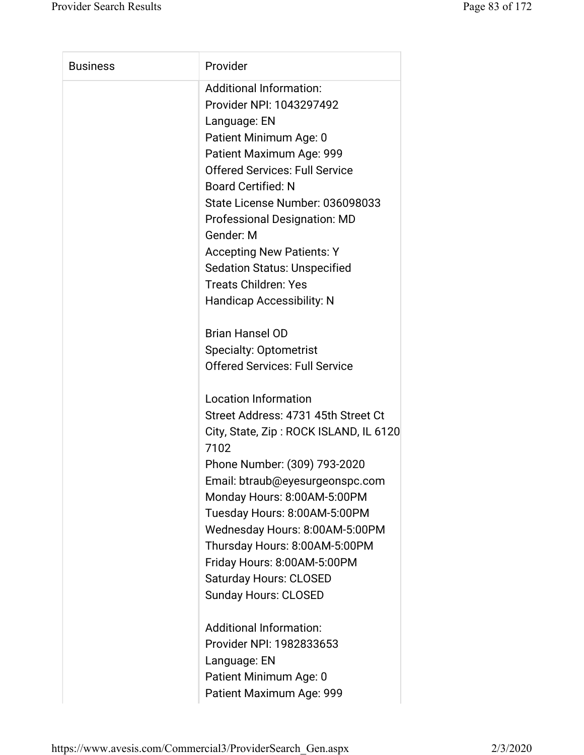| Business | Provider |
| --- | --- |
| | Additional Information:<br>Provider NPI: 1043297492<br>Language: EN<br>Patient Minimum Age: 0<br>Patient Maximum Age: 999<br>Offered Services: Full Service<br>Board Certified: N<br>State License Number: 036098033<br>Professional Designation: MD<br>Gender: M<br>Accepting New Patients: Y<br>Sedation Status: Unspecified<br>Treats Children: Yes<br>Handicap Accessibility: N<br><br>Brian Hansel OD<br>Specialty: Optometrist<br>Offered Services: Full Service<br><br>Location Information<br>Street Address: 4731 45th Street Ct<br>City, State, Zip : ROCK ISLAND, IL 6120 7102<br>Phone Number: (309) 793-2020<br>Email: btraub@eyesurgeonspc.com<br>Monday Hours: 8:00AM-5:00PM<br>Tuesday Hours: 8:00AM-5:00PM<br>Wednesday Hours: 8:00AM-5:00PM<br>Thursday Hours: 8:00AM-5:00PM<br>Friday Hours: 8:00AM-5:00PM<br>Saturday Hours: CLOSED<br>Sunday Hours: CLOSED<br><br>Additional Information:<br>Provider NPI: 1982833653<br>Language: EN<br>Patient Minimum Age: 0<br>Patient Maximum Age: 999 |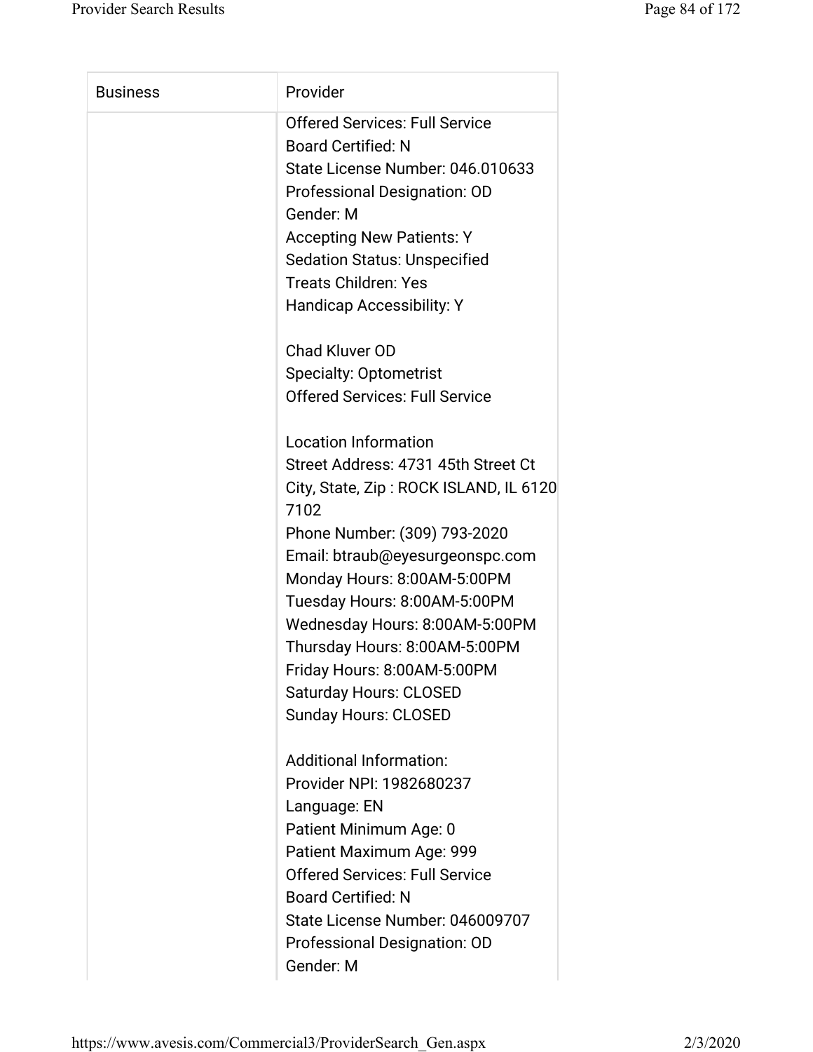| Business | Provider |
| --- | --- |
| | Offered Services: Full Service<br>Board Certified: N<br>State License Number: 046.010633<br>Professional Designation: OD<br>Gender: M<br>Accepting New Patients: Y<br>Sedation Status: Unspecified<br>Treats Children: Yes<br>Handicap Accessibility: Y<br><br>Chad Kluver OD<br>Specialty: Optometrist<br>Offered Services: Full Service<br><br>Location Information<br>Street Address: 4731 45th Street Ct<br>City, State, Zip : ROCK ISLAND, IL 6120 7102<br>Phone Number: (309) 793-2020<br>Email: btraub@eyesurgeonspc.com<br>Monday Hours: 8:00AM-5:00PM<br>Tuesday Hours: 8:00AM-5:00PM<br>Wednesday Hours: 8:00AM-5:00PM<br>Thursday Hours: 8:00AM-5:00PM<br>Friday Hours: 8:00AM-5:00PM<br>Saturday Hours: CLOSED<br>Sunday Hours: CLOSED<br><br>Additional Information:<br>Provider NPI: 1982680237<br>Language: EN<br>Patient Minimum Age: 0<br>Patient Maximum Age: 999<br>Offered Services: Full Service<br>Board Certified: N<br>State License Number: 046009707<br>Professional Designation: OD<br>Gender: M |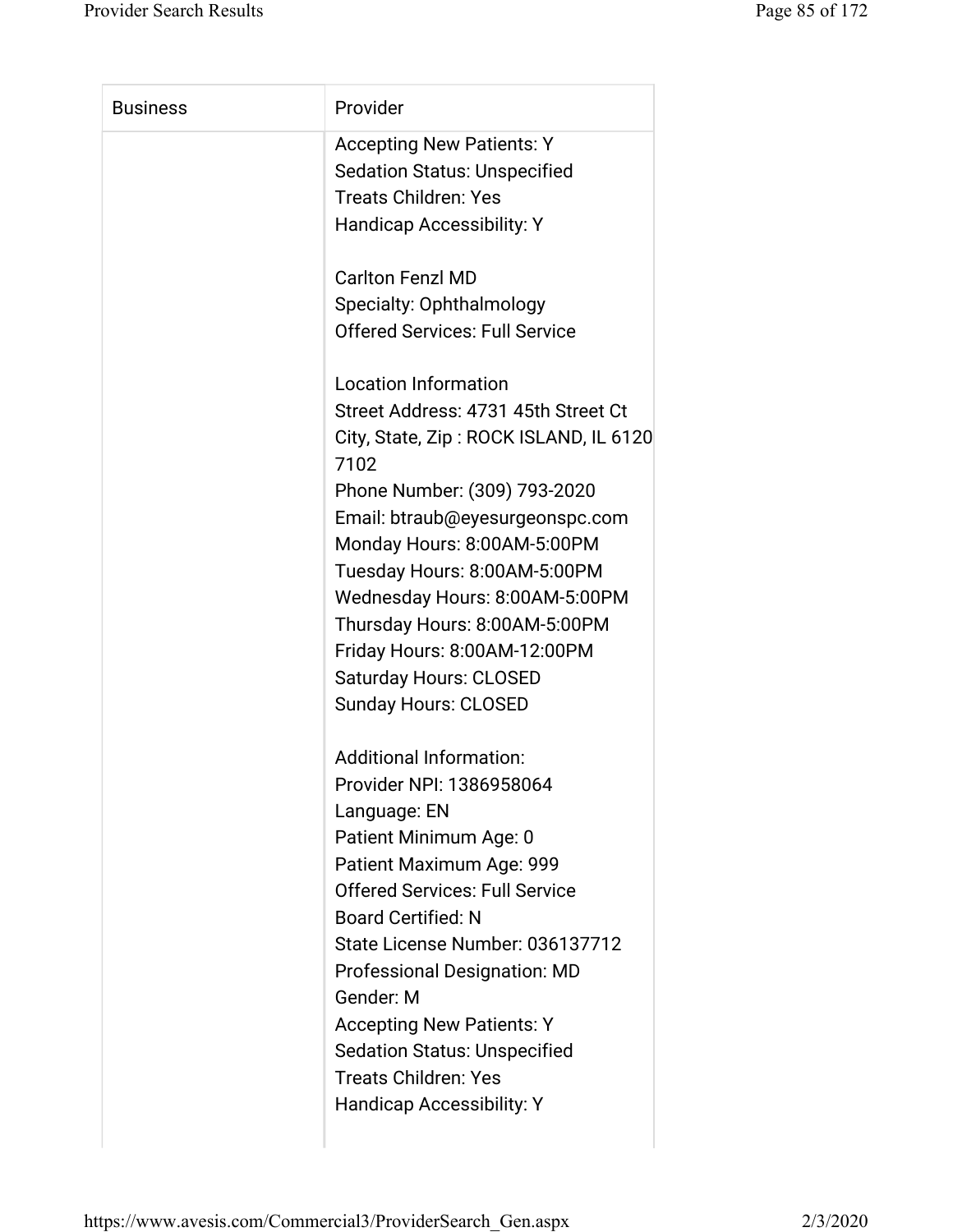| Business | Provider |
| --- | --- |
| | Accepting New Patients: Y<br>Sedation Status: Unspecified<br>Treats Children: Yes<br>Handicap Accessibility: Y<br><br>Carlton Fenzl MD<br>Specialty: Ophthalmology<br>Offered Services: Full Service<br><br>Location Information<br>Street Address: 4731 45th Street Ct<br>City, State, Zip : ROCK ISLAND, IL 61207102<br>Phone Number: (309) 793-2020<br>Email: btraub@eyesurgeonspc.com<br>Monday Hours: 8:00AM-5:00PM<br>Tuesday Hours: 8:00AM-5:00PM<br>Wednesday Hours: 8:00AM-5:00PM<br>Thursday Hours: 8:00AM-5:00PM<br>Friday Hours: 8:00AM-12:00PM<br>Saturday Hours: CLOSED<br>Sunday Hours: CLOSED<br><br>Additional Information:<br>Provider NPI: 1386958064<br>Language: EN<br>Patient Minimum Age: 0<br>Patient Maximum Age: 999<br>Offered Services: Full Service<br>Board Certified: N<br>State License Number: 036137712<br>Professional Designation: MD<br>Gender: M<br>Accepting New Patients: Y<br>Sedation Status: Unspecified<br>Treats Children: Yes<br>Handicap Accessibility: Y |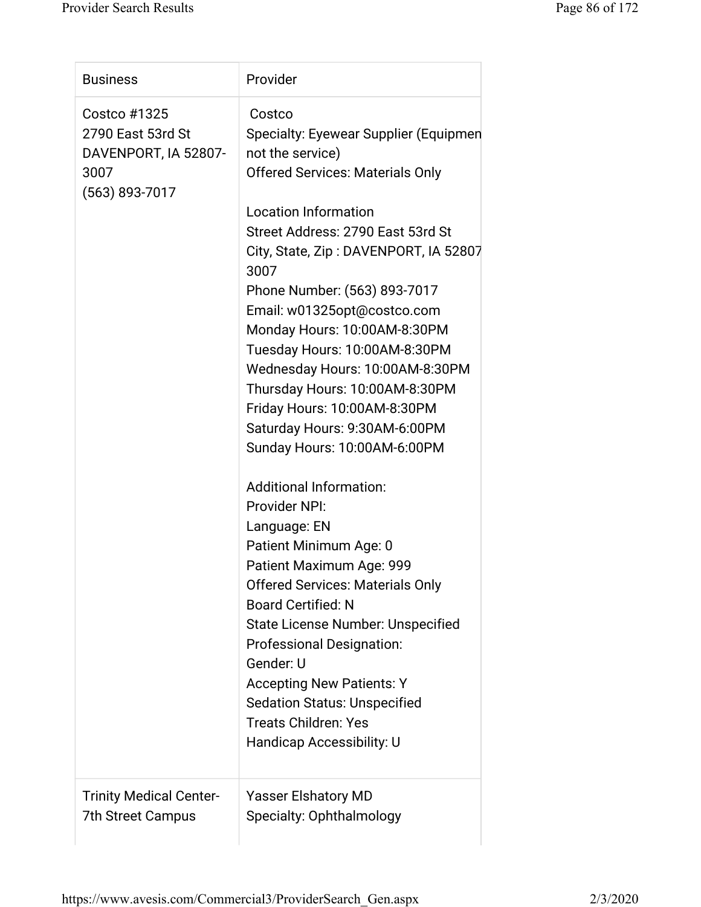| Business | Provider |
| --- | --- |
| Costco #1325<br>2790 East 53rd St<br>DAVENPORT, IA 52807-3007<br>(563) 893-7017 | Costco<br>Specialty: Eyewear Supplier (Equipmen not the service)<br>Offered Services: Materials Only<br><br>Location Information<br>Street Address: 2790 East 53rd St<br>City, State, Zip : DAVENPORT, IA 52807 3007<br>Phone Number: (563) 893-7017<br>Email: w01325opt@costco.com<br>Monday Hours: 10:00AM-8:30PM<br>Tuesday Hours: 10:00AM-8:30PM<br>Wednesday Hours: 10:00AM-8:30PM<br>Thursday Hours: 10:00AM-8:30PM<br>Friday Hours: 10:00AM-8:30PM<br>Saturday Hours: 9:30AM-6:00PM<br>Sunday Hours: 10:00AM-6:00PM<br><br>Additional Information:<br>Provider NPI:<br>Language: EN<br>Patient Minimum Age: 0<br>Patient Maximum Age: 999<br>Offered Services: Materials Only<br>Board Certified: N<br>State License Number: Unspecified<br>Professional Designation:<br>Gender: U<br>Accepting New Patients: Y<br>Sedation Status: Unspecified<br>Treats Children: Yes<br>Handicap Accessibility: U |
| Trinity Medical Center-7th Street Campus | Yasser Elshatory MD<br>Specialty: Ophthalmology |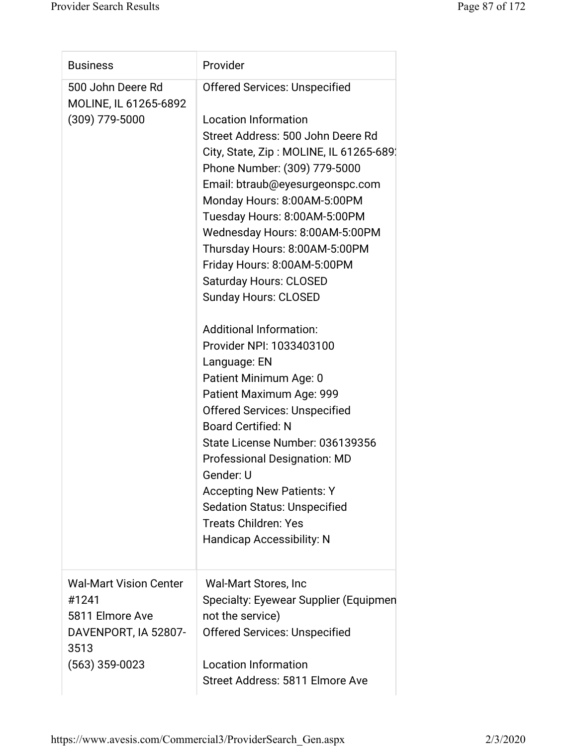| Business | Provider |
|---|---|
| 500 John Deere Rd<br>MOLINE, IL 61265-6892<br>(309) 779-5000 | Offered Services: Unspecified<br><br>Location Information<br>Street Address: 500 John Deere Rd<br>City, State, Zip : MOLINE, IL 61265-689<br>Phone Number: (309) 779-5000<br>Email: btraub@eyesurgeonspc.com<br>Monday Hours: 8:00AM-5:00PM<br>Tuesday Hours: 8:00AM-5:00PM<br>Wednesday Hours: 8:00AM-5:00PM<br>Thursday Hours: 8:00AM-5:00PM<br>Friday Hours: 8:00AM-5:00PM<br>Saturday Hours: CLOSED<br>Sunday Hours: CLOSED<br><br>Additional Information:<br>Provider NPI: 1033403100<br>Language: EN<br>Patient Minimum Age: 0<br>Patient Maximum Age: 999<br>Offered Services: Unspecified<br>Board Certified: N<br>State License Number: 036139356<br>Professional Designation: MD<br>Gender: U<br>Accepting New Patients: Y<br>Sedation Status: Unspecified<br>Treats Children: Yes<br>Handicap Accessibility: N |
| Wal-Mart Vision Center #1241<br>5811 Elmore Ave<br>DAVENPORT, IA 52807-3513<br>(563) 359-0023 | Wal-Mart Stores, Inc<br>Specialty: Eyewear Supplier (Equipmen not the service)<br>Offered Services: Unspecified<br><br>Location Information<br>Street Address: 5811 Elmore Ave |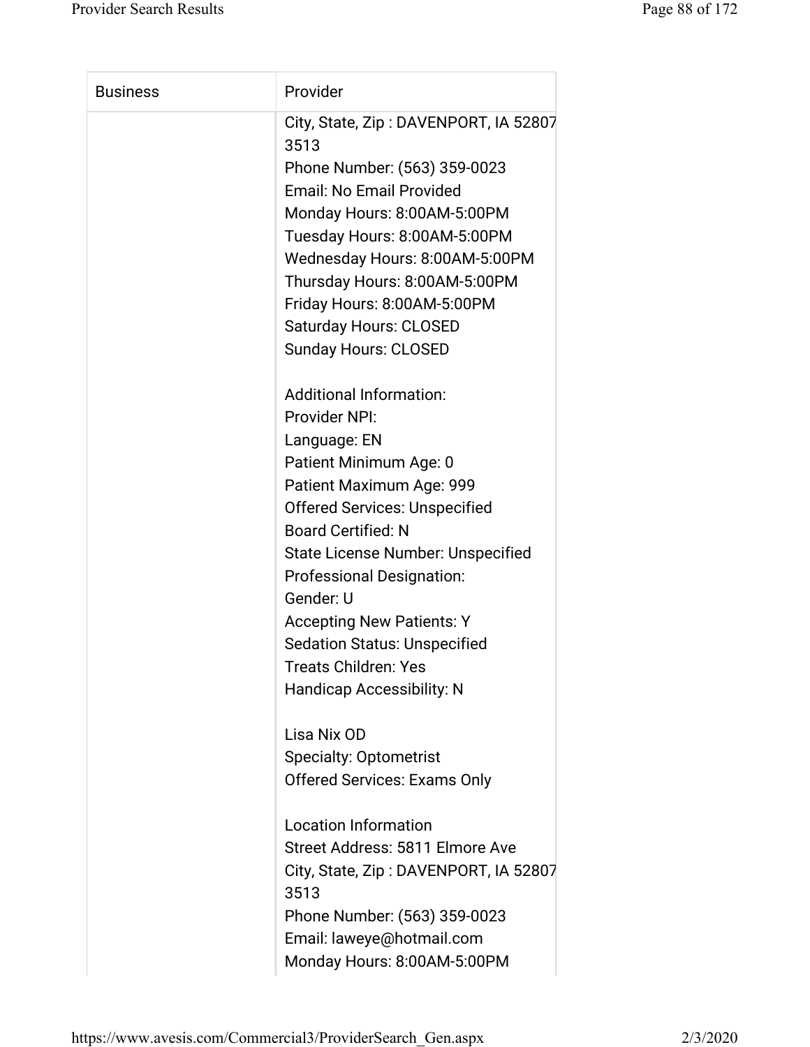| Business | Provider |
| --- | --- |
| | City, State, Zip : DAVENPORT, IA 52807 3513<br>Phone Number: (563) 359-0023<br>Email: No Email Provided<br>Monday Hours: 8:00AM-5:00PM<br>Tuesday Hours: 8:00AM-5:00PM<br>Wednesday Hours: 8:00AM-5:00PM<br>Thursday Hours: 8:00AM-5:00PM<br>Friday Hours: 8:00AM-5:00PM<br>Saturday Hours: CLOSED<br>Sunday Hours: CLOSED<br><br>Additional Information:<br>Provider NPI:<br>Language: EN<br>Patient Minimum Age: 0<br>Patient Maximum Age: 999<br>Offered Services: Unspecified<br>Board Certified: N<br>State License Number: Unspecified<br>Professional Designation:<br>Gender: U<br>Accepting New Patients: Y<br>Sedation Status: Unspecified<br>Treats Children: Yes<br>Handicap Accessibility: N<br><br>Lisa Nix OD<br>Specialty: Optometrist<br>Offered Services: Exams Only<br><br>Location Information<br>Street Address: 5811 Elmore Ave<br>City, State, Zip : DAVENPORT, IA 52807 3513<br>Phone Number: (563) 359-0023<br>Email: laweye@hotmail.com<br>Monday Hours: 8:00AM-5:00PM |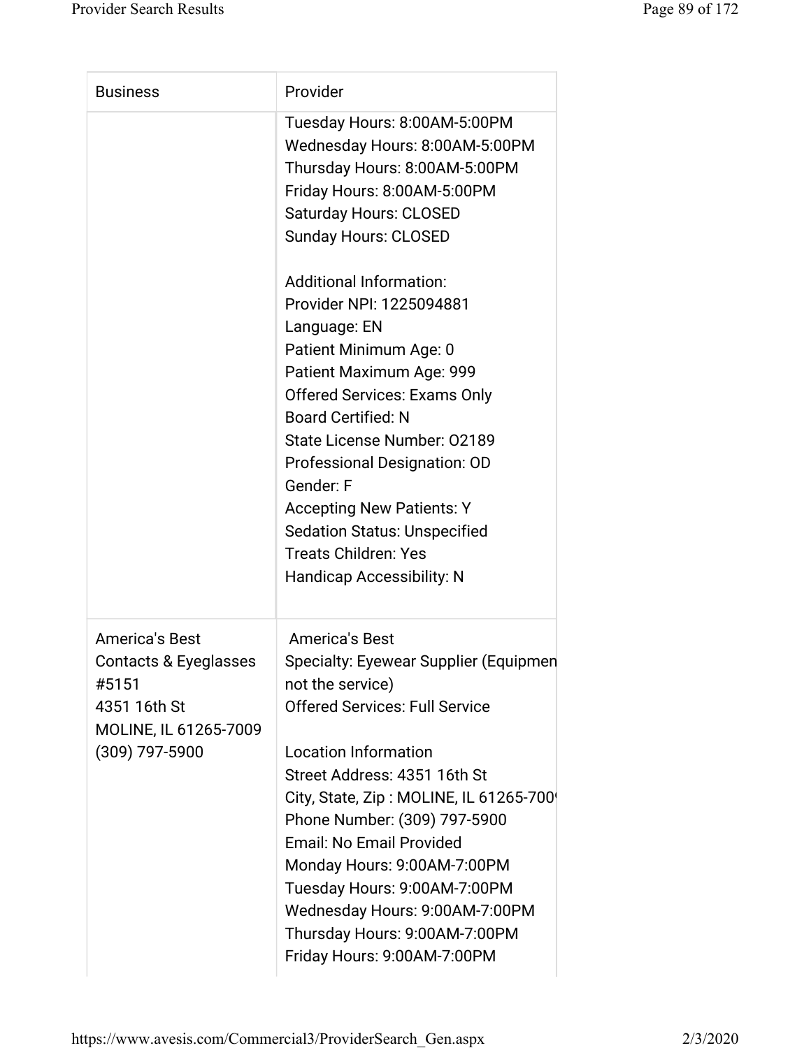| Business | Provider |
| --- | --- |
| | Tuesday Hours: 8:00AM-5:00PM<br>Wednesday Hours: 8:00AM-5:00PM<br>Thursday Hours: 8:00AM-5:00PM<br>Friday Hours: 8:00AM-5:00PM<br>Saturday Hours: CLOSED<br>Sunday Hours: CLOSED<br><br>Additional Information:<br>Provider NPI: 1225094881<br>Language: EN<br>Patient Minimum Age: 0<br>Patient Maximum Age: 999<br>Offered Services: Exams Only<br>Board Certified: N<br>State License Number: O2189<br>Professional Designation: OD<br>Gender: F<br>Accepting New Patients: Y<br>Sedation Status: Unspecified<br>Treats Children: Yes<br>Handicap Accessibility: N |
| America's Best Contacts & Eyeglasses #5151<br>4351 16th St<br>MOLINE, IL 61265-7009<br>(309) 797-5900 | America's Best<br>Specialty: Eyewear Supplier (Equipmen not the service)<br>Offered Services: Full Service<br><br>Location Information<br>Street Address: 4351 16th St<br>City, State, Zip : MOLINE, IL 61265-700<br>Phone Number: (309) 797-5900<br>Email: No Email Provided<br>Monday Hours: 9:00AM-7:00PM<br>Tuesday Hours: 9:00AM-7:00PM<br>Wednesday Hours: 9:00AM-7:00PM<br>Thursday Hours: 9:00AM-7:00PM<br>Friday Hours: 9:00AM-7:00PM |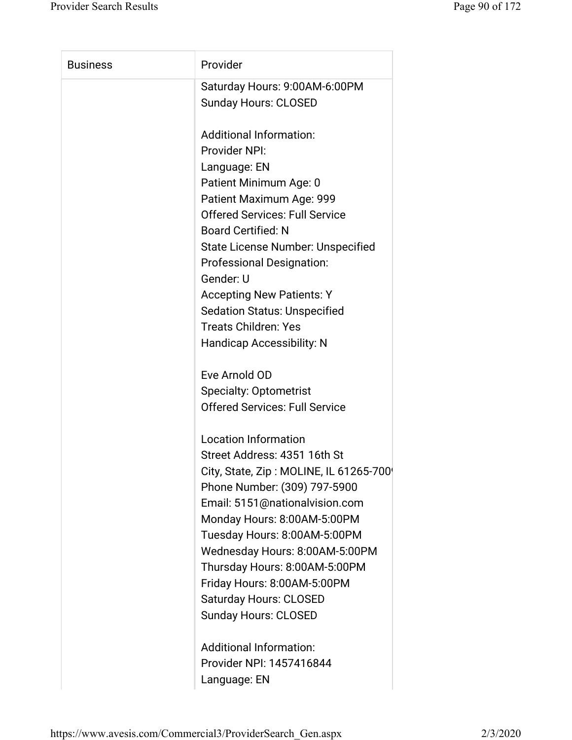| Business | Provider |
|---|---|
| | Saturday Hours: 9:00AM-6:00PM<br>Sunday Hours: CLOSED<br><br>Additional Information:<br>Provider NPI:<br>Language: EN<br>Patient Minimum Age: 0<br>Patient Maximum Age: 999<br>Offered Services: Full Service<br>Board Certified: N<br>State License Number: Unspecified<br>Professional Designation:<br>Gender: U<br>Accepting New Patients: Y<br>Sedation Status: Unspecified<br>Treats Children: Yes<br>Handicap Accessibility: N<br><br>Eve Arnold OD<br>Specialty: Optometrist<br>Offered Services: Full Service<br><br>Location Information<br>Street Address: 4351 16th St<br>City, State, Zip : MOLINE, IL 61265-700<br>Phone Number: (309) 797-5900<br>Email: 5151@nationalvision.com<br>Monday Hours: 8:00AM-5:00PM<br>Tuesday Hours: 8:00AM-5:00PM<br>Wednesday Hours: 8:00AM-5:00PM<br>Thursday Hours: 8:00AM-5:00PM<br>Friday Hours: 8:00AM-5:00PM<br>Saturday Hours: CLOSED<br>Sunday Hours: CLOSED<br><br>Additional Information:<br>Provider NPI: 1457416844<br>Language: EN |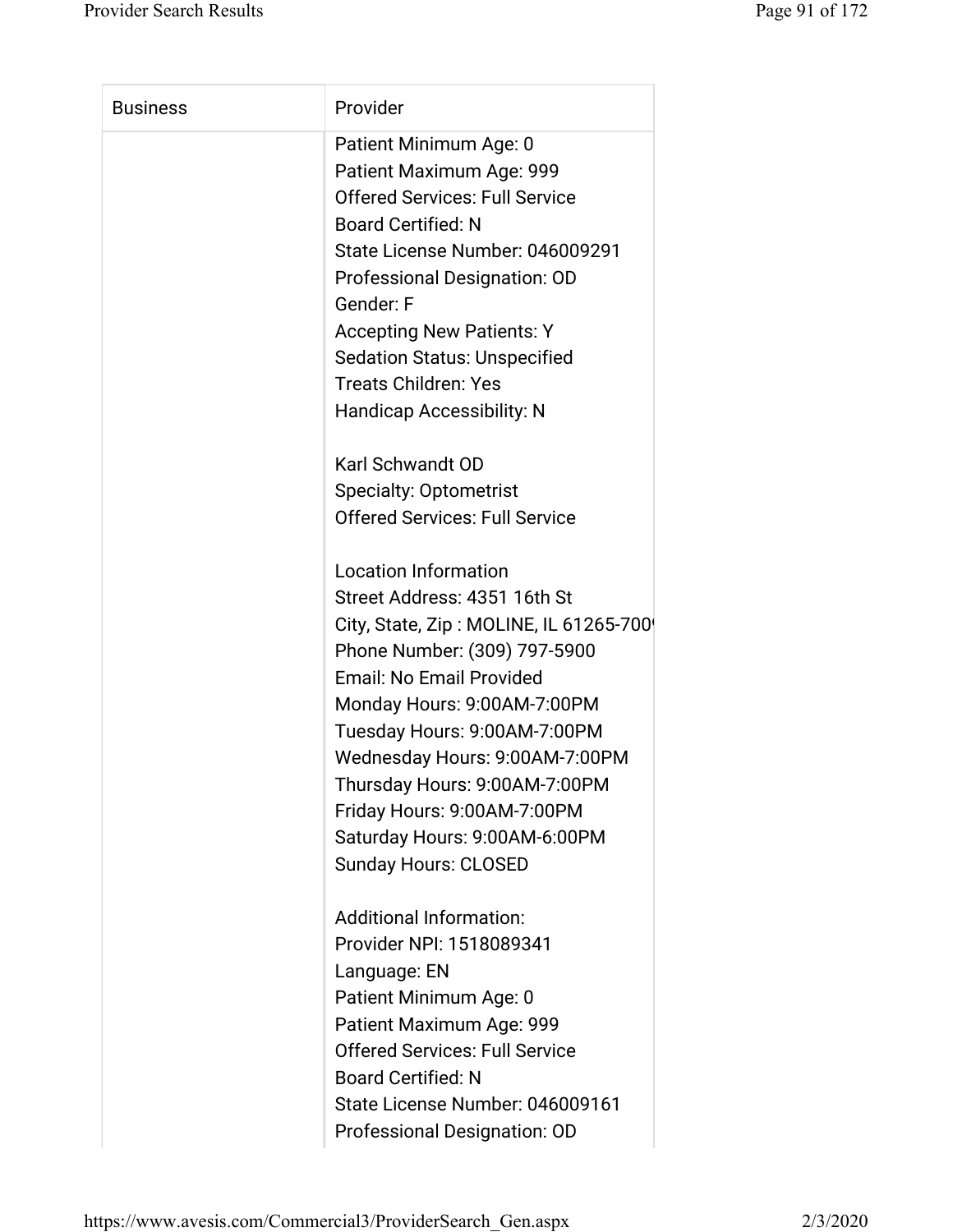| Business | Provider |
| --- | --- |
| | Patient Minimum Age: 0<br>Patient Maximum Age: 999<br>Offered Services: Full Service<br>Board Certified: N<br>State License Number: 046009291<br>Professional Designation: OD<br>Gender: F<br>Accepting New Patients: Y<br>Sedation Status: Unspecified<br>Treats Children: Yes<br>Handicap Accessibility: N<br><br>Karl Schwandt OD<br>Specialty: Optometrist<br>Offered Services: Full Service<br><br>Location Information<br>Street Address: 4351 16th St<br>City, State, Zip : MOLINE, IL 61265-700<br>Phone Number: (309) 797-5900<br>Email: No Email Provided<br>Monday Hours: 9:00AM-7:00PM<br>Tuesday Hours: 9:00AM-7:00PM<br>Wednesday Hours: 9:00AM-7:00PM<br>Thursday Hours: 9:00AM-7:00PM<br>Friday Hours: 9:00AM-7:00PM<br>Saturday Hours: 9:00AM-6:00PM<br>Sunday Hours: CLOSED<br><br>Additional Information:<br>Provider NPI: 1518089341<br>Language: EN<br>Patient Minimum Age: 0<br>Patient Maximum Age: 999<br>Offered Services: Full Service<br>Board Certified: N<br>State License Number: 046009161<br>Professional Designation: OD |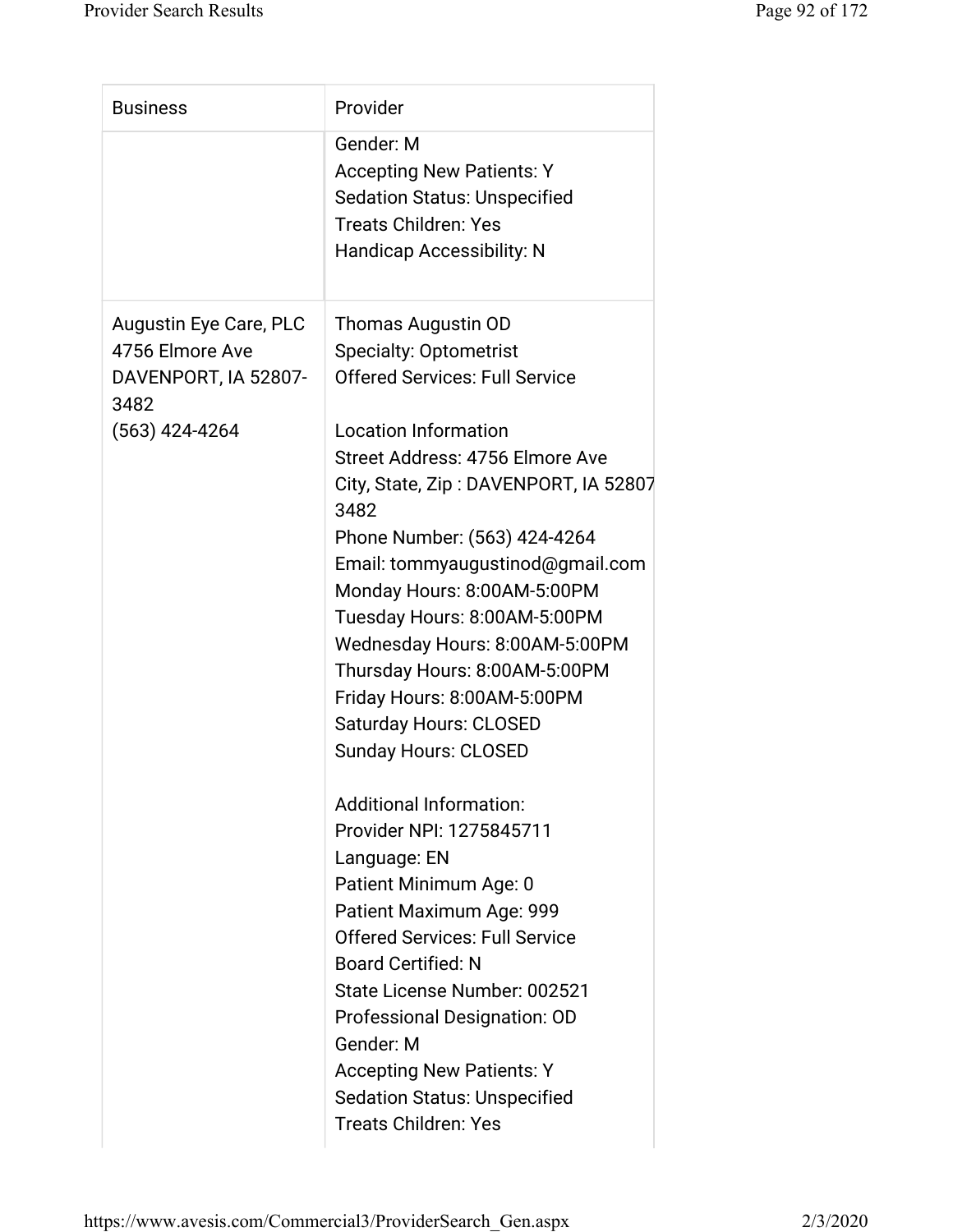| Business | Provider |
|---|---|
| | Gender: M<br>Accepting New Patients: Y<br>Sedation Status: Unspecified<br>Treats Children: Yes<br>Handicap Accessibility: N |
| Augustin Eye Care, PLC<br>4756 Elmore Ave<br>DAVENPORT, IA 52807-3482<br>(563) 424-4264 | Thomas Augustin OD<br>Specialty: Optometrist<br>Offered Services: Full Service<br><br>Location Information<br>Street Address: 4756 Elmore Ave<br>City, State, Zip : DAVENPORT, IA 52807 3482<br>Phone Number: (563) 424-4264<br>Email: tommyaugustinod@gmail.com<br>Monday Hours: 8:00AM-5:00PM<br>Tuesday Hours: 8:00AM-5:00PM<br>Wednesday Hours: 8:00AM-5:00PM<br>Thursday Hours: 8:00AM-5:00PM<br>Friday Hours: 8:00AM-5:00PM<br>Saturday Hours: CLOSED<br>Sunday Hours: CLOSED<br><br>Additional Information:<br>Provider NPI: 1275845711<br>Language: EN<br>Patient Minimum Age: 0<br>Patient Maximum Age: 999<br>Offered Services: Full Service<br>Board Certified: N<br>State License Number: 002521<br>Professional Designation: OD<br>Gender: M<br>Accepting New Patients: Y<br>Sedation Status: Unspecified<br>Treats Children: Yes |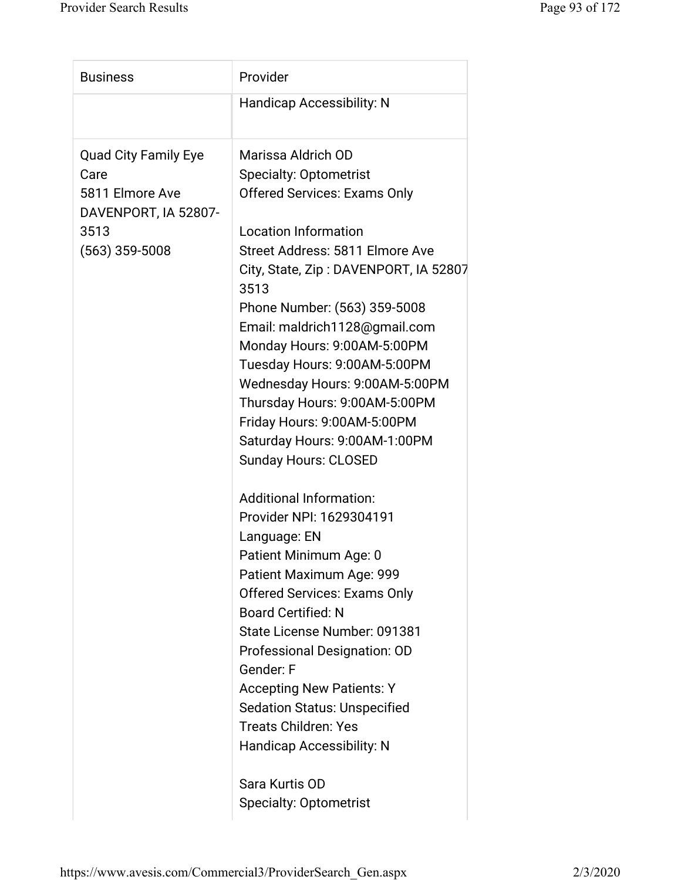| Business | Provider |
|---|---|
| | Handicap Accessibility: N |
| Quad City Family Eye Care<br>5811 Elmore Ave<br>DAVENPORT, IA 52807-3513<br>(563) 359-5008 | Marissa Aldrich OD<br>Specialty: Optometrist<br>Offered Services: Exams Only<br><br>Location Information<br>Street Address: 5811 Elmore Ave<br>City, State, Zip : DAVENPORT, IA 52807 3513<br>Phone Number: (563) 359-5008<br>Email: maldrich1128@gmail.com<br>Monday Hours: 9:00AM-5:00PM<br>Tuesday Hours: 9:00AM-5:00PM<br>Wednesday Hours: 9:00AM-5:00PM<br>Thursday Hours: 9:00AM-5:00PM<br>Friday Hours: 9:00AM-5:00PM<br>Saturday Hours: 9:00AM-1:00PM<br>Sunday Hours: CLOSED<br><br>Additional Information:<br>Provider NPI: 1629304191<br>Language: EN<br>Patient Minimum Age: 0<br>Patient Maximum Age: 999<br>Offered Services: Exams Only<br>Board Certified: N<br>State License Number: 091381<br>Professional Designation: OD<br>Gender: F<br>Accepting New Patients: Y<br>Sedation Status: Unspecified<br>Treats Children: Yes<br>Handicap Accessibility: N<br><br>Sara Kurtis OD<br>Specialty: Optometrist |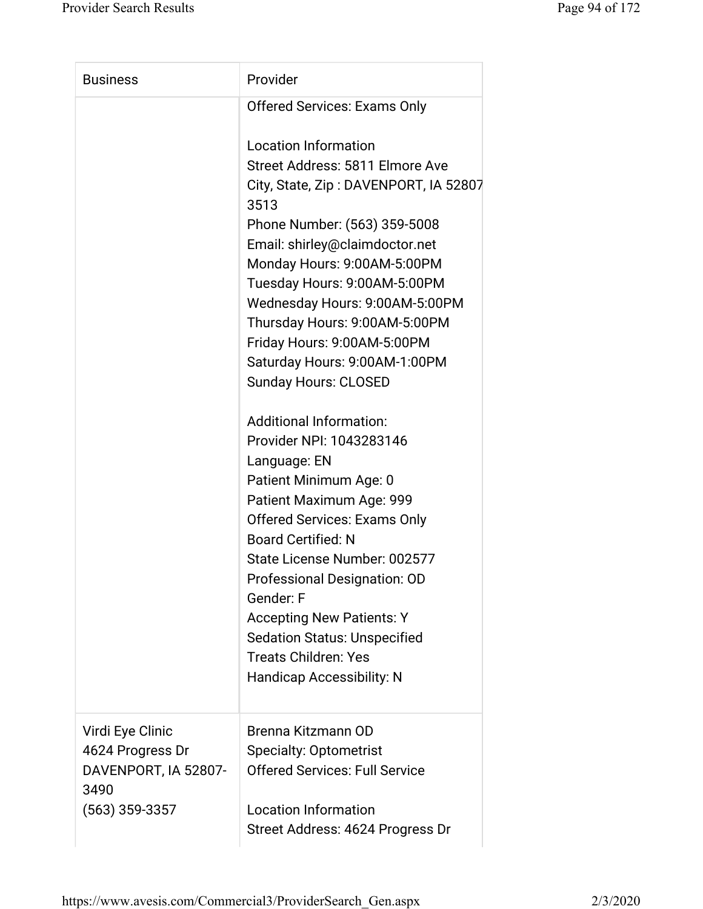| Business | Provider |
|---|---|
| | Offered Services: Exams Only<br><br>Location Information<br>Street Address: 5811 Elmore Ave<br>City, State, Zip : DAVENPORT, IA 52807 3513<br>Phone Number: (563) 359-5008<br>Email: shirley@claimdoctor.net<br>Monday Hours: 9:00AM-5:00PM<br>Tuesday Hours: 9:00AM-5:00PM<br>Wednesday Hours: 9:00AM-5:00PM<br>Thursday Hours: 9:00AM-5:00PM<br>Friday Hours: 9:00AM-5:00PM<br>Saturday Hours: 9:00AM-1:00PM<br>Sunday Hours: CLOSED<br><br>Additional Information:<br>Provider NPI: 1043283146<br>Language: EN<br>Patient Minimum Age: 0<br>Patient Maximum Age: 999<br>Offered Services: Exams Only<br>Board Certified: N<br>State License Number: 002577<br>Professional Designation: OD<br>Gender: F<br>Accepting New Patients: Y<br>Sedation Status: Unspecified<br>Treats Children: Yes<br>Handicap Accessibility: N |
| Virdi Eye Clinic<br>4624 Progress Dr<br>DAVENPORT, IA 52807-3490<br>(563) 359-3357 | Brenna Kitzmann OD<br>Specialty: Optometrist<br>Offered Services: Full Service<br><br>Location Information<br>Street Address: 4624 Progress Dr |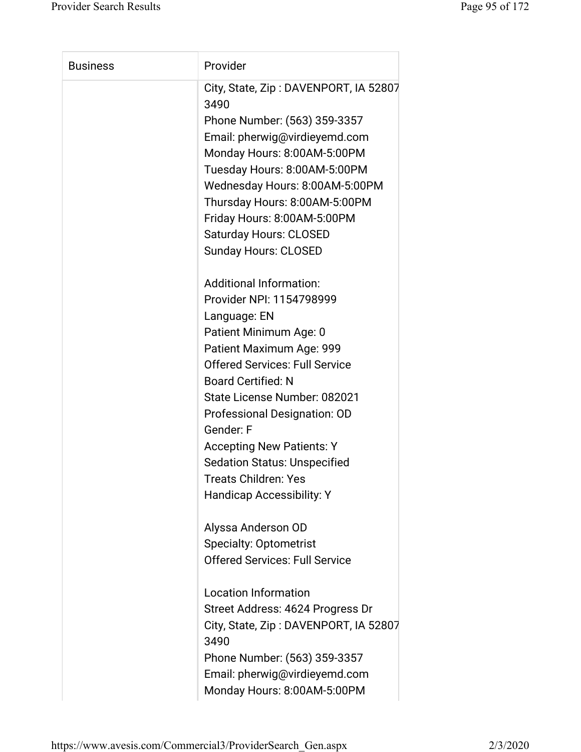| Business | Provider |
| --- | --- |
| | City, State, Zip : DAVENPORT, IA 52807 3490<br>Phone Number: (563) 359-3357<br>Email: pherwig@virdieyemd.com<br>Monday Hours: 8:00AM-5:00PM<br>Tuesday Hours: 8:00AM-5:00PM<br>Wednesday Hours: 8:00AM-5:00PM<br>Thursday Hours: 8:00AM-5:00PM<br>Friday Hours: 8:00AM-5:00PM<br>Saturday Hours: CLOSED<br>Sunday Hours: CLOSED<br><br>Additional Information:<br>Provider NPI: 1154798999<br>Language: EN<br>Patient Minimum Age: 0<br>Patient Maximum Age: 999<br>Offered Services: Full Service<br>Board Certified: N<br>State License Number: 082021<br>Professional Designation: OD<br>Gender: F<br>Accepting New Patients: Y<br>Sedation Status: Unspecified<br>Treats Children: Yes<br>Handicap Accessibility: Y<br><br>Alyssa Anderson OD<br>Specialty: Optometrist<br>Offered Services: Full Service<br><br>Location Information<br>Street Address: 4624 Progress Dr<br>City, State, Zip : DAVENPORT, IA 52807 3490<br>Phone Number: (563) 359-3357<br>Email: pherwig@virdieyemd.com<br>Monday Hours: 8:00AM-5:00PM |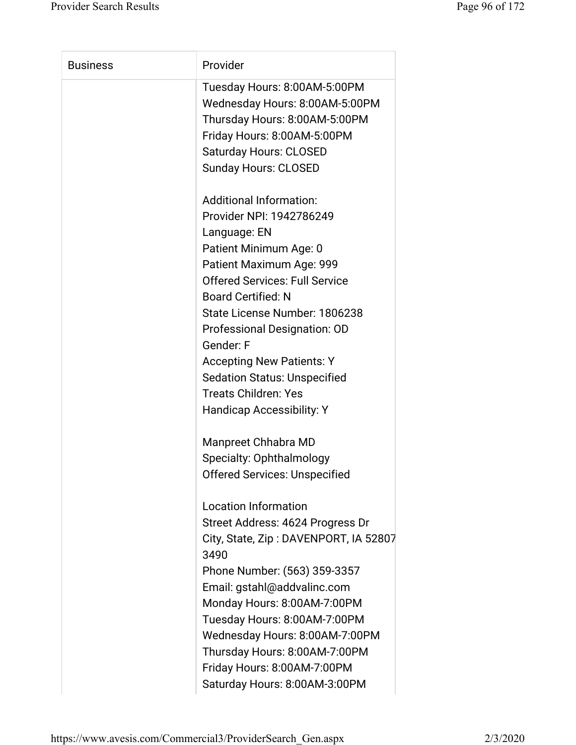| Business | Provider |
|---|---|
| | Tuesday Hours: 8:00AM-5:00PM<br>Wednesday Hours: 8:00AM-5:00PM<br>Thursday Hours: 8:00AM-5:00PM<br>Friday Hours: 8:00AM-5:00PM<br>Saturday Hours: CLOSED<br>Sunday Hours: CLOSED<br><br>Additional Information:<br>Provider NPI: 1942786249<br>Language: EN<br>Patient Minimum Age: 0<br>Patient Maximum Age: 999<br>Offered Services: Full Service<br>Board Certified: N<br>State License Number: 1806238<br>Professional Designation: OD<br>Gender: F<br>Accepting New Patients: Y<br>Sedation Status: Unspecified<br>Treats Children: Yes<br>Handicap Accessibility: Y<br><br>Manpreet Chhabra MD<br>Specialty: Ophthalmology<br>Offered Services: Unspecified<br><br>Location Information<br>Street Address: 4624 Progress Dr<br>City, State, Zip : DAVENPORT, IA 52807 3490<br>Phone Number: (563) 359-3357<br>Email: gstahl@addvalinc.com<br>Monday Hours: 8:00AM-7:00PM<br>Tuesday Hours: 8:00AM-7:00PM<br>Wednesday Hours: 8:00AM-7:00PM<br>Thursday Hours: 8:00AM-7:00PM<br>Friday Hours: 8:00AM-7:00PM<br>Saturday Hours: 8:00AM-3:00PM |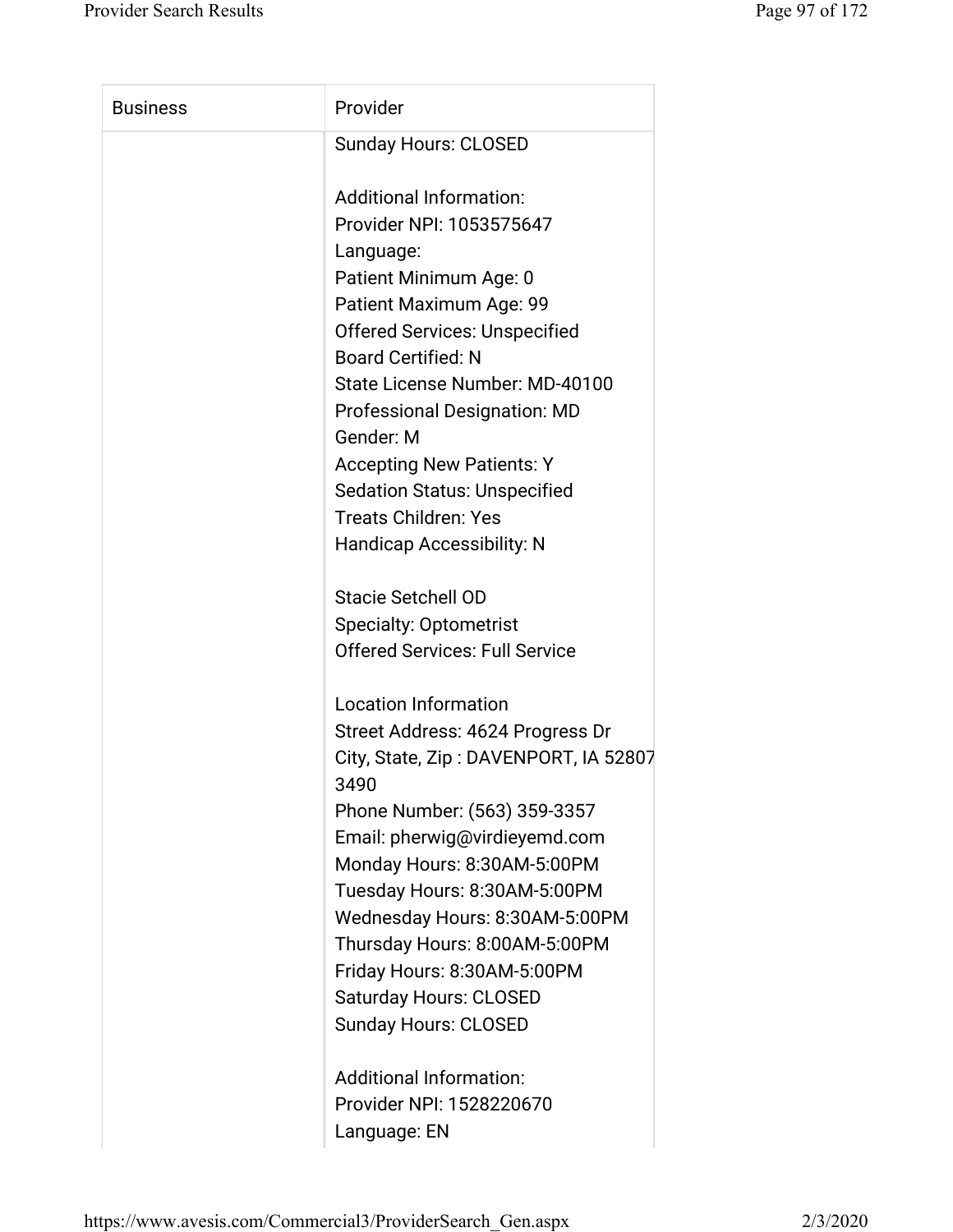| Business | Provider |
|---|---|
| | Sunday Hours: CLOSED<br><br>Additional Information:<br>Provider NPI: 1053575647<br>Language:<br>Patient Minimum Age: 0<br>Patient Maximum Age: 99<br>Offered Services: Unspecified<br>Board Certified: N<br>State License Number: MD-40100<br>Professional Designation: MD<br>Gender: M<br>Accepting New Patients: Y<br>Sedation Status: Unspecified<br>Treats Children: Yes<br>Handicap Accessibility: N<br><br>Stacie Setchell OD<br>Specialty: Optometrist<br>Offered Services: Full Service<br><br>Location Information<br>Street Address: 4624 Progress Dr<br>City, State, Zip : DAVENPORT, IA 52807 3490<br>Phone Number: (563) 359-3357<br>Email: pherwig@virdieyemd.com<br>Monday Hours: 8:30AM-5:00PM<br>Tuesday Hours: 8:30AM-5:00PM<br>Wednesday Hours: 8:30AM-5:00PM<br>Thursday Hours: 8:00AM-5:00PM<br>Friday Hours: 8:30AM-5:00PM<br>Saturday Hours: CLOSED<br>Sunday Hours: CLOSED<br><br>Additional Information:<br>Provider NPI: 1528220670<br>Language: EN |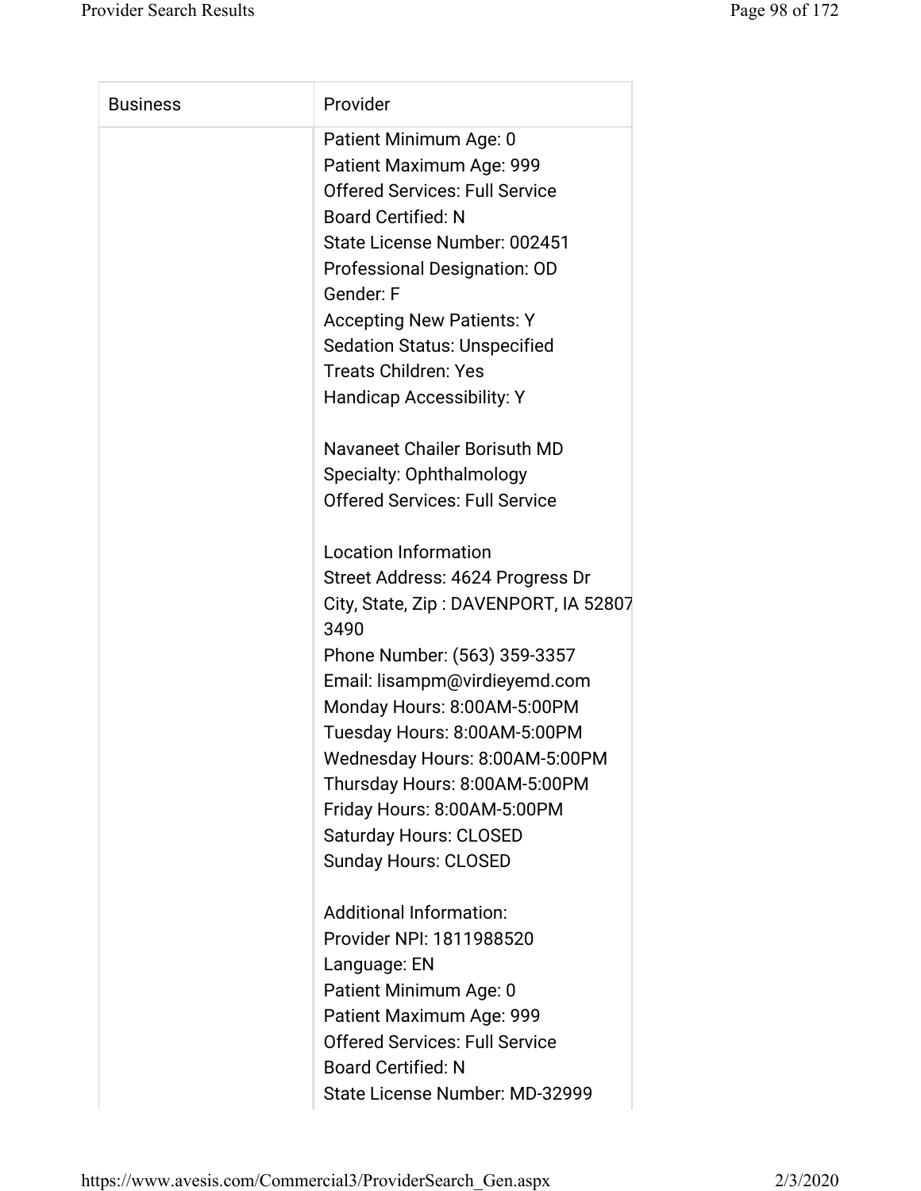| Business | Provider |
| --- | --- |
| | Patient Minimum Age: 0<br>Patient Maximum Age: 999<br>Offered Services: Full Service<br>Board Certified: N<br>State License Number: 002451<br>Professional Designation: OD<br>Gender: F<br>Accepting New Patients: Y<br>Sedation Status: Unspecified<br>Treats Children: Yes<br>Handicap Accessibility: Y<br><br>Navaneet Chailer Borisuth MD<br>Specialty: Ophthalmology<br>Offered Services: Full Service<br><br>Location Information<br>Street Address: 4624 Progress Dr<br>City, State, Zip : DAVENPORT, IA 52807 3490<br>Phone Number: (563) 359-3357<br>Email: lisampm@virdieyemd.com<br>Monday Hours: 8:00AM-5:00PM<br>Tuesday Hours: 8:00AM-5:00PM<br>Wednesday Hours: 8:00AM-5:00PM<br>Thursday Hours: 8:00AM-5:00PM<br>Friday Hours: 8:00AM-5:00PM<br>Saturday Hours: CLOSED<br>Sunday Hours: CLOSED<br><br>Additional Information:<br>Provider NPI: 1811988520<br>Language: EN<br>Patient Minimum Age: 0<br>Patient Maximum Age: 999<br>Offered Services: Full Service<br>Board Certified: N<br>State License Number: MD-32999 |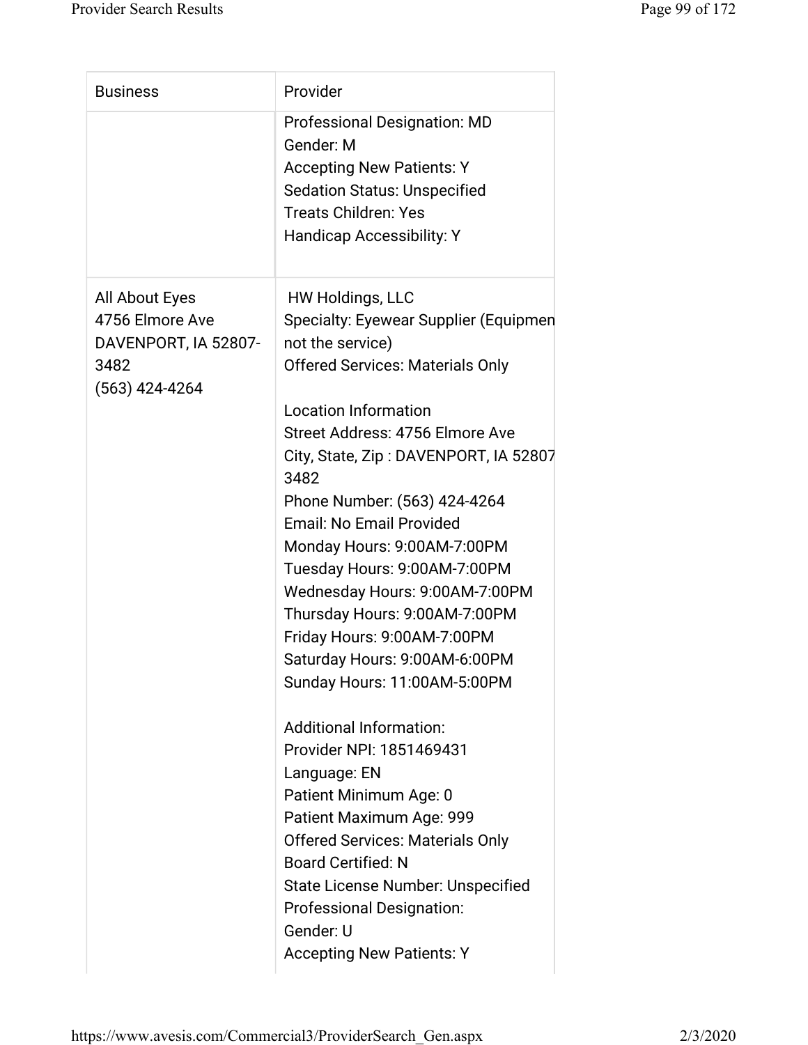| Business | Provider |
| --- | --- |
| | Professional Designation: MD<br>Gender: M<br>Accepting New Patients: Y<br>Sedation Status: Unspecified<br>Treats Children: Yes<br>Handicap Accessibility: Y |
| All About Eyes<br>4756 Elmore Ave<br>DAVENPORT, IA 52807-3482<br>(563) 424-4264 | HW Holdings, LLC<br>Specialty: Eyewear Supplier (Equipmen not the service)<br>Offered Services: Materials Only<br><br>Location Information<br>Street Address: 4756 Elmore Ave<br>City, State, Zip : DAVENPORT, IA 52807 3482<br>Phone Number: (563) 424-4264<br>Email: No Email Provided<br>Monday Hours: 9:00AM-7:00PM<br>Tuesday Hours: 9:00AM-7:00PM<br>Wednesday Hours: 9:00AM-7:00PM<br>Thursday Hours: 9:00AM-7:00PM<br>Friday Hours: 9:00AM-7:00PM<br>Saturday Hours: 9:00AM-6:00PM<br>Sunday Hours: 11:00AM-5:00PM<br><br>Additional Information:<br>Provider NPI: 1851469431<br>Language: EN<br>Patient Minimum Age: 0<br>Patient Maximum Age: 999<br>Offered Services: Materials Only<br>Board Certified: N<br>State License Number: Unspecified<br>Professional Designation:<br>Gender: U<br>Accepting New Patients: Y |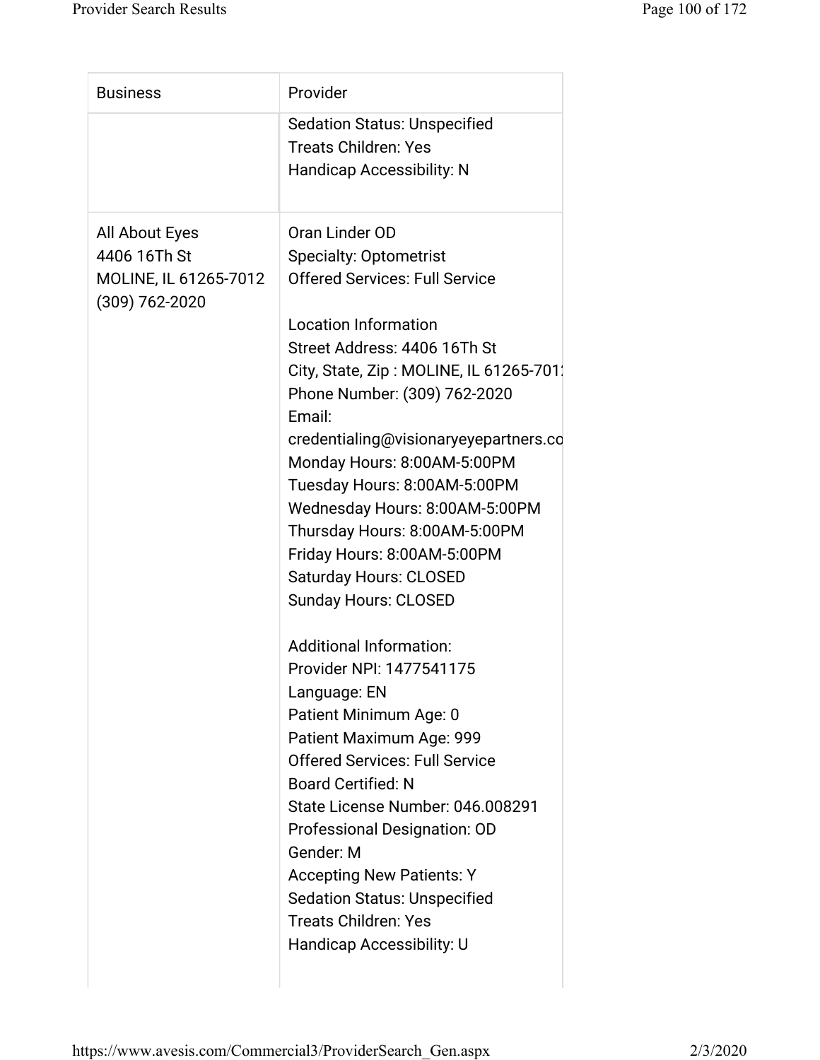| Business | Provider |
|---|---|
| | Sedation Status: Unspecified<br>Treats Children: Yes<br>Handicap Accessibility: N |
| All About Eyes<br>4406 16Th St<br>MOLINE, IL 61265-7012<br>(309) 762-2020 | Oran Linder OD<br>Specialty: Optometrist<br>Offered Services: Full Service<br><br>Location Information<br>Street Address: 4406 16Th St<br>City, State, Zip : MOLINE, IL 61265-701<br>Phone Number: (309) 762-2020<br>Email:<br>credentialing@visionaryeyepartners.co<br>Monday Hours: 8:00AM-5:00PM<br>Tuesday Hours: 8:00AM-5:00PM<br>Wednesday Hours: 8:00AM-5:00PM<br>Thursday Hours: 8:00AM-5:00PM<br>Friday Hours: 8:00AM-5:00PM<br>Saturday Hours: CLOSED<br>Sunday Hours: CLOSED<br><br>Additional Information:<br>Provider NPI: 1477541175<br>Language: EN<br>Patient Minimum Age: 0<br>Patient Maximum Age: 999<br>Offered Services: Full Service<br>Board Certified: N<br>State License Number: 046.008291<br>Professional Designation: OD<br>Gender: M<br>Accepting New Patients: Y<br>Sedation Status: Unspecified<br>Treats Children: Yes<br>Handicap Accessibility: U |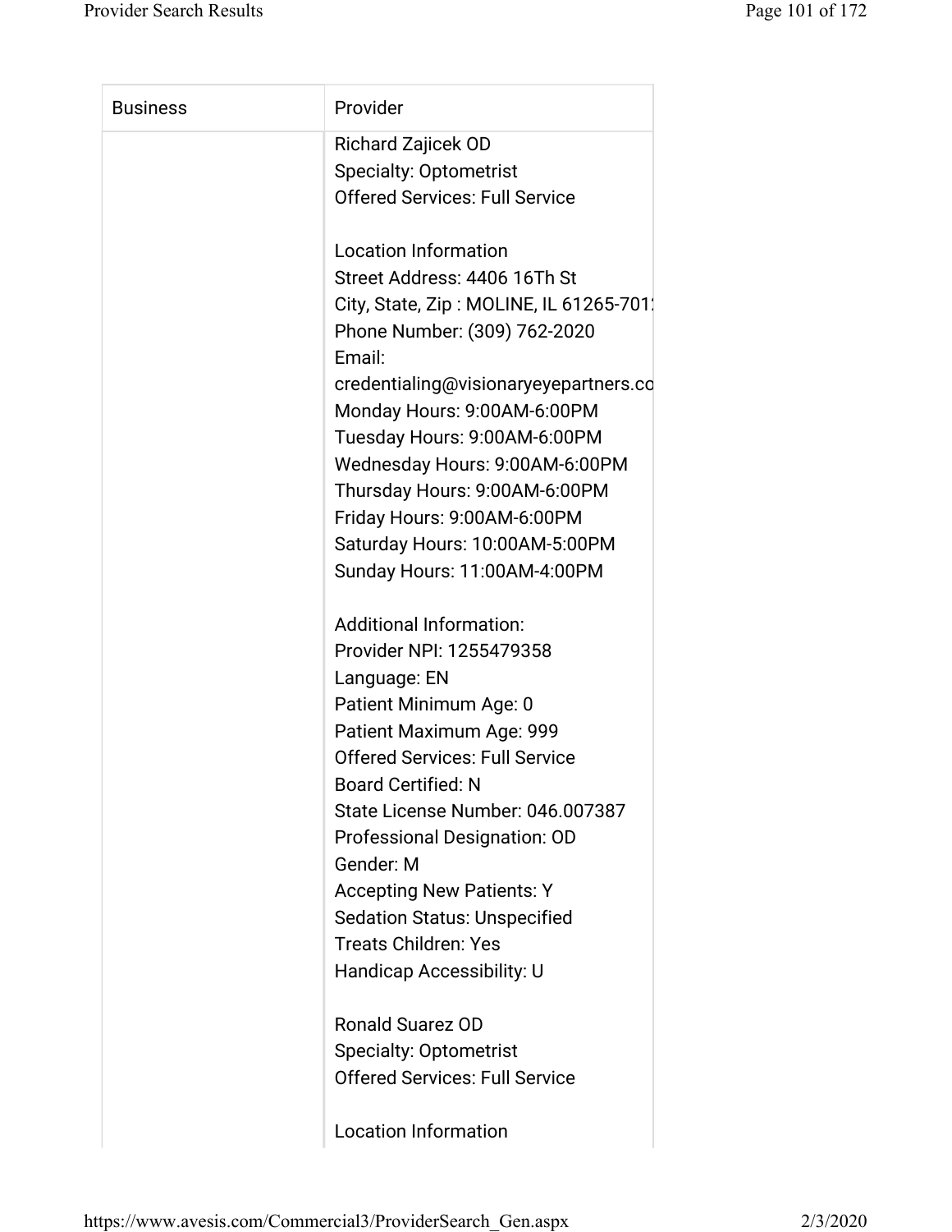| Business | Provider |
|---|---|
| | Richard Zajicek OD<br>Specialty: Optometrist<br>Offered Services: Full Service<br><br>Location Information<br>Street Address: 4406 16Th St<br>City, State, Zip : MOLINE, IL 61265-701<br>Phone Number: (309) 762-2020<br>Email:<br>credentialing@visionaryeyepartners.co<br>Monday Hours: 9:00AM-6:00PM<br>Tuesday Hours: 9:00AM-6:00PM<br>Wednesday Hours: 9:00AM-6:00PM<br>Thursday Hours: 9:00AM-6:00PM<br>Friday Hours: 9:00AM-6:00PM<br>Saturday Hours: 10:00AM-5:00PM<br>Sunday Hours: 11:00AM-4:00PM<br><br>Additional Information:<br>Provider NPI: 1255479358<br>Language: EN<br>Patient Minimum Age: 0<br>Patient Maximum Age: 999<br>Offered Services: Full Service<br>Board Certified: N<br>State License Number: 046.007387<br>Professional Designation: OD<br>Gender: M<br>Accepting New Patients: Y<br>Sedation Status: Unspecified<br>Treats Children: Yes<br>Handicap Accessibility: U<br><br>Ronald Suarez OD<br>Specialty: Optometrist<br>Offered Services: Full Service<br><br>Location Information |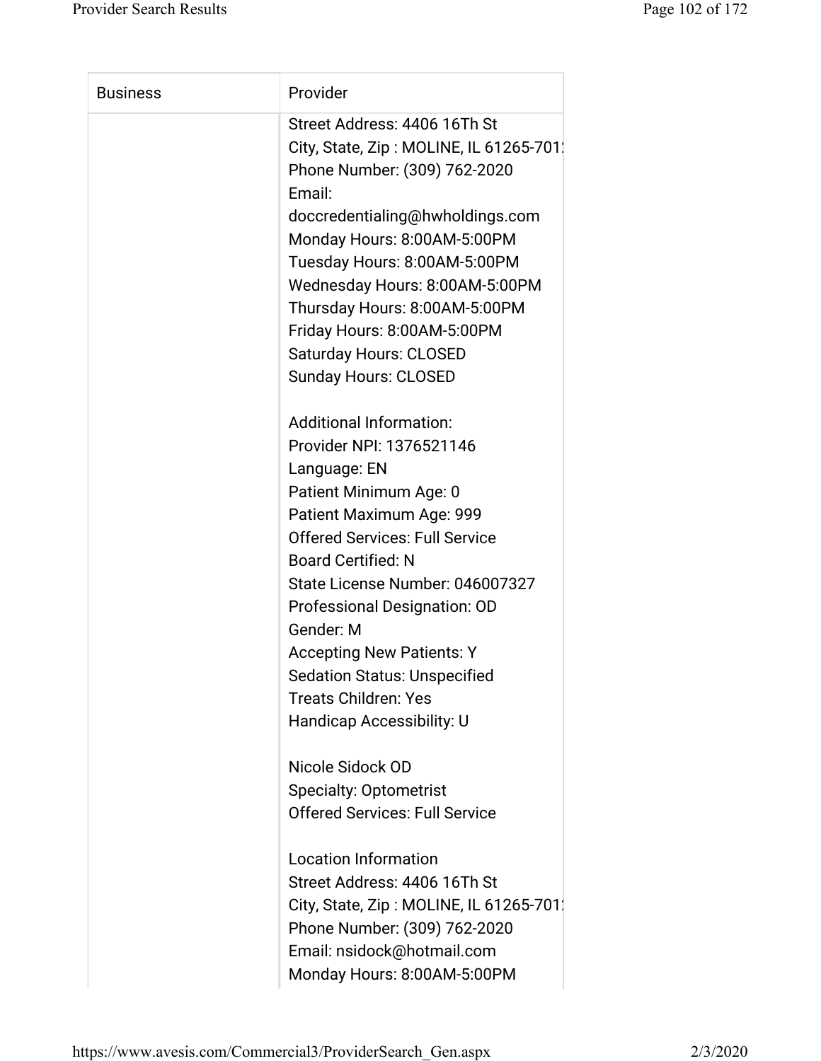| Business | Provider |
| --- | --- |
| | Street Address: 4406 16Th St<br>City, State, Zip : MOLINE, IL 61265-701<br>Phone Number: (309) 762-2020<br>Email:<br>doccredentialing@hwholdings.com<br>Monday Hours: 8:00AM-5:00PM<br>Tuesday Hours: 8:00AM-5:00PM<br>Wednesday Hours: 8:00AM-5:00PM<br>Thursday Hours: 8:00AM-5:00PM<br>Friday Hours: 8:00AM-5:00PM<br>Saturday Hours: CLOSED<br>Sunday Hours: CLOSED<br><br>Additional Information:<br>Provider NPI: 1376521146<br>Language: EN<br>Patient Minimum Age: 0<br>Patient Maximum Age: 999<br>Offered Services: Full Service<br>Board Certified: N<br>State License Number: 046007327<br>Professional Designation: OD<br>Gender: M<br>Accepting New Patients: Y<br>Sedation Status: Unspecified<br>Treats Children: Yes<br>Handicap Accessibility: U<br><br>Nicole Sidock OD<br>Specialty: Optometrist<br>Offered Services: Full Service<br><br>Location Information<br>Street Address: 4406 16Th St<br>City, State, Zip : MOLINE, IL 61265-701<br>Phone Number: (309) 762-2020<br>Email: nsidock@hotmail.com<br>Monday Hours: 8:00AM-5:00PM |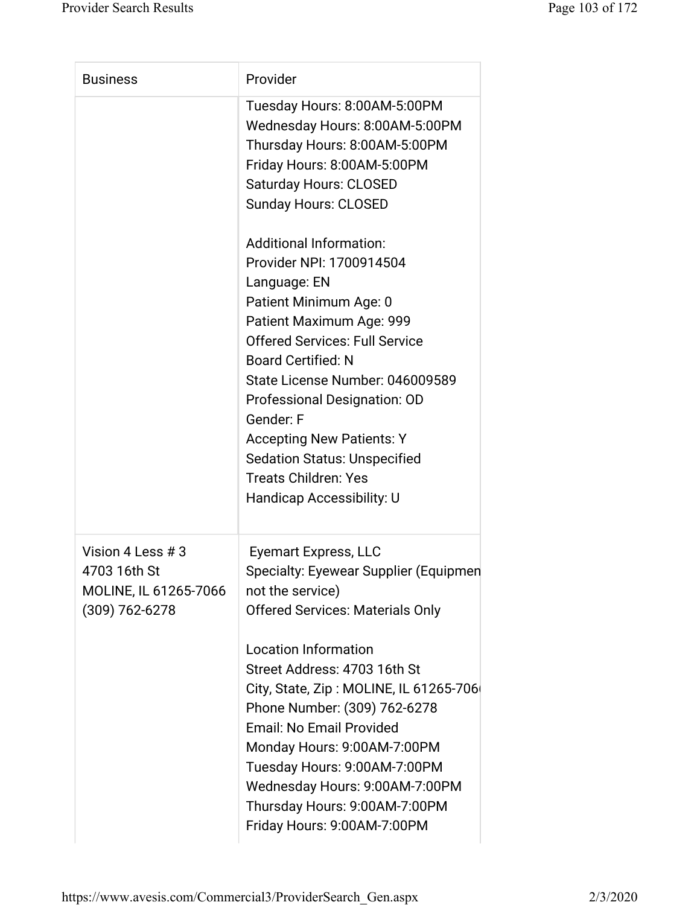| Business | Provider |
| --- | --- |
| | Tuesday Hours: 8:00AM-5:00PM<br>Wednesday Hours: 8:00AM-5:00PM<br>Thursday Hours: 8:00AM-5:00PM<br>Friday Hours: 8:00AM-5:00PM<br>Saturday Hours: CLOSED<br>Sunday Hours: CLOSED<br><br>Additional Information:<br>Provider NPI: 1700914504<br>Language: EN<br>Patient Minimum Age: 0<br>Patient Maximum Age: 999<br>Offered Services: Full Service<br>Board Certified: N<br>State License Number: 046009589<br>Professional Designation: OD<br>Gender: F<br>Accepting New Patients: Y<br>Sedation Status: Unspecified<br>Treats Children: Yes<br>Handicap Accessibility: U |
| Vision 4 Less # 3<br>4703 16th St<br>MOLINE, IL 61265-7066<br>(309) 762-6278 | Eyemart Express, LLC<br>Specialty: Eyewear Supplier (Equipmen not the service)<br>Offered Services: Materials Only<br><br>Location Information<br>Street Address: 4703 16th St<br>City, State, Zip : MOLINE, IL 61265-706<br>Phone Number: (309) 762-6278<br>Email: No Email Provided<br>Monday Hours: 9:00AM-7:00PM<br>Tuesday Hours: 9:00AM-7:00PM<br>Wednesday Hours: 9:00AM-7:00PM<br>Thursday Hours: 9:00AM-7:00PM<br>Friday Hours: 9:00AM-7:00PM |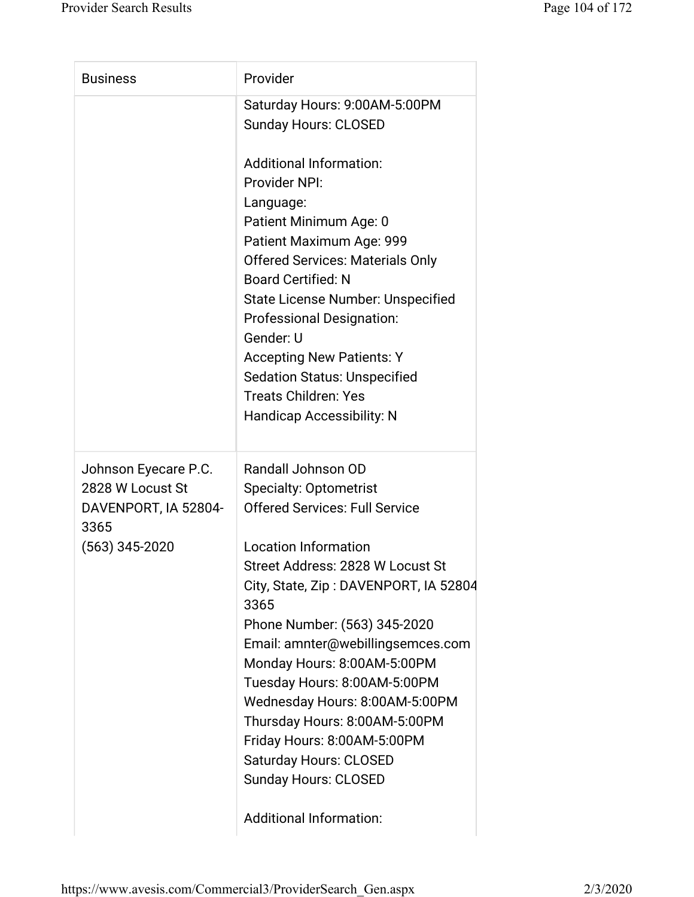| Business | Provider |
| --- | --- |
| | Saturday Hours: 9:00AM-5:00PM<br>Sunday Hours: CLOSED<br><br>Additional Information:<br>Provider NPI:<br>Language:<br>Patient Minimum Age: 0<br>Patient Maximum Age: 999<br>Offered Services: Materials Only<br>Board Certified: N<br>State License Number: Unspecified<br>Professional Designation:<br>Gender: U<br>Accepting New Patients: Y<br>Sedation Status: Unspecified<br>Treats Children: Yes<br>Handicap Accessibility: N |
| Johnson Eyecare P.C.<br>2828 W Locust St<br>DAVENPORT, IA 52804-3365<br>(563) 345-2020 | Randall Johnson OD<br>Specialty: Optometrist<br>Offered Services: Full Service<br><br>Location Information<br>Street Address: 2828 W Locust St<br>City, State, Zip : DAVENPORT, IA 52804 3365<br>Phone Number: (563) 345-2020<br>Email: amnter@webillingsemces.com<br>Monday Hours: 8:00AM-5:00PM<br>Tuesday Hours: 8:00AM-5:00PM<br>Wednesday Hours: 8:00AM-5:00PM<br>Thursday Hours: 8:00AM-5:00PM<br>Friday Hours: 8:00AM-5:00PM<br>Saturday Hours: CLOSED<br>Sunday Hours: CLOSED<br><br>Additional Information: |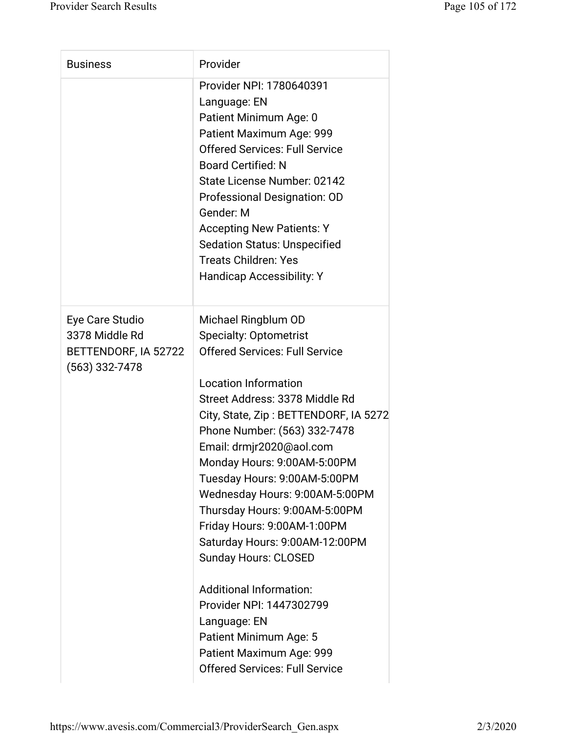| Business | Provider |
| --- | --- |
| | Provider NPI: 1780640391<br>Language: EN<br>Patient Minimum Age: 0<br>Patient Maximum Age: 999<br>Offered Services: Full Service<br>Board Certified: N<br>State License Number: 02142<br>Professional Designation: OD<br>Gender: M<br>Accepting New Patients: Y<br>Sedation Status: Unspecified<br>Treats Children: Yes<br>Handicap Accessibility: Y |
| Eye Care Studio<br>3378 Middle Rd<br>BETTENDORF, IA 52722<br>(563) 332-7478 | Michael Ringblum OD<br>Specialty: Optometrist<br>Offered Services: Full Service<br><br>Location Information<br>Street Address: 3378 Middle Rd<br>City, State, Zip : BETTENDORF, IA 5272<br>Phone Number: (563) 332-7478<br>Email: drmjr2020@aol.com<br>Monday Hours: 9:00AM-5:00PM<br>Tuesday Hours: 9:00AM-5:00PM<br>Wednesday Hours: 9:00AM-5:00PM<br>Thursday Hours: 9:00AM-5:00PM<br>Friday Hours: 9:00AM-1:00PM<br>Saturday Hours: 9:00AM-12:00PM<br>Sunday Hours: CLOSED<br><br>Additional Information:<br>Provider NPI: 1447302799<br>Language: EN<br>Patient Minimum Age: 5<br>Patient Maximum Age: 999<br>Offered Services: Full Service |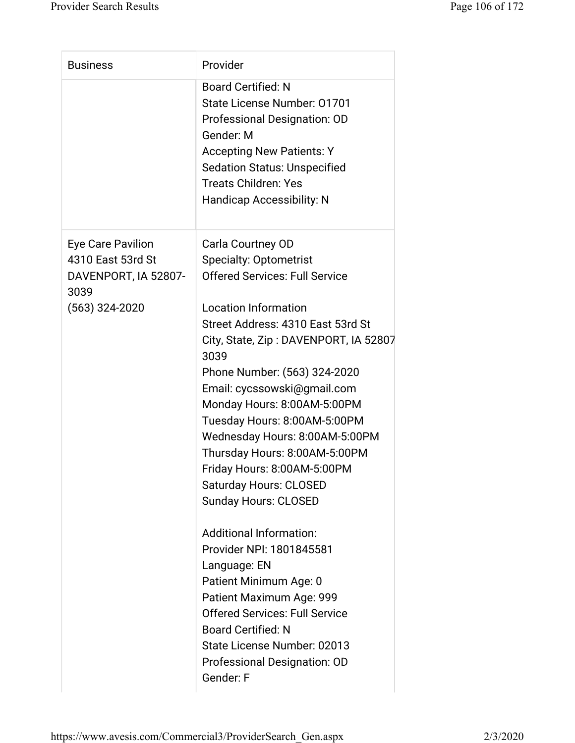| Business | Provider |
| --- | --- |
| | Board Certified: N<br>State License Number: O1701<br>Professional Designation: OD<br>Gender: M<br>Accepting New Patients: Y<br>Sedation Status: Unspecified<br>Treats Children: Yes<br>Handicap Accessibility: N |
| Eye Care Pavilion<br>4310 East 53rd St<br>DAVENPORT, IA 52807-3039<br>(563) 324-2020 | Carla Courtney OD<br>Specialty: Optometrist<br>Offered Services: Full Service<br><br>Location Information<br>Street Address: 4310 East 53rd St<br>City, State, Zip : DAVENPORT, IA 52807 3039<br>Phone Number: (563) 324-2020<br>Email: cycssowski@gmail.com<br>Monday Hours: 8:00AM-5:00PM<br>Tuesday Hours: 8:00AM-5:00PM<br>Wednesday Hours: 8:00AM-5:00PM<br>Thursday Hours: 8:00AM-5:00PM<br>Friday Hours: 8:00AM-5:00PM<br>Saturday Hours: CLOSED<br>Sunday Hours: CLOSED<br><br>Additional Information:<br>Provider NPI: 1801845581<br>Language: EN<br>Patient Minimum Age: 0<br>Patient Maximum Age: 999<br>Offered Services: Full Service<br>Board Certified: N<br>State License Number: 02013<br>Professional Designation: OD<br>Gender: F |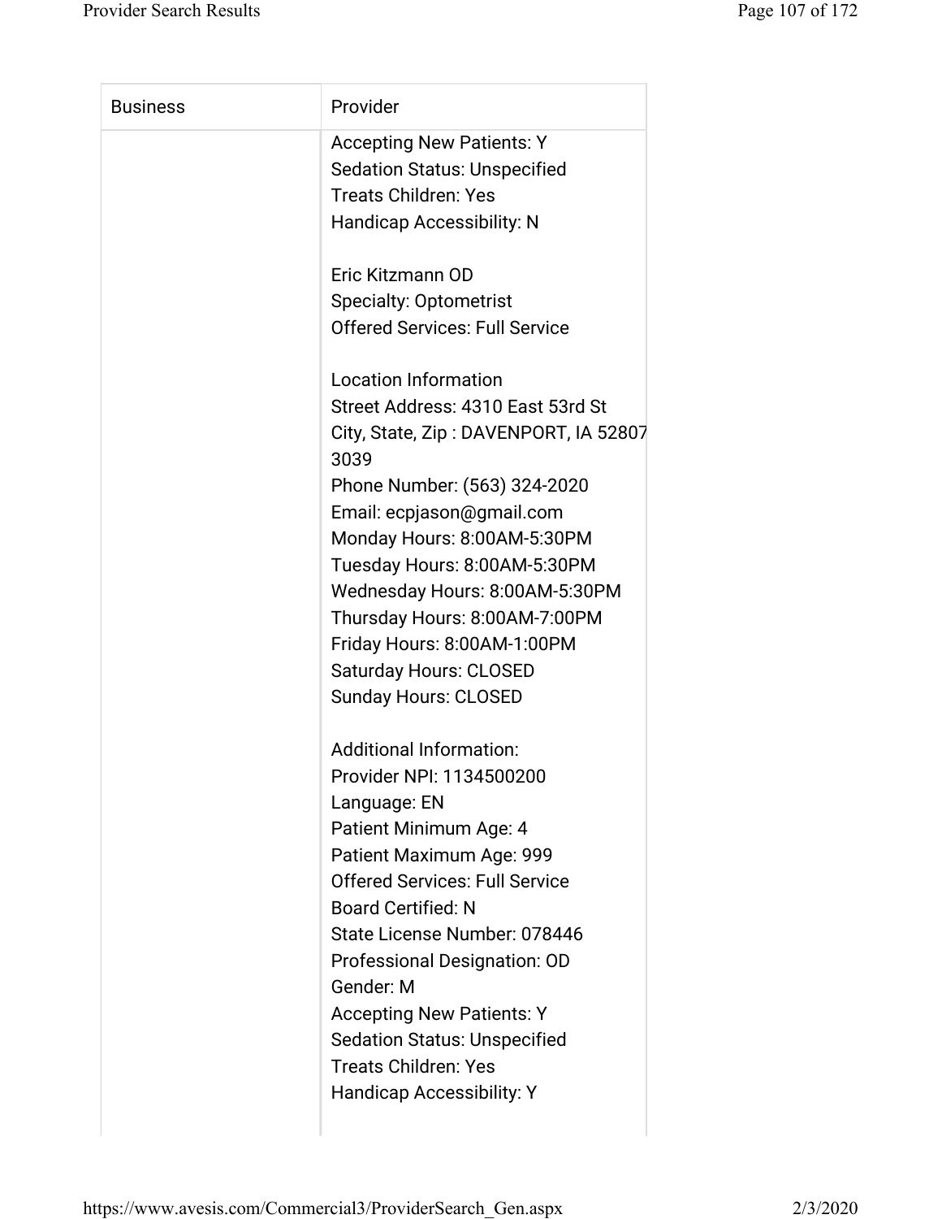| Business | Provider |
|---|---|
| | Accepting New Patients: Y<br>Sedation Status: Unspecified<br>Treats Children: Yes<br>Handicap Accessibility: N<br><br>Eric Kitzmann OD<br>Specialty: Optometrist<br>Offered Services: Full Service<br><br>Location Information<br>Street Address: 4310 East 53rd St<br>City, State, Zip : DAVENPORT, IA 52807 3039<br>Phone Number: (563) 324-2020<br>Email: ecpjason@gmail.com<br>Monday Hours: 8:00AM-5:30PM<br>Tuesday Hours: 8:00AM-5:30PM<br>Wednesday Hours: 8:00AM-5:30PM<br>Thursday Hours: 8:00AM-7:00PM<br>Friday Hours: 8:00AM-1:00PM<br>Saturday Hours: CLOSED<br>Sunday Hours: CLOSED<br><br>Additional Information:<br>Provider NPI: 1134500200<br>Language: EN<br>Patient Minimum Age: 4<br>Patient Maximum Age: 999<br>Offered Services: Full Service<br>Board Certified: N<br>State License Number: 078446<br>Professional Designation: OD<br>Gender: M<br>Accepting New Patients: Y<br>Sedation Status: Unspecified<br>Treats Children: Yes<br>Handicap Accessibility: Y |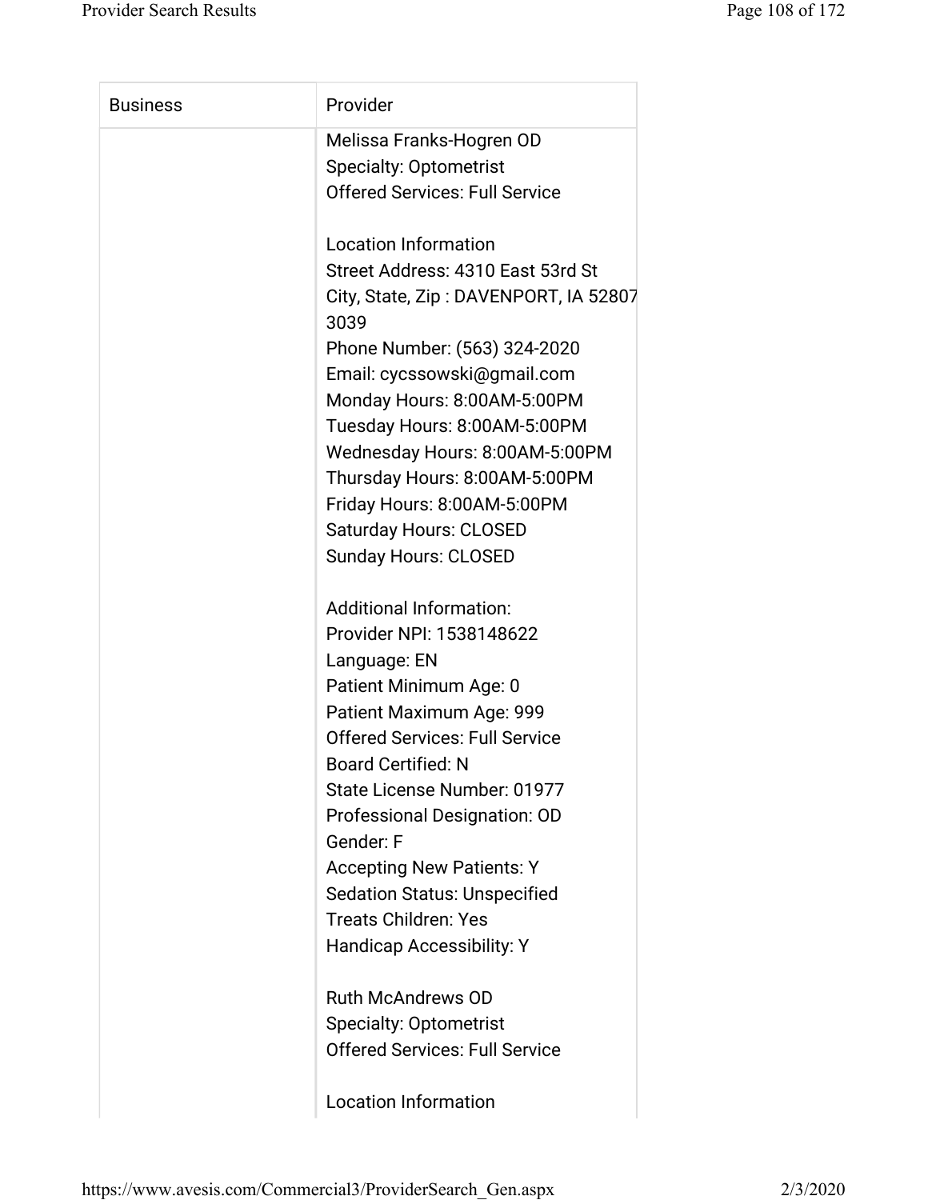| Business | Provider |
| --- | --- |
| | Melissa Franks-Hogren OD<br>Specialty: Optometrist<br>Offered Services: Full Service<br><br>Location Information<br>Street Address: 4310 East 53rd St<br>City, State, Zip : DAVENPORT, IA 52807 3039<br>Phone Number: (563) 324-2020<br>Email: cycssowski@gmail.com<br>Monday Hours: 8:00AM-5:00PM<br>Tuesday Hours: 8:00AM-5:00PM<br>Wednesday Hours: 8:00AM-5:00PM<br>Thursday Hours: 8:00AM-5:00PM<br>Friday Hours: 8:00AM-5:00PM<br>Saturday Hours: CLOSED<br>Sunday Hours: CLOSED<br><br>Additional Information:<br>Provider NPI: 1538148622<br>Language: EN<br>Patient Minimum Age: 0<br>Patient Maximum Age: 999<br>Offered Services: Full Service<br>Board Certified: N<br>State License Number: 01977<br>Professional Designation: OD<br>Gender: F<br>Accepting New Patients: Y<br>Sedation Status: Unspecified<br>Treats Children: Yes<br>Handicap Accessibility: Y<br><br>Ruth McAndrews OD<br>Specialty: Optometrist<br>Offered Services: Full Service<br><br>Location Information |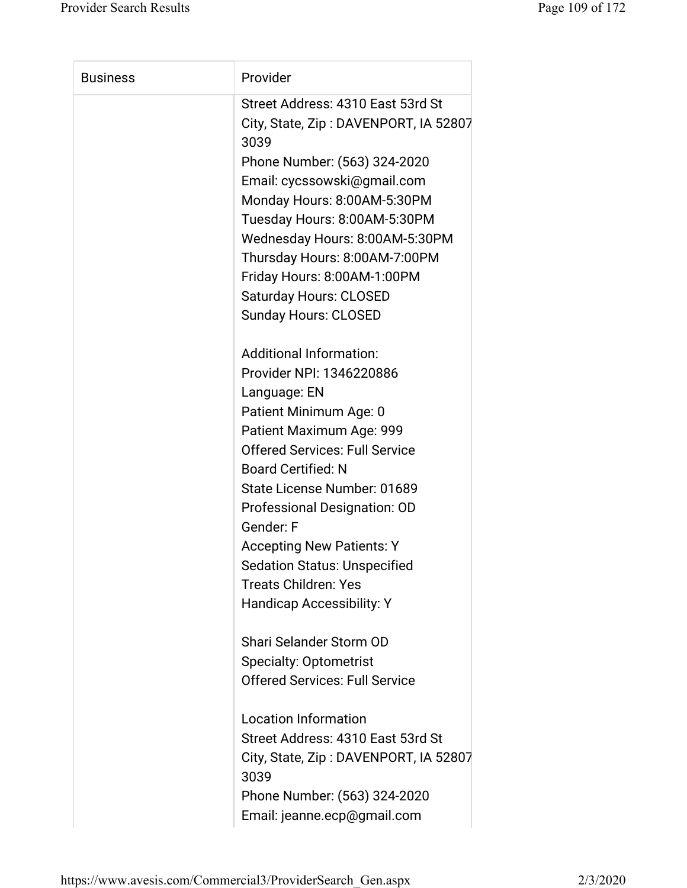| Business | Provider |
| --- | --- |
| | Street Address: 4310 East 53rd St<br>City, State, Zip : DAVENPORT, IA 52807 3039<br>Phone Number: (563) 324-2020<br>Email: cycssowski@gmail.com<br>Monday Hours: 8:00AM-5:30PM<br>Tuesday Hours: 8:00AM-5:30PM<br>Wednesday Hours: 8:00AM-5:30PM<br>Thursday Hours: 8:00AM-7:00PM<br>Friday Hours: 8:00AM-1:00PM<br>Saturday Hours: CLOSED<br>Sunday Hours: CLOSED<br><br>Additional Information:<br>Provider NPI: 1346220886<br>Language: EN<br>Patient Minimum Age: 0<br>Patient Maximum Age: 999<br>Offered Services: Full Service<br>Board Certified: N<br>State License Number: 01689<br>Professional Designation: OD<br>Gender: F<br>Accepting New Patients: Y<br>Sedation Status: Unspecified<br>Treats Children: Yes<br>Handicap Accessibility: Y<br><br>Shari Selander Storm OD<br>Specialty: Optometrist<br>Offered Services: Full Service<br><br>Location Information<br>Street Address: 4310 East 53rd St<br>City, State, Zip : DAVENPORT, IA 52807 3039<br>Phone Number: (563) 324-2020<br>Email: jeanne.ecp@gmail.com |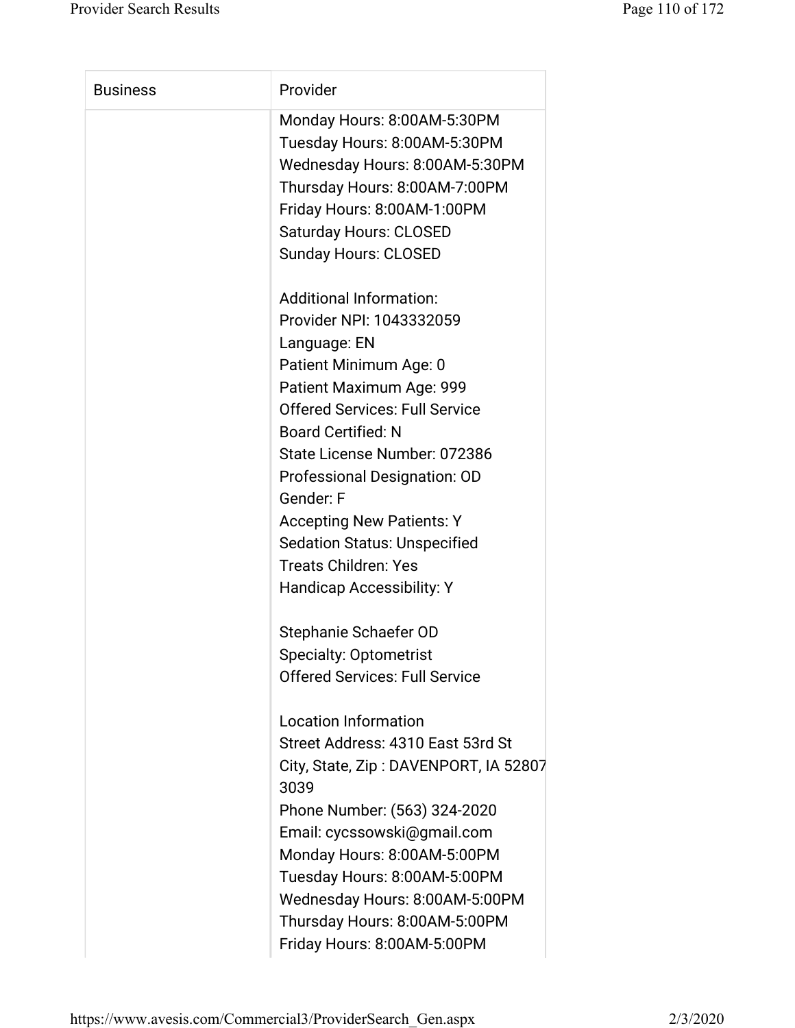| Business | Provider |
|---|---|
| | Monday Hours: 8:00AM-5:30PM<br>Tuesday Hours: 8:00AM-5:30PM<br>Wednesday Hours: 8:00AM-5:30PM<br>Thursday Hours: 8:00AM-7:00PM<br>Friday Hours: 8:00AM-1:00PM<br>Saturday Hours: CLOSED<br>Sunday Hours: CLOSED<br><br>Additional Information:<br>Provider NPI: 1043332059<br>Language: EN<br>Patient Minimum Age: 0<br>Patient Maximum Age: 999<br>Offered Services: Full Service<br>Board Certified: N<br>State License Number: 072386<br>Professional Designation: OD<br>Gender: F<br>Accepting New Patients: Y<br>Sedation Status: Unspecified<br>Treats Children: Yes<br>Handicap Accessibility: Y<br><br>Stephanie Schaefer OD<br>Specialty: Optometrist<br>Offered Services: Full Service<br><br>Location Information<br>Street Address: 4310 East 53rd St<br>City, State, Zip : DAVENPORT, IA 52807 3039<br>Phone Number: (563) 324-2020<br>Email: cycssowski@gmail.com<br>Monday Hours: 8:00AM-5:00PM<br>Tuesday Hours: 8:00AM-5:00PM<br>Wednesday Hours: 8:00AM-5:00PM<br>Thursday Hours: 8:00AM-5:00PM<br>Friday Hours: 8:00AM-5:00PM |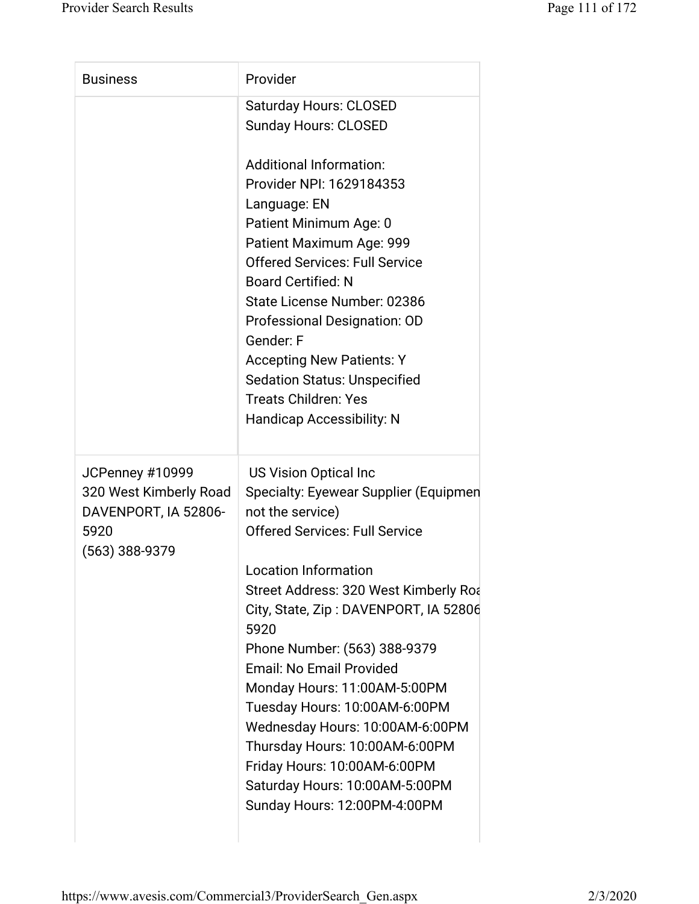| Business | Provider |
| --- | --- |
| | Saturday Hours: CLOSED<br>Sunday Hours: CLOSED<br><br>Additional Information:<br>Provider NPI: 1629184353<br>Language: EN<br>Patient Minimum Age: 0<br>Patient Maximum Age: 999<br>Offered Services: Full Service<br>Board Certified: N<br>State License Number: 02386<br>Professional Designation: OD<br>Gender: F<br>Accepting New Patients: Y<br>Sedation Status: Unspecified<br>Treats Children: Yes<br>Handicap Accessibility: N |
| JCPenney #10999<br>320 West Kimberly Road<br>DAVENPORT, IA 52806-5920<br>(563) 388-9379 | US Vision Optical Inc<br>Specialty: Eyewear Supplier (Equipmen not the service)<br>Offered Services: Full Service<br><br>Location Information<br>Street Address: 320 West Kimberly Roa<br>City, State, Zip : DAVENPORT, IA 52806 5920<br>Phone Number: (563) 388-9379<br>Email: No Email Provided<br>Monday Hours: 11:00AM-5:00PM<br>Tuesday Hours: 10:00AM-6:00PM<br>Wednesday Hours: 10:00AM-6:00PM<br>Thursday Hours: 10:00AM-6:00PM<br>Friday Hours: 10:00AM-6:00PM<br>Saturday Hours: 10:00AM-5:00PM<br>Sunday Hours: 12:00PM-4:00PM |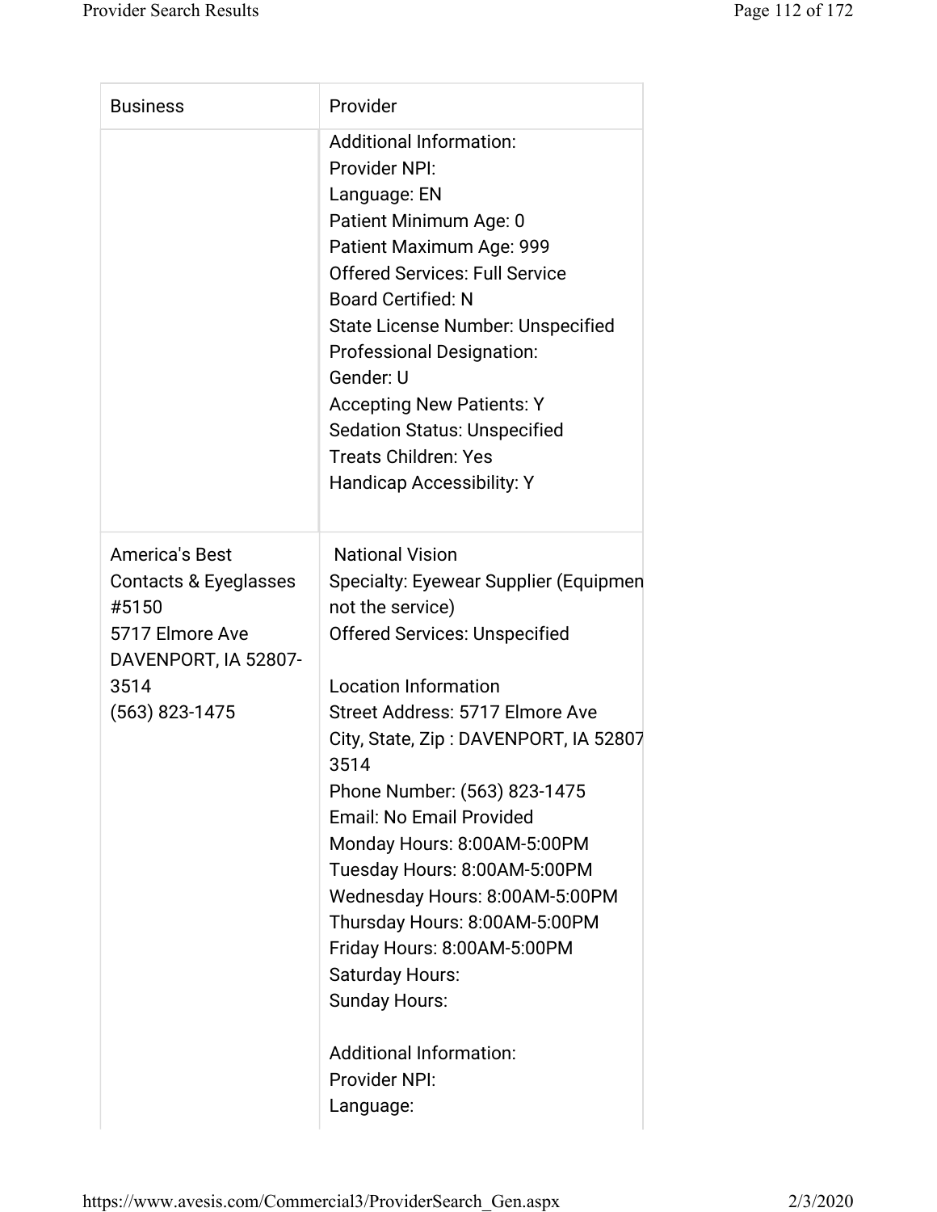| Business | Provider |
|---|---|
| | Additional Information:<br>Provider NPI:<br>Language: EN<br>Patient Minimum Age: 0<br>Patient Maximum Age: 999<br>Offered Services: Full Service<br>Board Certified: N<br>State License Number: Unspecified<br>Professional Designation:<br>Gender: U<br>Accepting New Patients: Y<br>Sedation Status: Unspecified<br>Treats Children: Yes<br>Handicap Accessibility: Y |
| America's Best Contacts & Eyeglasses #5150<br>5717 Elmore Ave<br>DAVENPORT, IA 52807-3514<br>(563) 823-1475 | National Vision<br>Specialty: Eyewear Supplier (Equipmen not the service)<br>Offered Services: Unspecified<br><br>Location Information<br>Street Address: 5717 Elmore Ave<br>City, State, Zip : DAVENPORT, IA 52807 3514<br>Phone Number: (563) 823-1475<br>Email: No Email Provided<br>Monday Hours: 8:00AM-5:00PM<br>Tuesday Hours: 8:00AM-5:00PM<br>Wednesday Hours: 8:00AM-5:00PM<br>Thursday Hours: 8:00AM-5:00PM<br>Friday Hours: 8:00AM-5:00PM<br>Saturday Hours:<br>Sunday Hours:<br><br>Additional Information:<br>Provider NPI:<br>Language: |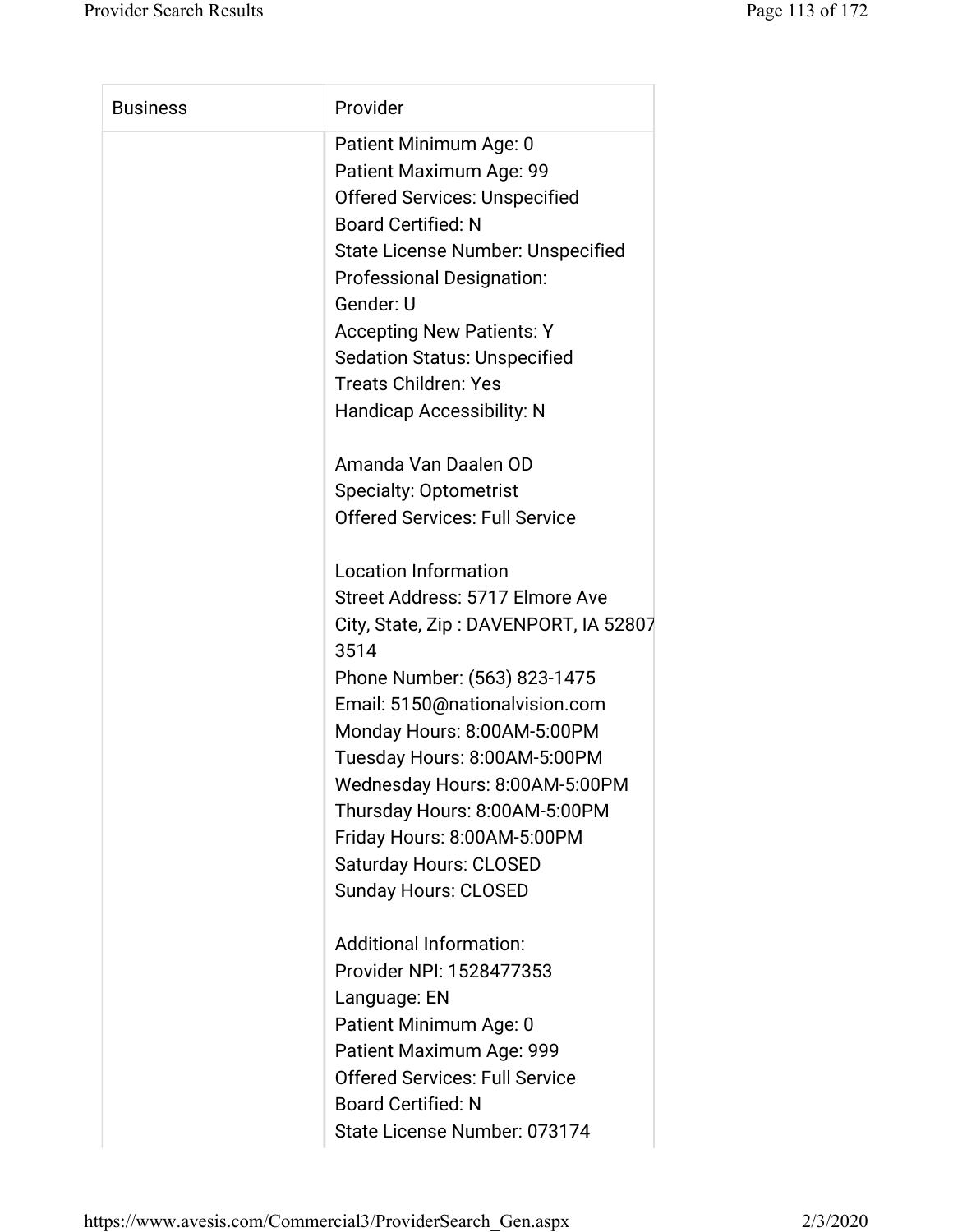| Business | Provider |
| --- | --- |
| | Patient Minimum Age: 0<br>Patient Maximum Age: 99<br>Offered Services: Unspecified<br>Board Certified: N<br>State License Number: Unspecified<br>Professional Designation:<br>Gender: U<br>Accepting New Patients: Y<br>Sedation Status: Unspecified<br>Treats Children: Yes<br>Handicap Accessibility: N<br><br>Amanda Van Daalen OD<br>Specialty: Optometrist<br>Offered Services: Full Service<br><br>Location Information<br>Street Address: 5717 Elmore Ave<br>City, State, Zip : DAVENPORT, IA 52807 3514<br>Phone Number: (563) 823-1475<br>Email: 5150@nationalvision.com<br>Monday Hours: 8:00AM-5:00PM<br>Tuesday Hours: 8:00AM-5:00PM<br>Wednesday Hours: 8:00AM-5:00PM<br>Thursday Hours: 8:00AM-5:00PM<br>Friday Hours: 8:00AM-5:00PM<br>Saturday Hours: CLOSED<br>Sunday Hours: CLOSED<br><br>Additional Information:<br>Provider NPI: 1528477353<br>Language: EN<br>Patient Minimum Age: 0<br>Patient Maximum Age: 999<br>Offered Services: Full Service<br>Board Certified: N<br>State License Number: 073174 |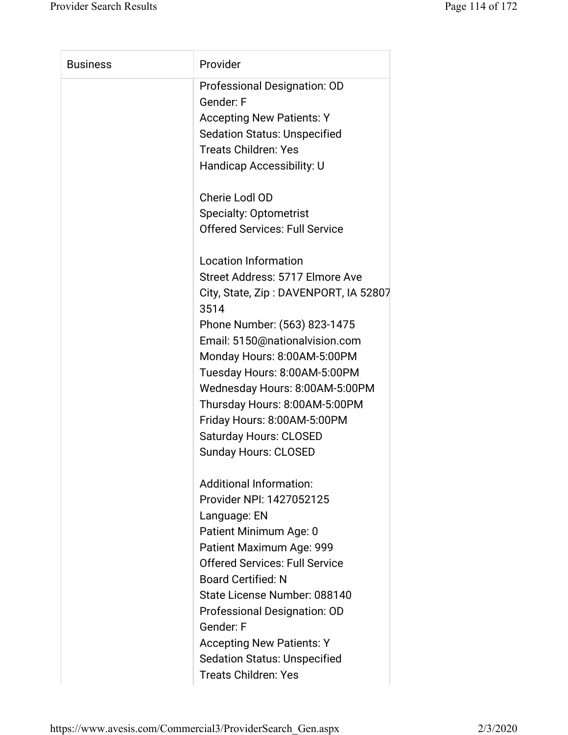| Business | Provider |
|---|---|
| | Professional Designation: OD<br>Gender: F<br>Accepting New Patients: Y<br>Sedation Status: Unspecified<br>Treats Children: Yes<br>Handicap Accessibility: U<br><br>Cherie Lodl OD<br>Specialty: Optometrist<br>Offered Services: Full Service<br><br>Location Information<br>Street Address: 5717 Elmore Ave<br>City, State, Zip : DAVENPORT, IA 52807 3514<br>Phone Number: (563) 823-1475<br>Email: 5150@nationalvision.com<br>Monday Hours: 8:00AM-5:00PM<br>Tuesday Hours: 8:00AM-5:00PM<br>Wednesday Hours: 8:00AM-5:00PM<br>Thursday Hours: 8:00AM-5:00PM<br>Friday Hours: 8:00AM-5:00PM<br>Saturday Hours: CLOSED<br>Sunday Hours: CLOSED<br><br>Additional Information:<br>Provider NPI: 1427052125<br>Language: EN<br>Patient Minimum Age: 0<br>Patient Maximum Age: 999<br>Offered Services: Full Service<br>Board Certified: N<br>State License Number: 088140<br>Professional Designation: OD<br>Gender: F<br>Accepting New Patients: Y<br>Sedation Status: Unspecified<br>Treats Children: Yes |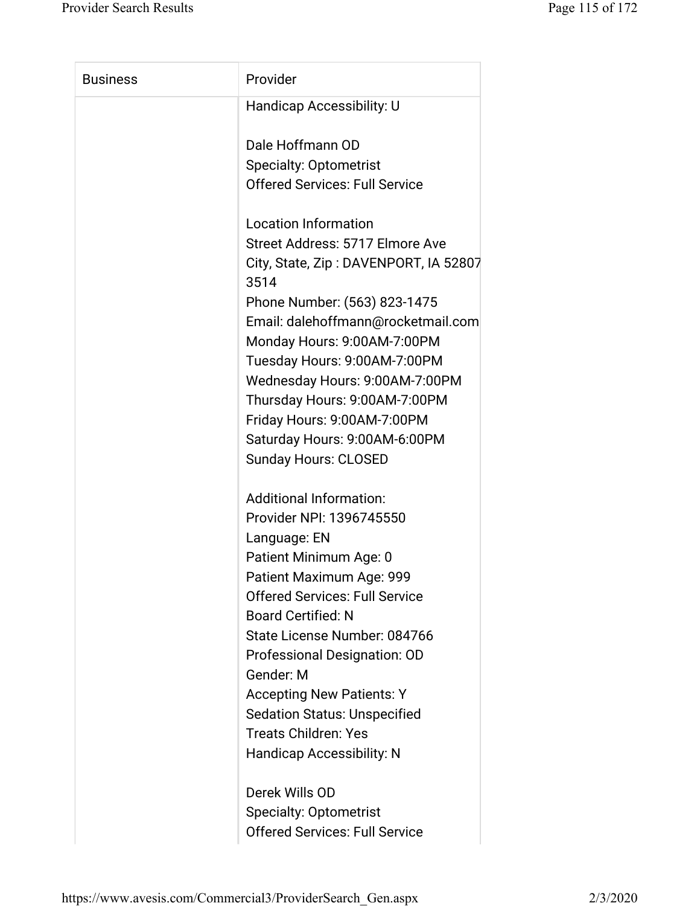| Business | Provider |
| --- | --- |
| | Handicap Accessibility: U<br><br>Dale Hoffmann OD<br>Specialty: Optometrist<br>Offered Services: Full Service<br><br>Location Information<br>Street Address: 5717 Elmore Ave<br>City, State, Zip : DAVENPORT, IA 52807 3514<br>Phone Number: (563) 823-1475<br>Email: dalehoffmann@rocketmail.com<br>Monday Hours: 9:00AM-7:00PM<br>Tuesday Hours: 9:00AM-7:00PM<br>Wednesday Hours: 9:00AM-7:00PM<br>Thursday Hours: 9:00AM-7:00PM<br>Friday Hours: 9:00AM-7:00PM<br>Saturday Hours: 9:00AM-6:00PM<br>Sunday Hours: CLOSED<br><br>Additional Information:<br>Provider NPI: 1396745550<br>Language: EN<br>Patient Minimum Age: 0<br>Patient Maximum Age: 999<br>Offered Services: Full Service<br>Board Certified: N<br>State License Number: 084766<br>Professional Designation: OD<br>Gender: M<br>Accepting New Patients: Y<br>Sedation Status: Unspecified<br>Treats Children: Yes<br>Handicap Accessibility: N<br><br>Derek Wills OD<br>Specialty: Optometrist<br>Offered Services: Full Service |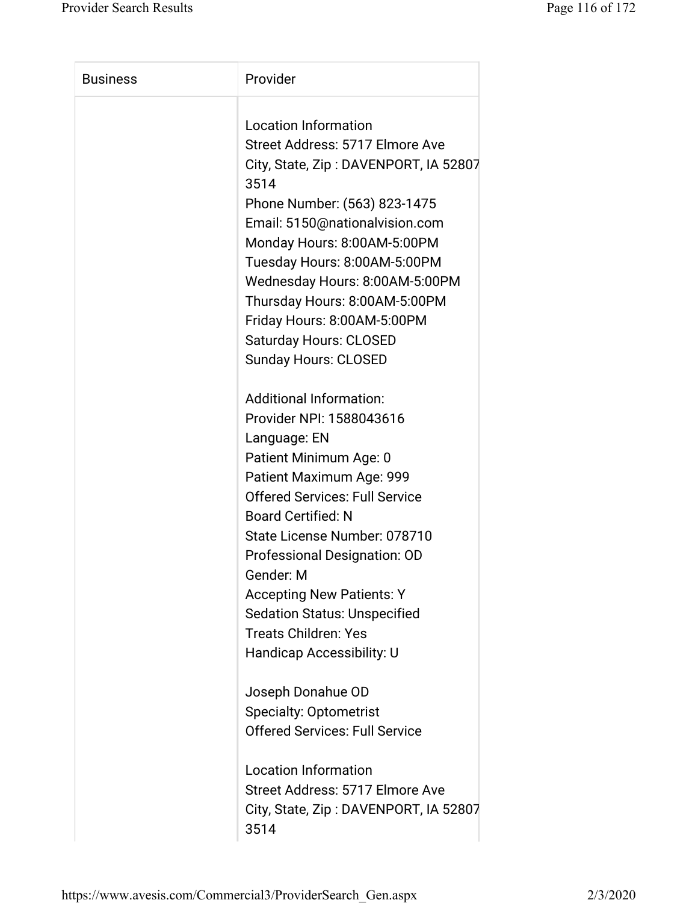| Business | Provider |
|---|---|
| | Location Information<br>Street Address: 5717 Elmore Ave<br>City, State, Zip : DAVENPORT, IA 52807 3514<br>Phone Number: (563) 823-1475<br>Email: 5150@nationalvision.com<br>Monday Hours: 8:00AM-5:00PM<br>Tuesday Hours: 8:00AM-5:00PM<br>Wednesday Hours: 8:00AM-5:00PM<br>Thursday Hours: 8:00AM-5:00PM<br>Friday Hours: 8:00AM-5:00PM<br>Saturday Hours: CLOSED<br>Sunday Hours: CLOSED<br><br>Additional Information:<br>Provider NPI: 1588043616<br>Language: EN<br>Patient Minimum Age: 0<br>Patient Maximum Age: 999<br>Offered Services: Full Service<br>Board Certified: N<br>State License Number: 078710<br>Professional Designation: OD<br>Gender: M<br>Accepting New Patients: Y<br>Sedation Status: Unspecified<br>Treats Children: Yes<br>Handicap Accessibility: U<br><br>Joseph Donahue OD<br>Specialty: Optometrist<br>Offered Services: Full Service<br><br>Location Information<br>Street Address: 5717 Elmore Ave<br>City, State, Zip : DAVENPORT, IA 52807 3514 |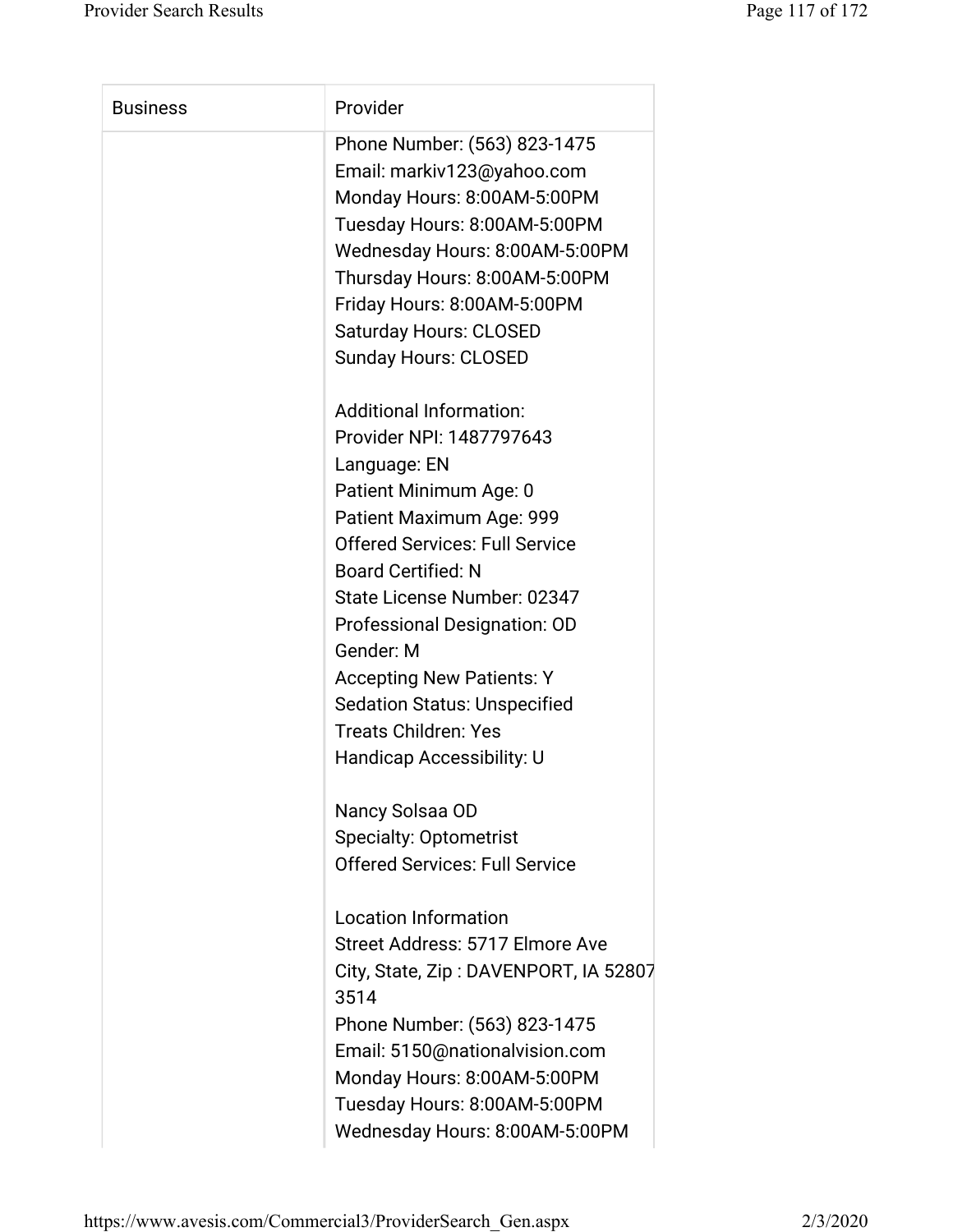| Business | Provider |
| --- | --- |
| | Phone Number: (563) 823-1475<br>Email: markiv123@yahoo.com<br>Monday Hours: 8:00AM-5:00PM<br>Tuesday Hours: 8:00AM-5:00PM<br>Wednesday Hours: 8:00AM-5:00PM<br>Thursday Hours: 8:00AM-5:00PM<br>Friday Hours: 8:00AM-5:00PM<br>Saturday Hours: CLOSED<br>Sunday Hours: CLOSED<br><br>Additional Information:<br>Provider NPI: 1487797643<br>Language: EN<br>Patient Minimum Age: 0<br>Patient Maximum Age: 999<br>Offered Services: Full Service<br>Board Certified: N<br>State License Number: 02347<br>Professional Designation: OD<br>Gender: M<br>Accepting New Patients: Y<br>Sedation Status: Unspecified<br>Treats Children: Yes<br>Handicap Accessibility: U<br><br>Nancy Solsaa OD<br>Specialty: Optometrist<br>Offered Services: Full Service<br><br>Location Information<br>Street Address: 5717 Elmore Ave<br>City, State, Zip : DAVENPORT, IA 52807 3514<br>Phone Number: (563) 823-1475<br>Email: 5150@nationalvision.com<br>Monday Hours: 8:00AM-5:00PM<br>Tuesday Hours: 8:00AM-5:00PM<br>Wednesday Hours: 8:00AM-5:00PM |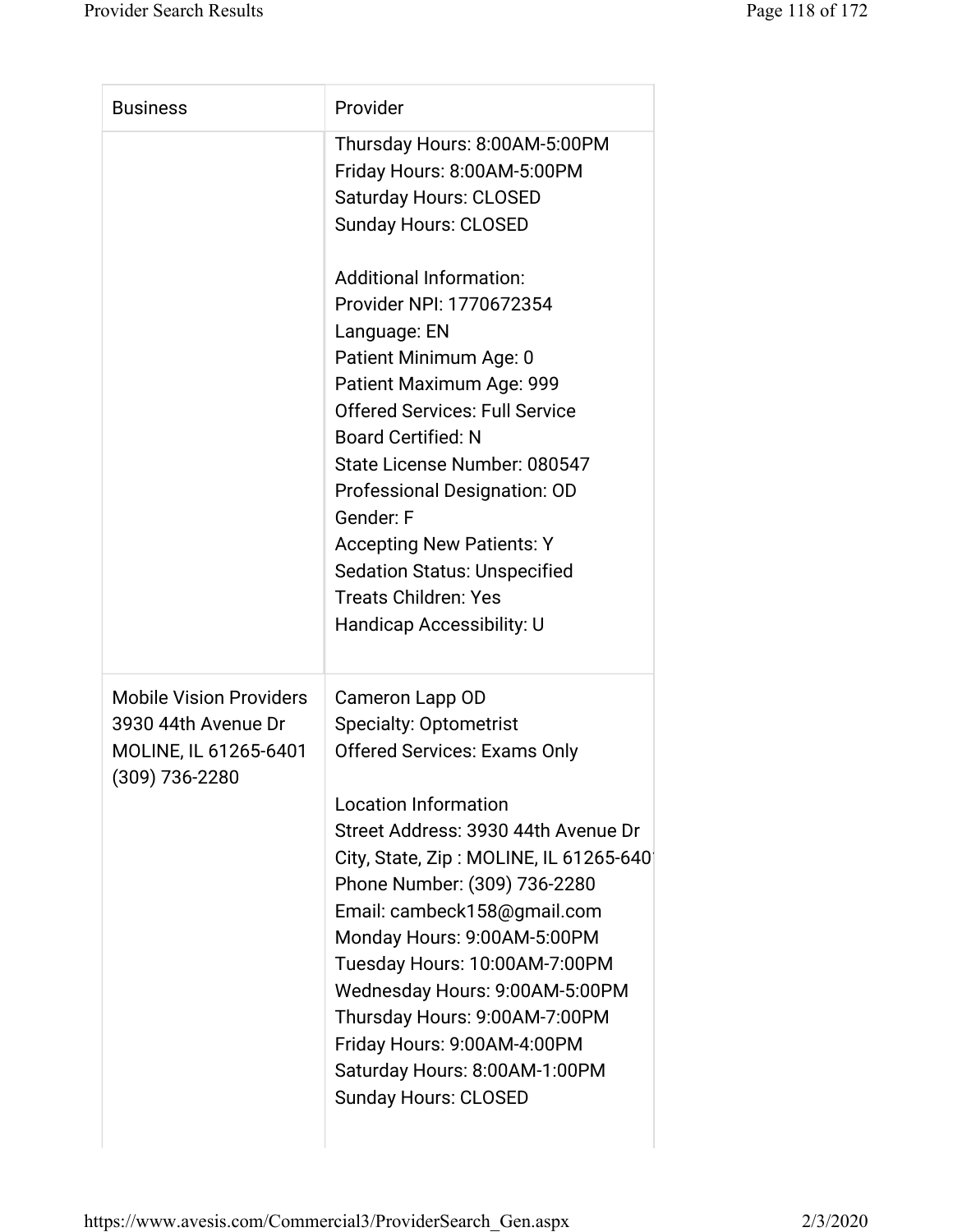| Business | Provider |
|---|---|
| | Thursday Hours: 8:00AM-5:00PM<br>Friday Hours: 8:00AM-5:00PM<br>Saturday Hours: CLOSED<br>Sunday Hours: CLOSED<br><br>Additional Information:<br>Provider NPI: 1770672354<br>Language: EN<br>Patient Minimum Age: 0<br>Patient Maximum Age: 999<br>Offered Services: Full Service<br>Board Certified: N<br>State License Number: 080547<br>Professional Designation: OD<br>Gender: F<br>Accepting New Patients: Y<br>Sedation Status: Unspecified<br>Treats Children: Yes<br>Handicap Accessibility: U |
| Mobile Vision Providers<br>3930 44th Avenue Dr<br>MOLINE, IL 61265-6401<br>(309) 736-2280 | Cameron Lapp OD<br>Specialty: Optometrist<br>Offered Services: Exams Only<br><br>Location Information<br>Street Address: 3930 44th Avenue Dr<br>City, State, Zip : MOLINE, IL 61265-6401<br>Phone Number: (309) 736-2280<br>Email: cambeck158@gmail.com<br>Monday Hours: 9:00AM-5:00PM<br>Tuesday Hours: 10:00AM-7:00PM<br>Wednesday Hours: 9:00AM-5:00PM<br>Thursday Hours: 9:00AM-7:00PM<br>Friday Hours: 9:00AM-4:00PM<br>Saturday Hours: 8:00AM-1:00PM<br>Sunday Hours: CLOSED |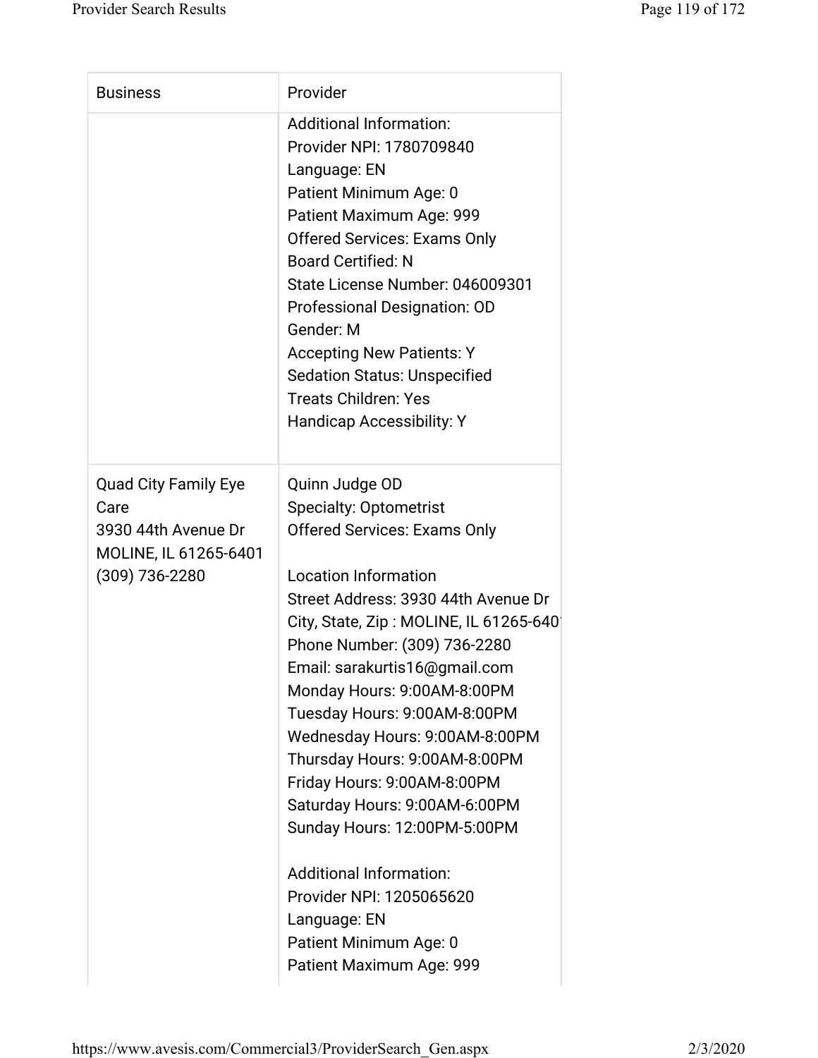| Business | Provider |
| --- | --- |
| | Additional Information:<br>Provider NPI: 1780709840<br>Language: EN<br>Patient Minimum Age: 0<br>Patient Maximum Age: 999<br>Offered Services: Exams Only<br>Board Certified: N<br>State License Number: 046009301<br>Professional Designation: OD<br>Gender: M<br>Accepting New Patients: Y<br>Sedation Status: Unspecified<br>Treats Children: Yes<br>Handicap Accessibility: Y |
| Quad City Family Eye Care<br>3930 44th Avenue Dr<br>MOLINE, IL 61265-6401<br>(309) 736-2280 | Quinn Judge OD<br>Specialty: Optometrist<br>Offered Services: Exams Only<br><br>Location Information<br>Street Address: 3930 44th Avenue Dr<br>City, State, Zip : MOLINE, IL 61265-6401<br>Phone Number: (309) 736-2280<br>Email: sarakurtis16@gmail.com<br>Monday Hours: 9:00AM-8:00PM<br>Tuesday Hours: 9:00AM-8:00PM<br>Wednesday Hours: 9:00AM-8:00PM<br>Thursday Hours: 9:00AM-8:00PM<br>Friday Hours: 9:00AM-8:00PM<br>Saturday Hours: 9:00AM-6:00PM<br>Sunday Hours: 12:00PM-5:00PM<br><br>Additional Information:<br>Provider NPI: 1205065620<br>Language: EN<br>Patient Minimum Age: 0<br>Patient Maximum Age: 999 |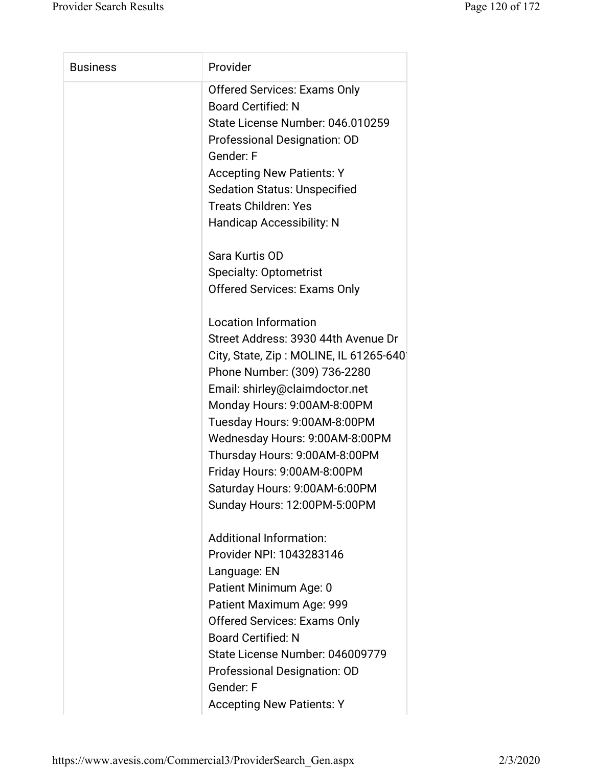| Business | Provider |
| --- | --- |
| | Offered Services: Exams Only<br>Board Certified: N<br>State License Number: 046.010259<br>Professional Designation: OD<br>Gender: F<br>Accepting New Patients: Y<br>Sedation Status: Unspecified<br>Treats Children: Yes<br>Handicap Accessibility: N<br><br>Sara Kurtis OD<br>Specialty: Optometrist<br>Offered Services: Exams Only<br><br>Location Information<br>Street Address: 3930 44th Avenue Dr<br>City, State, Zip : MOLINE, IL 61265-640<br>Phone Number: (309) 736-2280<br>Email: shirley@claimdoctor.net<br>Monday Hours: 9:00AM-8:00PM<br>Tuesday Hours: 9:00AM-8:00PM<br>Wednesday Hours: 9:00AM-8:00PM<br>Thursday Hours: 9:00AM-8:00PM<br>Friday Hours: 9:00AM-8:00PM<br>Saturday Hours: 9:00AM-6:00PM<br>Sunday Hours: 12:00PM-5:00PM<br><br>Additional Information:<br>Provider NPI: 1043283146<br>Language: EN<br>Patient Minimum Age: 0<br>Patient Maximum Age: 999<br>Offered Services: Exams Only<br>Board Certified: N<br>State License Number: 046009779<br>Professional Designation: OD<br>Gender: F<br>Accepting New Patients: Y |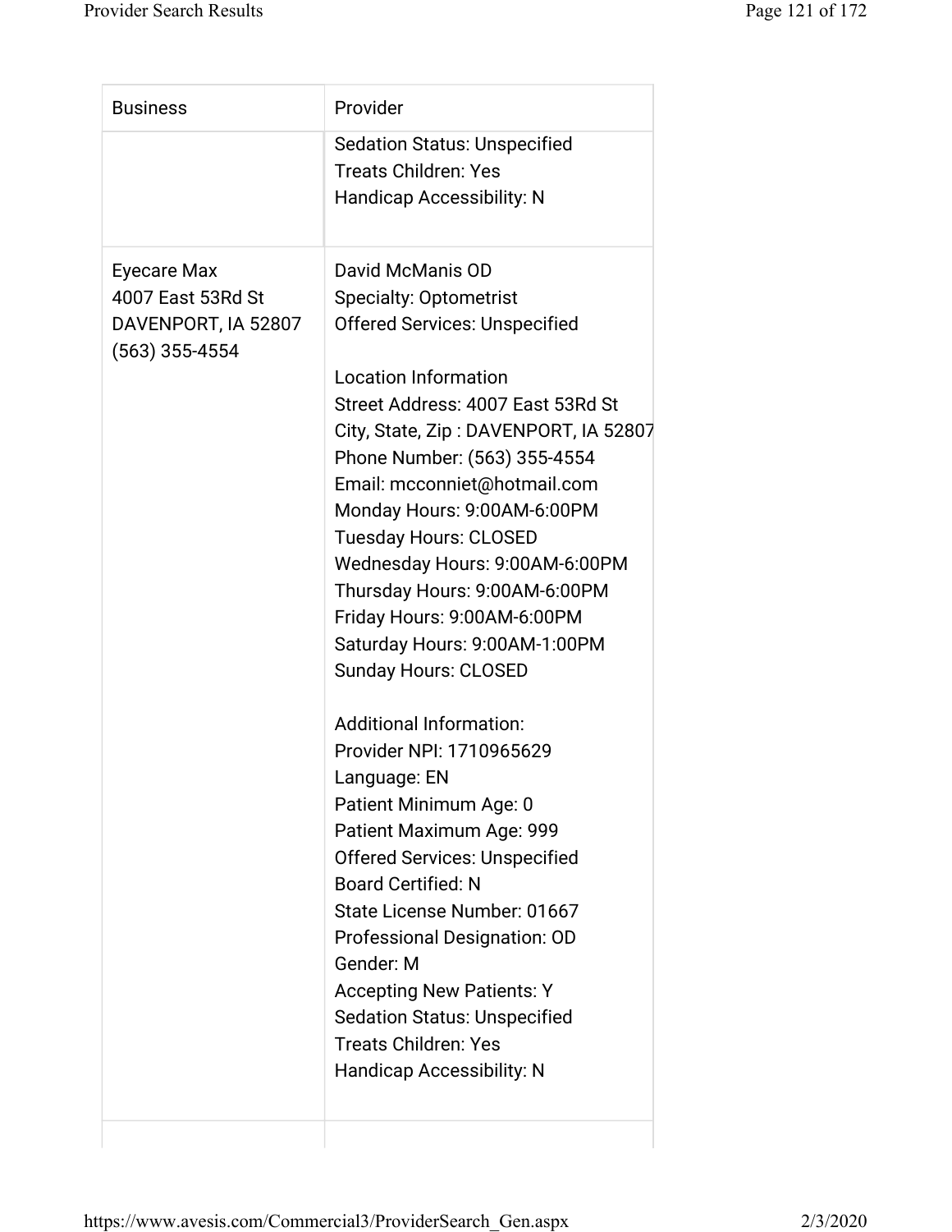| Business | Provider |
|---|---|
| | Sedation Status: Unspecified<br>Treats Children: Yes<br>Handicap Accessibility: N |
| Eyecare Max<br>4007 East 53Rd St<br>DAVENPORT, IA 52807<br>(563) 355-4554 | David McManis OD<br>Specialty: Optometrist<br>Offered Services: Unspecified<br><br>Location Information<br>Street Address: 4007 East 53Rd St<br>City, State, Zip : DAVENPORT, IA 52807<br>Phone Number: (563) 355-4554<br>Email: mcconniet@hotmail.com<br>Monday Hours: 9:00AM-6:00PM<br>Tuesday Hours: CLOSED<br>Wednesday Hours: 9:00AM-6:00PM<br>Thursday Hours: 9:00AM-6:00PM<br>Friday Hours: 9:00AM-6:00PM<br>Saturday Hours: 9:00AM-1:00PM<br>Sunday Hours: CLOSED<br><br>Additional Information:<br>Provider NPI: 1710965629<br>Language: EN<br>Patient Minimum Age: 0<br>Patient Maximum Age: 999<br>Offered Services: Unspecified<br>Board Certified: N<br>State License Number: 01667<br>Professional Designation: OD<br>Gender: M<br>Accepting New Patients: Y<br>Sedation Status: Unspecified<br>Treats Children: Yes<br>Handicap Accessibility: N |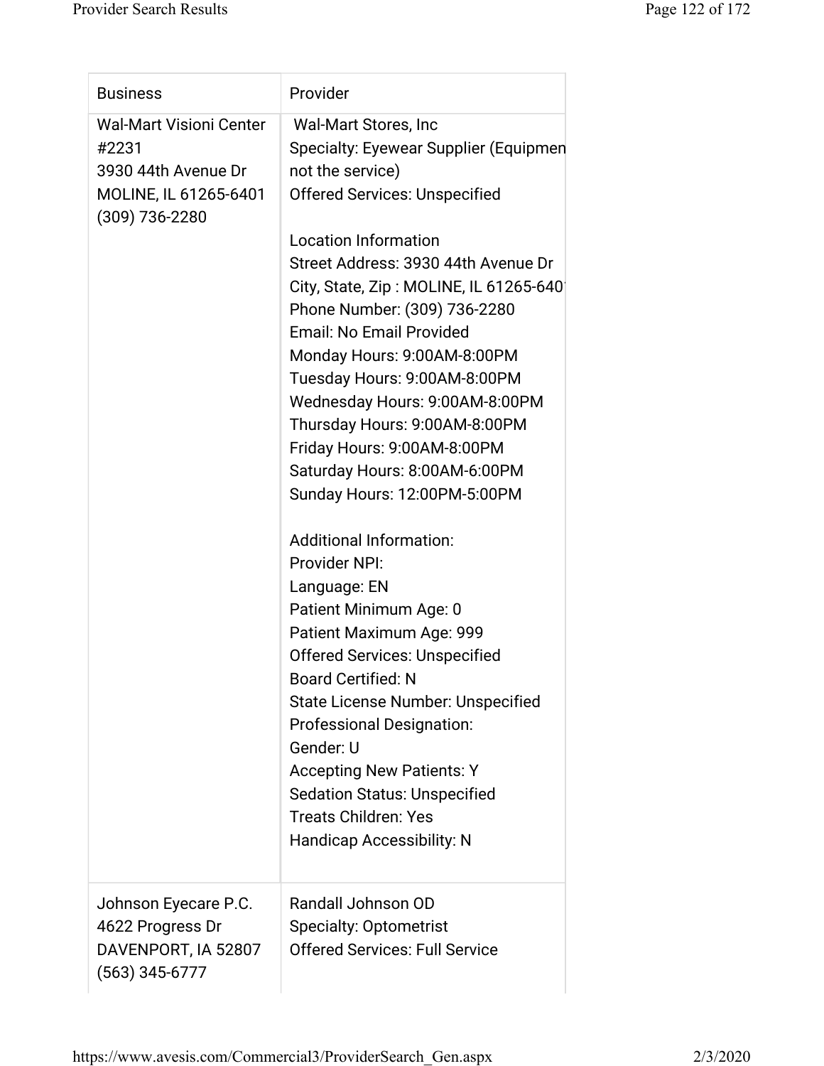| Business | Provider |
|---|---|
| Wal-Mart Visioni Center #2231<br>3930 44th Avenue Dr<br>MOLINE, IL 61265-6401<br>(309) 736-2280 | Wal-Mart Stores, Inc<br>Specialty: Eyewear Supplier (Equipmen not the service)<br>Offered Services: Unspecified<br><br>Location Information<br>Street Address: 3930 44th Avenue Dr<br>City, State, Zip : MOLINE, IL 61265-640<br>Phone Number: (309) 736-2280<br>Email: No Email Provided<br>Monday Hours: 9:00AM-8:00PM<br>Tuesday Hours: 9:00AM-8:00PM<br>Wednesday Hours: 9:00AM-8:00PM<br>Thursday Hours: 9:00AM-8:00PM<br>Friday Hours: 9:00AM-8:00PM<br>Saturday Hours: 8:00AM-6:00PM<br>Sunday Hours: 12:00PM-5:00PM<br><br>Additional Information:<br>Provider NPI:<br>Language: EN<br>Patient Minimum Age: 0<br>Patient Maximum Age: 999<br>Offered Services: Unspecified<br>Board Certified: N<br>State License Number: Unspecified<br>Professional Designation:<br>Gender: U<br>Accepting New Patients: Y<br>Sedation Status: Unspecified<br>Treats Children: Yes<br>Handicap Accessibility: N |
| Johnson Eyecare P.C.<br>4622 Progress Dr<br>DAVENPORT, IA 52807<br>(563) 345-6777 | Randall Johnson OD<br>Specialty: Optometrist<br>Offered Services: Full Service |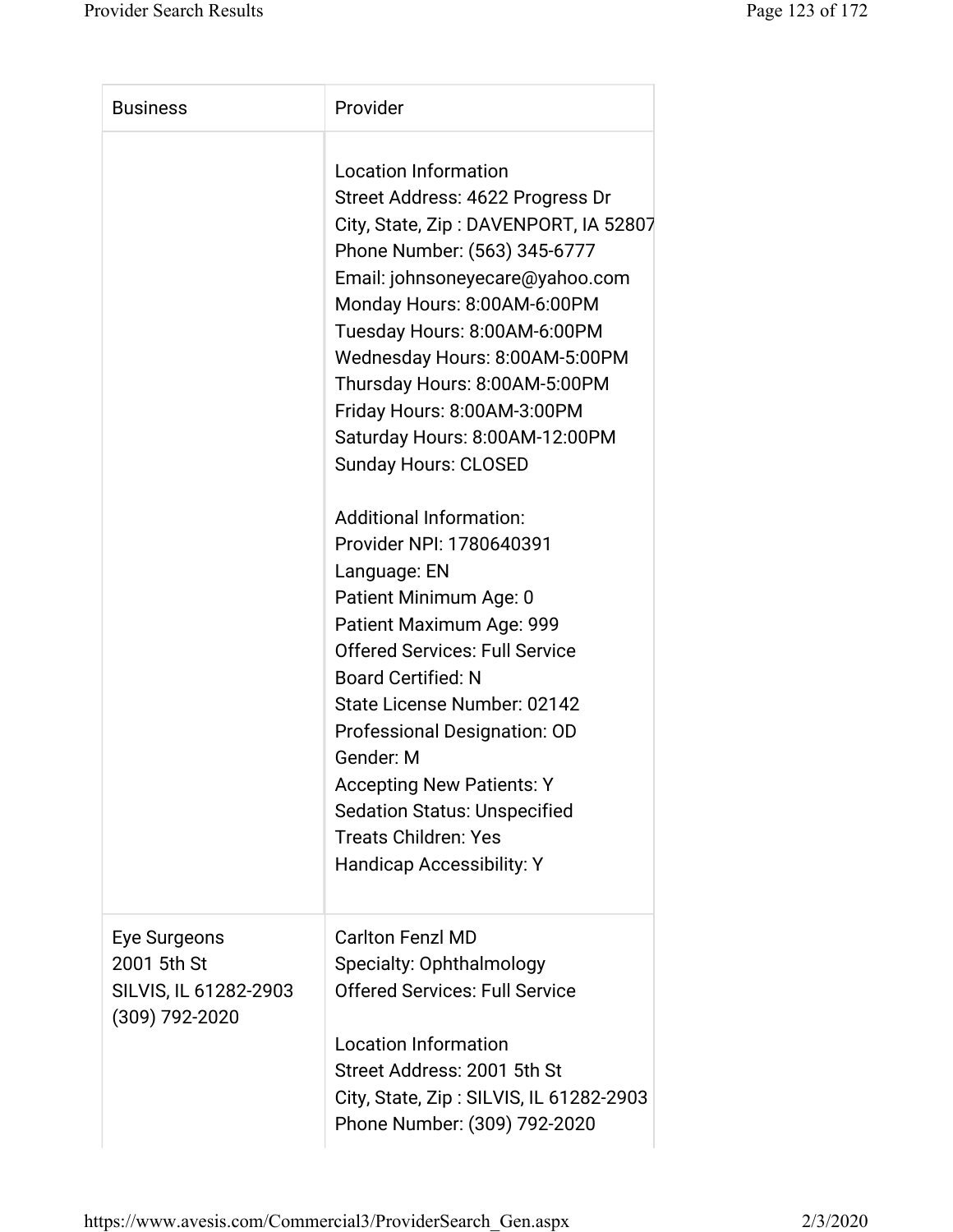| Business | Provider |
| --- | --- |
| | Location Information<br>Street Address: 4622 Progress Dr<br>City, State, Zip : DAVENPORT, IA 52807<br>Phone Number: (563) 345-6777<br>Email: johnsoneyecare@yahoo.com<br>Monday Hours: 8:00AM-6:00PM<br>Tuesday Hours: 8:00AM-6:00PM<br>Wednesday Hours: 8:00AM-5:00PM<br>Thursday Hours: 8:00AM-5:00PM<br>Friday Hours: 8:00AM-3:00PM<br>Saturday Hours: 8:00AM-12:00PM<br>Sunday Hours: CLOSED<br><br>Additional Information:<br>Provider NPI: 1780640391<br>Language: EN<br>Patient Minimum Age: 0<br>Patient Maximum Age: 999<br>Offered Services: Full Service<br>Board Certified: N<br>State License Number: 02142<br>Professional Designation: OD<br>Gender: M<br>Accepting New Patients: Y<br>Sedation Status: Unspecified<br>Treats Children: Yes<br>Handicap Accessibility: Y |
| Eye Surgeons<br>2001 5th St<br>SILVIS, IL 61282-2903<br>(309) 792-2020 | Carlton Fenzl MD<br>Specialty: Ophthalmology<br>Offered Services: Full Service<br><br>Location Information<br>Street Address: 2001 5th St<br>City, State, Zip : SILVIS, IL 61282-2903<br>Phone Number: (309) 792-2020 |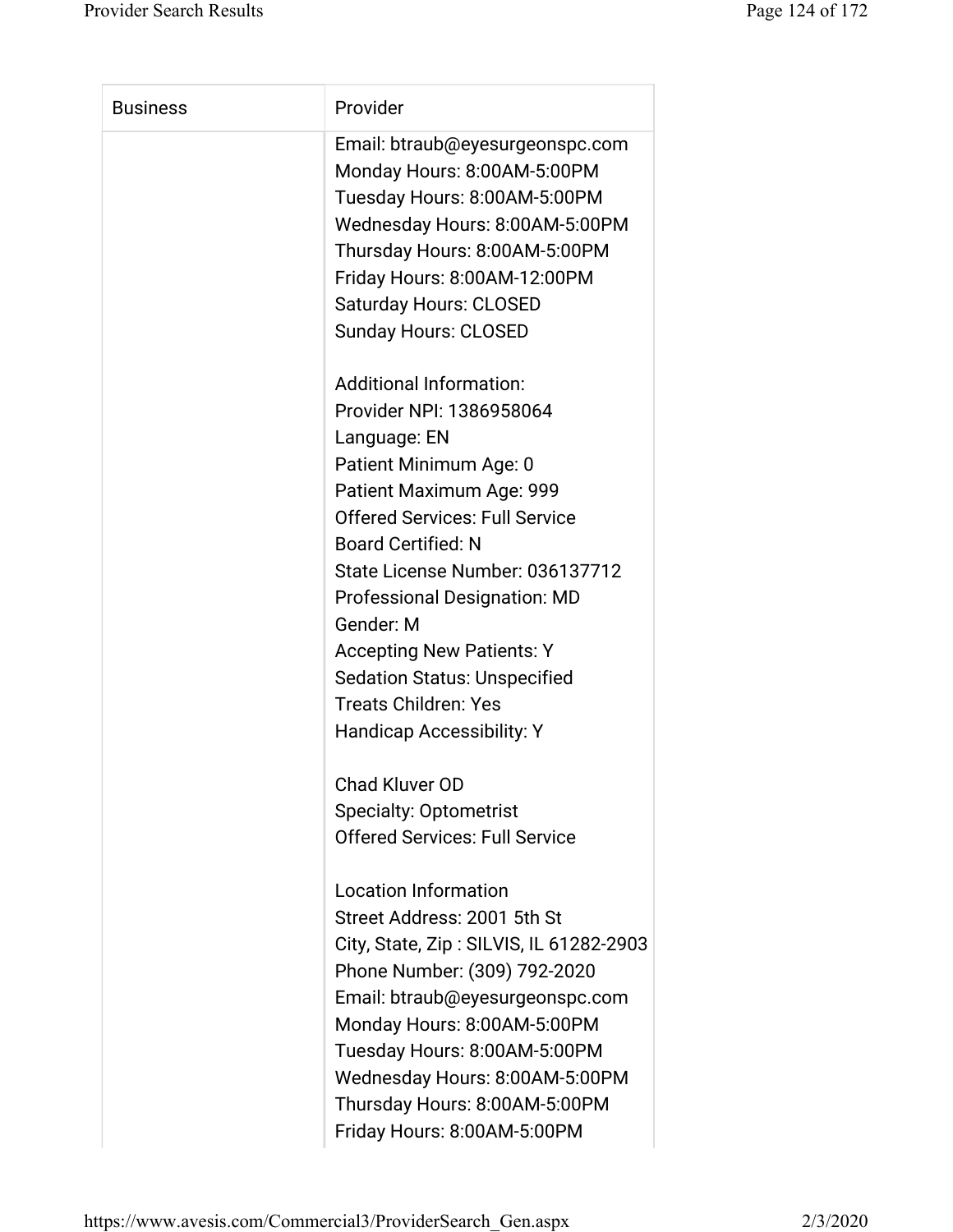| Business | Provider |
| --- | --- |
| | Email: btraub@eyesurgeonspc.com<br>Monday Hours: 8:00AM-5:00PM<br>Tuesday Hours: 8:00AM-5:00PM<br>Wednesday Hours: 8:00AM-5:00PM<br>Thursday Hours: 8:00AM-5:00PM<br>Friday Hours: 8:00AM-12:00PM<br>Saturday Hours: CLOSED<br>Sunday Hours: CLOSED<br><br>Additional Information:<br>Provider NPI: 1386958064<br>Language: EN<br>Patient Minimum Age: 0<br>Patient Maximum Age: 999<br>Offered Services: Full Service<br>Board Certified: N<br>State License Number: 036137712<br>Professional Designation: MD<br>Gender: M<br>Accepting New Patients: Y<br>Sedation Status: Unspecified<br>Treats Children: Yes<br>Handicap Accessibility: Y<br><br>Chad Kluver OD<br>Specialty: Optometrist<br>Offered Services: Full Service<br><br>Location Information<br>Street Address: 2001 5th St<br>City, State, Zip : SILVIS, IL 61282-2903<br>Phone Number: (309) 792-2020<br>Email: btraub@eyesurgeonspc.com<br>Monday Hours: 8:00AM-5:00PM<br>Tuesday Hours: 8:00AM-5:00PM<br>Wednesday Hours: 8:00AM-5:00PM<br>Thursday Hours: 8:00AM-5:00PM<br>Friday Hours: 8:00AM-5:00PM |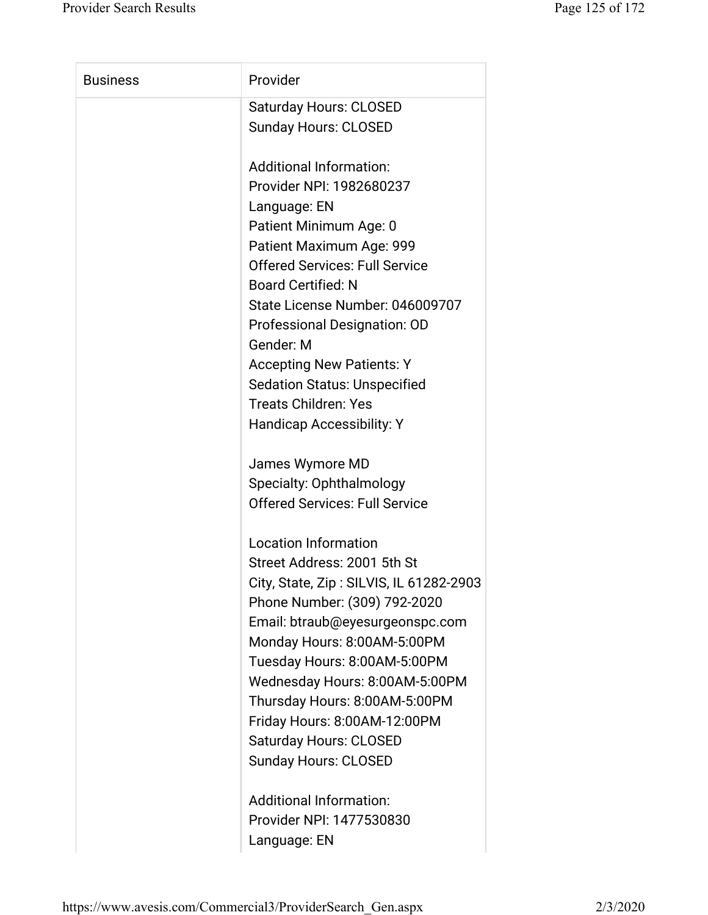| Business | Provider |
|---|---|
| | Saturday Hours: CLOSED<br>Sunday Hours: CLOSED<br><br>Additional Information:<br>Provider NPI: 1982680237<br>Language: EN<br>Patient Minimum Age: 0<br>Patient Maximum Age: 999<br>Offered Services: Full Service<br>Board Certified: N<br>State License Number: 046009707<br>Professional Designation: OD<br>Gender: M<br>Accepting New Patients: Y<br>Sedation Status: Unspecified<br>Treats Children: Yes<br>Handicap Accessibility: Y<br><br>James Wymore MD<br>Specialty: Ophthalmology<br>Offered Services: Full Service<br><br>Location Information<br>Street Address: 2001 5th St<br>City, State, Zip : SILVIS, IL 61282-2903<br>Phone Number: (309) 792-2020<br>Email: btraub@eyesurgeonspc.com<br>Monday Hours: 8:00AM-5:00PM<br>Tuesday Hours: 8:00AM-5:00PM<br>Wednesday Hours: 8:00AM-5:00PM<br>Thursday Hours: 8:00AM-5:00PM<br>Friday Hours: 8:00AM-12:00PM<br>Saturday Hours: CLOSED<br>Sunday Hours: CLOSED<br><br>Additional Information:<br>Provider NPI: 1477530830<br>Language: EN |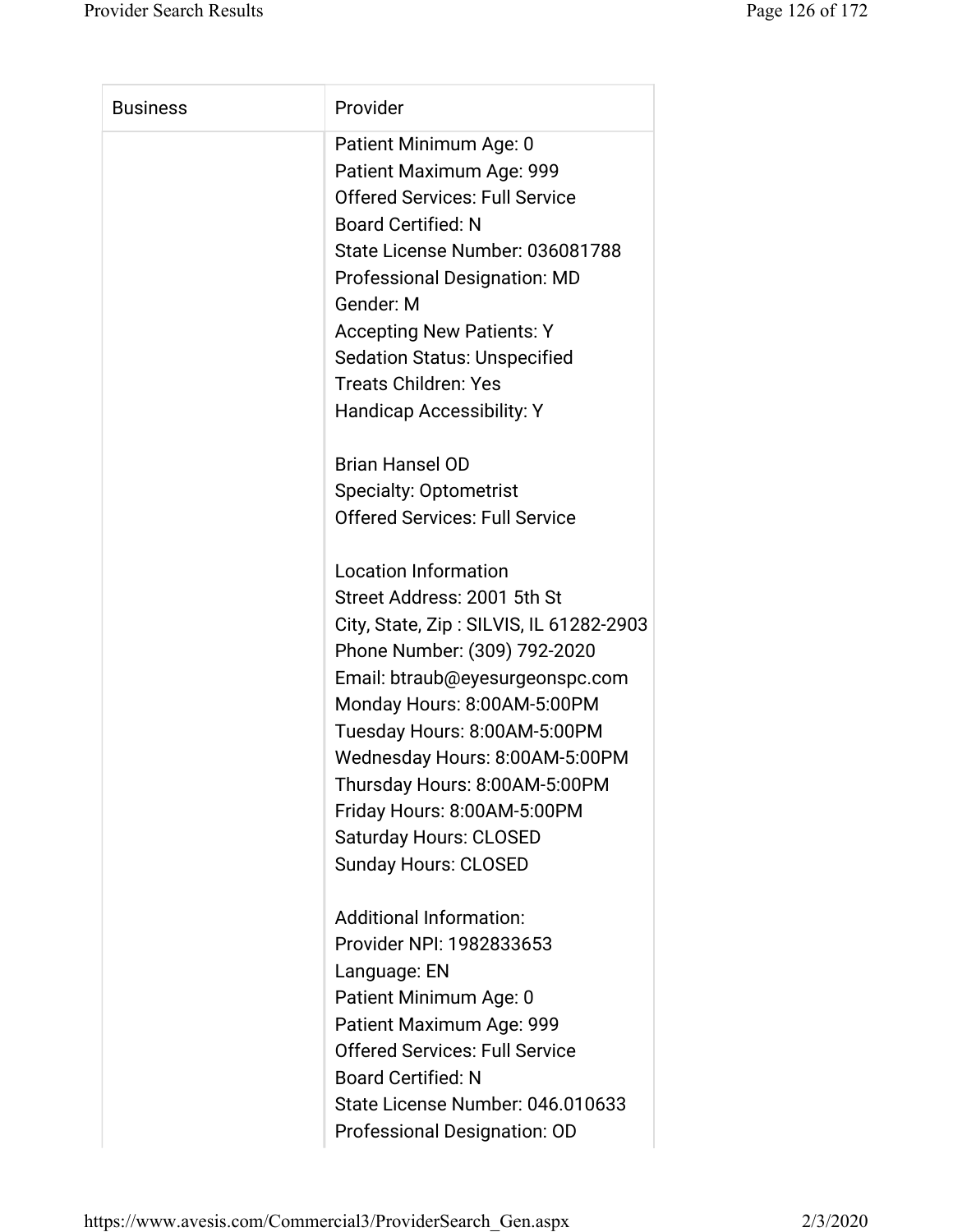| Business | Provider |
| --- | --- |
| | Patient Minimum Age: 0<br>Patient Maximum Age: 999<br>Offered Services: Full Service<br>Board Certified: N<br>State License Number: 036081788<br>Professional Designation: MD<br>Gender: M<br>Accepting New Patients: Y<br>Sedation Status: Unspecified<br>Treats Children: Yes<br>Handicap Accessibility: Y<br><br>Brian Hansel OD<br>Specialty: Optometrist<br>Offered Services: Full Service<br><br>Location Information<br>Street Address: 2001 5th St<br>City, State, Zip : SILVIS, IL 61282-2903<br>Phone Number: (309) 792-2020<br>Email: btraub@eyesurgeonspc.com<br>Monday Hours: 8:00AM-5:00PM<br>Tuesday Hours: 8:00AM-5:00PM<br>Wednesday Hours: 8:00AM-5:00PM<br>Thursday Hours: 8:00AM-5:00PM<br>Friday Hours: 8:00AM-5:00PM<br>Saturday Hours: CLOSED<br>Sunday Hours: CLOSED<br><br>Additional Information:<br>Provider NPI: 1982833653<br>Language: EN<br>Patient Minimum Age: 0<br>Patient Maximum Age: 999<br>Offered Services: Full Service<br>Board Certified: N<br>State License Number: 046.010633<br>Professional Designation: OD |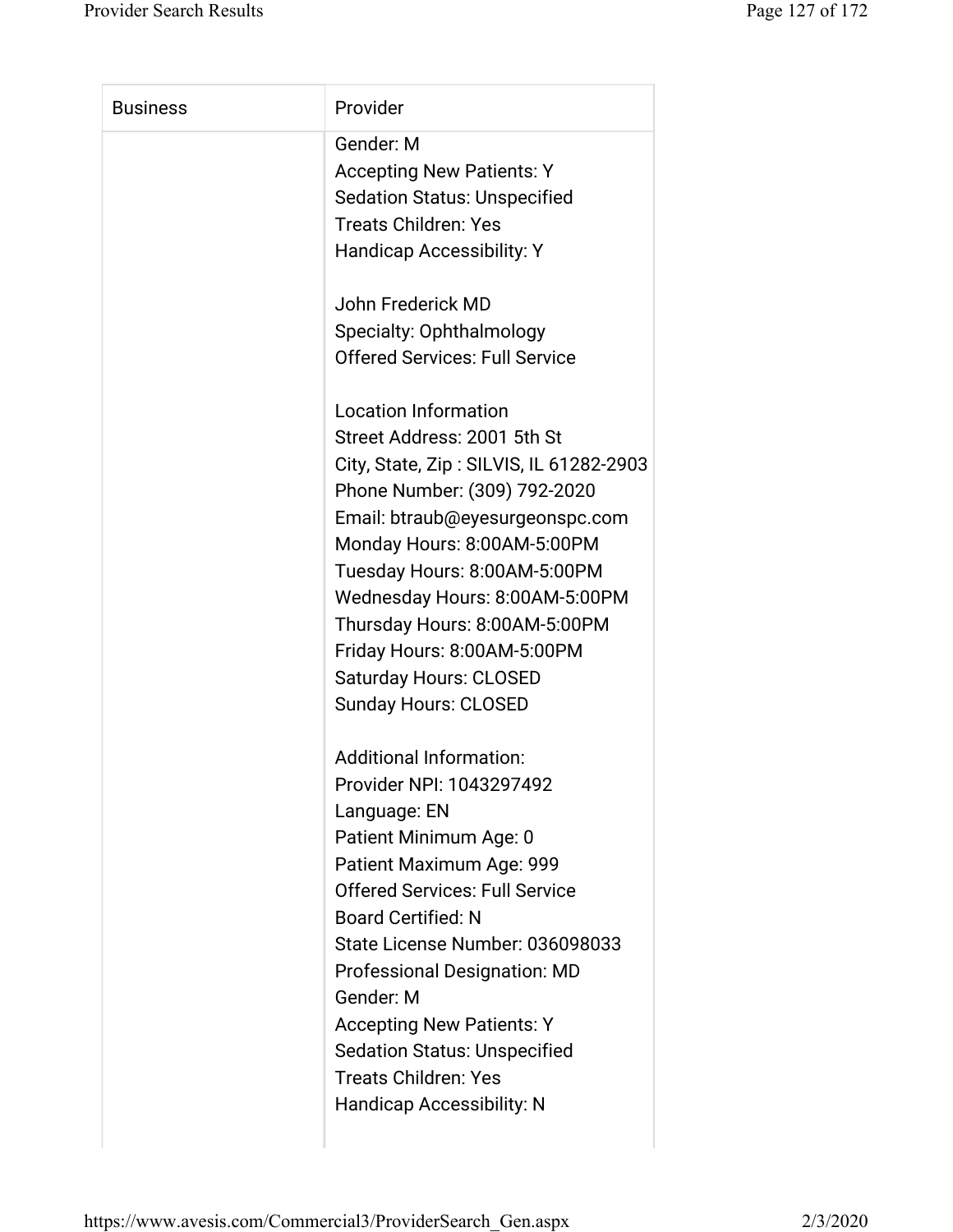| Business | Provider |
| --- | --- |
| | Gender: M<br>Accepting New Patients: Y<br>Sedation Status: Unspecified<br>Treats Children: Yes<br>Handicap Accessibility: Y<br><br>John Frederick MD<br>Specialty: Ophthalmology<br>Offered Services: Full Service<br><br>Location Information<br>Street Address: 2001 5th St<br>City, State, Zip : SILVIS, IL 61282-2903<br>Phone Number: (309) 792-2020<br>Email: btraub@eyesurgeonspc.com<br>Monday Hours: 8:00AM-5:00PM<br>Tuesday Hours: 8:00AM-5:00PM<br>Wednesday Hours: 8:00AM-5:00PM<br>Thursday Hours: 8:00AM-5:00PM<br>Friday Hours: 8:00AM-5:00PM<br>Saturday Hours: CLOSED<br>Sunday Hours: CLOSED<br><br>Additional Information:<br>Provider NPI: 1043297492<br>Language: EN<br>Patient Minimum Age: 0<br>Patient Maximum Age: 999<br>Offered Services: Full Service<br>Board Certified: N<br>State License Number: 036098033<br>Professional Designation: MD<br>Gender: M<br>Accepting New Patients: Y<br>Sedation Status: Unspecified<br>Treats Children: Yes<br>Handicap Accessibility: N |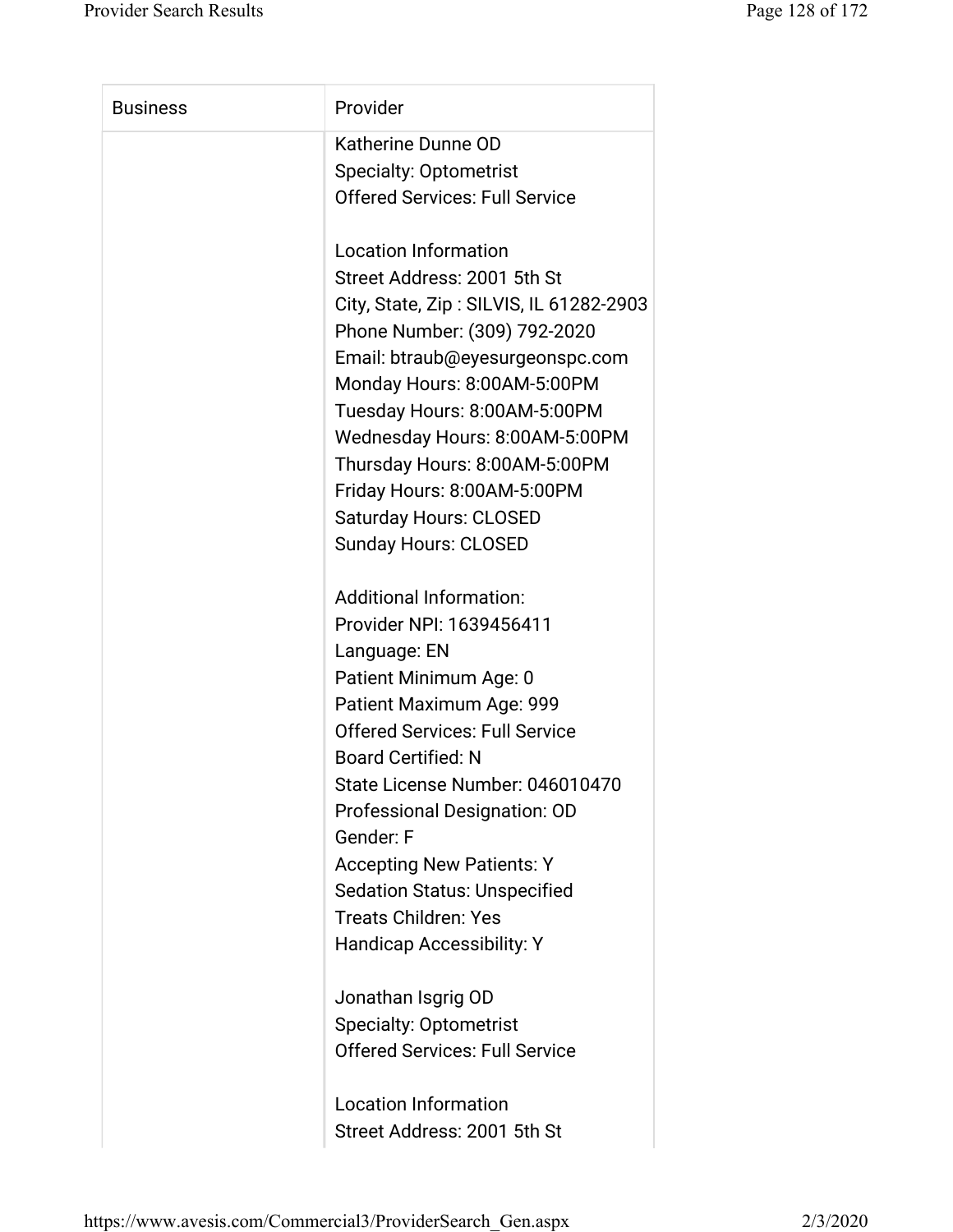| Business | Provider |
| --- | --- |
| | Katherine Dunne OD<br>Specialty: Optometrist<br>Offered Services: Full Service<br><br>Location Information<br>Street Address: 2001 5th St<br>City, State, Zip : SILVIS, IL 61282-2903<br>Phone Number: (309) 792-2020<br>Email: btraub@eyesurgeonspc.com<br>Monday Hours: 8:00AM-5:00PM<br>Tuesday Hours: 8:00AM-5:00PM<br>Wednesday Hours: 8:00AM-5:00PM<br>Thursday Hours: 8:00AM-5:00PM<br>Friday Hours: 8:00AM-5:00PM<br>Saturday Hours: CLOSED<br>Sunday Hours: CLOSED<br><br>Additional Information:<br>Provider NPI: 1639456411<br>Language: EN<br>Patient Minimum Age: 0<br>Patient Maximum Age: 999<br>Offered Services: Full Service<br>Board Certified: N<br>State License Number: 046010470<br>Professional Designation: OD<br>Gender: F<br>Accepting New Patients: Y<br>Sedation Status: Unspecified<br>Treats Children: Yes<br>Handicap Accessibility: Y<br><br>Jonathan Isgrig OD<br>Specialty: Optometrist<br>Offered Services: Full Service<br><br>Location Information<br>Street Address: 2001 5th St |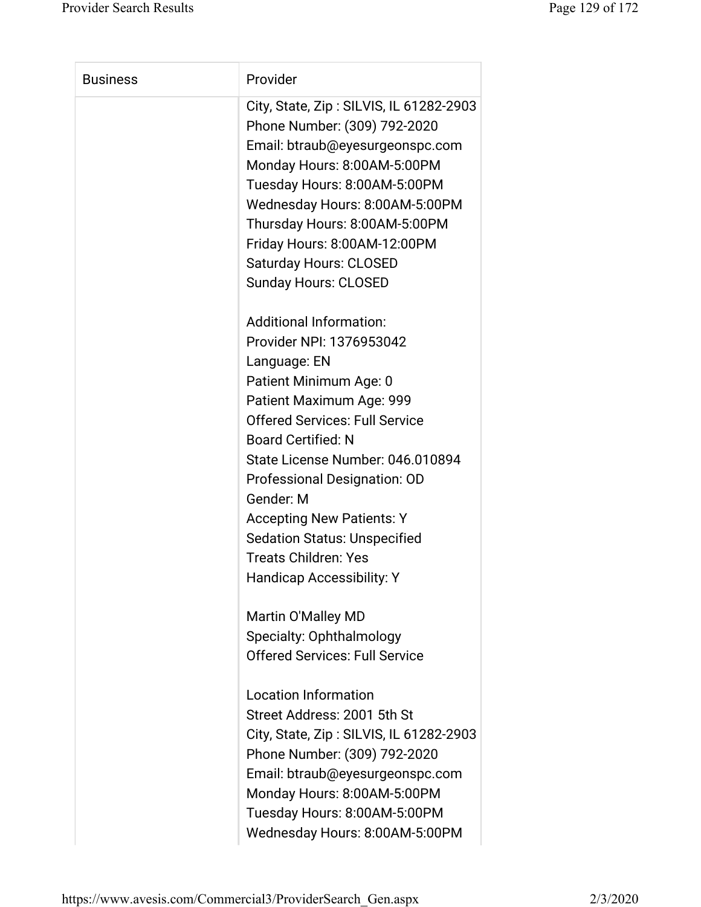| Business | Provider |
| --- | --- |
| | City, State, Zip : SILVIS, IL 61282-2903<br>Phone Number: (309) 792-2020<br>Email: btraub@eyesurgeonspc.com<br>Monday Hours: 8:00AM-5:00PM<br>Tuesday Hours: 8:00AM-5:00PM<br>Wednesday Hours: 8:00AM-5:00PM<br>Thursday Hours: 8:00AM-5:00PM<br>Friday Hours: 8:00AM-12:00PM<br>Saturday Hours: CLOSED<br>Sunday Hours: CLOSED<br><br>Additional Information:<br>Provider NPI: 1376953042<br>Language: EN<br>Patient Minimum Age: 0<br>Patient Maximum Age: 999<br>Offered Services: Full Service<br>Board Certified: N<br>State License Number: 046.010894<br>Professional Designation: OD<br>Gender: M<br>Accepting New Patients: Y<br>Sedation Status: Unspecified<br>Treats Children: Yes<br>Handicap Accessibility: Y<br><br>Martin O'Malley MD<br>Specialty: Ophthalmology<br>Offered Services: Full Service<br><br>Location Information<br>Street Address: 2001 5th St<br>City, State, Zip : SILVIS, IL 61282-2903<br>Phone Number: (309) 792-2020<br>Email: btraub@eyesurgeonspc.com<br>Monday Hours: 8:00AM-5:00PM<br>Tuesday Hours: 8:00AM-5:00PM<br>Wednesday Hours: 8:00AM-5:00PM |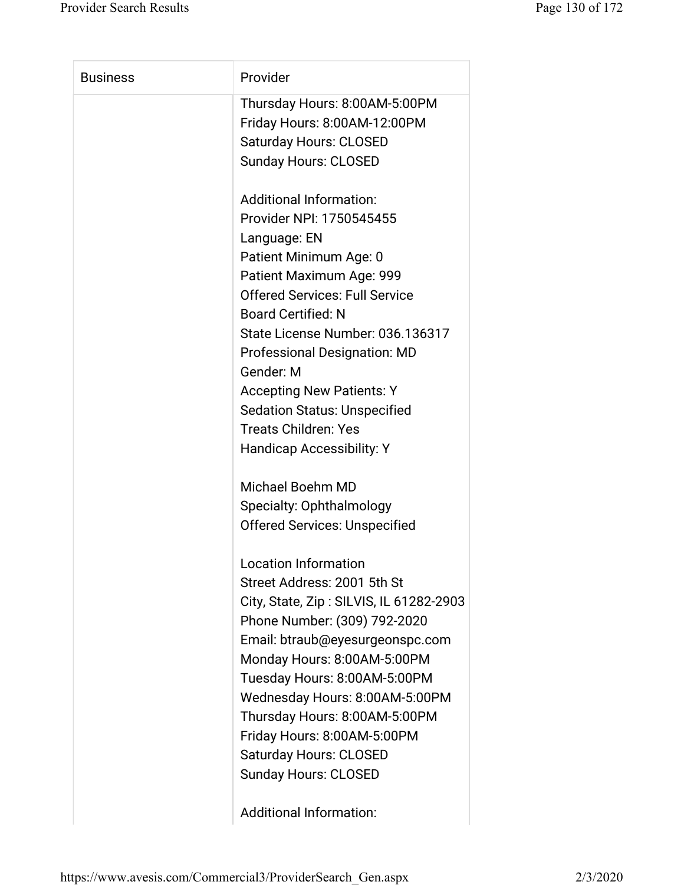| Business | Provider |
| --- | --- |
| | Thursday Hours: 8:00AM-5:00PM<br>Friday Hours: 8:00AM-12:00PM<br>Saturday Hours: CLOSED<br>Sunday Hours: CLOSED<br><br>Additional Information:<br>Provider NPI: 1750545455<br>Language: EN<br>Patient Minimum Age: 0<br>Patient Maximum Age: 999<br>Offered Services: Full Service<br>Board Certified: N<br>State License Number: 036.136317<br>Professional Designation: MD<br>Gender: M<br>Accepting New Patients: Y<br>Sedation Status: Unspecified<br>Treats Children: Yes<br>Handicap Accessibility: Y<br><br>Michael Boehm MD<br>Specialty: Ophthalmology<br>Offered Services: Unspecified<br><br>Location Information<br>Street Address: 2001 5th St<br>City, State, Zip : SILVIS, IL 61282-2903<br>Phone Number: (309) 792-2020<br>Email: btraub@eyesurgeonspc.com<br>Monday Hours: 8:00AM-5:00PM<br>Tuesday Hours: 8:00AM-5:00PM<br>Wednesday Hours: 8:00AM-5:00PM<br>Thursday Hours: 8:00AM-5:00PM<br>Friday Hours: 8:00AM-5:00PM<br>Saturday Hours: CLOSED<br>Sunday Hours: CLOSED<br><br>Additional Information: |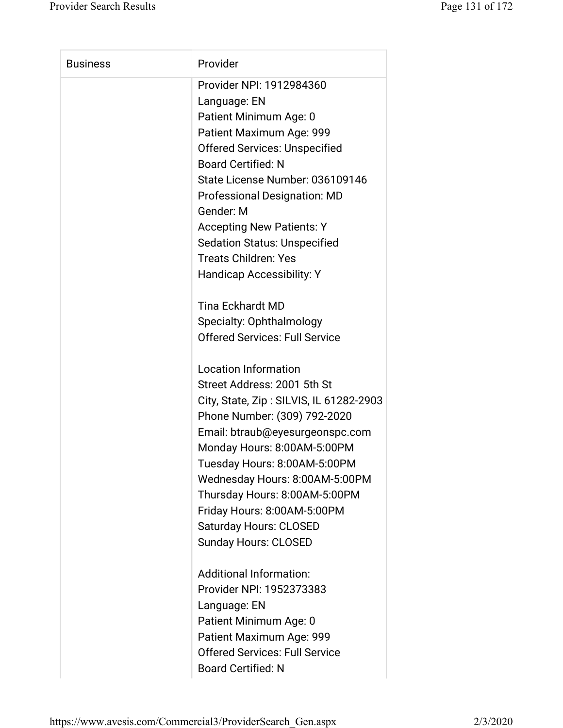| Business | Provider |
| --- | --- |
| | Provider NPI: 1912984360<br>Language: EN<br>Patient Minimum Age: 0<br>Patient Maximum Age: 999<br>Offered Services: Unspecified<br>Board Certified: N<br>State License Number: 036109146<br>Professional Designation: MD<br>Gender: M<br>Accepting New Patients: Y<br>Sedation Status: Unspecified<br>Treats Children: Yes<br>Handicap Accessibility: Y<br><br>Tina Eckhardt MD<br>Specialty: Ophthalmology<br>Offered Services: Full Service<br><br>Location Information<br>Street Address: 2001 5th St<br>City, State, Zip : SILVIS, IL 61282-2903<br>Phone Number: (309) 792-2020<br>Email: btraub@eyesurgeonspc.com<br>Monday Hours: 8:00AM-5:00PM<br>Tuesday Hours: 8:00AM-5:00PM<br>Wednesday Hours: 8:00AM-5:00PM<br>Thursday Hours: 8:00AM-5:00PM<br>Friday Hours: 8:00AM-5:00PM<br>Saturday Hours: CLOSED<br>Sunday Hours: CLOSED<br><br>Additional Information:<br>Provider NPI: 1952373383<br>Language: EN<br>Patient Minimum Age: 0<br>Patient Maximum Age: 999<br>Offered Services: Full Service<br>Board Certified: N |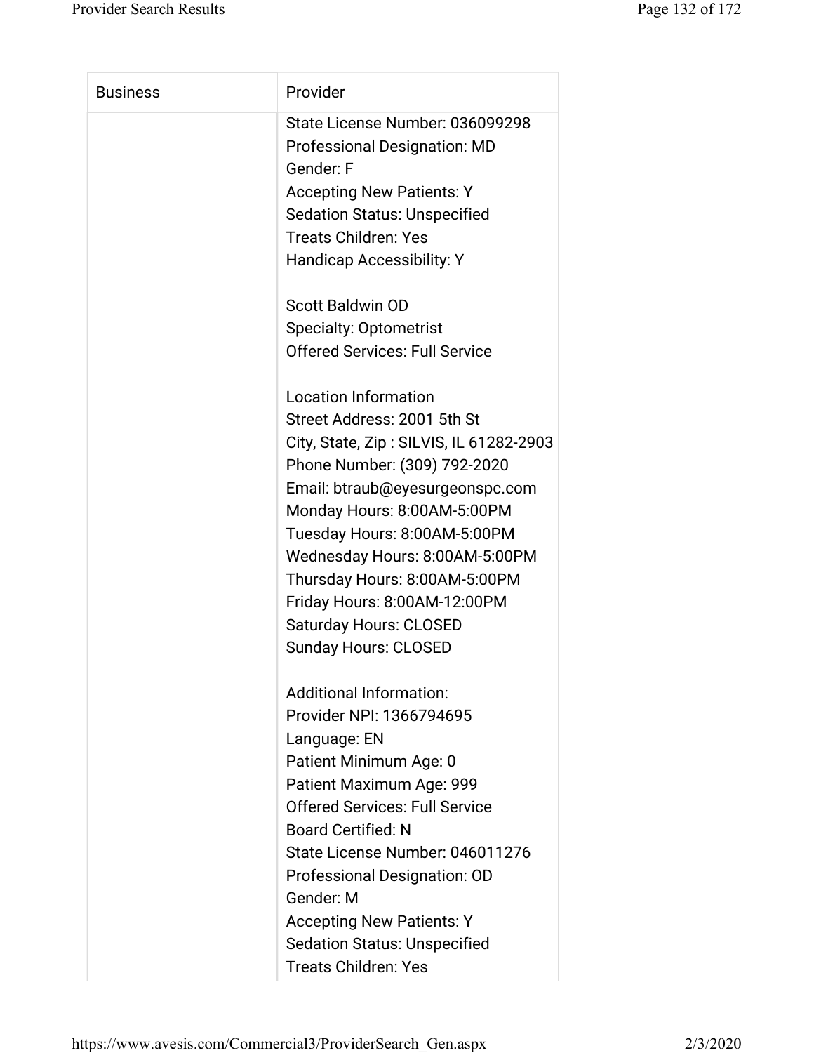| Business | Provider |
| --- | --- |
| | State License Number: 036099298<br>Professional Designation: MD<br>Gender: F<br>Accepting New Patients: Y<br>Sedation Status: Unspecified<br>Treats Children: Yes<br>Handicap Accessibility: Y<br><br>Scott Baldwin OD<br>Specialty: Optometrist<br>Offered Services: Full Service<br><br>Location Information<br>Street Address: 2001 5th St<br>City, State, Zip : SILVIS, IL 61282-2903<br>Phone Number: (309) 792-2020<br>Email: btraub@eyesurgeonspc.com<br>Monday Hours: 8:00AM-5:00PM<br>Tuesday Hours: 8:00AM-5:00PM<br>Wednesday Hours: 8:00AM-5:00PM<br>Thursday Hours: 8:00AM-5:00PM<br>Friday Hours: 8:00AM-12:00PM<br>Saturday Hours: CLOSED<br>Sunday Hours: CLOSED<br><br>Additional Information:<br>Provider NPI: 1366794695<br>Language: EN<br>Patient Minimum Age: 0<br>Patient Maximum Age: 999<br>Offered Services: Full Service<br>Board Certified: N<br>State License Number: 046011276<br>Professional Designation: OD<br>Gender: M<br>Accepting New Patients: Y<br>Sedation Status: Unspecified<br>Treats Children: Yes |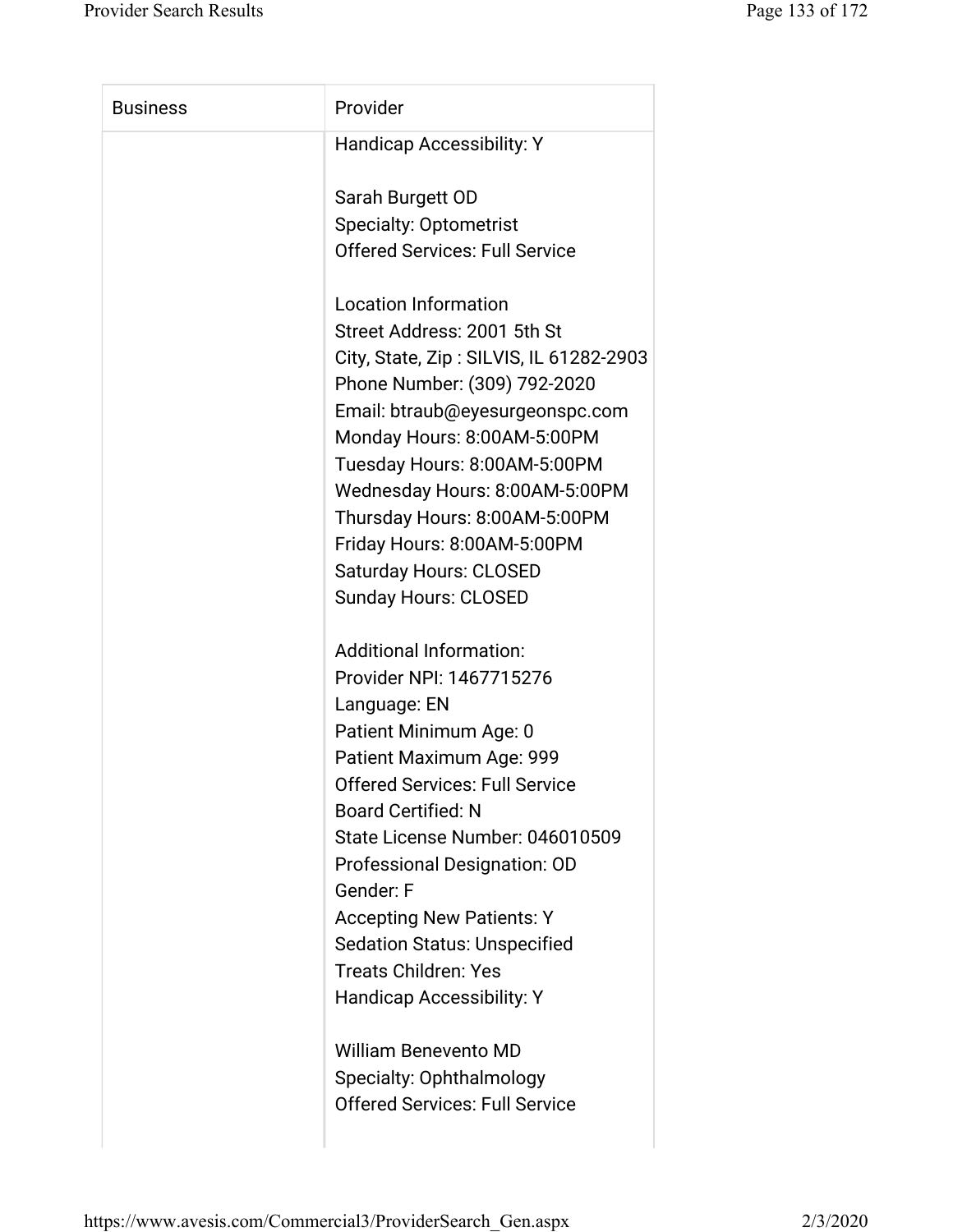| Business | Provider |
| --- | --- |
| | Handicap Accessibility: Y<br><br>Sarah Burgett OD<br>Specialty: Optometrist<br>Offered Services: Full Service<br><br>Location Information<br>Street Address: 2001 5th St<br>City, State, Zip : SILVIS, IL 61282-2903<br>Phone Number: (309) 792-2020<br>Email: btraub@eyesurgeonspc.com<br>Monday Hours: 8:00AM-5:00PM<br>Tuesday Hours: 8:00AM-5:00PM<br>Wednesday Hours: 8:00AM-5:00PM<br>Thursday Hours: 8:00AM-5:00PM<br>Friday Hours: 8:00AM-5:00PM<br>Saturday Hours: CLOSED<br>Sunday Hours: CLOSED<br><br>Additional Information:<br>Provider NPI: 1467715276<br>Language: EN<br>Patient Minimum Age: 0<br>Patient Maximum Age: 999<br>Offered Services: Full Service<br>Board Certified: N<br>State License Number: 046010509<br>Professional Designation: OD<br>Gender: F<br>Accepting New Patients: Y<br>Sedation Status: Unspecified<br>Treats Children: Yes<br>Handicap Accessibility: Y<br><br>William Benevento MD<br>Specialty: Ophthalmology<br>Offered Services: Full Service |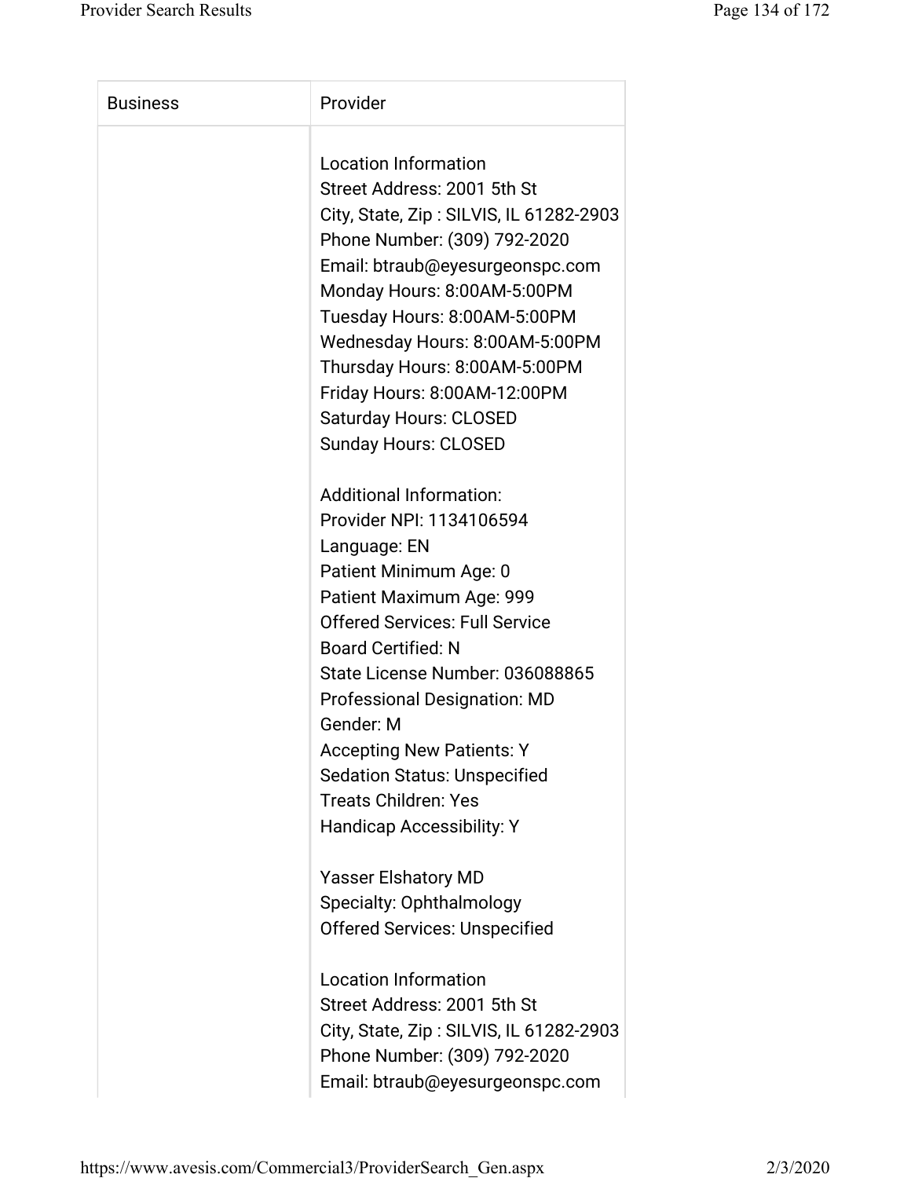| Business | Provider |
| --- | --- |
| | Location Information<br>Street Address: 2001 5th St<br>City, State, Zip : SILVIS, IL 61282-2903<br>Phone Number: (309) 792-2020<br>Email: btraub@eyesurgeonspc.com<br>Monday Hours: 8:00AM-5:00PM<br>Tuesday Hours: 8:00AM-5:00PM<br>Wednesday Hours: 8:00AM-5:00PM<br>Thursday Hours: 8:00AM-5:00PM<br>Friday Hours: 8:00AM-12:00PM<br>Saturday Hours: CLOSED<br>Sunday Hours: CLOSED<br><br>Additional Information:<br>Provider NPI: 1134106594<br>Language: EN<br>Patient Minimum Age: 0<br>Patient Maximum Age: 999<br>Offered Services: Full Service<br>Board Certified: N<br>State License Number: 036088865<br>Professional Designation: MD<br>Gender: M<br>Accepting New Patients: Y<br>Sedation Status: Unspecified<br>Treats Children: Yes<br>Handicap Accessibility: Y<br><br>Yasser Elshatory MD<br>Specialty: Ophthalmology<br>Offered Services: Unspecified<br><br>Location Information<br>Street Address: 2001 5th St<br>City, State, Zip : SILVIS, IL 61282-2903<br>Phone Number: (309) 792-2020<br>Email: btraub@eyesurgeonspc.com |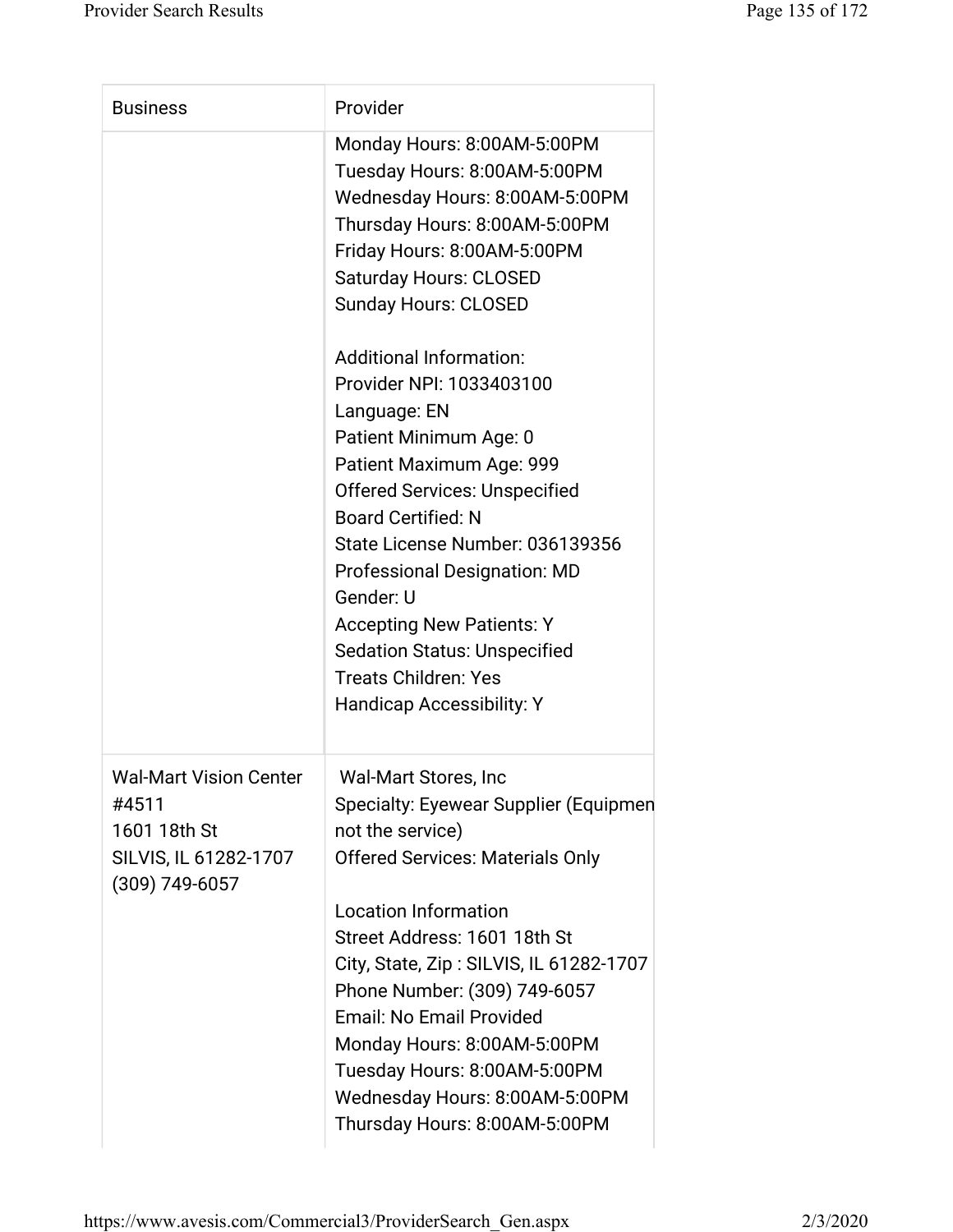| Business | Provider |
| --- | --- |
| | Monday Hours: 8:00AM-5:00PM<br>Tuesday Hours: 8:00AM-5:00PM<br>Wednesday Hours: 8:00AM-5:00PM<br>Thursday Hours: 8:00AM-5:00PM<br>Friday Hours: 8:00AM-5:00PM<br>Saturday Hours: CLOSED<br>Sunday Hours: CLOSED<br><br>Additional Information:<br>Provider NPI: 1033403100<br>Language: EN<br>Patient Minimum Age: 0<br>Patient Maximum Age: 999<br>Offered Services: Unspecified<br>Board Certified: N<br>State License Number: 036139356<br>Professional Designation: MD<br>Gender: U<br>Accepting New Patients: Y<br>Sedation Status: Unspecified<br>Treats Children: Yes<br>Handicap Accessibility: Y |
| Wal-Mart Vision Center #4511<br>1601 18th St<br>SILVIS, IL 61282-1707<br>(309) 749-6057 | Wal-Mart Stores, Inc<br>Specialty: Eyewear Supplier (Equipmen not the service)<br>Offered Services: Materials Only<br><br>Location Information<br>Street Address: 1601 18th St<br>City, State, Zip : SILVIS, IL 61282-1707<br>Phone Number: (309) 749-6057<br>Email: No Email Provided<br>Monday Hours: 8:00AM-5:00PM<br>Tuesday Hours: 8:00AM-5:00PM<br>Wednesday Hours: 8:00AM-5:00PM<br>Thursday Hours: 8:00AM-5:00PM |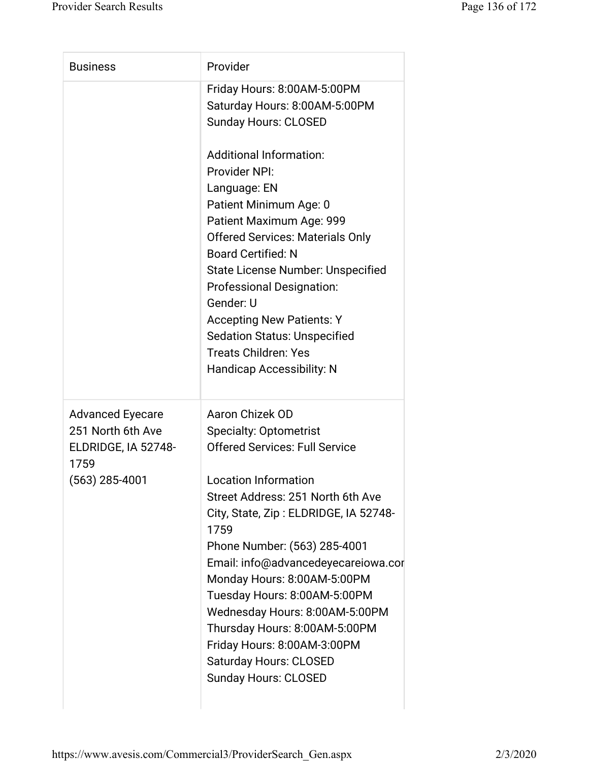| Business | Provider |
| --- | --- |
| | Friday Hours: 8:00AM-5:00PM<br>Saturday Hours: 8:00AM-5:00PM<br>Sunday Hours: CLOSED<br><br>Additional Information:<br>Provider NPI:<br>Language: EN<br>Patient Minimum Age: 0<br>Patient Maximum Age: 999<br>Offered Services: Materials Only<br>Board Certified: N<br>State License Number: Unspecified<br>Professional Designation:<br>Gender: U<br>Accepting New Patients: Y<br>Sedation Status: Unspecified<br>Treats Children: Yes<br>Handicap Accessibility: N |
| Advanced Eyecare<br>251 North 6th Ave<br>ELDRIDGE, IA 52748-1759<br>(563) 285-4001 | Aaron Chizek OD<br>Specialty: Optometrist<br>Offered Services: Full Service<br><br>Location Information<br>Street Address: 251 North 6th Ave<br>City, State, Zip : ELDRIDGE, IA 52748-1759<br>Phone Number: (563) 285-4001<br>Email: info@advancedeyecareiowa.cor<br>Monday Hours: 8:00AM-5:00PM<br>Tuesday Hours: 8:00AM-5:00PM<br>Wednesday Hours: 8:00AM-5:00PM<br>Thursday Hours: 8:00AM-5:00PM<br>Friday Hours: 8:00AM-3:00PM<br>Saturday Hours: CLOSED<br>Sunday Hours: CLOSED |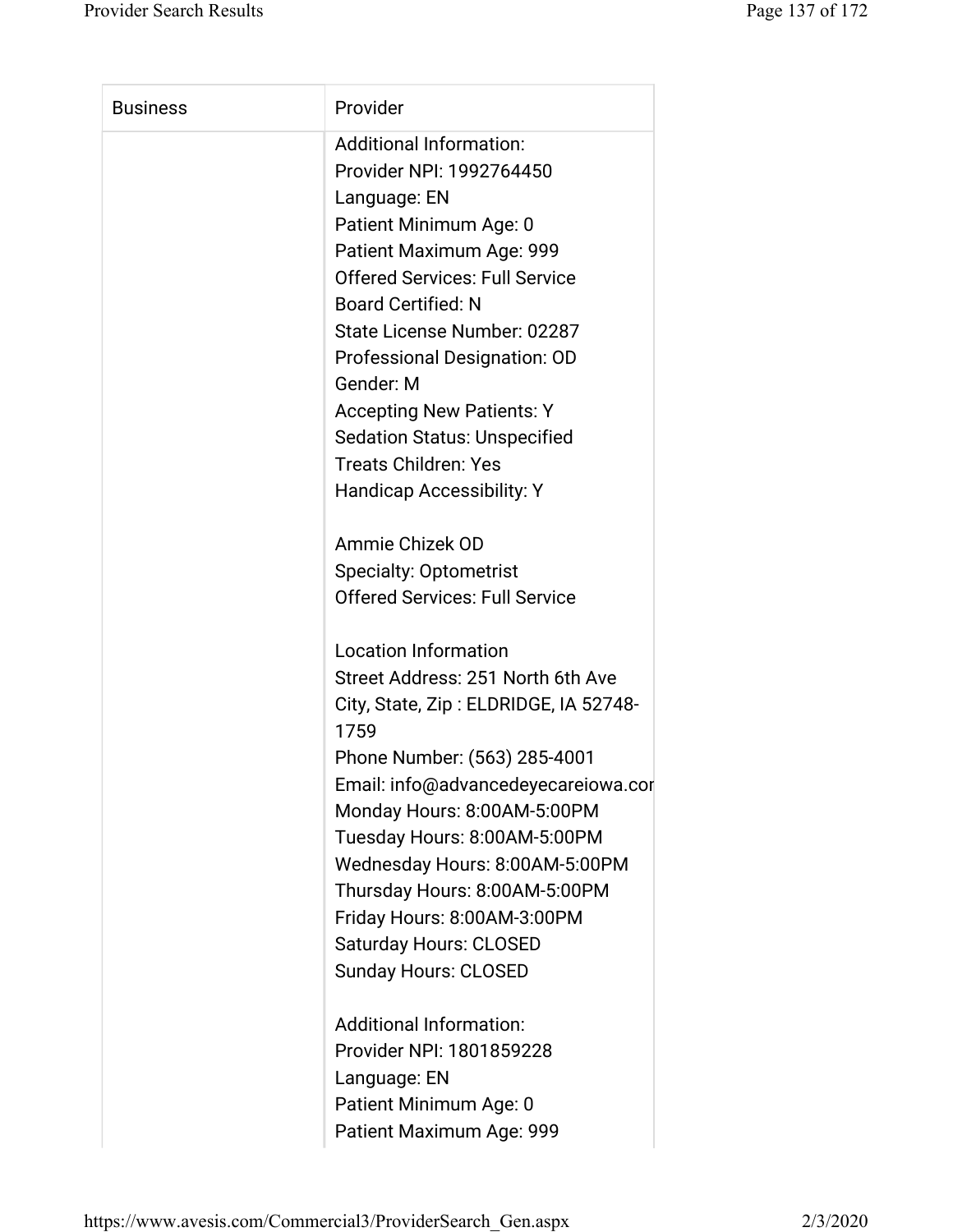| Business | Provider |
| --- | --- |
| | Additional Information:<br>Provider NPI: 1992764450<br>Language: EN<br>Patient Minimum Age: 0<br>Patient Maximum Age: 999<br>Offered Services: Full Service<br>Board Certified: N<br>State License Number: 02287<br>Professional Designation: OD<br>Gender: M<br>Accepting New Patients: Y<br>Sedation Status: Unspecified<br>Treats Children: Yes<br>Handicap Accessibility: Y<br><br>Ammie Chizek OD<br>Specialty: Optometrist<br>Offered Services: Full Service<br><br>Location Information<br>Street Address: 251 North 6th Ave<br>City, State, Zip : ELDRIDGE, IA 52748-1759<br>Phone Number: (563) 285-4001<br>Email: info@advancedeyecareiowa.cor<br>Monday Hours: 8:00AM-5:00PM<br>Tuesday Hours: 8:00AM-5:00PM<br>Wednesday Hours: 8:00AM-5:00PM<br>Thursday Hours: 8:00AM-5:00PM<br>Friday Hours: 8:00AM-3:00PM<br>Saturday Hours: CLOSED<br>Sunday Hours: CLOSED<br><br>Additional Information:<br>Provider NPI: 1801859228<br>Language: EN<br>Patient Minimum Age: 0<br>Patient Maximum Age: 999 |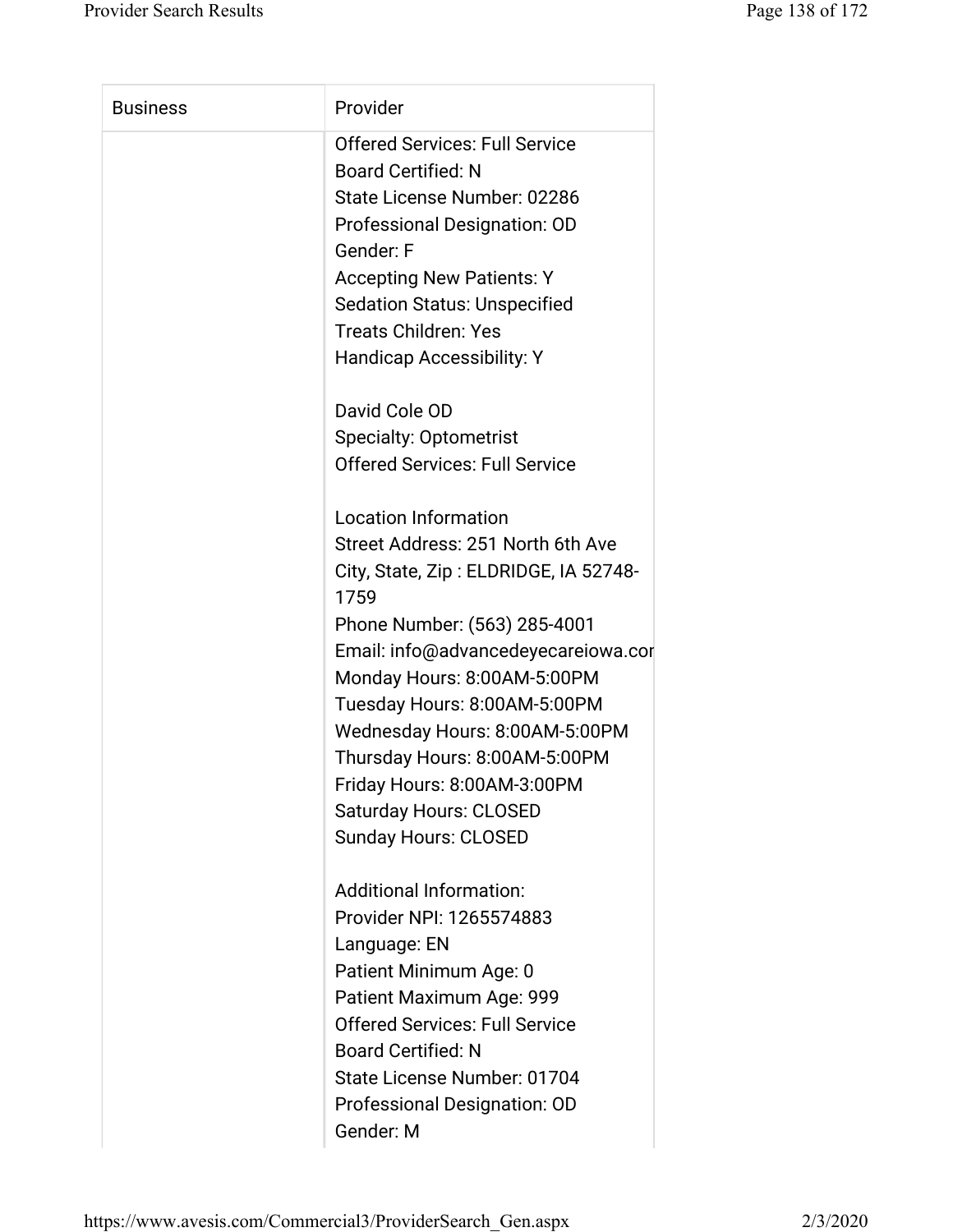| Business | Provider |
| --- | --- |
| | Offered Services: Full Service<br>Board Certified: N<br>State License Number: 02286<br>Professional Designation: OD<br>Gender: F<br>Accepting New Patients: Y<br>Sedation Status: Unspecified<br>Treats Children: Yes<br>Handicap Accessibility: Y<br><br>David Cole OD<br>Specialty: Optometrist<br>Offered Services: Full Service<br><br>Location Information<br>Street Address: 251 North 6th Ave<br>City, State, Zip : ELDRIDGE, IA 52748-1759<br>Phone Number: (563) 285-4001<br>Email: info@advancedeyecareiowa.cor<br>Monday Hours: 8:00AM-5:00PM<br>Tuesday Hours: 8:00AM-5:00PM<br>Wednesday Hours: 8:00AM-5:00PM<br>Thursday Hours: 8:00AM-5:00PM<br>Friday Hours: 8:00AM-3:00PM<br>Saturday Hours: CLOSED<br>Sunday Hours: CLOSED<br><br>Additional Information:<br>Provider NPI: 1265574883<br>Language: EN<br>Patient Minimum Age: 0<br>Patient Maximum Age: 999<br>Offered Services: Full Service<br>Board Certified: N<br>State License Number: 01704<br>Professional Designation: OD<br>Gender: M |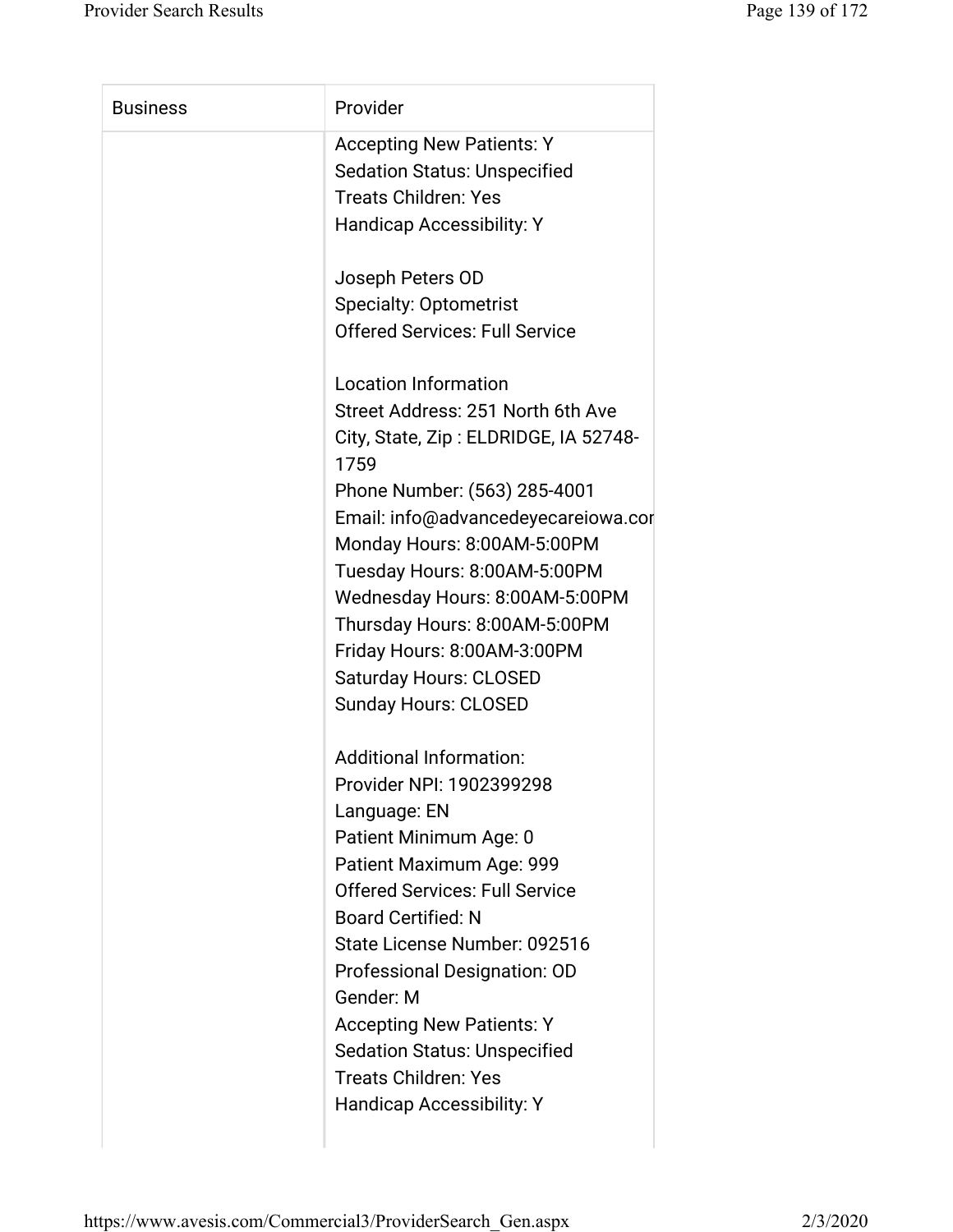| Business | Provider |
|---|---|
| | Accepting New Patients: Y<br>Sedation Status: Unspecified<br>Treats Children: Yes<br>Handicap Accessibility: Y<br><br>Joseph Peters OD<br>Specialty: Optometrist<br>Offered Services: Full Service<br><br>Location Information<br>Street Address: 251 North 6th Ave<br>City, State, Zip : ELDRIDGE, IA 52748-1759<br>Phone Number: (563) 285-4001<br>Email: info@advancedeyecareiowa.cor<br>Monday Hours: 8:00AM-5:00PM<br>Tuesday Hours: 8:00AM-5:00PM<br>Wednesday Hours: 8:00AM-5:00PM<br>Thursday Hours: 8:00AM-5:00PM<br>Friday Hours: 8:00AM-3:00PM<br>Saturday Hours: CLOSED<br>Sunday Hours: CLOSED<br><br>Additional Information:<br>Provider NPI: 1902399298<br>Language: EN<br>Patient Minimum Age: 0<br>Patient Maximum Age: 999<br>Offered Services: Full Service<br>Board Certified: N<br>State License Number: 092516<br>Professional Designation: OD<br>Gender: M<br>Accepting New Patients: Y<br>Sedation Status: Unspecified<br>Treats Children: Yes<br>Handicap Accessibility: Y |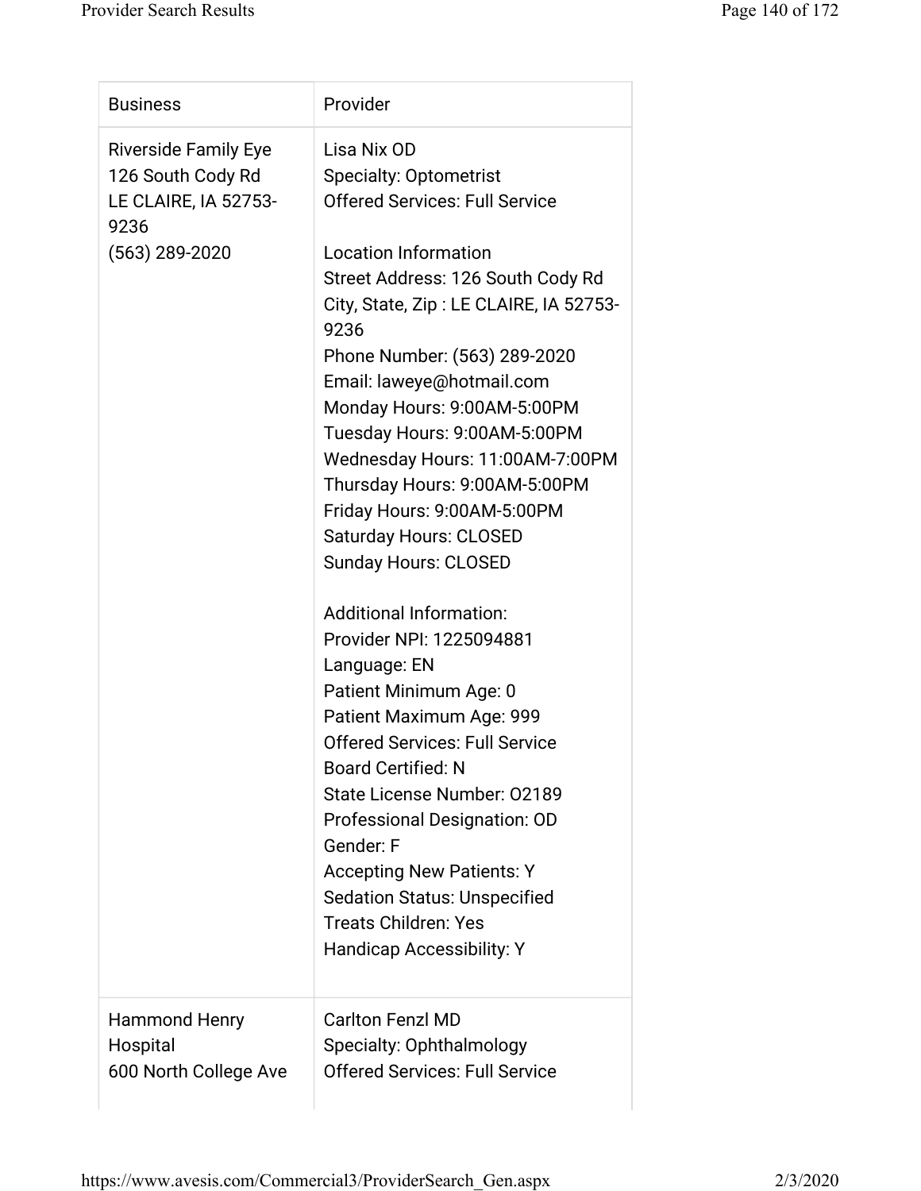| Business | Provider |
|---|---|
| Riverside Family Eye<br>126 South Cody Rd<br>LE CLAIRE, IA 52753-9236<br>(563) 289-2020 | Lisa Nix OD<br>Specialty: Optometrist<br>Offered Services: Full Service<br><br>Location Information<br>Street Address: 126 South Cody Rd<br>City, State, Zip : LE CLAIRE, IA 52753-9236<br>Phone Number: (563) 289-2020<br>Email: laweye@hotmail.com<br>Monday Hours: 9:00AM-5:00PM<br>Tuesday Hours: 9:00AM-5:00PM<br>Wednesday Hours: 11:00AM-7:00PM<br>Thursday Hours: 9:00AM-5:00PM<br>Friday Hours: 9:00AM-5:00PM<br>Saturday Hours: CLOSED<br>Sunday Hours: CLOSED<br><br>Additional Information:<br>Provider NPI: 1225094881<br>Language: EN<br>Patient Minimum Age: 0<br>Patient Maximum Age: 999<br>Offered Services: Full Service<br>Board Certified: N<br>State License Number: O2189<br>Professional Designation: OD<br>Gender: F<br>Accepting New Patients: Y<br>Sedation Status: Unspecified<br>Treats Children: Yes<br>Handicap Accessibility: Y |
| Hammond Henry Hospital<br>600 North College Ave | Carlton Fenzl MD<br>Specialty: Ophthalmology<br>Offered Services: Full Service |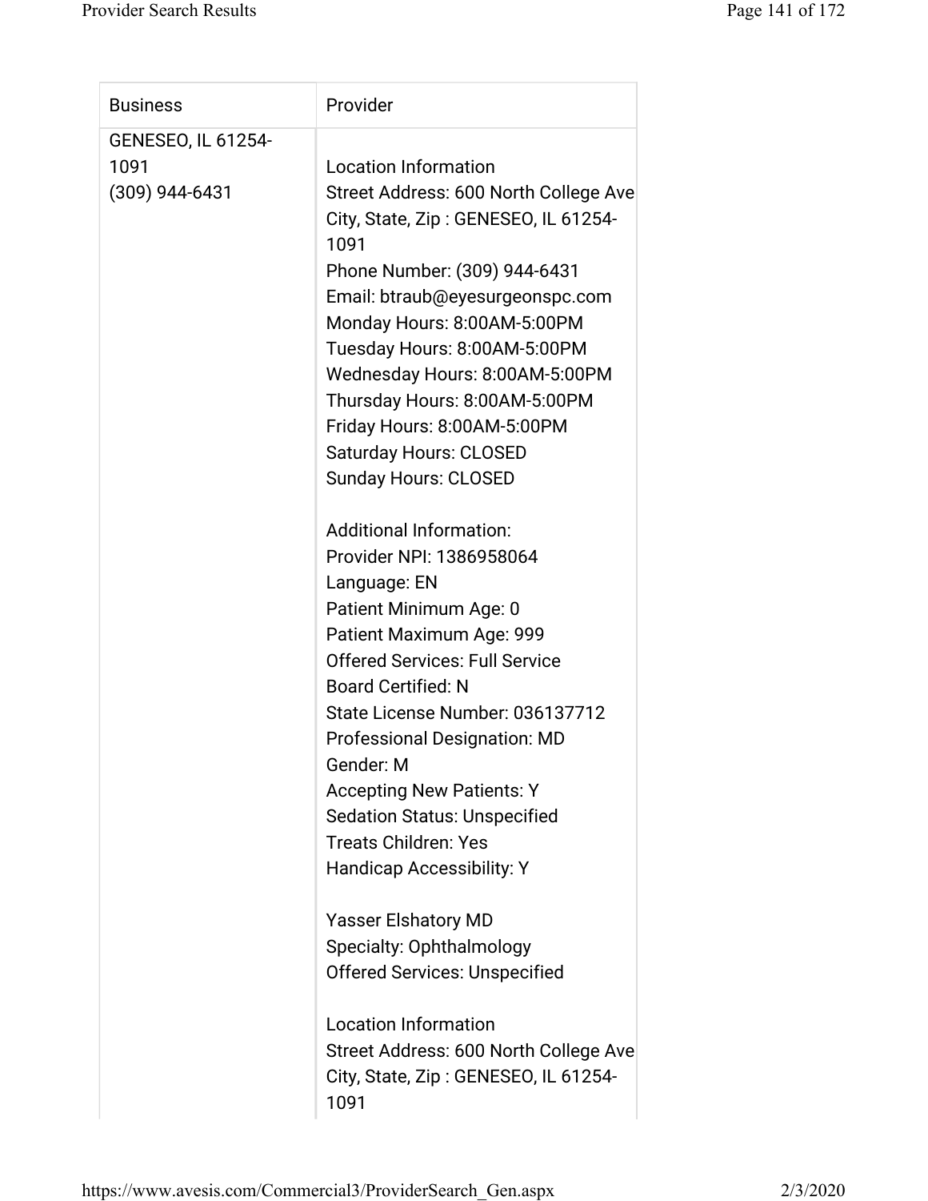| Business | Provider |
| --- | --- |
| GENESEO, IL 61254-1091<br>(309) 944-6431 | Location Information<br>Street Address: 600 North College Ave<br>City, State, Zip : GENESEO, IL 61254-1091<br>Phone Number: (309) 944-6431<br>Email: btraub@eyesurgeonspc.com<br>Monday Hours: 8:00AM-5:00PM<br>Tuesday Hours: 8:00AM-5:00PM<br>Wednesday Hours: 8:00AM-5:00PM<br>Thursday Hours: 8:00AM-5:00PM<br>Friday Hours: 8:00AM-5:00PM<br>Saturday Hours: CLOSED<br>Sunday Hours: CLOSED<br><br>Additional Information:<br>Provider NPI: 1386958064<br>Language: EN<br>Patient Minimum Age: 0<br>Patient Maximum Age: 999<br>Offered Services: Full Service<br>Board Certified: N<br>State License Number: 036137712<br>Professional Designation: MD<br>Gender: M<br>Accepting New Patients: Y<br>Sedation Status: Unspecified<br>Treats Children: Yes<br>Handicap Accessibility: Y<br><br>Yasser Elshatory MD<br>Specialty: Ophthalmology<br>Offered Services: Unspecified<br><br>Location Information<br>Street Address: 600 North College Ave<br>City, State, Zip : GENESEO, IL 61254-1091 |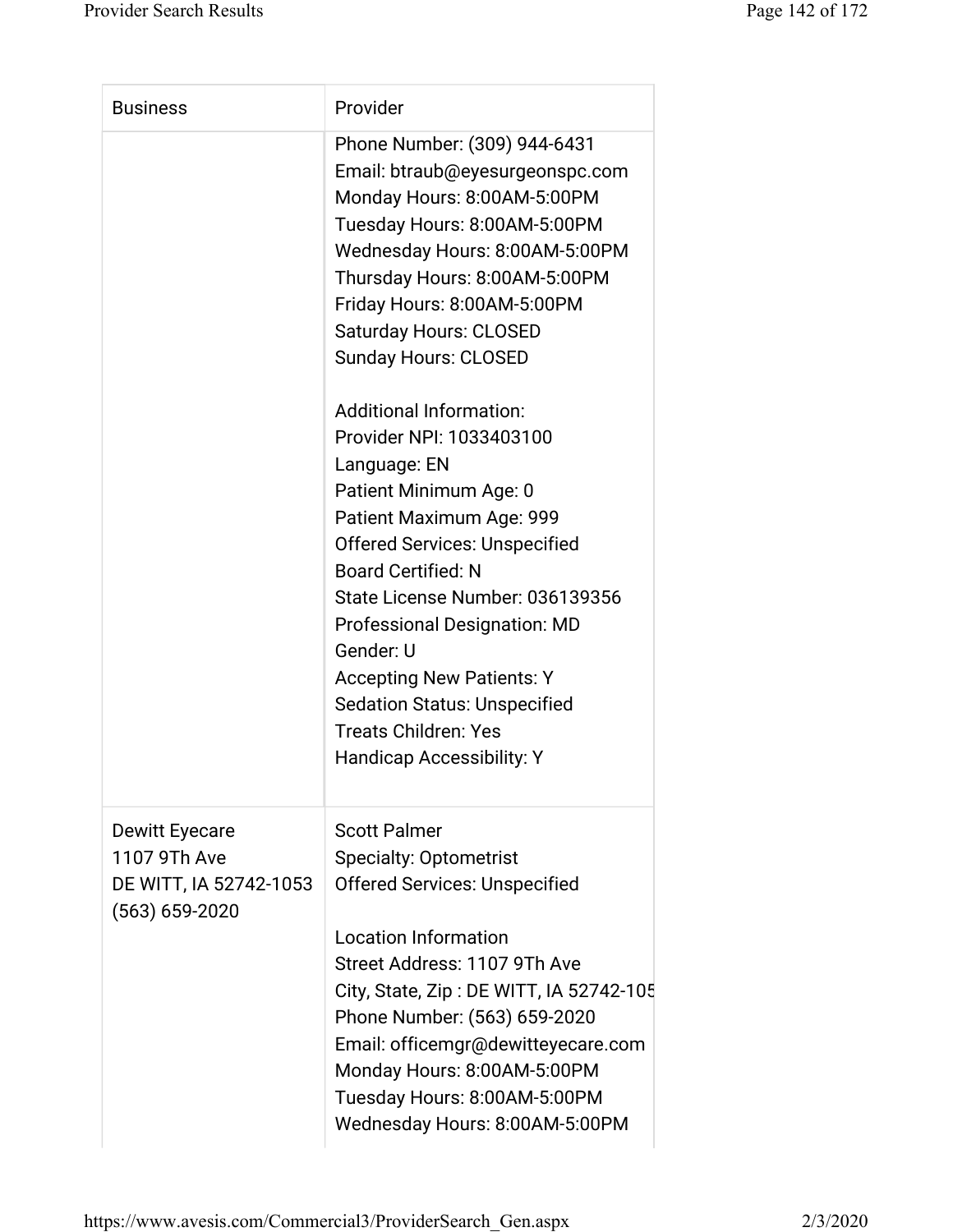| Business | Provider |
| --- | --- |
| | Phone Number: (309) 944-6431<br>Email: btraub@eyesurgeonspc.com<br>Monday Hours: 8:00AM-5:00PM<br>Tuesday Hours: 8:00AM-5:00PM<br>Wednesday Hours: 8:00AM-5:00PM<br>Thursday Hours: 8:00AM-5:00PM<br>Friday Hours: 8:00AM-5:00PM<br>Saturday Hours: CLOSED<br>Sunday Hours: CLOSED<br><br>Additional Information:<br>Provider NPI: 1033403100<br>Language: EN<br>Patient Minimum Age: 0<br>Patient Maximum Age: 999<br>Offered Services: Unspecified<br>Board Certified: N<br>State License Number: 036139356<br>Professional Designation: MD<br>Gender: U<br>Accepting New Patients: Y<br>Sedation Status: Unspecified<br>Treats Children: Yes<br>Handicap Accessibility: Y |
| Dewitt Eyecare<br>1107 9Th Ave<br>DE WITT, IA 52742-1053<br>(563) 659-2020 | Scott Palmer<br>Specialty: Optometrist<br>Offered Services: Unspecified<br><br>Location Information<br>Street Address: 1107 9Th Ave<br>City, State, Zip : DE WITT, IA 52742-105<br>Phone Number: (563) 659-2020<br>Email: officemgr@dewitteyecare.com<br>Monday Hours: 8:00AM-5:00PM<br>Tuesday Hours: 8:00AM-5:00PM<br>Wednesday Hours: 8:00AM-5:00PM |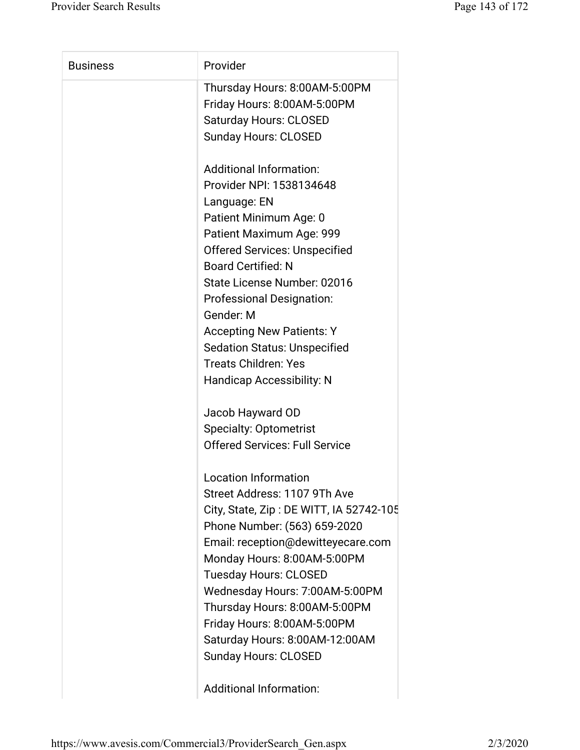| Business | Provider |
| --- | --- |
| | Thursday Hours: 8:00AM-5:00PM<br>Friday Hours: 8:00AM-5:00PM<br>Saturday Hours: CLOSED<br>Sunday Hours: CLOSED<br><br>Additional Information:<br>Provider NPI: 1538134648<br>Language: EN<br>Patient Minimum Age: 0<br>Patient Maximum Age: 999<br>Offered Services: Unspecified<br>Board Certified: N<br>State License Number: 02016<br>Professional Designation:<br>Gender: M<br>Accepting New Patients: Y<br>Sedation Status: Unspecified<br>Treats Children: Yes<br>Handicap Accessibility: N<br><br>Jacob Hayward OD<br>Specialty: Optometrist<br>Offered Services: Full Service<br><br>Location Information<br>Street Address: 1107 9Th Ave<br>City, State, Zip : DE WITT, IA 52742-105<br>Phone Number: (563) 659-2020<br>Email: reception@dewitteyecare.com<br>Monday Hours: 8:00AM-5:00PM<br>Tuesday Hours: CLOSED<br>Wednesday Hours: 7:00AM-5:00PM<br>Thursday Hours: 8:00AM-5:00PM<br>Friday Hours: 8:00AM-5:00PM<br>Saturday Hours: 8:00AM-12:00AM<br>Sunday Hours: CLOSED<br><br>Additional Information: |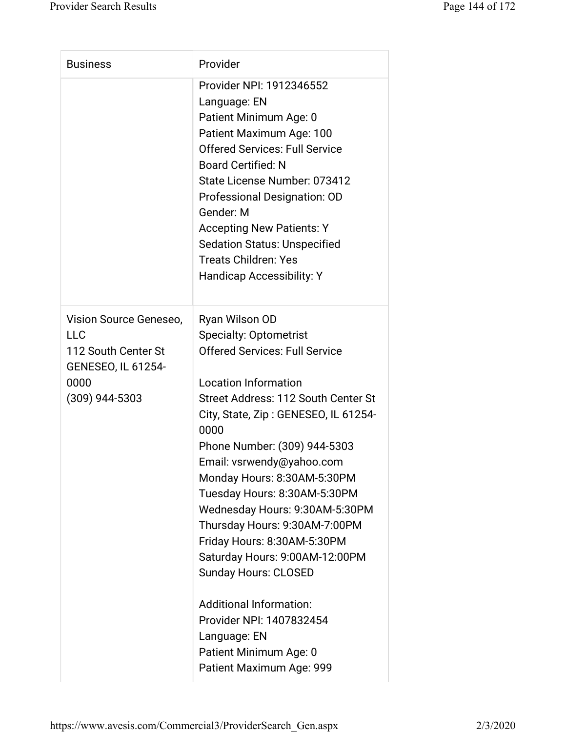| Business | Provider |
| --- | --- |
| | Provider NPI: 1912346552<br>Language: EN<br>Patient Minimum Age: 0<br>Patient Maximum Age: 100<br>Offered Services: Full Service<br>Board Certified: N<br>State License Number: 073412<br>Professional Designation: OD<br>Gender: M<br>Accepting New Patients: Y<br>Sedation Status: Unspecified<br>Treats Children: Yes<br>Handicap Accessibility: Y |
| Vision Source Geneseo, LLC<br>112 South Center St<br>GENESEO, IL 61254-0000<br>(309) 944-5303 | Ryan Wilson OD<br>Specialty: Optometrist<br>Offered Services: Full Service<br><br>Location Information<br>Street Address: 112 South Center St<br>City, State, Zip : GENESEO, IL 61254-0000<br>Phone Number: (309) 944-5303<br>Email: vsrwendy@yahoo.com<br>Monday Hours: 8:30AM-5:30PM<br>Tuesday Hours: 8:30AM-5:30PM<br>Wednesday Hours: 9:30AM-5:30PM<br>Thursday Hours: 9:30AM-7:00PM<br>Friday Hours: 8:30AM-5:30PM<br>Saturday Hours: 9:00AM-12:00PM<br>Sunday Hours: CLOSED<br><br>Additional Information:<br>Provider NPI: 1407832454<br>Language: EN<br>Patient Minimum Age: 0<br>Patient Maximum Age: 999 |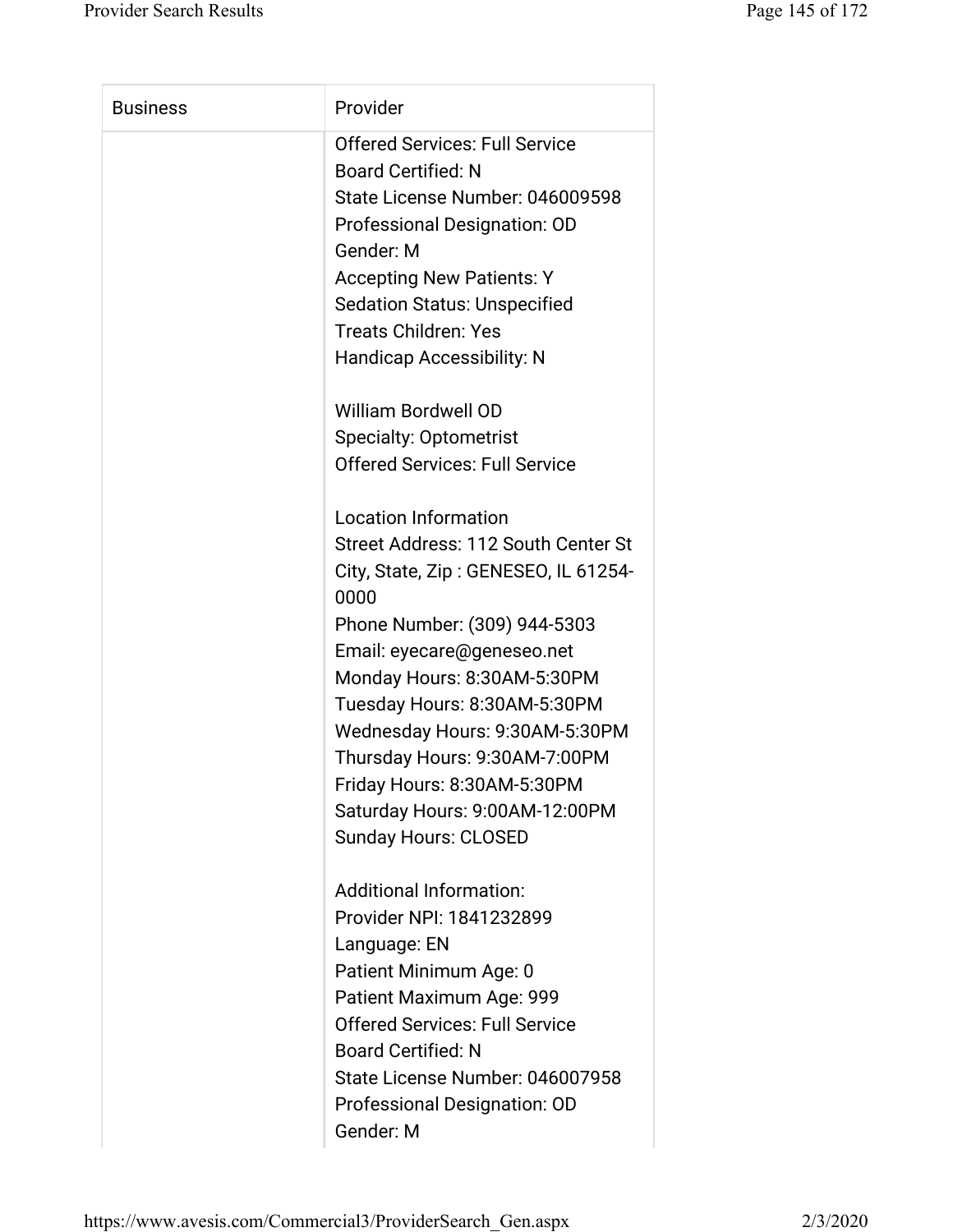| Business | Provider |
| --- | --- |
| | Offered Services: Full Service<br>Board Certified: N<br>State License Number: 046009598<br>Professional Designation: OD<br>Gender: M<br>Accepting New Patients: Y<br>Sedation Status: Unspecified<br>Treats Children: Yes<br>Handicap Accessibility: N<br><br>William Bordwell OD<br>Specialty: Optometrist<br>Offered Services: Full Service<br><br>Location Information<br>Street Address: 112 South Center St<br>City, State, Zip : GENESEO, IL 61254-0000<br>Phone Number: (309) 944-5303<br>Email: eyecare@geneseo.net<br>Monday Hours: 8:30AM-5:30PM<br>Tuesday Hours: 8:30AM-5:30PM<br>Wednesday Hours: 9:30AM-5:30PM<br>Thursday Hours: 9:30AM-7:00PM<br>Friday Hours: 8:30AM-5:30PM<br>Saturday Hours: 9:00AM-12:00PM<br>Sunday Hours: CLOSED<br><br>Additional Information:<br>Provider NPI: 1841232899<br>Language: EN<br>Patient Minimum Age: 0<br>Patient Maximum Age: 999<br>Offered Services: Full Service<br>Board Certified: N<br>State License Number: 046007958<br>Professional Designation: OD<br>Gender: M |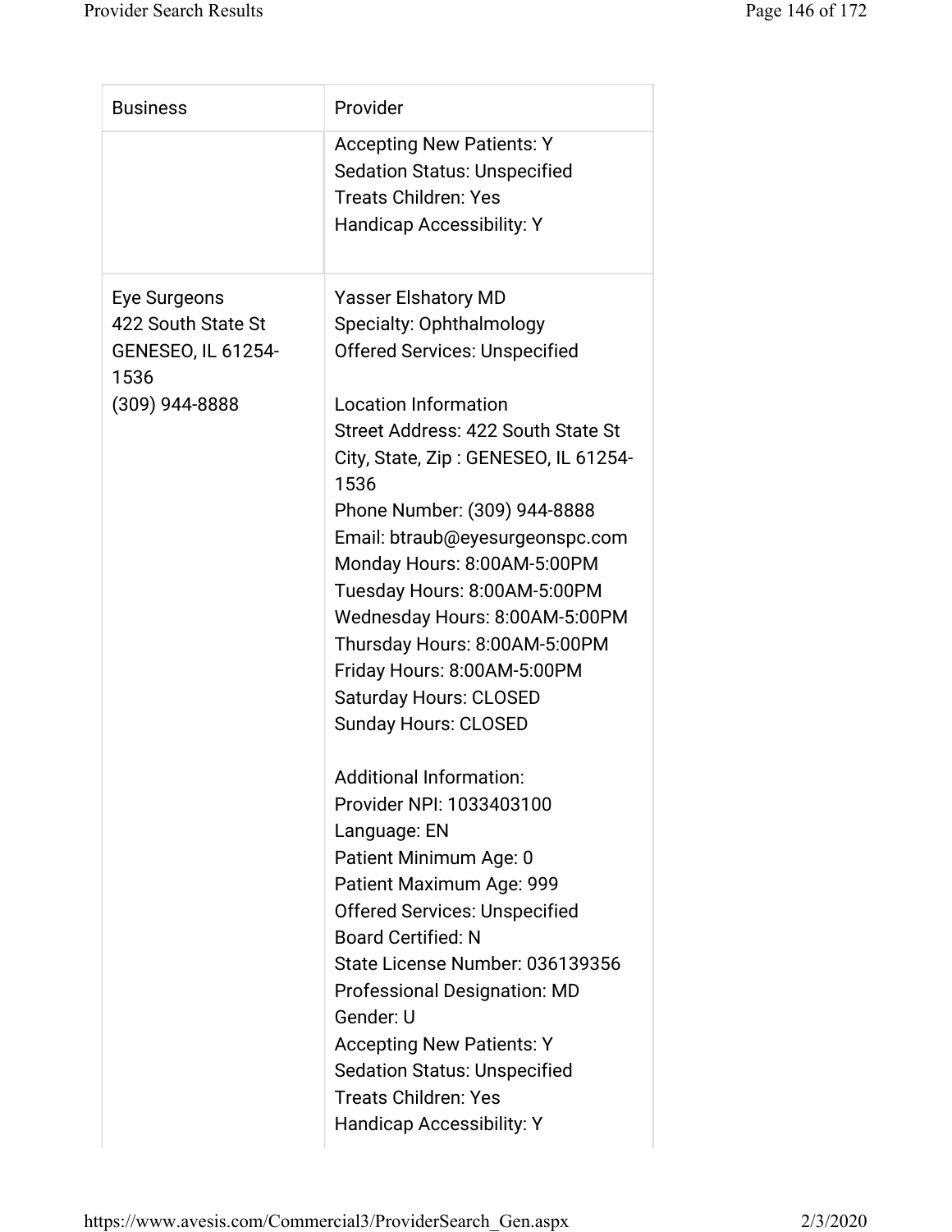| Business | Provider |
| --- | --- |
| | Accepting New Patients: Y<br>Sedation Status: Unspecified<br>Treats Children: Yes<br>Handicap Accessibility: Y |
| Eye Surgeons<br>422 South State St<br>GENESEO, IL 61254-1536<br>(309) 944-8888 | Yasser Elshatory MD<br>Specialty: Ophthalmology<br>Offered Services: Unspecified<br><br>Location Information<br>Street Address: 422 South State St<br>City, State, Zip : GENESEO, IL 61254-1536<br>Phone Number: (309) 944-8888<br>Email: btraub@eyesurgeonspc.com<br>Monday Hours: 8:00AM-5:00PM<br>Tuesday Hours: 8:00AM-5:00PM<br>Wednesday Hours: 8:00AM-5:00PM<br>Thursday Hours: 8:00AM-5:00PM<br>Friday Hours: 8:00AM-5:00PM<br>Saturday Hours: CLOSED<br>Sunday Hours: CLOSED<br><br>Additional Information:<br>Provider NPI: 1033403100<br>Language: EN<br>Patient Minimum Age: 0<br>Patient Maximum Age: 999<br>Offered Services: Unspecified<br>Board Certified: N<br>State License Number: 036139356<br>Professional Designation: MD<br>Gender: U<br>Accepting New Patients: Y<br>Sedation Status: Unspecified<br>Treats Children: Yes<br>Handicap Accessibility: Y |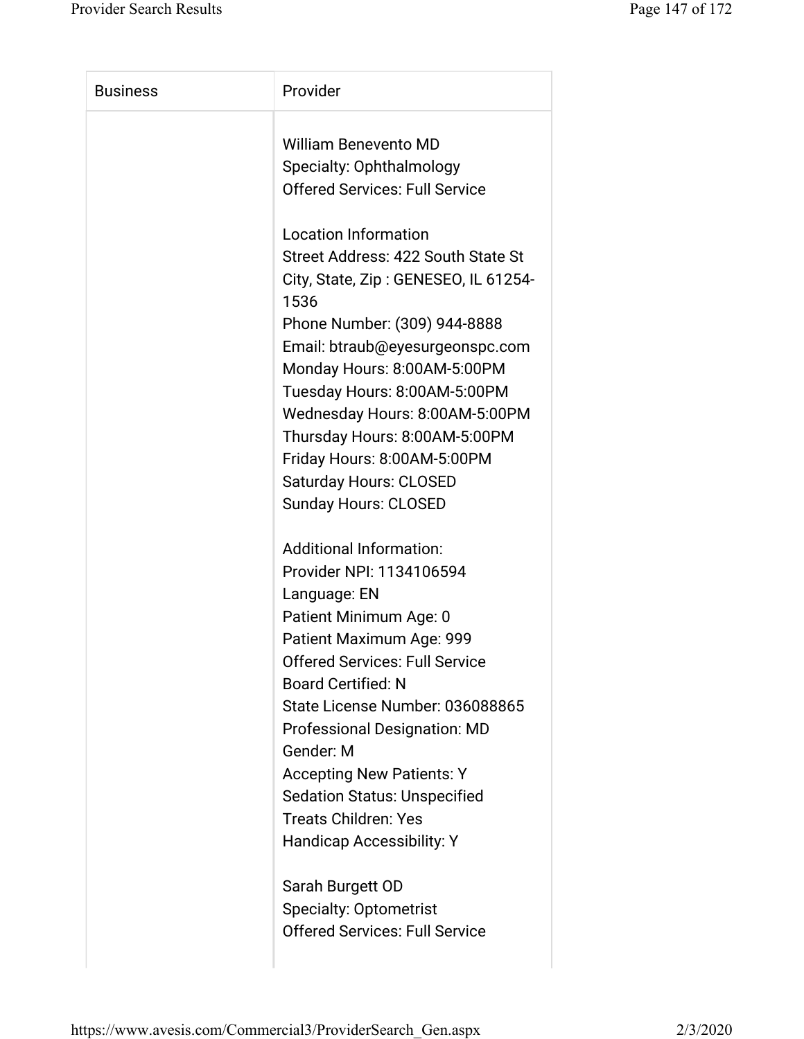| Business | Provider |
| --- | --- |
| | William Benevento MD<br>Specialty: Ophthalmology<br>Offered Services: Full Service<br><br>Location Information<br>Street Address: 422 South State St<br>City, State, Zip : GENESEO, IL 61254-1536<br>Phone Number: (309) 944-8888<br>Email: btraub@eyesurgeonspc.com<br>Monday Hours: 8:00AM-5:00PM<br>Tuesday Hours: 8:00AM-5:00PM<br>Wednesday Hours: 8:00AM-5:00PM<br>Thursday Hours: 8:00AM-5:00PM<br>Friday Hours: 8:00AM-5:00PM<br>Saturday Hours: CLOSED<br>Sunday Hours: CLOSED<br><br>Additional Information:<br>Provider NPI: 1134106594<br>Language: EN<br>Patient Minimum Age: 0<br>Patient Maximum Age: 999<br>Offered Services: Full Service<br>Board Certified: N<br>State License Number: 036088865<br>Professional Designation: MD<br>Gender: M<br>Accepting New Patients: Y<br>Sedation Status: Unspecified<br>Treats Children: Yes<br>Handicap Accessibility: Y<br><br>Sarah Burgett OD<br>Specialty: Optometrist<br>Offered Services: Full Service |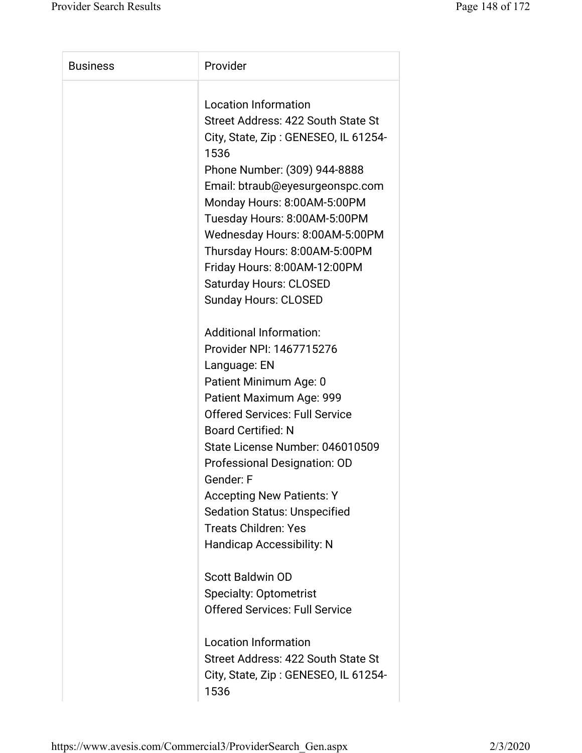| Business | Provider |
|---|---|
| | Location Information<br>Street Address: 422 South State St<br>City, State, Zip : GENESEO, IL 61254-1536<br>Phone Number: (309) 944-8888<br>Email: btraub@eyesurgeonspc.com<br>Monday Hours: 8:00AM-5:00PM<br>Tuesday Hours: 8:00AM-5:00PM<br>Wednesday Hours: 8:00AM-5:00PM<br>Thursday Hours: 8:00AM-5:00PM<br>Friday Hours: 8:00AM-12:00PM<br>Saturday Hours: CLOSED<br>Sunday Hours: CLOSED<br><br>Additional Information:<br>Provider NPI: 1467715276<br>Language: EN<br>Patient Minimum Age: 0<br>Patient Maximum Age: 999<br>Offered Services: Full Service<br>Board Certified: N<br>State License Number: 046010509<br>Professional Designation: OD<br>Gender: F<br>Accepting New Patients: Y<br>Sedation Status: Unspecified<br>Treats Children: Yes<br>Handicap Accessibility: N<br><br>Scott Baldwin OD<br>Specialty: Optometrist<br>Offered Services: Full Service<br><br>Location Information<br>Street Address: 422 South State St<br>City, State, Zip : GENESEO, IL 61254-1536 |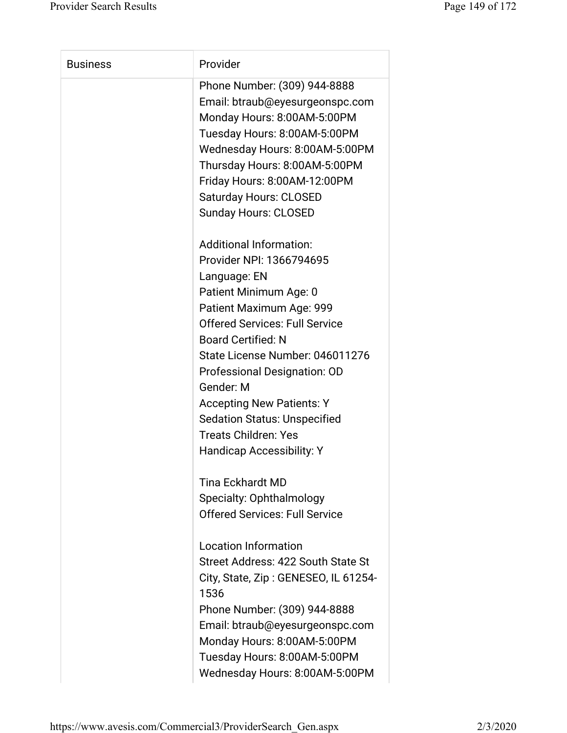| Business | Provider |
| --- | --- |
| | Phone Number: (309) 944-8888<br>Email: btraub@eyesurgeonspc.com<br>Monday Hours: 8:00AM-5:00PM<br>Tuesday Hours: 8:00AM-5:00PM<br>Wednesday Hours: 8:00AM-5:00PM<br>Thursday Hours: 8:00AM-5:00PM<br>Friday Hours: 8:00AM-12:00PM<br>Saturday Hours: CLOSED<br>Sunday Hours: CLOSED<br><br>Additional Information:<br>Provider NPI: 1366794695<br>Language: EN<br>Patient Minimum Age: 0<br>Patient Maximum Age: 999<br>Offered Services: Full Service<br>Board Certified: N<br>State License Number: 046011276<br>Professional Designation: OD<br>Gender: M<br>Accepting New Patients: Y<br>Sedation Status: Unspecified<br>Treats Children: Yes<br>Handicap Accessibility: Y<br><br>Tina Eckhardt MD<br>Specialty: Ophthalmology<br>Offered Services: Full Service<br><br>Location Information<br>Street Address: 422 South State St<br>City, State, Zip : GENESEO, IL 61254-1536<br>Phone Number: (309) 944-8888<br>Email: btraub@eyesurgeonspc.com<br>Monday Hours: 8:00AM-5:00PM<br>Tuesday Hours: 8:00AM-5:00PM<br>Wednesday Hours: 8:00AM-5:00PM |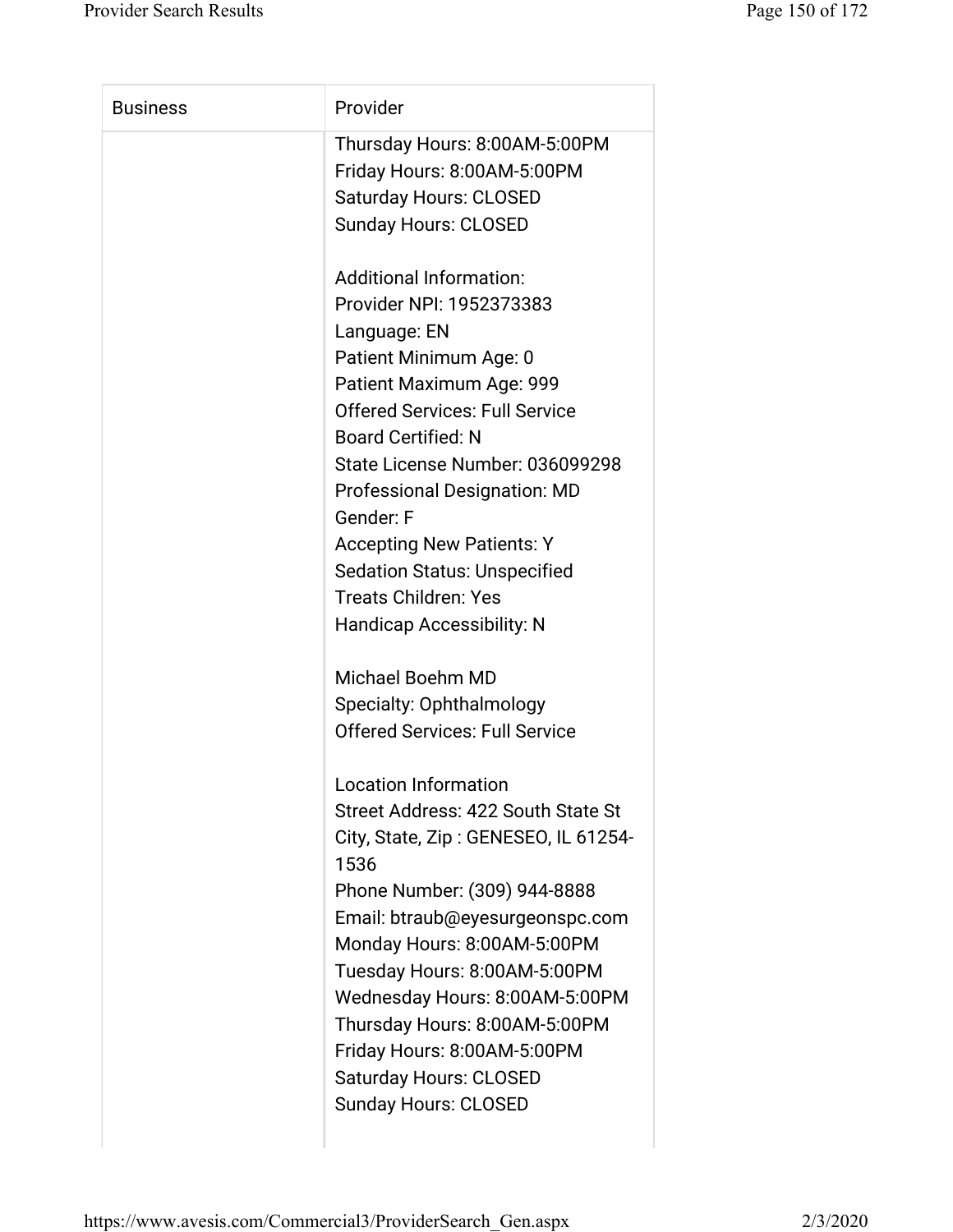| Business | Provider |
| --- | --- |
| | Thursday Hours: 8:00AM-5:00PM<br>Friday Hours: 8:00AM-5:00PM<br>Saturday Hours: CLOSED<br>Sunday Hours: CLOSED<br><br>Additional Information:<br>Provider NPI: 1952373383<br>Language: EN<br>Patient Minimum Age: 0<br>Patient Maximum Age: 999<br>Offered Services: Full Service<br>Board Certified: N<br>State License Number: 036099298<br>Professional Designation: MD<br>Gender: F<br>Accepting New Patients: Y<br>Sedation Status: Unspecified<br>Treats Children: Yes<br>Handicap Accessibility: N<br><br>Michael Boehm MD<br>Specialty: Ophthalmology<br>Offered Services: Full Service<br><br>Location Information<br>Street Address: 422 South State St<br>City, State, Zip : GENESEO, IL 61254-1536<br>Phone Number: (309) 944-8888<br>Email: btraub@eyesurgeonspc.com<br>Monday Hours: 8:00AM-5:00PM<br>Tuesday Hours: 8:00AM-5:00PM<br>Wednesday Hours: 8:00AM-5:00PM<br>Thursday Hours: 8:00AM-5:00PM<br>Friday Hours: 8:00AM-5:00PM<br>Saturday Hours: CLOSED<br>Sunday Hours: CLOSED |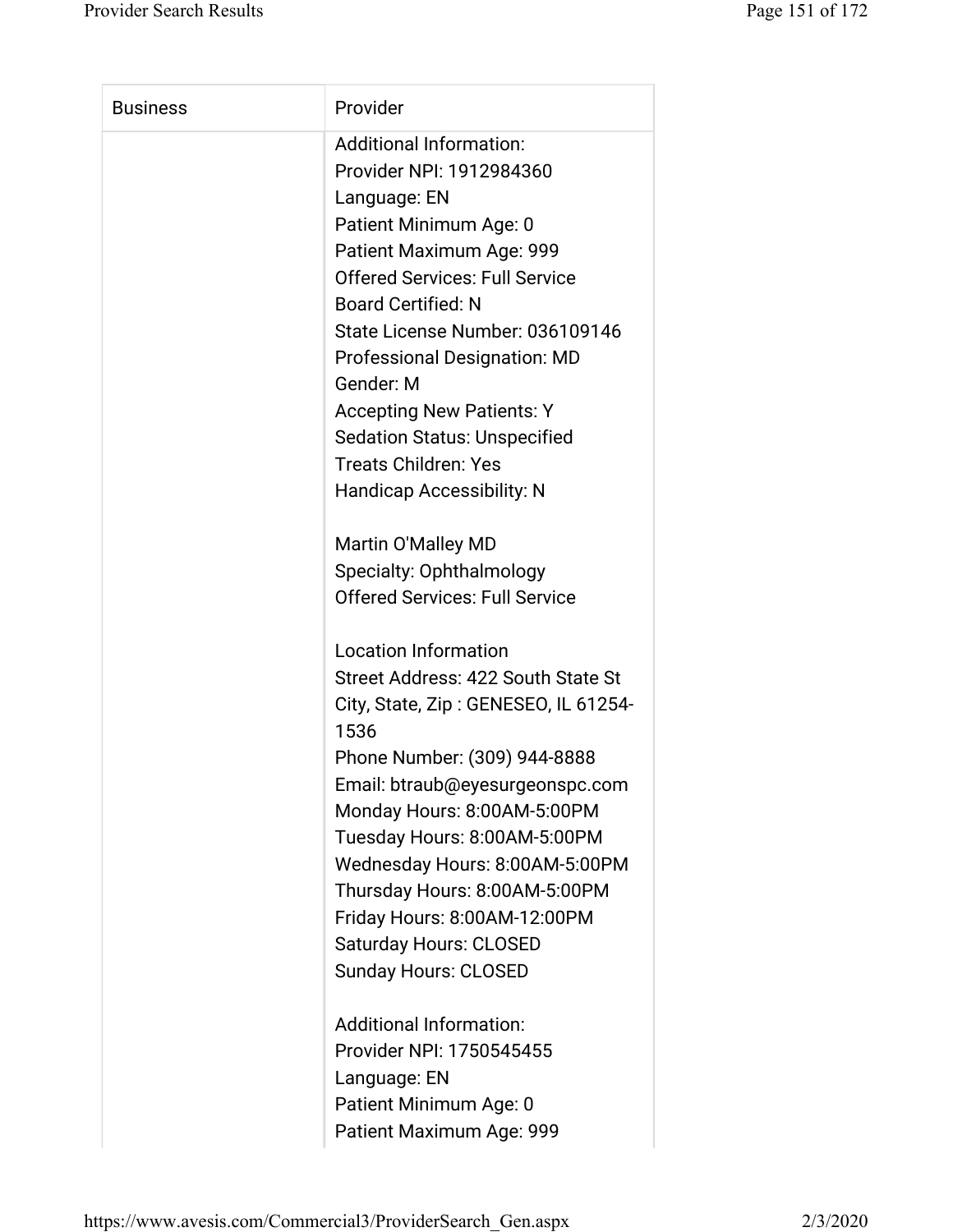| Business | Provider |
| --- | --- |
| | Additional Information:<br>Provider NPI: 1912984360<br>Language: EN<br>Patient Minimum Age: 0<br>Patient Maximum Age: 999<br>Offered Services: Full Service<br>Board Certified: N<br>State License Number: 036109146<br>Professional Designation: MD<br>Gender: M<br>Accepting New Patients: Y<br>Sedation Status: Unspecified<br>Treats Children: Yes<br>Handicap Accessibility: N<br><br>Martin O'Malley MD<br>Specialty: Ophthalmology<br>Offered Services: Full Service<br><br>Location Information<br>Street Address: 422 South State St<br>City, State, Zip : GENESEO, IL 61254-1536<br>Phone Number: (309) 944-8888<br>Email: btraub@eyesurgeonspc.com<br>Monday Hours: 8:00AM-5:00PM<br>Tuesday Hours: 8:00AM-5:00PM<br>Wednesday Hours: 8:00AM-5:00PM<br>Thursday Hours: 8:00AM-5:00PM<br>Friday Hours: 8:00AM-12:00PM<br>Saturday Hours: CLOSED<br>Sunday Hours: CLOSED<br><br>Additional Information:<br>Provider NPI: 1750545455<br>Language: EN<br>Patient Minimum Age: 0<br>Patient Maximum Age: 999 |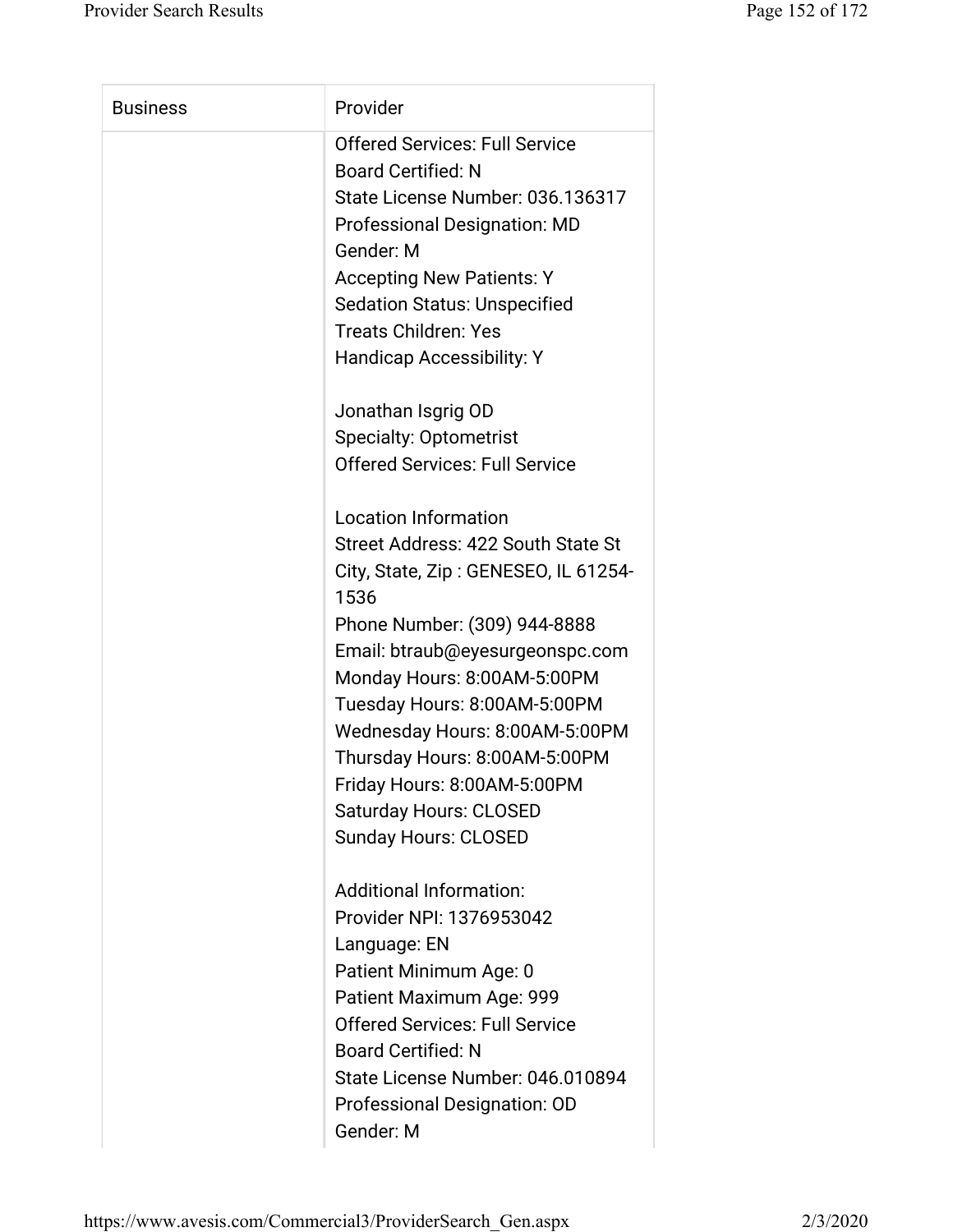| Business | Provider |
| --- | --- |
| | Offered Services: Full Service<br>Board Certified: N<br>State License Number: 036.136317<br>Professional Designation: MD<br>Gender: M<br>Accepting New Patients: Y<br>Sedation Status: Unspecified<br>Treats Children: Yes<br>Handicap Accessibility: Y<br><br>Jonathan Isgrig OD<br>Specialty: Optometrist<br>Offered Services: Full Service<br><br>Location Information<br>Street Address: 422 South State St<br>City, State, Zip : GENESEO, IL 61254-1536<br>Phone Number: (309) 944-8888<br>Email: btraub@eyesurgeonspc.com<br>Monday Hours: 8:00AM-5:00PM<br>Tuesday Hours: 8:00AM-5:00PM<br>Wednesday Hours: 8:00AM-5:00PM<br>Thursday Hours: 8:00AM-5:00PM<br>Friday Hours: 8:00AM-5:00PM<br>Saturday Hours: CLOSED<br>Sunday Hours: CLOSED<br><br>Additional Information:<br>Provider NPI: 1376953042<br>Language: EN<br>Patient Minimum Age: 0<br>Patient Maximum Age: 999<br>Offered Services: Full Service<br>Board Certified: N<br>State License Number: 046.010894<br>Professional Designation: OD<br>Gender: M |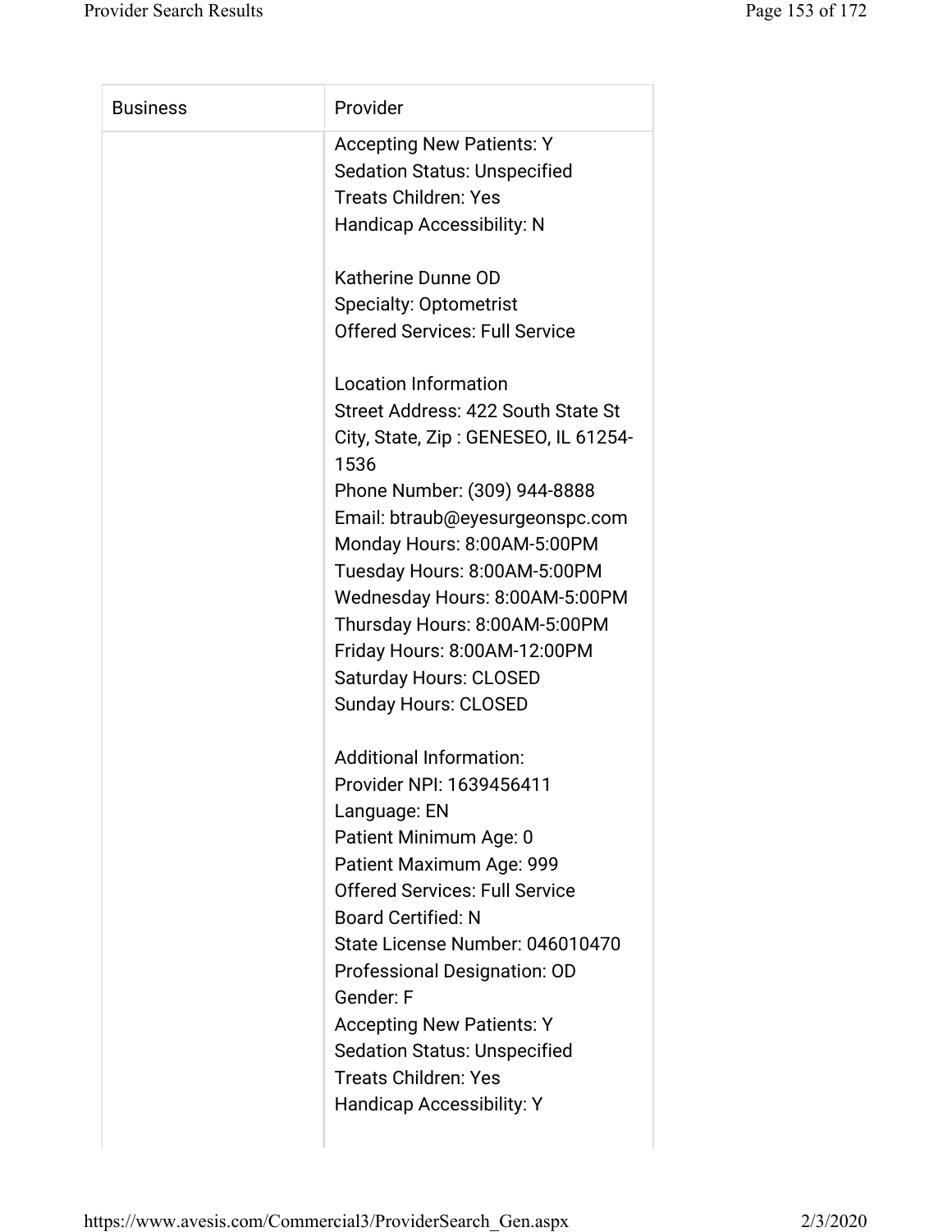| Business | Provider |
| --- | --- |
| | Accepting New Patients: Y<br>Sedation Status: Unspecified<br>Treats Children: Yes<br>Handicap Accessibility: N<br><br>Katherine Dunne OD<br>Specialty: Optometrist<br>Offered Services: Full Service<br><br>Location Information<br>Street Address: 422 South State St<br>City, State, Zip : GENESEO, IL 61254-1536<br>Phone Number: (309) 944-8888<br>Email: btraub@eyesurgeonspc.com<br>Monday Hours: 8:00AM-5:00PM<br>Tuesday Hours: 8:00AM-5:00PM<br>Wednesday Hours: 8:00AM-5:00PM<br>Thursday Hours: 8:00AM-5:00PM<br>Friday Hours: 8:00AM-12:00PM<br>Saturday Hours: CLOSED<br>Sunday Hours: CLOSED<br><br>Additional Information:<br>Provider NPI: 1639456411<br>Language: EN<br>Patient Minimum Age: 0<br>Patient Maximum Age: 999<br>Offered Services: Full Service<br>Board Certified: N<br>State License Number: 046010470<br>Professional Designation: OD<br>Gender: F<br>Accepting New Patients: Y<br>Sedation Status: Unspecified<br>Treats Children: Yes<br>Handicap Accessibility: Y |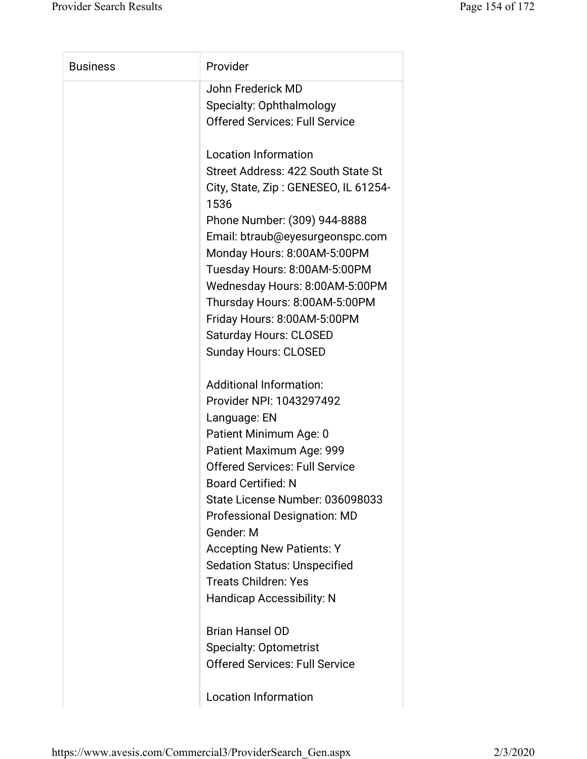| Business | Provider |
| --- | --- |
| | John Frederick MD<br>Specialty: Ophthalmology<br>Offered Services: Full Service<br><br>Location Information<br>Street Address: 422 South State St<br>City, State, Zip : GENESEO, IL 61254-1536<br>Phone Number: (309) 944-8888<br>Email: btraub@eyesurgeonspc.com<br>Monday Hours: 8:00AM-5:00PM<br>Tuesday Hours: 8:00AM-5:00PM<br>Wednesday Hours: 8:00AM-5:00PM<br>Thursday Hours: 8:00AM-5:00PM<br>Friday Hours: 8:00AM-5:00PM<br>Saturday Hours: CLOSED<br>Sunday Hours: CLOSED<br><br>Additional Information:<br>Provider NPI: 1043297492<br>Language: EN<br>Patient Minimum Age: 0<br>Patient Maximum Age: 999<br>Offered Services: Full Service<br>Board Certified: N<br>State License Number: 036098033<br>Professional Designation: MD<br>Gender: M<br>Accepting New Patients: Y<br>Sedation Status: Unspecified<br>Treats Children: Yes<br>Handicap Accessibility: N<br><br>Brian Hansel OD<br>Specialty: Optometrist<br>Offered Services: Full Service<br><br>Location Information |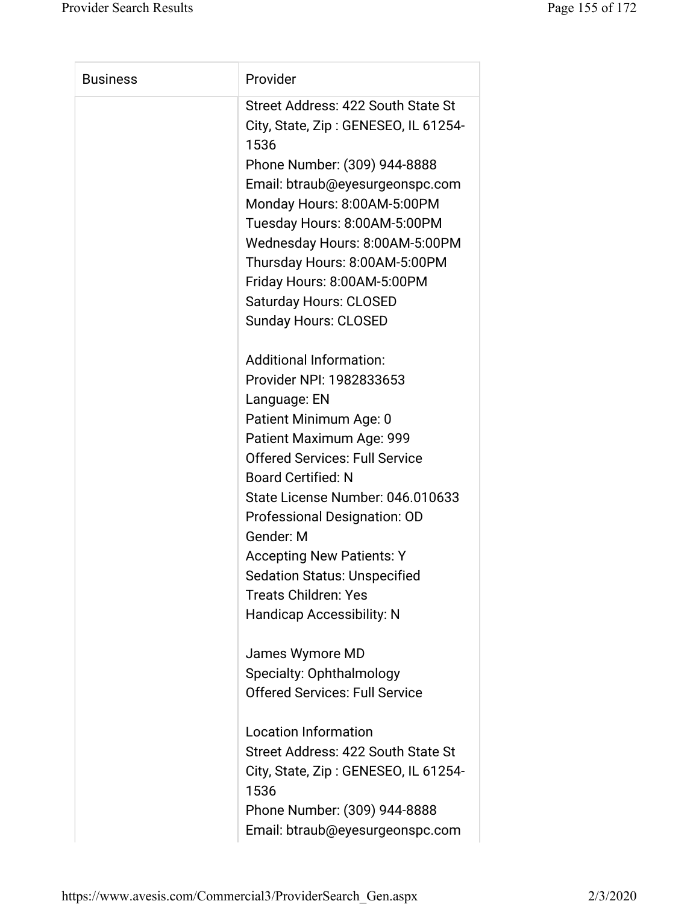| Business | Provider |
| --- | --- |
| | Street Address: 422 South State St<br>City, State, Zip : GENESEO, IL 61254-1536<br>Phone Number: (309) 944-8888<br>Email: btraub@eyesurgeonspc.com<br>Monday Hours: 8:00AM-5:00PM<br>Tuesday Hours: 8:00AM-5:00PM<br>Wednesday Hours: 8:00AM-5:00PM<br>Thursday Hours: 8:00AM-5:00PM<br>Friday Hours: 8:00AM-5:00PM<br>Saturday Hours: CLOSED<br>Sunday Hours: CLOSED<br><br>Additional Information:<br>Provider NPI: 1982833653<br>Language: EN<br>Patient Minimum Age: 0<br>Patient Maximum Age: 999<br>Offered Services: Full Service<br>Board Certified: N<br>State License Number: 046.010633<br>Professional Designation: OD<br>Gender: M<br>Accepting New Patients: Y<br>Sedation Status: Unspecified<br>Treats Children: Yes<br>Handicap Accessibility: N<br><br>James Wymore MD<br>Specialty: Ophthalmology<br>Offered Services: Full Service<br><br>Location Information<br>Street Address: 422 South State St<br>City, State, Zip : GENESEO, IL 61254-1536<br>Phone Number: (309) 944-8888<br>Email: btraub@eyesurgeonspc.com |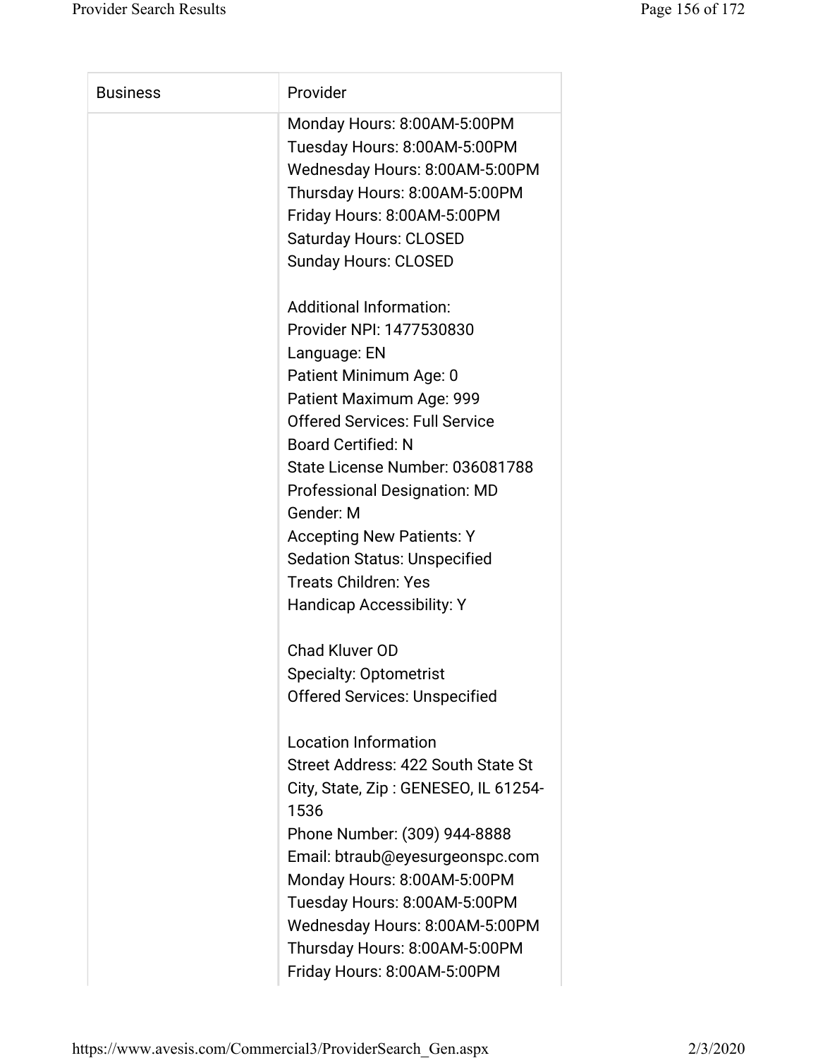| Business | Provider |
| --- | --- |
| | Monday Hours: 8:00AM-5:00PM<br>Tuesday Hours: 8:00AM-5:00PM<br>Wednesday Hours: 8:00AM-5:00PM<br>Thursday Hours: 8:00AM-5:00PM<br>Friday Hours: 8:00AM-5:00PM<br>Saturday Hours: CLOSED<br>Sunday Hours: CLOSED<br><br>Additional Information:<br>Provider NPI: 1477530830<br>Language: EN<br>Patient Minimum Age: 0<br>Patient Maximum Age: 999<br>Offered Services: Full Service<br>Board Certified: N<br>State License Number: 036081788<br>Professional Designation: MD<br>Gender: M<br>Accepting New Patients: Y<br>Sedation Status: Unspecified<br>Treats Children: Yes<br>Handicap Accessibility: Y<br><br>Chad Kluver OD<br>Specialty: Optometrist<br>Offered Services: Unspecified<br><br>Location Information<br>Street Address: 422 South State St<br>City, State, Zip : GENESEO, IL 61254-1536<br>Phone Number: (309) 944-8888<br>Email: btraub@eyesurgeonspc.com<br>Monday Hours: 8:00AM-5:00PM<br>Tuesday Hours: 8:00AM-5:00PM<br>Wednesday Hours: 8:00AM-5:00PM<br>Thursday Hours: 8:00AM-5:00PM<br>Friday Hours: 8:00AM-5:00PM |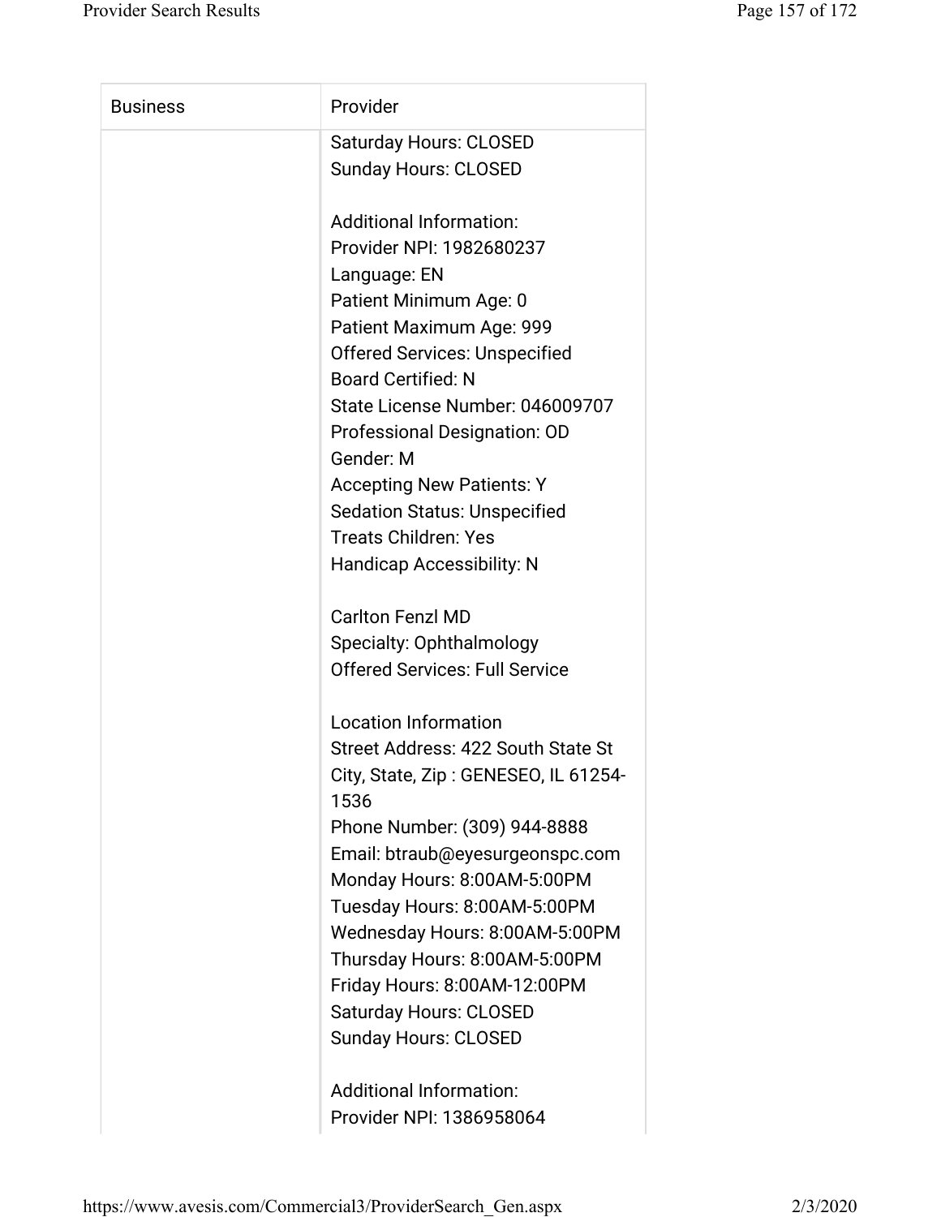| Business | Provider |
| --- | --- |
| | Saturday Hours: CLOSED<br>Sunday Hours: CLOSED<br><br>Additional Information:<br>Provider NPI: 1982680237<br>Language: EN<br>Patient Minimum Age: 0<br>Patient Maximum Age: 999<br>Offered Services: Unspecified<br>Board Certified: N<br>State License Number: 046009707<br>Professional Designation: OD<br>Gender: M<br>Accepting New Patients: Y<br>Sedation Status: Unspecified<br>Treats Children: Yes<br>Handicap Accessibility: N<br><br>Carlton Fenzl MD<br>Specialty: Ophthalmology<br>Offered Services: Full Service<br><br>Location Information<br>Street Address: 422 South State St<br>City, State, Zip : GENESEO, IL 61254-1536<br>Phone Number: (309) 944-8888<br>Email: btraub@eyesurgeonspc.com<br>Monday Hours: 8:00AM-5:00PM<br>Tuesday Hours: 8:00AM-5:00PM<br>Wednesday Hours: 8:00AM-5:00PM<br>Thursday Hours: 8:00AM-5:00PM<br>Friday Hours: 8:00AM-12:00PM<br>Saturday Hours: CLOSED<br>Sunday Hours: CLOSED<br><br>Additional Information:<br>Provider NPI: 1386958064 |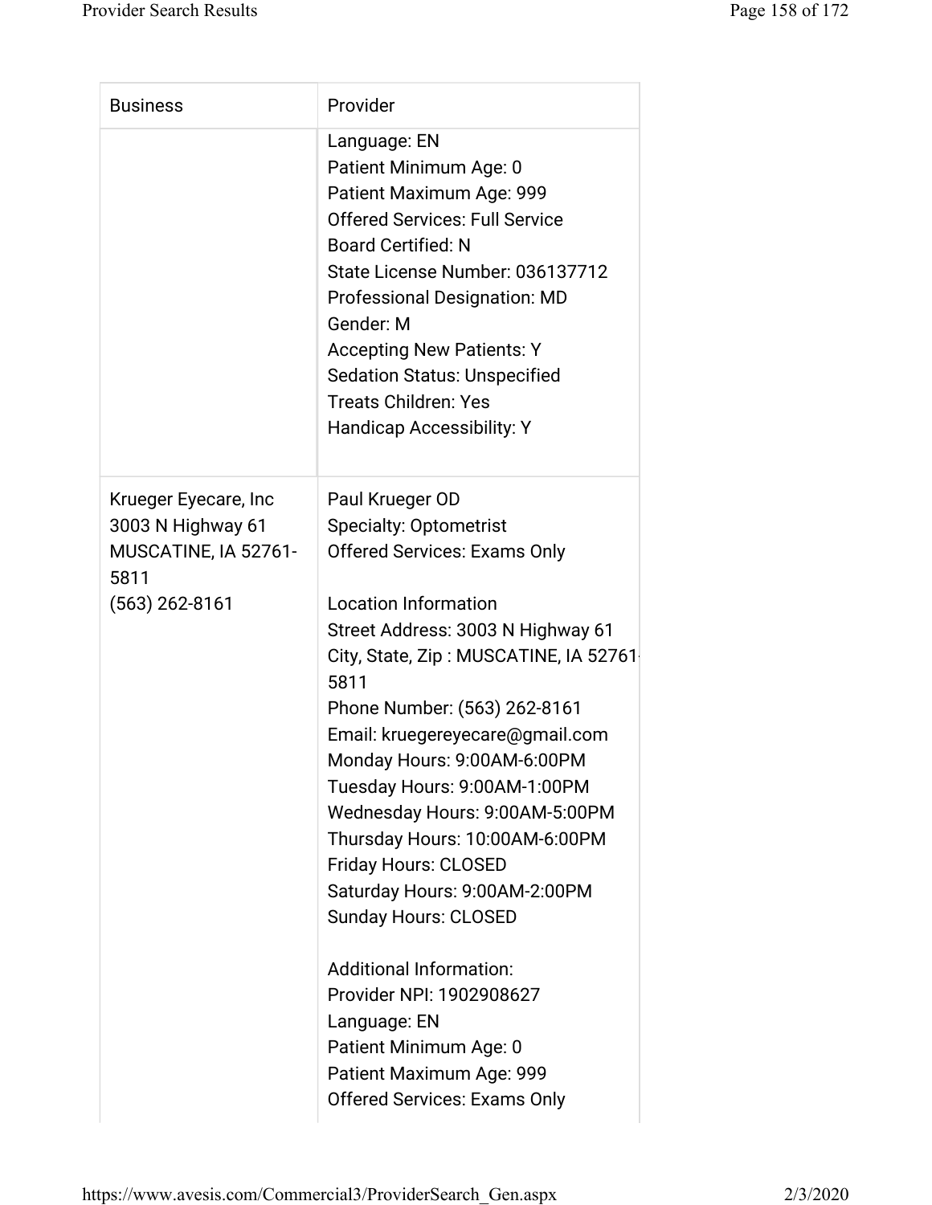| Business | Provider |
| --- | --- |
| | Language: EN<br>Patient Minimum Age: 0<br>Patient Maximum Age: 999<br>Offered Services: Full Service<br>Board Certified: N<br>State License Number: 036137712<br>Professional Designation: MD<br>Gender: M<br>Accepting New Patients: Y<br>Sedation Status: Unspecified<br>Treats Children: Yes<br>Handicap Accessibility: Y |
| Krueger Eyecare, Inc<br>3003 N Highway 61<br>MUSCATINE, IA 52761-5811<br>(563) 262-8161 | Paul Krueger OD<br>Specialty: Optometrist<br>Offered Services: Exams Only<br><br>Location Information<br>Street Address: 3003 N Highway 61<br>City, State, Zip : MUSCATINE, IA 52761-5811<br>Phone Number: (563) 262-8161<br>Email: kruegereyecare@gmail.com<br>Monday Hours: 9:00AM-6:00PM<br>Tuesday Hours: 9:00AM-1:00PM<br>Wednesday Hours: 9:00AM-5:00PM<br>Thursday Hours: 10:00AM-6:00PM<br>Friday Hours: CLOSED<br>Saturday Hours: 9:00AM-2:00PM<br>Sunday Hours: CLOSED<br><br>Additional Information:<br>Provider NPI: 1902908627<br>Language: EN<br>Patient Minimum Age: 0<br>Patient Maximum Age: 999<br>Offered Services: Exams Only |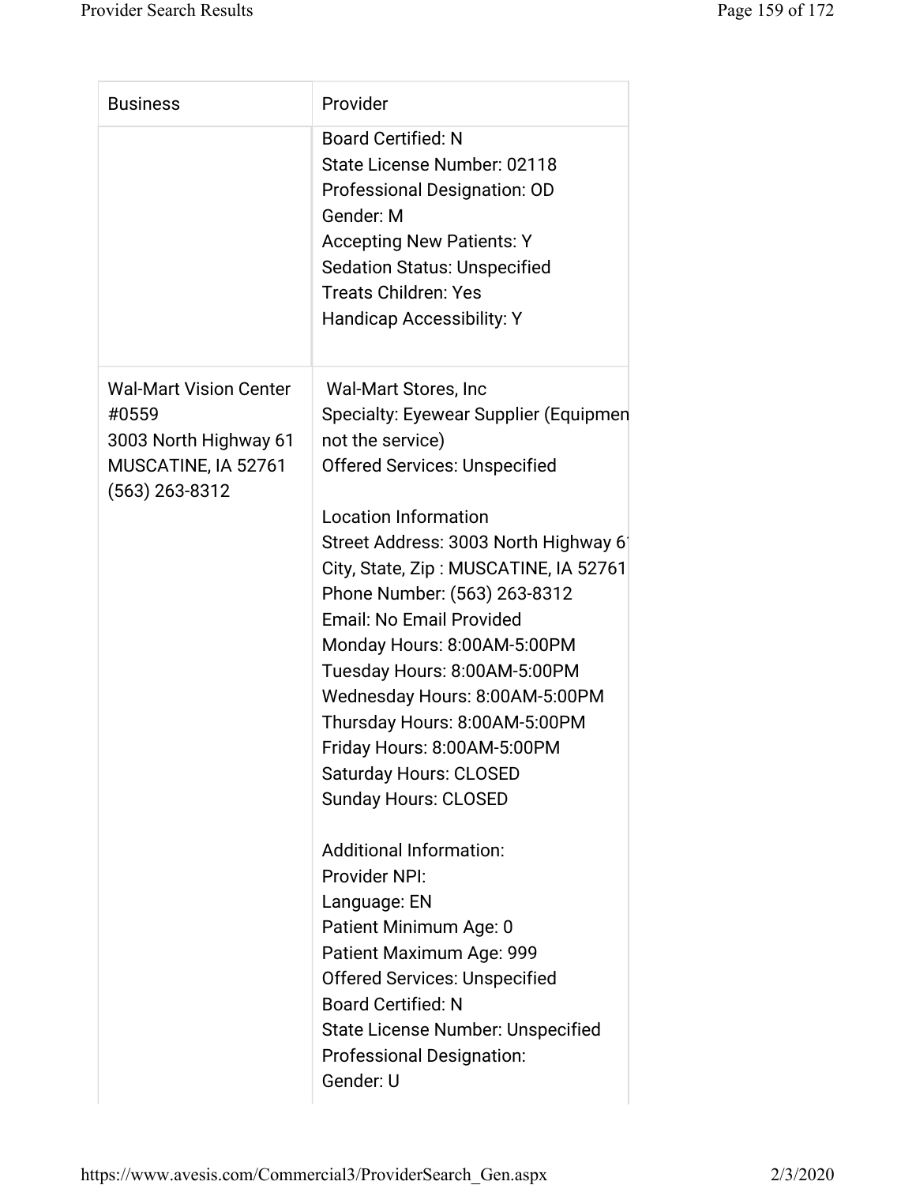| Business | Provider |
| --- | --- |
| | Board Certified: N<br>State License Number: 02118<br>Professional Designation: OD<br>Gender: M<br>Accepting New Patients: Y<br>Sedation Status: Unspecified<br>Treats Children: Yes<br>Handicap Accessibility: Y |
| Wal-Mart Vision Center #0559<br>3003 North Highway 61<br>MUSCATINE, IA 52761<br>(563) 263-8312 | Wal-Mart Stores, Inc<br>Specialty: Eyewear Supplier (Equipmen not the service)<br>Offered Services: Unspecified<br><br>Location Information<br>Street Address: 3003 North Highway 6<br>City, State, Zip : MUSCATINE, IA 52761<br>Phone Number: (563) 263-8312<br>Email: No Email Provided<br>Monday Hours: 8:00AM-5:00PM<br>Tuesday Hours: 8:00AM-5:00PM<br>Wednesday Hours: 8:00AM-5:00PM<br>Thursday Hours: 8:00AM-5:00PM<br>Friday Hours: 8:00AM-5:00PM<br>Saturday Hours: CLOSED<br>Sunday Hours: CLOSED<br><br>Additional Information:<br>Provider NPI:<br>Language: EN<br>Patient Minimum Age: 0<br>Patient Maximum Age: 999<br>Offered Services: Unspecified<br>Board Certified: N<br>State License Number: Unspecified<br>Professional Designation:<br>Gender: U |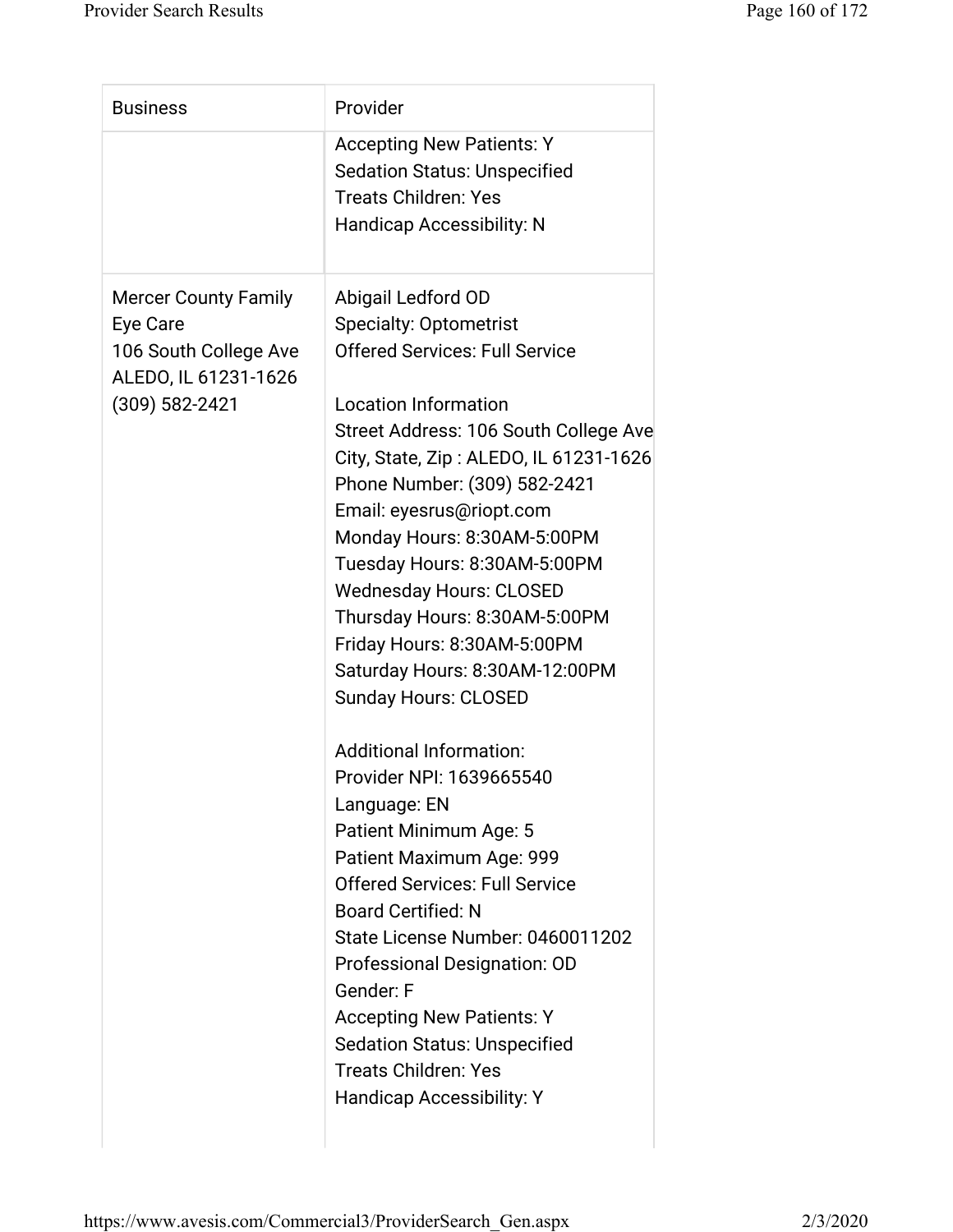| Business | Provider |
| --- | --- |
| | Accepting New Patients: Y<br>Sedation Status: Unspecified<br>Treats Children: Yes<br>Handicap Accessibility: N |
| Mercer County Family Eye Care<br>106 South College Ave<br>ALEDO, IL 61231-1626<br>(309) 582-2421 | Abigail Ledford OD<br>Specialty: Optometrist<br>Offered Services: Full Service<br><br>Location Information<br>Street Address: 106 South College Ave<br>City, State, Zip : ALEDO, IL 61231-1626<br>Phone Number: (309) 582-2421<br>Email: eyesrus@riopt.com<br>Monday Hours: 8:30AM-5:00PM<br>Tuesday Hours: 8:30AM-5:00PM<br>Wednesday Hours: CLOSED<br>Thursday Hours: 8:30AM-5:00PM<br>Friday Hours: 8:30AM-5:00PM<br>Saturday Hours: 8:30AM-12:00PM<br>Sunday Hours: CLOSED<br><br>Additional Information:<br>Provider NPI: 1639665540<br>Language: EN<br>Patient Minimum Age: 5<br>Patient Maximum Age: 999<br>Offered Services: Full Service<br>Board Certified: N<br>State License Number: 0460011202<br>Professional Designation: OD<br>Gender: F<br>Accepting New Patients: Y<br>Sedation Status: Unspecified<br>Treats Children: Yes<br>Handicap Accessibility: Y |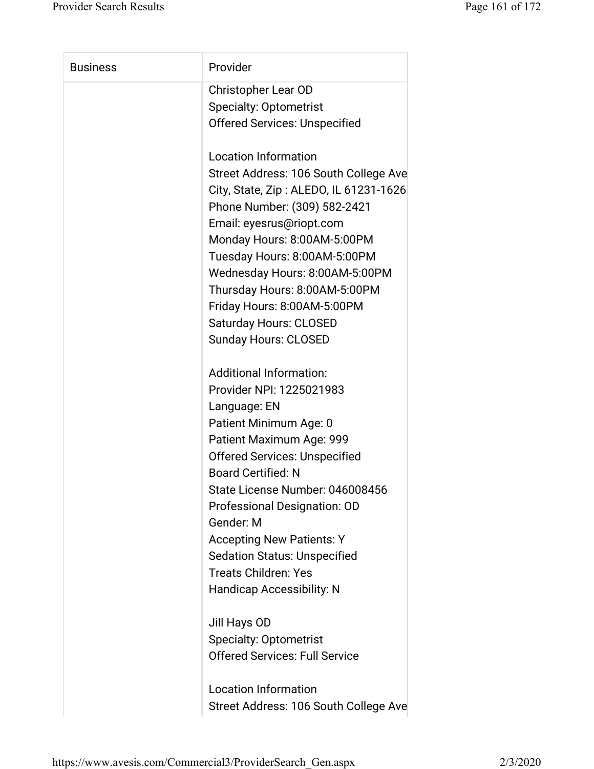| Business | Provider |
|---|---|
| | Christopher Lear OD<br>Specialty: Optometrist<br>Offered Services: Unspecified<br><br>Location Information<br>Street Address: 106 South College Ave<br>City, State, Zip : ALEDO, IL 61231-1626<br>Phone Number: (309) 582-2421<br>Email: eyesrus@riopt.com<br>Monday Hours: 8:00AM-5:00PM<br>Tuesday Hours: 8:00AM-5:00PM<br>Wednesday Hours: 8:00AM-5:00PM<br>Thursday Hours: 8:00AM-5:00PM<br>Friday Hours: 8:00AM-5:00PM<br>Saturday Hours: CLOSED<br>Sunday Hours: CLOSED<br><br>Additional Information:<br>Provider NPI: 1225021983<br>Language: EN<br>Patient Minimum Age: 0<br>Patient Maximum Age: 999<br>Offered Services: Unspecified<br>Board Certified: N<br>State License Number: 046008456<br>Professional Designation: OD<br>Gender: M<br>Accepting New Patients: Y<br>Sedation Status: Unspecified<br>Treats Children: Yes<br>Handicap Accessibility: N<br><br>Jill Hays OD<br>Specialty: Optometrist<br>Offered Services: Full Service<br><br>Location Information<br>Street Address: 106 South College Ave |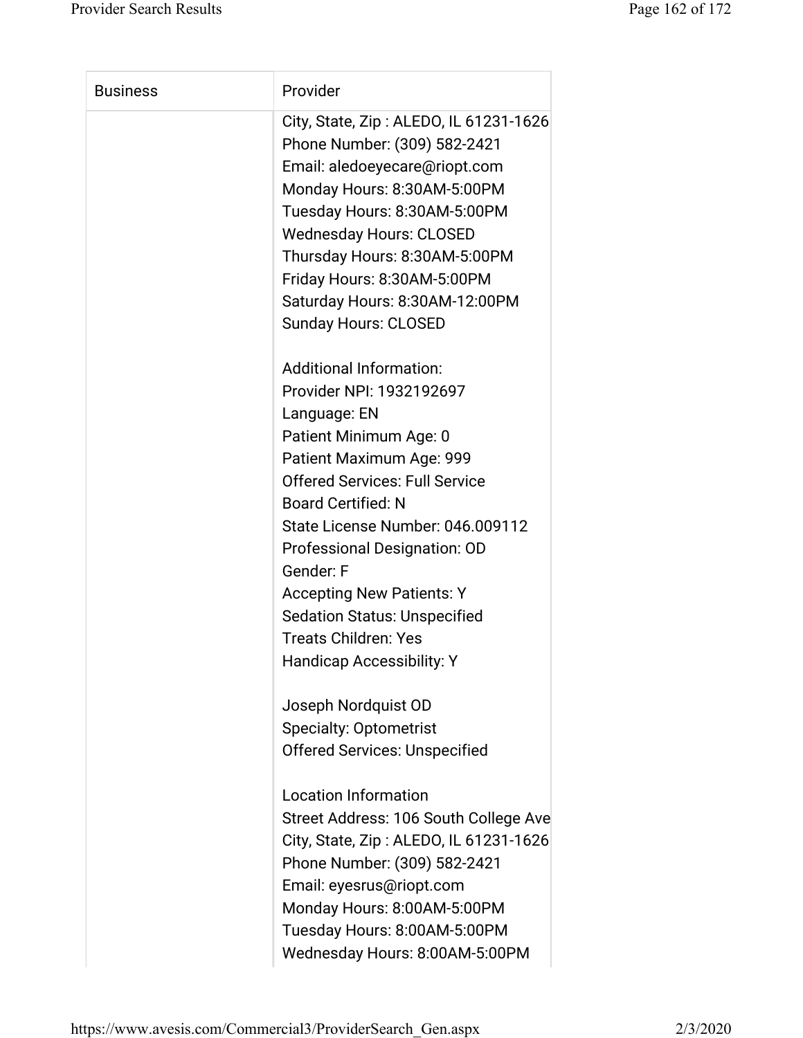| Business | Provider |
| --- | --- |
| | City, State, Zip : ALEDO, IL 61231-1626<br>Phone Number: (309) 582-2421<br>Email: aledoeyecare@riopt.com<br>Monday Hours: 8:30AM-5:00PM<br>Tuesday Hours: 8:30AM-5:00PM<br>Wednesday Hours: CLOSED<br>Thursday Hours: 8:30AM-5:00PM<br>Friday Hours: 8:30AM-5:00PM<br>Saturday Hours: 8:30AM-12:00PM<br>Sunday Hours: CLOSED<br><br>Additional Information:<br>Provider NPI: 1932192697<br>Language: EN<br>Patient Minimum Age: 0<br>Patient Maximum Age: 999<br>Offered Services: Full Service<br>Board Certified: N<br>State License Number: 046.009112<br>Professional Designation: OD<br>Gender: F<br>Accepting New Patients: Y<br>Sedation Status: Unspecified<br>Treats Children: Yes<br>Handicap Accessibility: Y<br><br>Joseph Nordquist OD<br>Specialty: Optometrist<br>Offered Services: Unspecified<br><br>Location Information<br>Street Address: 106 South College Ave<br>City, State, Zip : ALEDO, IL 61231-1626<br>Phone Number: (309) 582-2421<br>Email: eyesrus@riopt.com<br>Monday Hours: 8:00AM-5:00PM<br>Tuesday Hours: 8:00AM-5:00PM<br>Wednesday Hours: 8:00AM-5:00PM |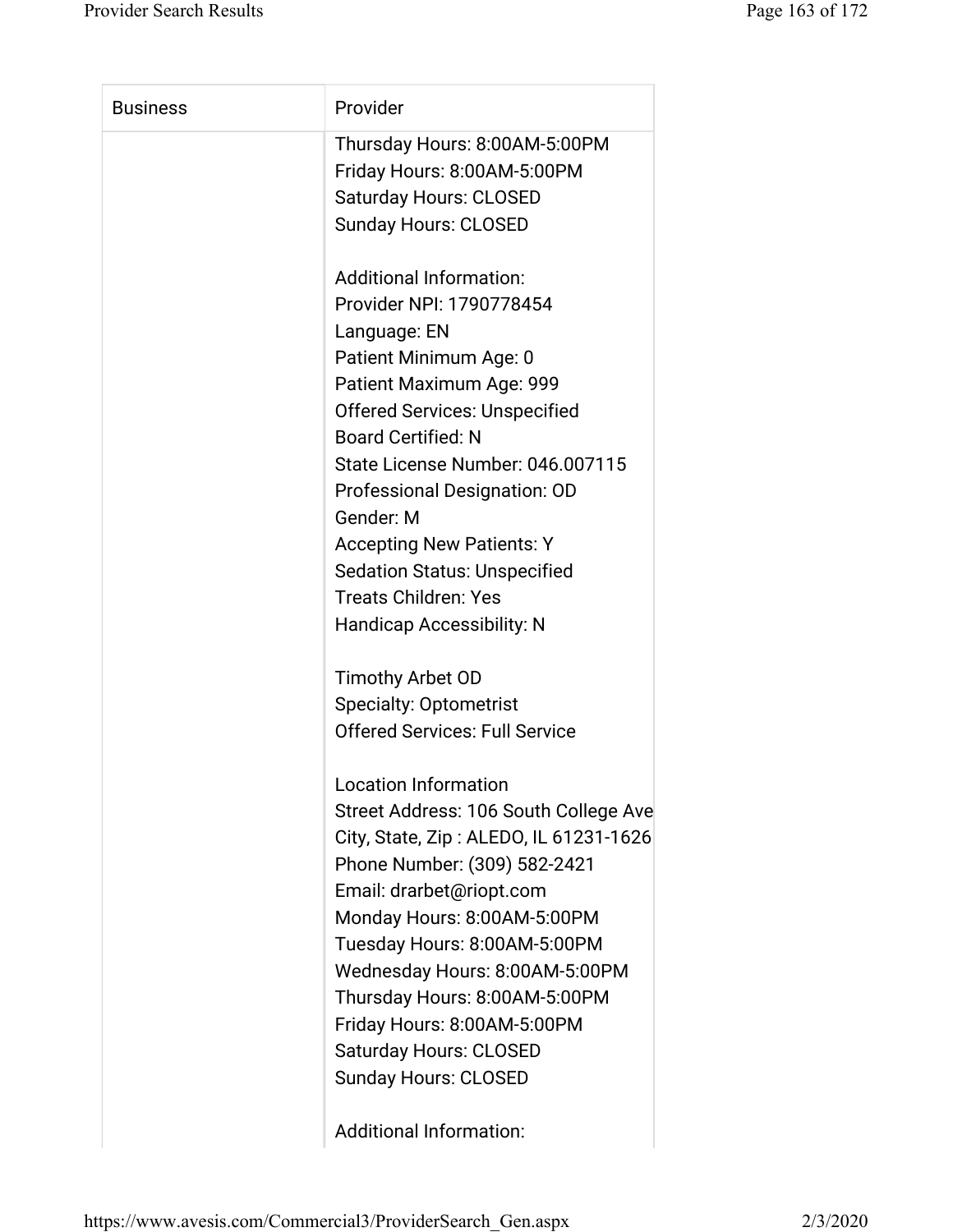| Business | Provider |
|---|---|
| | Thursday Hours: 8:00AM-5:00PM<br>Friday Hours: 8:00AM-5:00PM<br>Saturday Hours: CLOSED<br>Sunday Hours: CLOSED<br><br>Additional Information:<br>Provider NPI: 1790778454<br>Language: EN<br>Patient Minimum Age: 0<br>Patient Maximum Age: 999<br>Offered Services: Unspecified<br>Board Certified: N<br>State License Number: 046.007115<br>Professional Designation: OD<br>Gender: M<br>Accepting New Patients: Y<br>Sedation Status: Unspecified<br>Treats Children: Yes<br>Handicap Accessibility: N<br><br>Timothy Arbet OD<br>Specialty: Optometrist<br>Offered Services: Full Service<br><br>Location Information<br>Street Address: 106 South College Ave<br>City, State, Zip : ALEDO, IL 61231-1626<br>Phone Number: (309) 582-2421<br>Email: drarbet@riopt.com<br>Monday Hours: 8:00AM-5:00PM<br>Tuesday Hours: 8:00AM-5:00PM<br>Wednesday Hours: 8:00AM-5:00PM<br>Thursday Hours: 8:00AM-5:00PM<br>Friday Hours: 8:00AM-5:00PM<br>Saturday Hours: CLOSED<br>Sunday Hours: CLOSED<br><br>Additional Information: |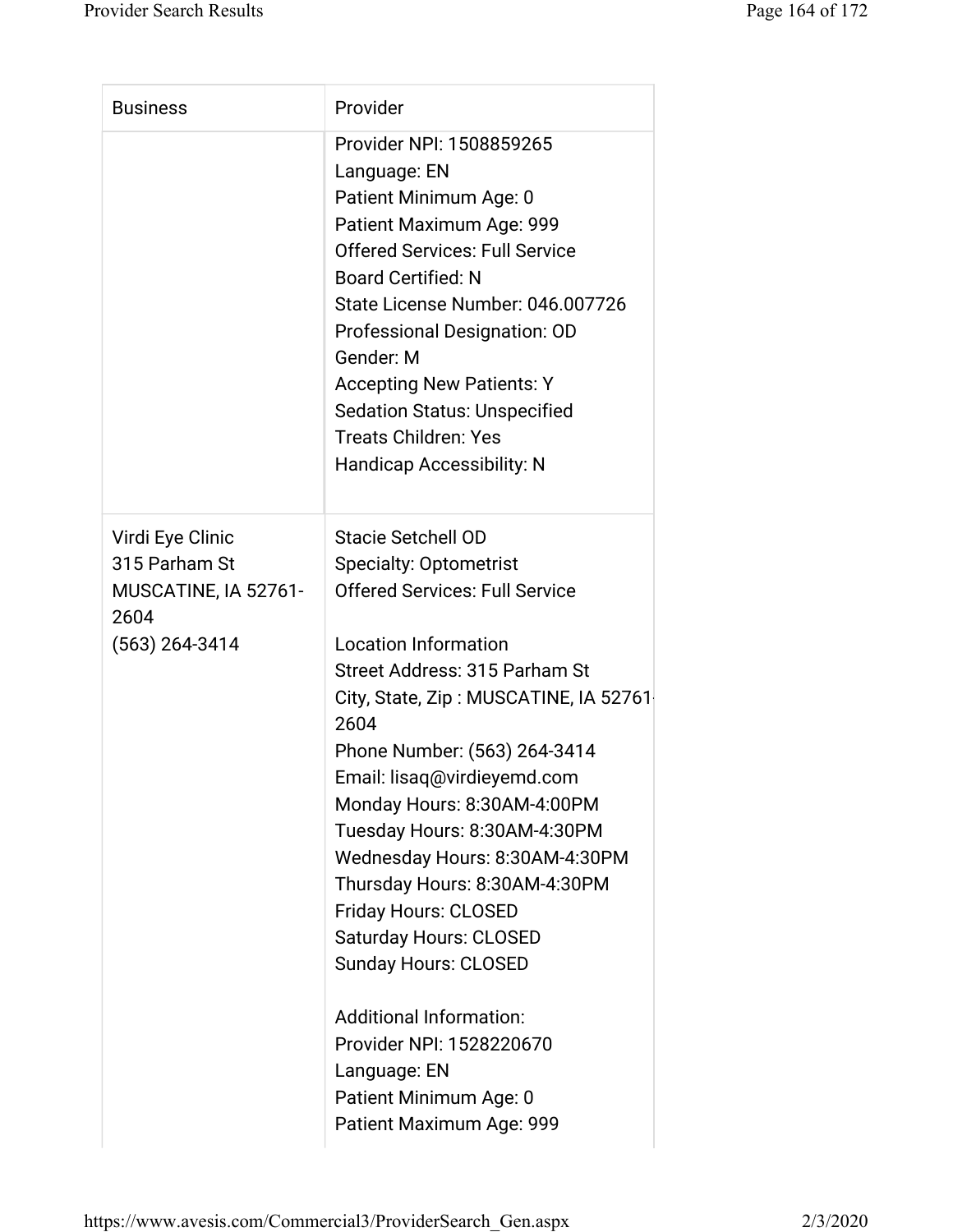| Business | Provider |
| --- | --- |
| | Provider NPI: 1508859265<br>Language: EN<br>Patient Minimum Age: 0<br>Patient Maximum Age: 999<br>Offered Services: Full Service<br>Board Certified: N<br>State License Number: 046.007726<br>Professional Designation: OD<br>Gender: M<br>Accepting New Patients: Y<br>Sedation Status: Unspecified<br>Treats Children: Yes<br>Handicap Accessibility: N |
| Virdi Eye Clinic<br>315 Parham St<br>MUSCATINE, IA 52761-2604<br>(563) 264-3414 | Stacie Setchell OD<br>Specialty: Optometrist<br>Offered Services: Full Service<br><br>Location Information<br>Street Address: 315 Parham St<br>City, State, Zip : MUSCATINE, IA 52761-2604<br>Phone Number: (563) 264-3414<br>Email: lisaq@virdieyemd.com<br>Monday Hours: 8:30AM-4:00PM<br>Tuesday Hours: 8:30AM-4:30PM<br>Wednesday Hours: 8:30AM-4:30PM<br>Thursday Hours: 8:30AM-4:30PM<br>Friday Hours: CLOSED<br>Saturday Hours: CLOSED<br>Sunday Hours: CLOSED<br><br>Additional Information:<br>Provider NPI: 1528220670<br>Language: EN<br>Patient Minimum Age: 0<br>Patient Maximum Age: 999 |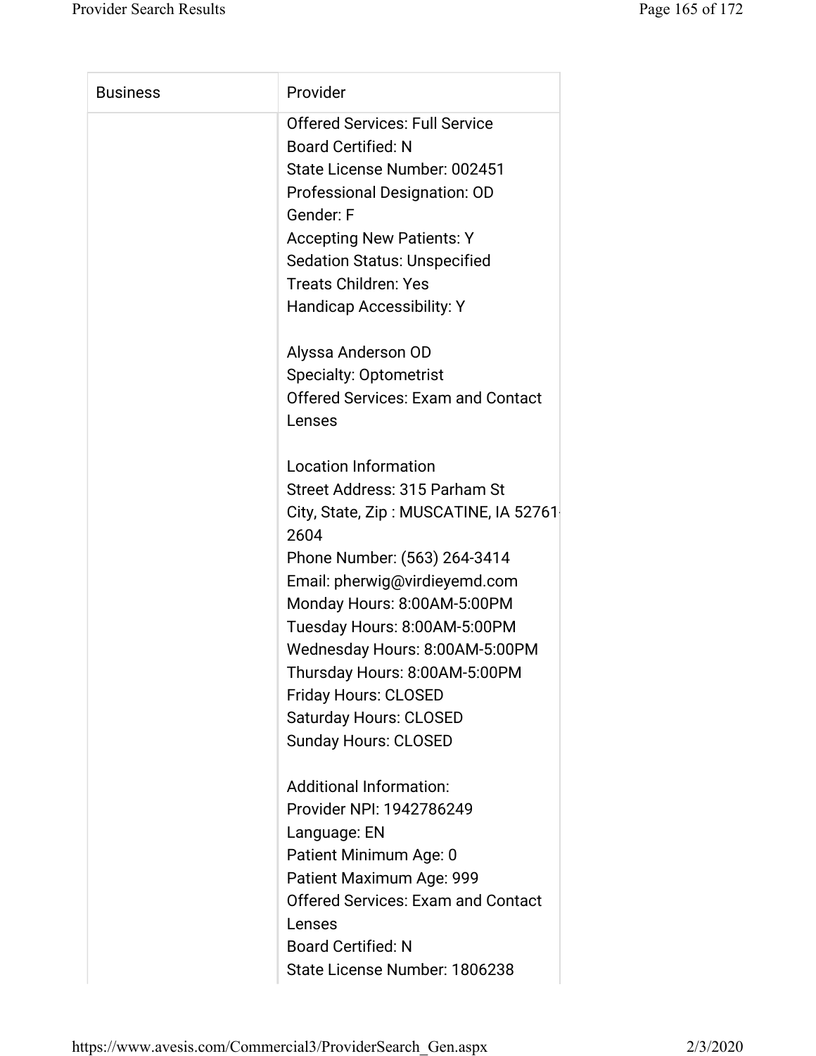| Business | Provider |
| --- | --- |
| | Offered Services: Full Service<br>Board Certified: N<br>State License Number: 002451<br>Professional Designation: OD<br>Gender: F<br>Accepting New Patients: Y<br>Sedation Status: Unspecified<br>Treats Children: Yes<br>Handicap Accessibility: Y<br><br>Alyssa Anderson OD<br>Specialty: Optometrist<br>Offered Services: Exam and Contact Lenses<br><br>Location Information<br>Street Address: 315 Parham St<br>City, State, Zip : MUSCATINE, IA 52761-2604<br>Phone Number: (563) 264-3414<br>Email: pherwig@virdieyemd.com<br>Monday Hours: 8:00AM-5:00PM<br>Tuesday Hours: 8:00AM-5:00PM<br>Wednesday Hours: 8:00AM-5:00PM<br>Thursday Hours: 8:00AM-5:00PM<br>Friday Hours: CLOSED<br>Saturday Hours: CLOSED<br>Sunday Hours: CLOSED<br><br>Additional Information:<br>Provider NPI: 1942786249<br>Language: EN<br>Patient Minimum Age: 0<br>Patient Maximum Age: 999<br>Offered Services: Exam and Contact Lenses<br>Board Certified: N<br>State License Number: 1806238 |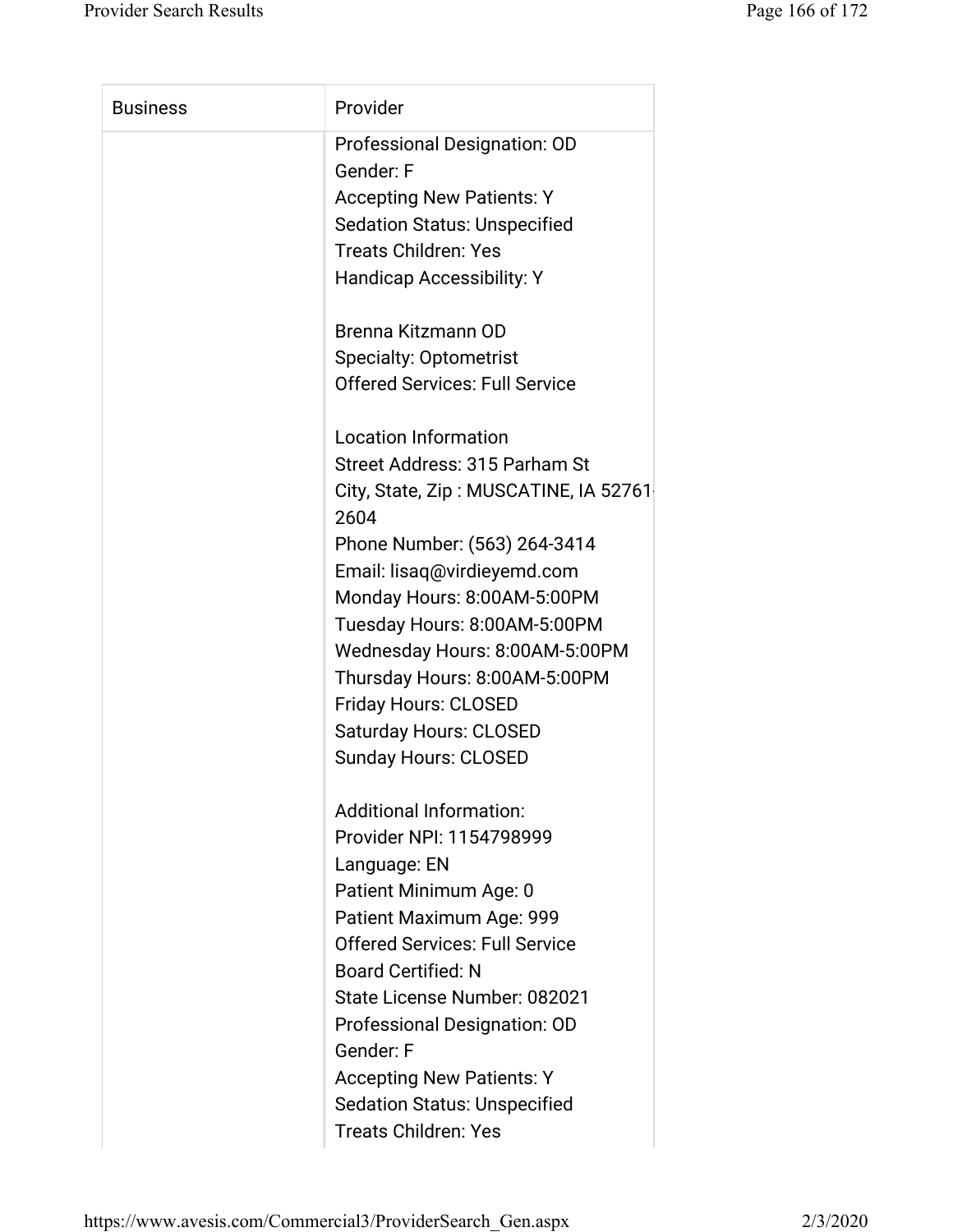| Business | Provider |
|---|---|
| | Professional Designation: OD<br>Gender: F<br>Accepting New Patients: Y<br>Sedation Status: Unspecified<br>Treats Children: Yes<br>Handicap Accessibility: Y<br><br>Brenna Kitzmann OD<br>Specialty: Optometrist<br>Offered Services: Full Service<br><br>Location Information<br>Street Address: 315 Parham St<br>City, State, Zip : MUSCATINE, IA 52761-2604<br>Phone Number: (563) 264-3414<br>Email: lisaq@virdieyemd.com<br>Monday Hours: 8:00AM-5:00PM<br>Tuesday Hours: 8:00AM-5:00PM<br>Wednesday Hours: 8:00AM-5:00PM<br>Thursday Hours: 8:00AM-5:00PM<br>Friday Hours: CLOSED<br>Saturday Hours: CLOSED<br>Sunday Hours: CLOSED<br><br>Additional Information:<br>Provider NPI: 1154798999<br>Language: EN<br>Patient Minimum Age: 0<br>Patient Maximum Age: 999<br>Offered Services: Full Service<br>Board Certified: N<br>State License Number: 082021<br>Professional Designation: OD<br>Gender: F<br>Accepting New Patients: Y<br>Sedation Status: Unspecified<br>Treats Children: Yes |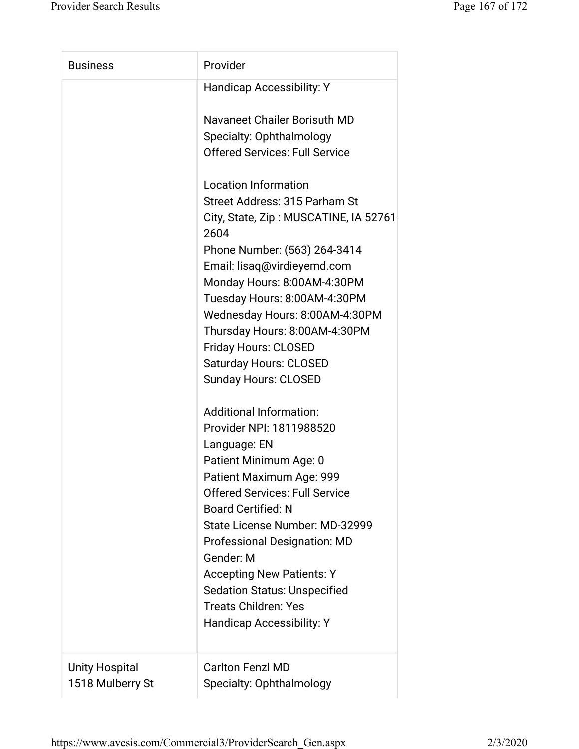| Business | Provider |
| --- | --- |
| | Handicap Accessibility: Y<br><br>Navaneet Chailer Borisuth MD<br>Specialty: Ophthalmology<br>Offered Services: Full Service<br><br>Location Information<br>Street Address: 315 Parham St<br>City, State, Zip : MUSCATINE, IA 52761-2604<br>Phone Number: (563) 264-3414<br>Email: lisaq@virdieyemd.com<br>Monday Hours: 8:00AM-4:30PM<br>Tuesday Hours: 8:00AM-4:30PM<br>Wednesday Hours: 8:00AM-4:30PM<br>Thursday Hours: 8:00AM-4:30PM<br>Friday Hours: CLOSED<br>Saturday Hours: CLOSED<br>Sunday Hours: CLOSED<br><br>Additional Information:<br>Provider NPI: 1811988520<br>Language: EN<br>Patient Minimum Age: 0<br>Patient Maximum Age: 999<br>Offered Services: Full Service<br>Board Certified: N<br>State License Number: MD-32999<br>Professional Designation: MD<br>Gender: M<br>Accepting New Patients: Y<br>Sedation Status: Unspecified<br>Treats Children: Yes<br>Handicap Accessibility: Y |
| Unity Hospital<br>1518 Mulberry St | Carlton Fenzl MD<br>Specialty: Ophthalmology |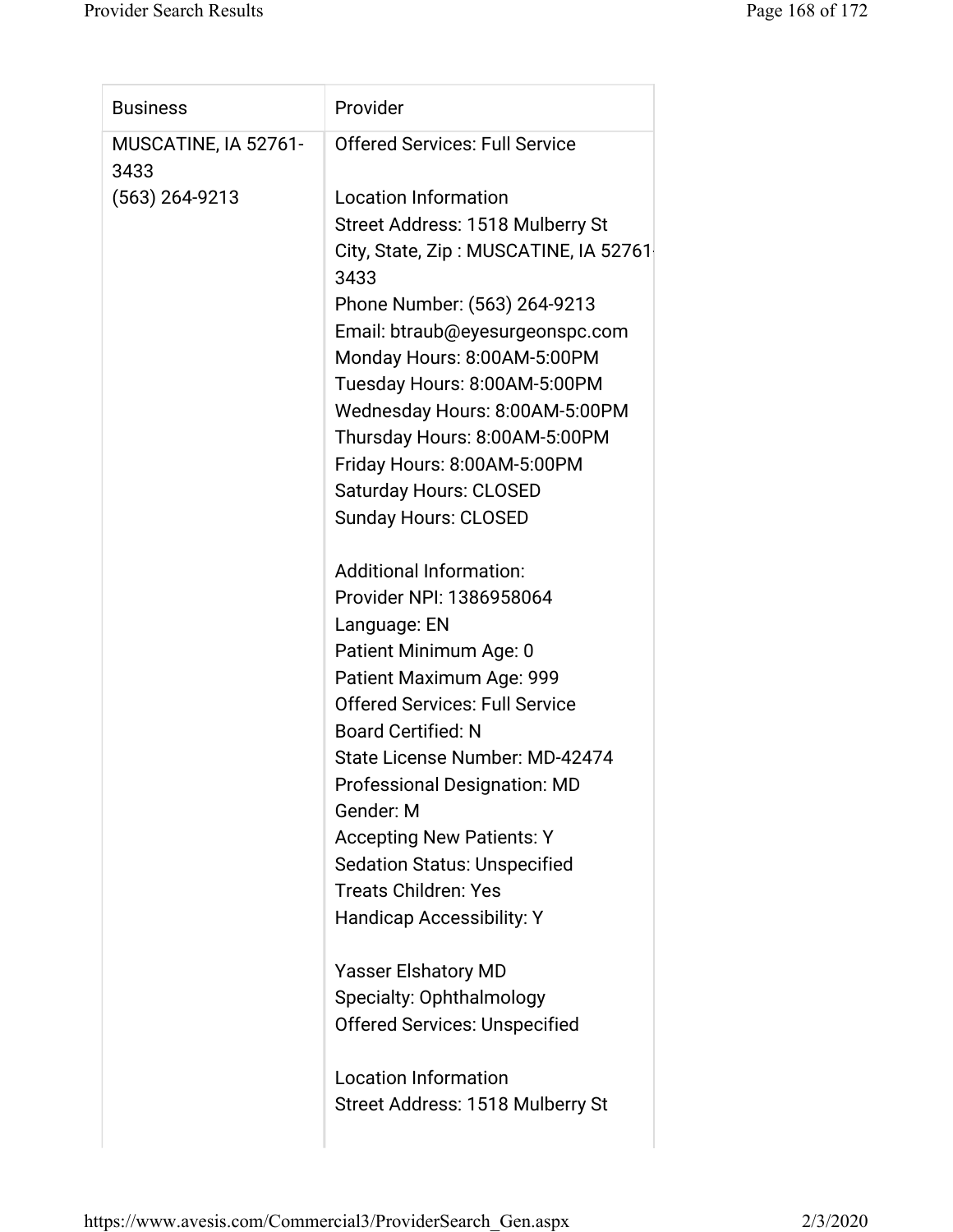| Business | Provider |
|---|---|
| MUSCATINE, IA 52761-3433<br>(563) 264-9213 | Offered Services: Full Service<br><br>Location Information<br>Street Address: 1518 Mulberry St<br>City, State, Zip : MUSCATINE, IA 52761-3433<br>Phone Number: (563) 264-9213<br>Email: btraub@eyesurgeonspc.com<br>Monday Hours: 8:00AM-5:00PM<br>Tuesday Hours: 8:00AM-5:00PM<br>Wednesday Hours: 8:00AM-5:00PM<br>Thursday Hours: 8:00AM-5:00PM<br>Friday Hours: 8:00AM-5:00PM<br>Saturday Hours: CLOSED<br>Sunday Hours: CLOSED<br><br>Additional Information:<br>Provider NPI: 1386958064<br>Language: EN<br>Patient Minimum Age: 0<br>Patient Maximum Age: 999<br>Offered Services: Full Service<br>Board Certified: N<br>State License Number: MD-42474<br>Professional Designation: MD<br>Gender: M<br>Accepting New Patients: Y<br>Sedation Status: Unspecified<br>Treats Children: Yes<br>Handicap Accessibility: Y<br><br>Yasser Elshatory MD<br>Specialty: Ophthalmology<br>Offered Services: Unspecified<br><br>Location Information<br>Street Address: 1518 Mulberry St |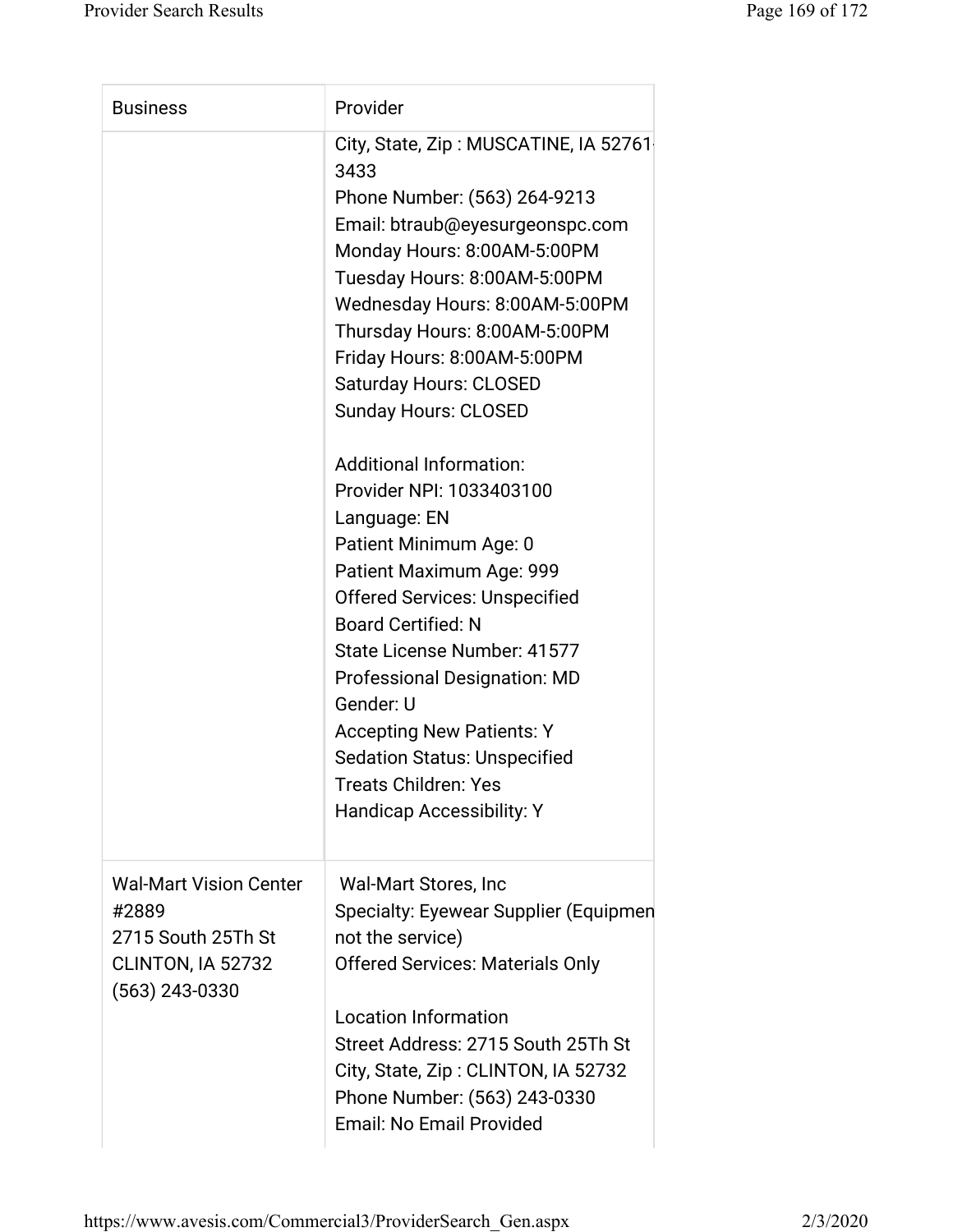| Business | Provider |
| --- | --- |
| | City, State, Zip : MUSCATINE, IA 52761-3433<br>Phone Number: (563) 264-9213<br>Email: btraub@eyesurgeonspc.com<br>Monday Hours: 8:00AM-5:00PM<br>Tuesday Hours: 8:00AM-5:00PM<br>Wednesday Hours: 8:00AM-5:00PM<br>Thursday Hours: 8:00AM-5:00PM<br>Friday Hours: 8:00AM-5:00PM<br>Saturday Hours: CLOSED<br>Sunday Hours: CLOSED<br><br>Additional Information:<br>Provider NPI: 1033403100<br>Language: EN<br>Patient Minimum Age: 0<br>Patient Maximum Age: 999<br>Offered Services: Unspecified<br>Board Certified: N<br>State License Number: 41577<br>Professional Designation: MD<br>Gender: U<br>Accepting New Patients: Y<br>Sedation Status: Unspecified<br>Treats Children: Yes<br>Handicap Accessibility: Y |
| Wal-Mart Vision Center #2889<br>2715 South 25Th St<br>CLINTON, IA 52732<br>(563) 243-0330 | Wal-Mart Stores, Inc<br>Specialty: Eyewear Supplier (Equipment not the service)<br>Offered Services: Materials Only<br><br>Location Information<br>Street Address: 2715 South 25Th St<br>City, State, Zip : CLINTON, IA 52732<br>Phone Number: (563) 243-0330<br>Email: No Email Provided |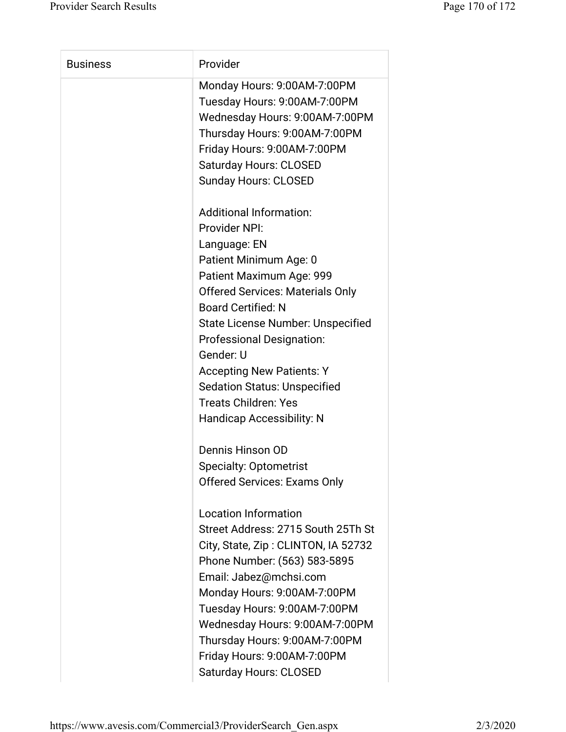| Business | Provider |
|---|---|
| | Monday Hours: 9:00AM-7:00PM<br>Tuesday Hours: 9:00AM-7:00PM<br>Wednesday Hours: 9:00AM-7:00PM<br>Thursday Hours: 9:00AM-7:00PM<br>Friday Hours: 9:00AM-7:00PM<br>Saturday Hours: CLOSED<br>Sunday Hours: CLOSED<br><br>Additional Information:<br>Provider NPI:<br>Language: EN<br>Patient Minimum Age: 0<br>Patient Maximum Age: 999<br>Offered Services: Materials Only<br>Board Certified: N<br>State License Number: Unspecified<br>Professional Designation:<br>Gender: U<br>Accepting New Patients: Y<br>Sedation Status: Unspecified<br>Treats Children: Yes<br>Handicap Accessibility: N<br><br>Dennis Hinson OD<br>Specialty: Optometrist<br>Offered Services: Exams Only<br><br>Location Information<br>Street Address: 2715 South 25Th St<br>City, State, Zip : CLINTON, IA 52732<br>Phone Number: (563) 583-5895<br>Email: Jabez@mchsi.com<br>Monday Hours: 9:00AM-7:00PM<br>Tuesday Hours: 9:00AM-7:00PM<br>Wednesday Hours: 9:00AM-7:00PM<br>Thursday Hours: 9:00AM-7:00PM<br>Friday Hours: 9:00AM-7:00PM<br>Saturday Hours: CLOSED |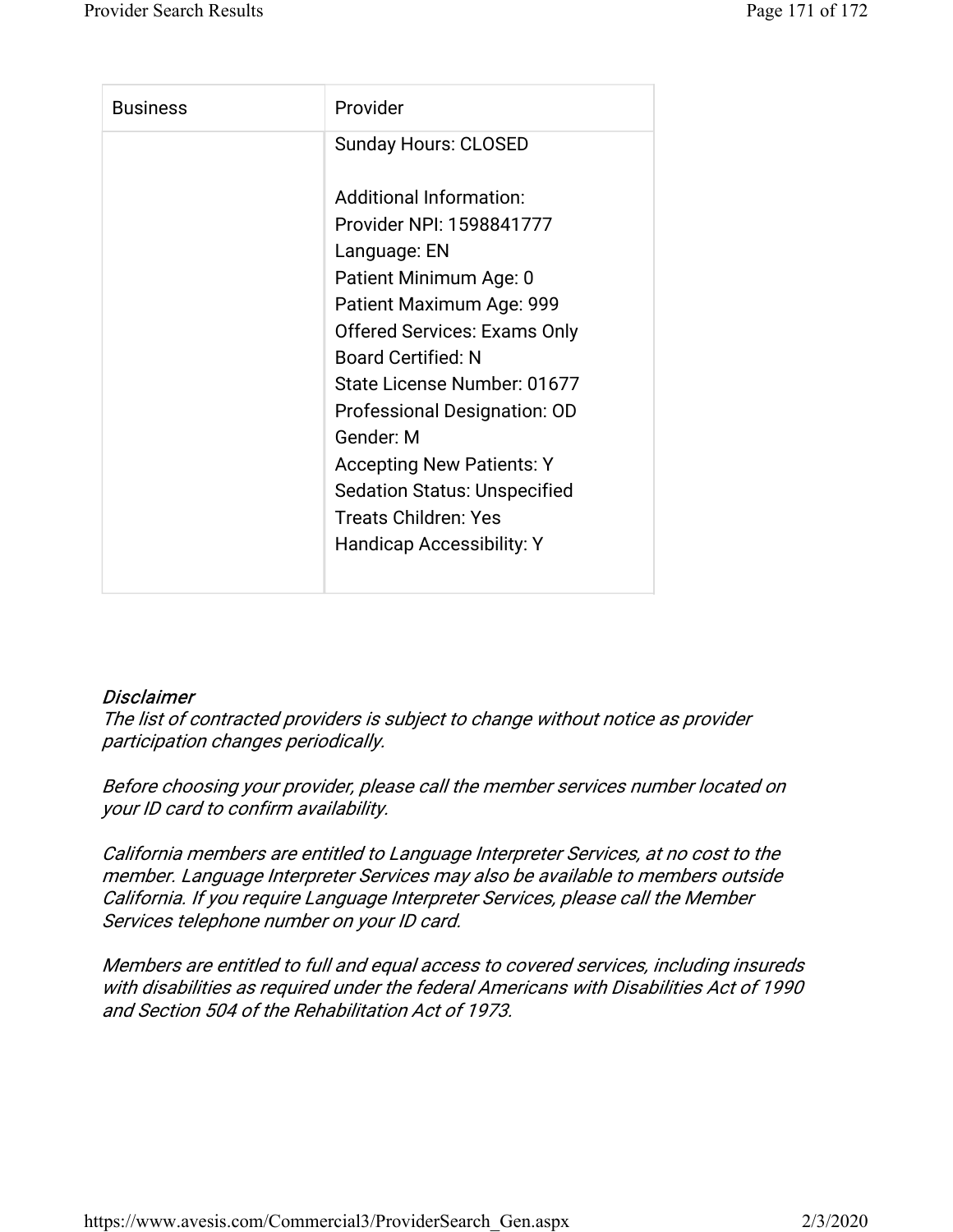| Business | Provider |
| --- | --- |
| | Sunday Hours: CLOSED<br><br>Additional Information:<br>Provider NPI: 1598841777<br>Language: EN<br>Patient Minimum Age: 0<br>Patient Maximum Age: 999<br>Offered Services: Exams Only<br>Board Certified: N<br>State License Number: 01677<br>Professional Designation: OD<br>Gender: M<br>Accepting New Patients: Y<br>Sedation Status: Unspecified<br>Treats Children: Yes<br>Handicap Accessibility: Y |

*Disclaimer*

*The list of contracted providers is subject to change without notice as provider participation changes periodically.*

*Before choosing your provider, please call the member services number located on your ID card to confirm availability.*

*California members are entitled to Language Interpreter Services, at no cost to the member. Language Interpreter Services may also be available to members outside California. If you require Language Interpreter Services, please call the Member Services telephone number on your ID card.*

*Members are entitled to full and equal access to covered services, including insureds with disabilities as required under the federal Americans with Disabilities Act of 1990 and Section 504 of the Rehabilitation Act of 1973.*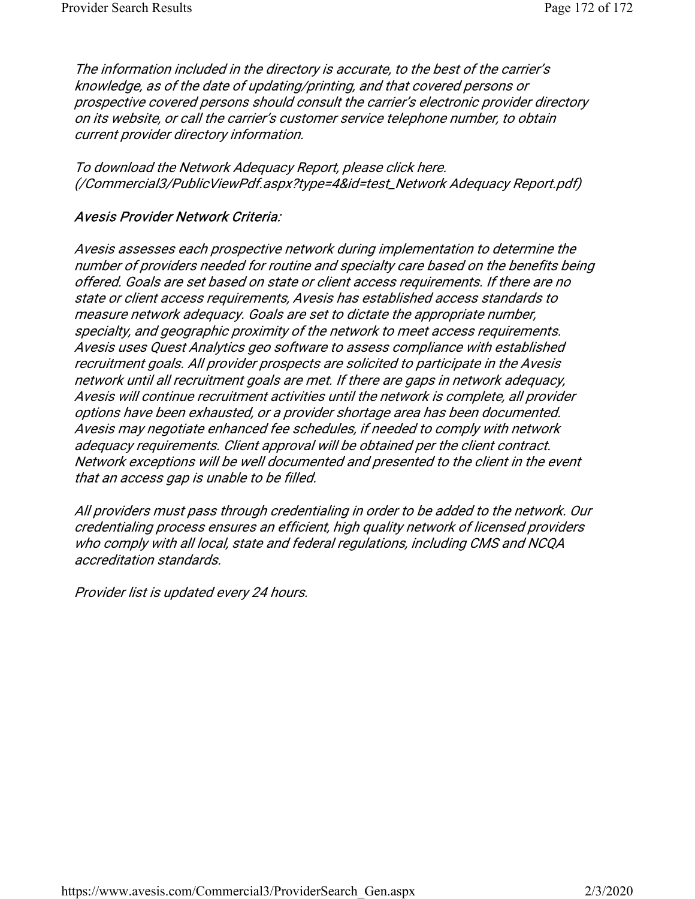*The information included in the directory is accurate, to the best of the carrier's knowledge, as of the date of updating/printing, and that covered persons or prospective covered persons should consult the carrier's electronic provider directory on its website, or call the carrier's customer service telephone number, to obtain current provider directory information.*

*To download the Network Adequacy Report, please click here. (/Commercial3/PublicViewPdf.aspx?type=4&id=test_Network Adequacy Report.pdf)*

*Avesis Provider Network Criteria:*

*Avesis assesses each prospective network during implementation to determine the number of providers needed for routine and specialty care based on the benefits being offered. Goals are set based on state or client access requirements. If there are no state or client access requirements, Avesis has established access standards to measure network adequacy. Goals are set to dictate the appropriate number, specialty, and geographic proximity of the network to meet access requirements. Avesis uses Quest Analytics geo software to assess compliance with established recruitment goals. All provider prospects are solicited to participate in the Avesis network until all recruitment goals are met. If there are gaps in network adequacy, Avesis will continue recruitment activities until the network is complete, all provider options have been exhausted, or a provider shortage area has been documented. Avesis may negotiate enhanced fee schedules, if needed to comply with network adequacy requirements. Client approval will be obtained per the client contract. Network exceptions will be well documented and presented to the client in the event that an access gap is unable to be filled.*

*All providers must pass through credentialing in order to be added to the network. Our credentialing process ensures an efficient, high quality network of licensed providers who comply with all local, state and federal regulations, including CMS and NCQA accreditation standards.*

*Provider list is updated every 24 hours.*